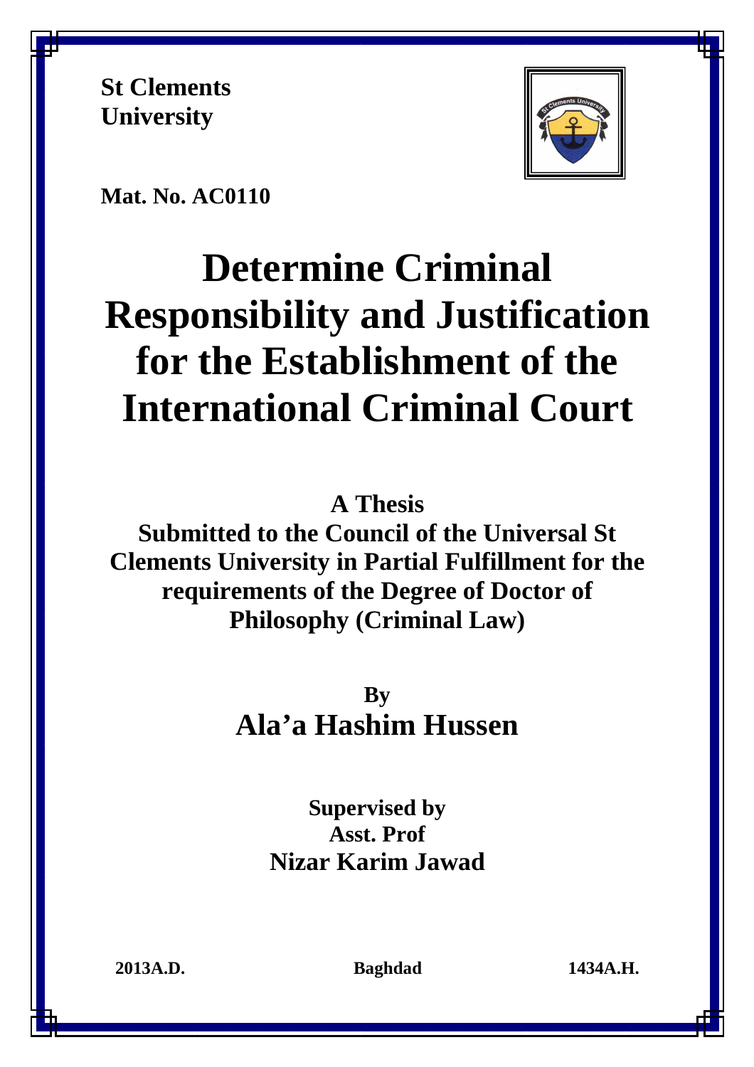**St Clements University**

**Mat. No. AC0110**

# Determine Criminal Responsibility and Justification for the Establishment of the International Criminal Court

**A Thesis**
**Submitted to the Council of the Universal St Clements University in Partial Fulfillment for the requirements of the Degree of Doctor of Philosophy (Criminal Law)**

**By**
**Ala'a Hashim Hussen**

**Supervised by**
**Asst. Prof**
**Nizar Karim Jawad**

**2013A.D.** **Baghdad** **1434A.H.**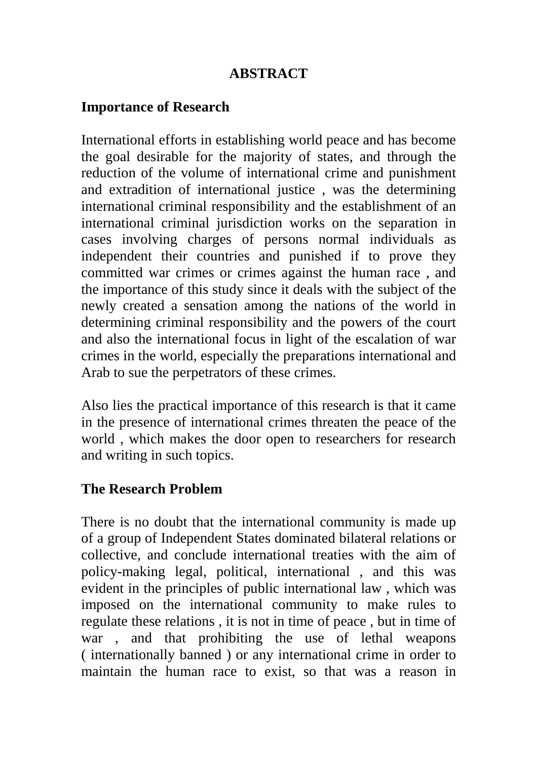# ABSTRACT

## Importance of Research

International efforts in establishing world peace and has become the goal desirable for the majority of states, and through the reduction of the volume of international crime and punishment and extradition of international justice , was the determining international criminal responsibility and the establishment of an international criminal jurisdiction works on the separation in cases involving charges of persons normal individuals as independent their countries and punished if to prove they committed war crimes or crimes against the human race , and the importance of this study since it deals with the subject of the newly created a sensation among the nations of the world in determining criminal responsibility and the powers of the court and also the international focus in light of the escalation of war crimes in the world, especially the preparations international and Arab to sue the perpetrators of these crimes.

Also lies the practical importance of this research is that it came in the presence of international crimes threaten the peace of the world , which makes the door open to researchers for research and writing in such topics.

## The Research Problem

There is no doubt that the international community is made up of a group of Independent States dominated bilateral relations or collective, and conclude international treaties with the aim of policy-making legal, political, international , and this was evident in the principles of public international law , which was imposed on the international community to make rules to regulate these relations , it is not in time of peace , but in time of war , and that prohibiting the use of lethal weapons ( internationally banned ) or any international crime in order to maintain the human race to exist, so that was a reason in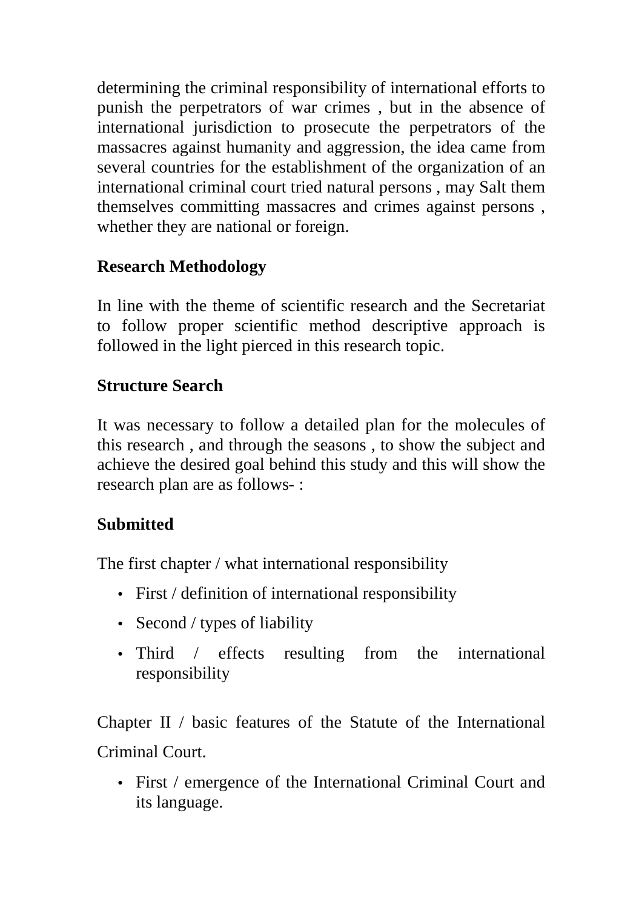determining the criminal responsibility of international efforts to punish the perpetrators of war crimes , but in the absence of international jurisdiction to prosecute the perpetrators of the massacres against humanity and aggression, the idea came from several countries for the establishment of the organization of an international criminal court tried natural persons , may Salt them themselves committing massacres and crimes against persons , whether they are national or foreign.

**Research Methodology**

In line with the theme of scientific research and the Secretariat to follow proper scientific method descriptive approach is followed in the light pierced in this research topic.

**Structure Search**

It was necessary to follow a detailed plan for the molecules of this research , and through the seasons , to show the subject and achieve the desired goal behind this study and this will show the research plan are as follows- :

**Submitted**

The first chapter / what international responsibility

- First / definition of international responsibility
- Second / types of liability
- Third / effects resulting from the international responsibility

Chapter II / basic features of the Statute of the International Criminal Court.

- First / emergence of the International Criminal Court and its language.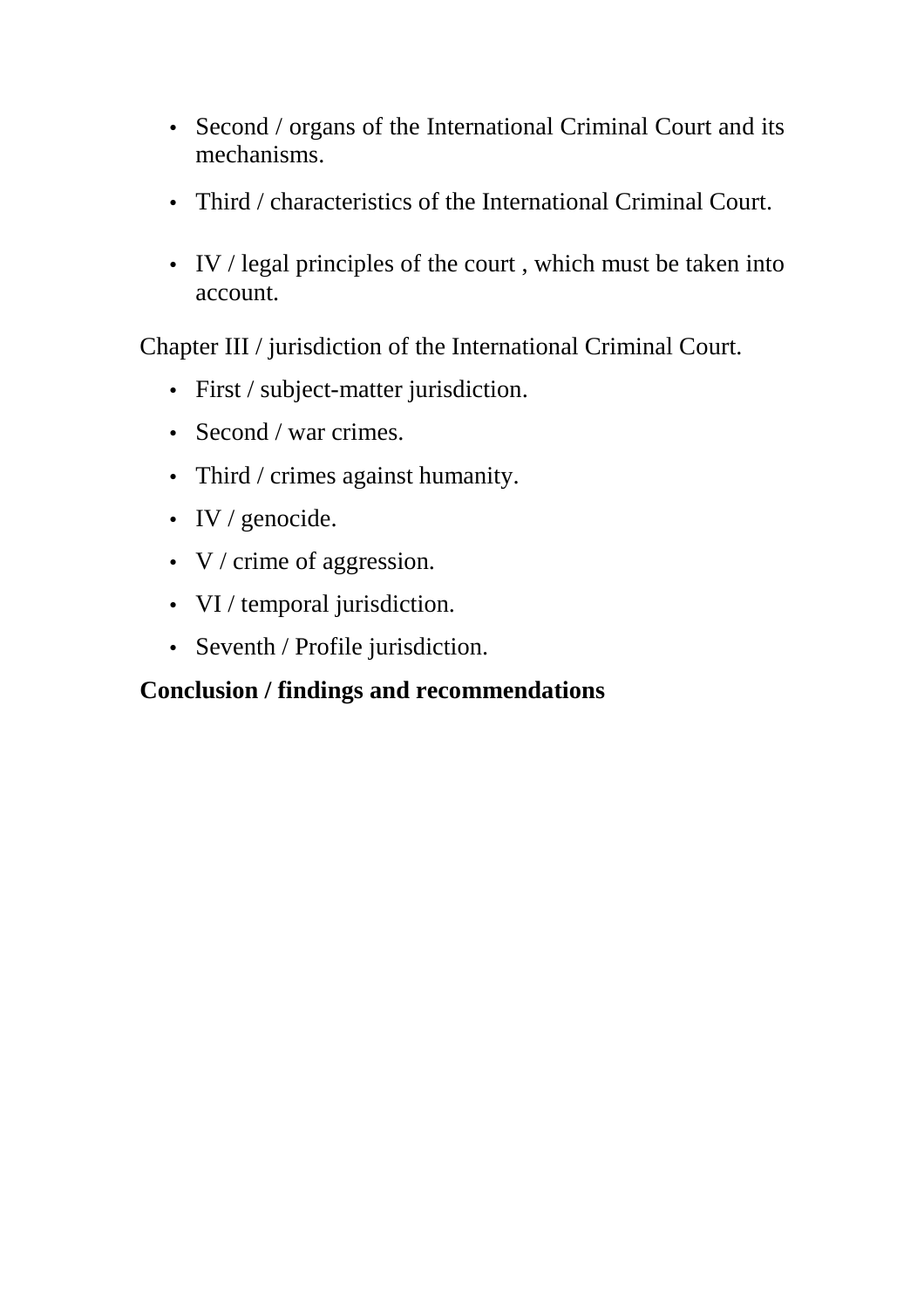- Second / organs of the International Criminal Court and its mechanisms.
- Third / characteristics of the International Criminal Court.
- IV / legal principles of the court , which must be taken into account.

Chapter III / jurisdiction of the International Criminal Court.

- First / subject-matter jurisdiction.
- Second / war crimes.
- Third / crimes against humanity.
- IV / genocide.
- V / crime of aggression.
- VI / temporal jurisdiction.
- Seventh / Profile jurisdiction.

**Conclusion / findings and recommendations**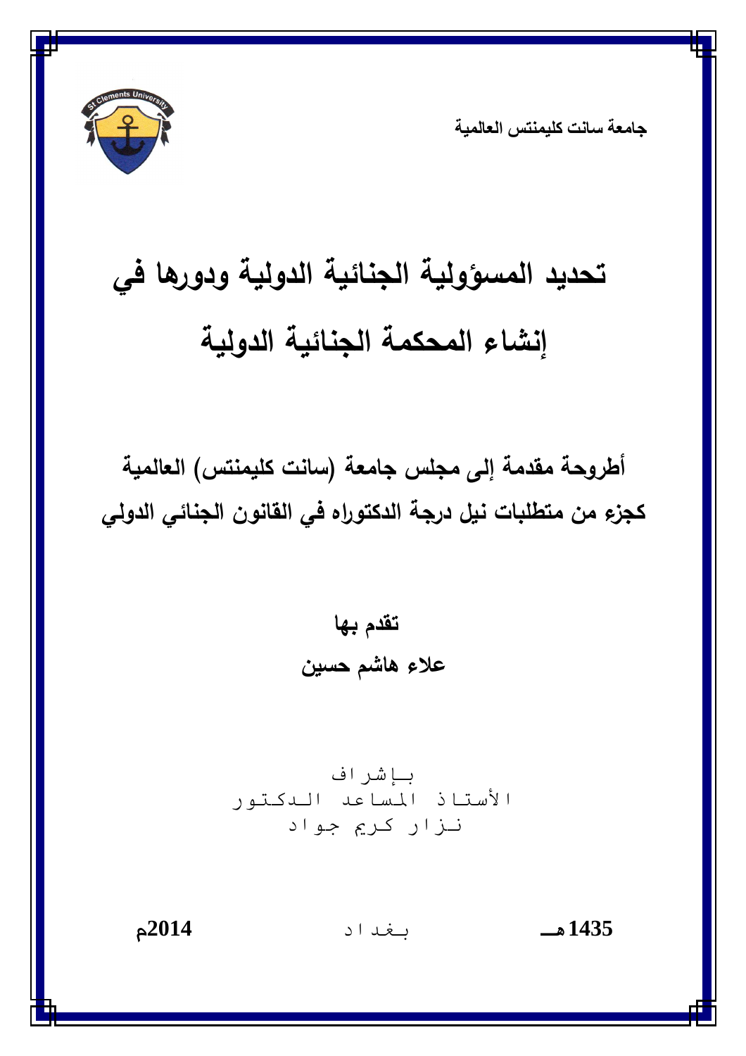جامعة سانت كليمنتس العالمية

# تحديد المسؤولية الجنائية الدولية ودورها في إنشاء المحكمة الجنائية الدولية

**أطروحة مقدمة إلى مجلس جامعة (سانت كليمنتس) العالمية كجزء من متطلبات نيل درجة الدكتوراه في القانون الجنائي الدولي**

**تقدم بها**

**علاء هاشم حسين**

بإشراف
الأستاذ المساعد الدكتور
نزار كريم جواد

**1435 هـ** بغداد **2014م**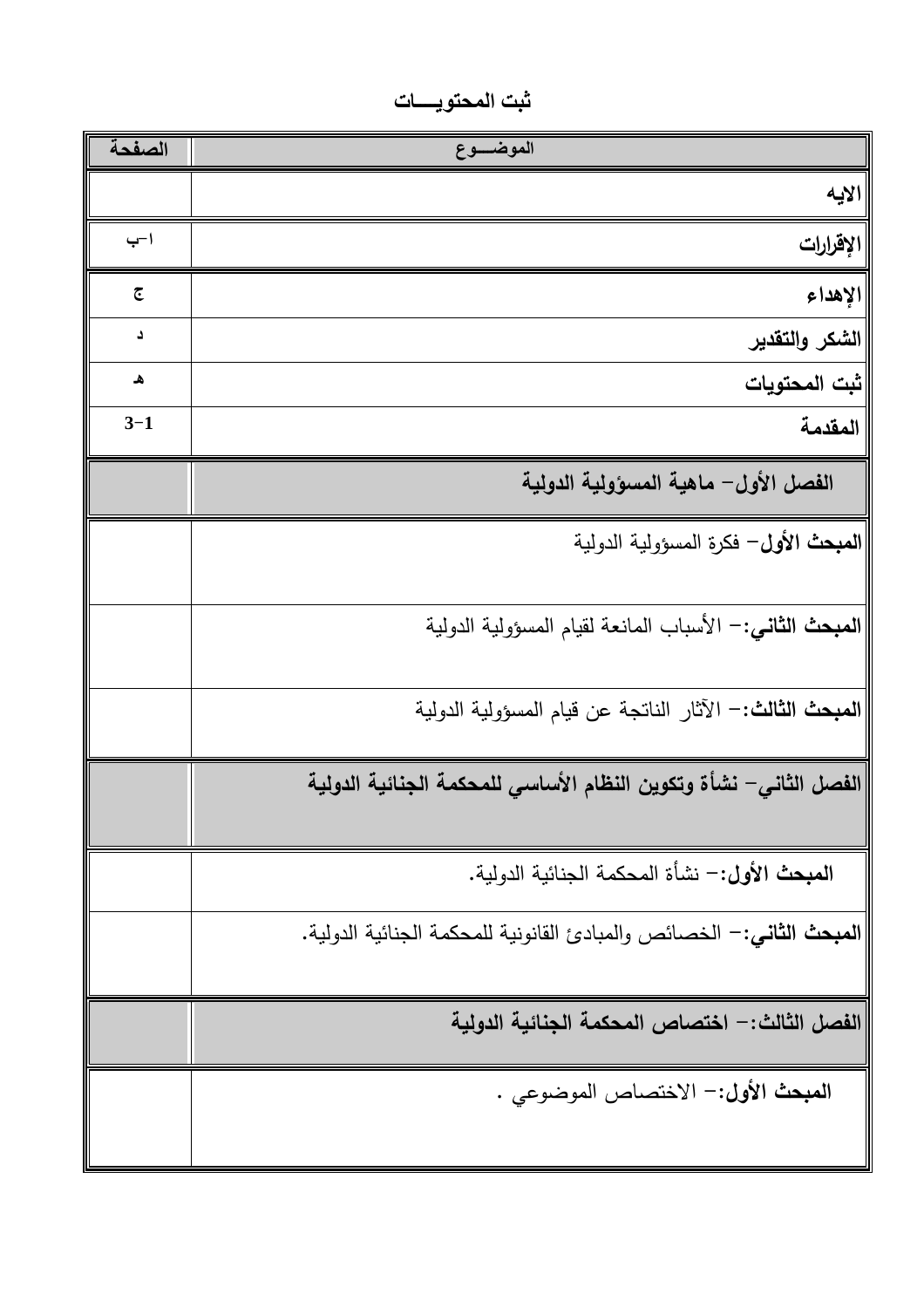# ثبت المحتويـــات

| الموضـــوع | الصفحة |
| --- | --- |
| **الايه** | |
| **الإقرارات** | ا–ب |
| **الإهداء** | ج |
| **الشكر والتقدير** | د |
| **ثبت المحتويات** | هـ |
| **المقدمة** | 1–3 |
| **الفصل الأول– ماهية المسؤولية الدولية** | |
| **المبحث الأول**– فكرة المسؤولية الدولية | |
| **المبحث الثاني**:– الأسباب المانعة لقيام المسؤولية الدولية | |
| **المبحث الثالث**:– الآثار الناتجة عن قيام المسؤولية الدولية | |
| **الفصل الثاني– نشأة وتكوين النظام الأساسي للمحكمة الجنائية الدولية** | |
| **المبحث الأول**:– نشأة المحكمة الجنائية الدولية. | |
| **المبحث الثاني**:– الخصائص والمبادئ القانونية للمحكمة الجنائية الدولية. | |
| **الفصل الثالث:– اختصاص المحكمة الجنائية الدولية** | |
| **المبحث الأول**:– الاختصاص الموضوعي . | |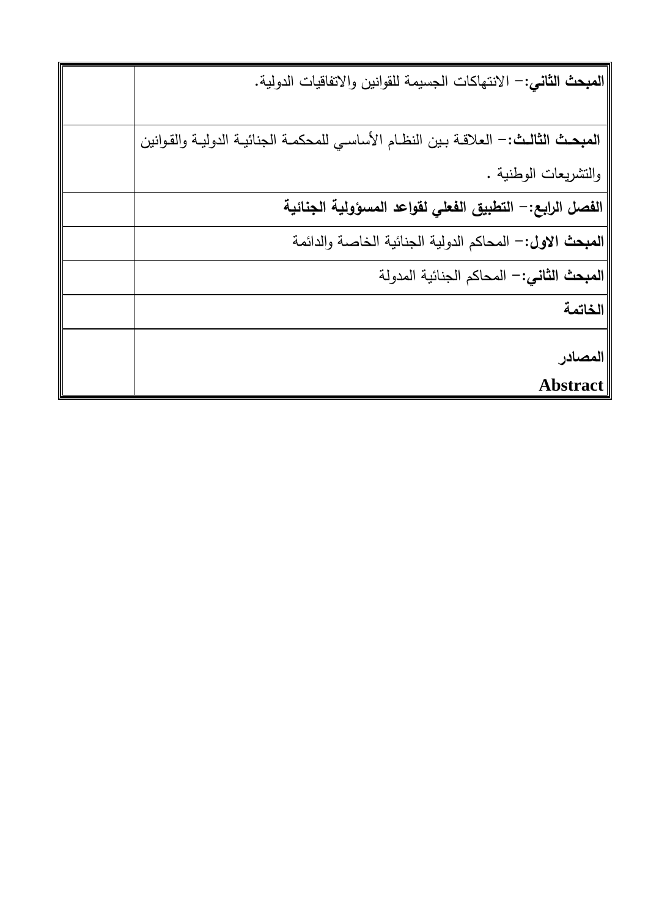| | |
|---|---|
| **المبحث الثاني:**- الانتهاكات الجسيمة للقوانين والاتفاقيات الدولية. | |
| **المبحث الثالث:**- العلاقة بين النظام الأساسي للمحكمة الجنائية الدولية والقوانين والتشريعات الوطنية . | |
| **الفصل الرابع:- التطبيق الفعلي لقواعد المسؤولية الجنائية** | |
| **المبحث الاول:**- المحاكم الدولية الجنائية الخاصة والدائمة | |
| **المبحث الثاني:**- المحاكم الجنائية المدولة | |
| **الخاتمة** | |
| **المصادر** **Abstract** | |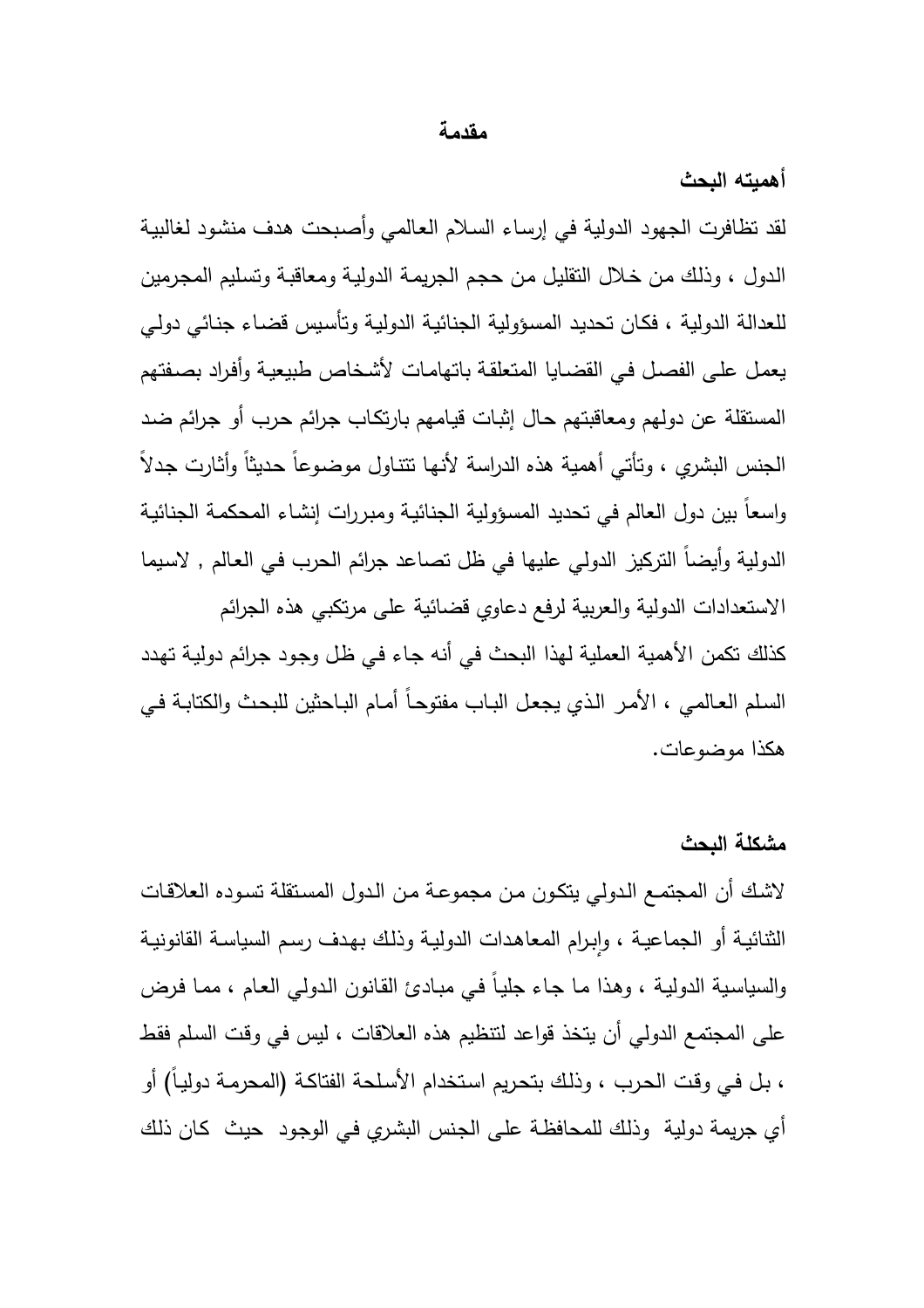# مقدمة

## أهميته البحث

لقد تظافرت الجهود الدولية في إرساء السلام العالمي وأصبحت هدف منشود لغالبية الدول ، وذلك من خلال التقليل من حجم الجريمة الدولية ومعاقبة وتسليم المجرمين للعدالة الدولية ، فكان تحديد المسؤولية الجنائية الدولية وتأسيس قضاء جنائي دولي يعمل على الفصل في القضايا المتعلقة باتهامات لأشخاص طبيعية وأفراد بصفتهم المستقلة عن دولهم ومعاقبتهم حال إثبات قيامهم بارتكاب جرائم حرب أو جرائم ضد الجنس البشري ، وتأتي أهمية هذه الدراسة لأنها تتناول موضوعاً حديثاً وأثارت جدلاً واسعاً بين دول العالم في تحديد المسؤولية الجنائية ومبررات إنشاء المحكمة الجنائية الدولية وأيضاً التركيز الدولي عليها في ظل تصاعد جرائم الحرب في العالم , لاسيما الاستعدادات الدولية والعربية لرفع دعاوي قضائية على مرتكبي هذه الجرائم

كذلك تكمن الأهمية العملية لهذا البحث في أنه جاء في ظل وجود جرائم دولية تهدد السلم العالمي ، الأمر الذي يجعل الباب مفتوحاً أمام الباحثين للبحث والكتابة في هكذا موضوعات.

## مشكلة البحث

لاشك أن المجتمع الدولي يتكون من مجموعة من الدول المستقلة تسوده العلاقات الثنائية أو الجماعية ، وإبرام المعاهدات الدولية وذلك بهدف رسم السياسة القانونية والسياسية الدولية ، وهذا ما جاء جلياً في مبادئ القانون الدولي العام ، مما فرض على المجتمع الدولي أن يتخذ قواعد لتنظيم هذه العلاقات ، ليس في وقت السلم فقط ، بل في وقت الحرب ، وذلك بتحريم استخدام الأسلحة الفتاكة (المحرمة دولياً) أو أي جريمة دولية وذلك للمحافظة على الجنس البشري في الوجود حيث كان ذلك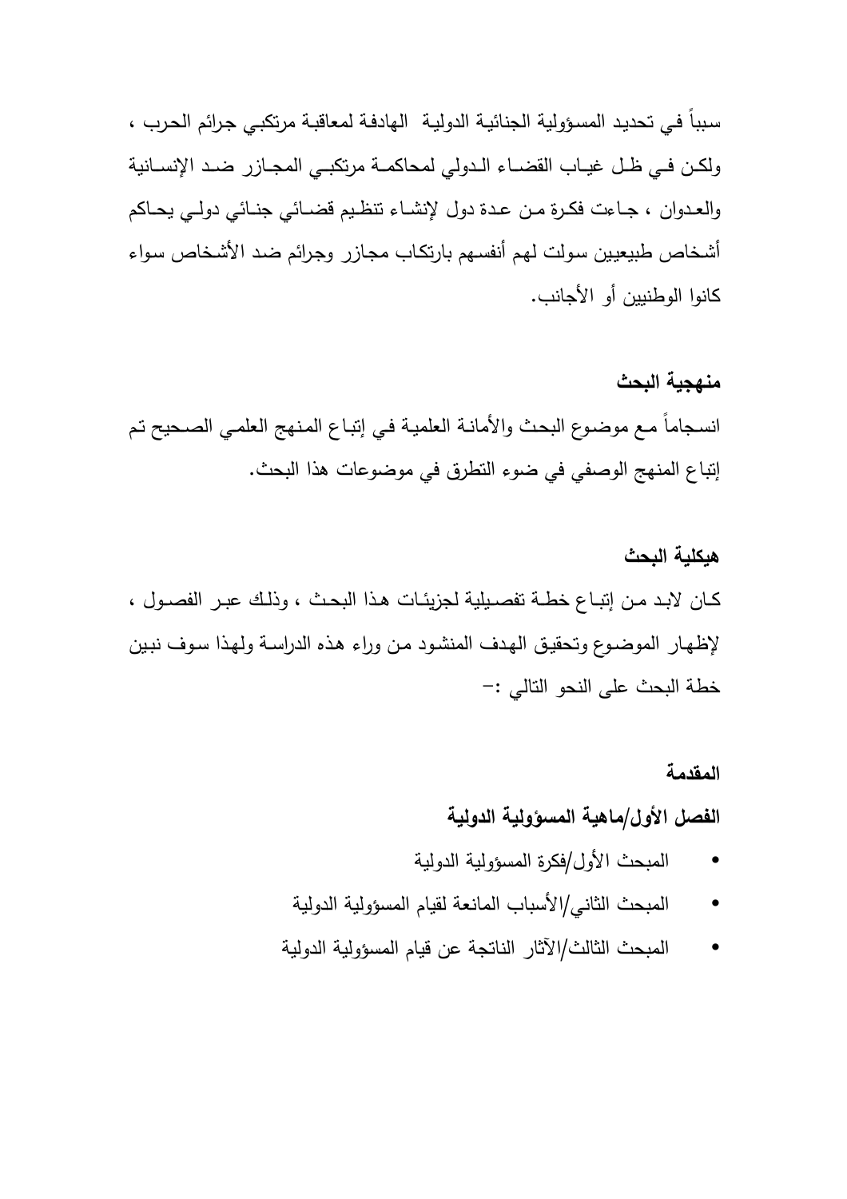سبباً في تحديد المسؤولية الجنائية الدولية الهادفة لمعاقبة مرتكبي جرائم الحرب ، ولكن في ظل غياب القضاء الدولي لمحاكمة مرتكبي المجازر ضد الإنسانية والعدوان ، جاءت فكرة من عدة دول لإنشاء تنظيم قضائي جنائي دولي يحاكم أشخاص طبيعيين سولت لهم أنفسهم بارتكاب مجازر وجرائم ضد الأشخاص سواء كانوا الوطنيين أو الأجانب.

### منهجية البحث

انسجاماً مع موضوع البحث والأمانة العلمية في إتباع المنهج العلمي الصحيح تم إتباع المنهج الوصفي في ضوء التطرق في موضوعات هذا البحث.

### هيكلية البحث

كان لابد من إتباع خطة تفصيلية لجزيئات هذا البحث ، وذلك عبر الفصول ، لإظهار الموضوع وتحقيق الهدف المنشود من وراء هذه الدراسة ولهذا سوف نبين خطة البحث على النحو التالي :-

**المقدمة**

**الفصل الأول/ماهية المسؤولية الدولية**

- المبحث الأول/فكرة المسؤولية الدولية
- المبحث الثاني/الأسباب المانعة لقيام المسؤولية الدولية
- المبحث الثالث/الآثار الناتجة عن قيام المسؤولية الدولية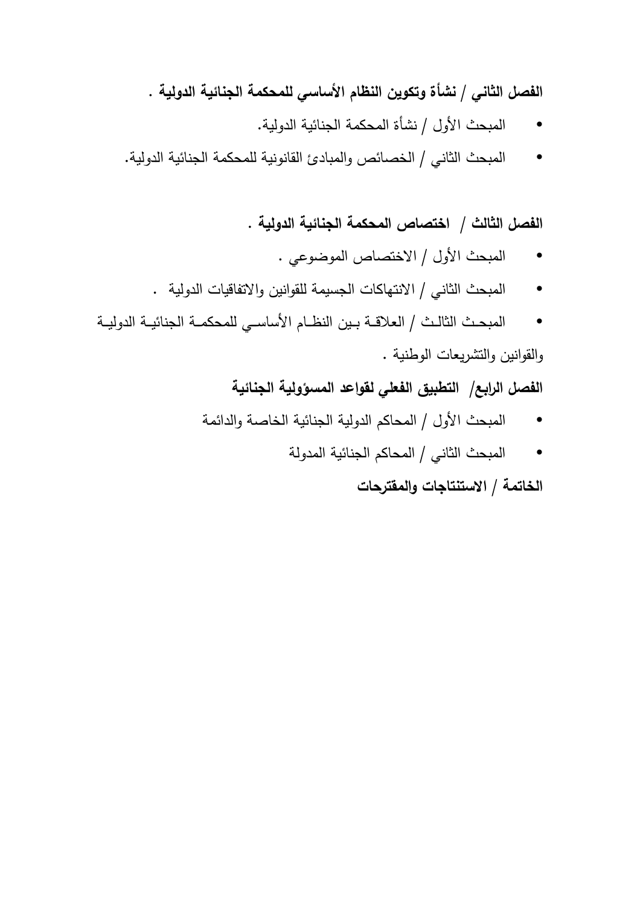**الفصل الثاني / نشأة وتكوين النظام الأساسي للمحكمة الجنائية الدولية .**

- المبحث الأول / نشأة المحكمة الجنائية الدولية.
- المبحث الثاني / الخصائص والمبادئ القانونية للمحكمة الجنائية الدولية.

**الفصل الثالث / اختصاص المحكمة الجنائية الدولية .**

- المبحث الأول / الاختصاص الموضوعي .
- المبحث الثاني / الانتهاكات الجسيمة للقوانين والاتفاقيات الدولية .
- المبحث الثالث / العلاقة بين النظام الأساسي للمحكمة الجنائية الدولية والقوانين والتشريعات الوطنية .

**الفصل الرابع/ التطبيق الفعلي لقواعد المسؤولية الجنائية**

- المبحث الأول / المحاكم الدولية الجنائية الخاصة والدائمة
- المبحث الثاني / المحاكم الجنائية المدولة

**الخاتمة / الاستنتاجات والمقترحات**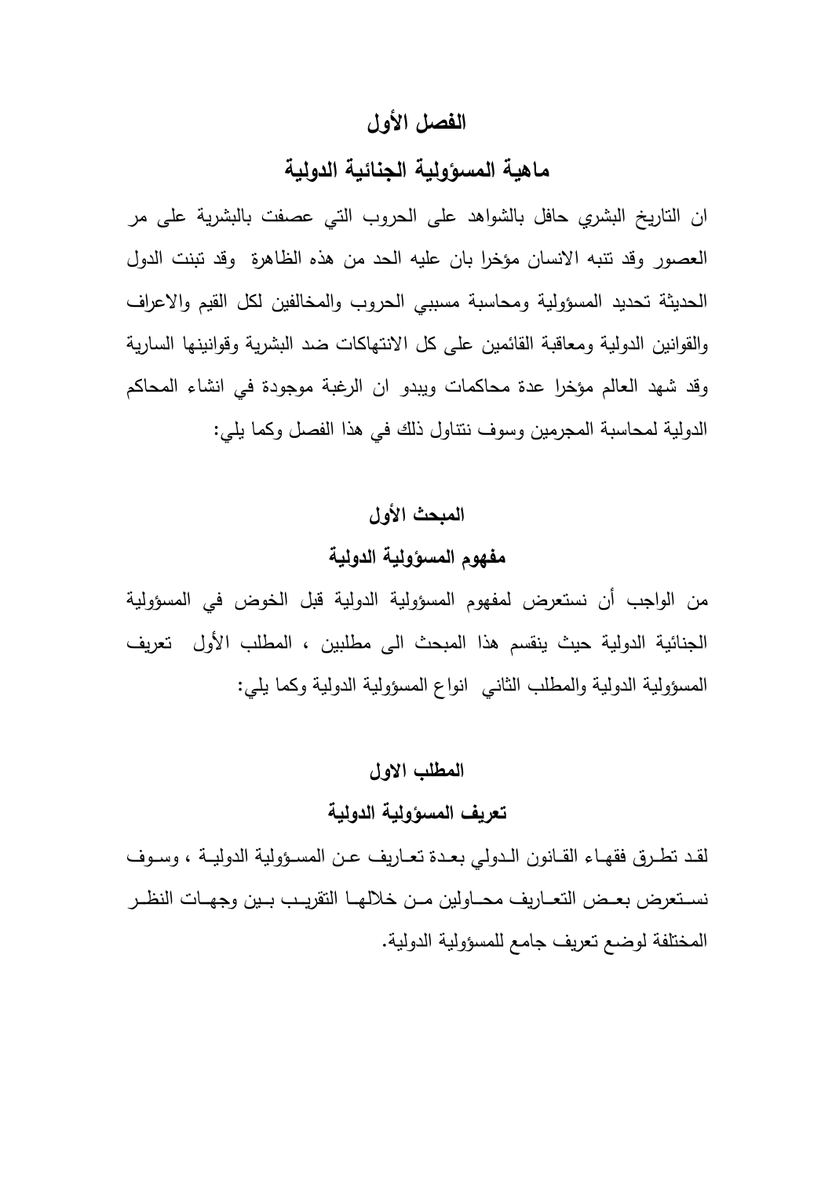# الفصل الأول

# ماهية المسؤولية الجنائية الدولية

ان التاريخ البشري حافل بالشواهد على الحروب التي عصفت بالبشرية على مر العصور وقد تنبه الانسان مؤخرا بان عليه الحد من هذه الظاهرة وقد تبنت الدول الحديثة تحديد المسؤولية ومحاسبة مسببي الحروب والمخالفين لكل القيم والاعراف والقوانين الدولية ومعاقبة القائمين على كل الانتهاكات ضد البشرية وقوانينها السارية وقد شهد العالم مؤخرا عدة محاكمات ويبدو ان الرغبة موجودة في انشاء المحاكم الدولية لمحاسبة المجرمين وسوف نتناول ذلك في هذا الفصل وكما يلي:

## المبحث الأول

## مفهوم المسؤولية الدولية

من الواجب أن نستعرض لمفهوم المسؤولية الدولية قبل الخوض في المسؤولية الجنائية الدولية حيث ينقسم هذا المبحث الى مطلبين ، المطلب الأول تعريف المسؤولية الدولية والمطلب الثاني انواع المسؤولية الدولية وكما يلي:

### المطلب الاول

### تعريف المسؤولية الدولية

لقد تطرق فقهاء القانون الدولي بعدة تعاريف عن المسؤولية الدولية ، وسوف نستعرض بعض التعاريف محاولين من خلالها التقريب بين وجهات النظر المختلفة لوضع تعريف جامع للمسؤولية الدولية.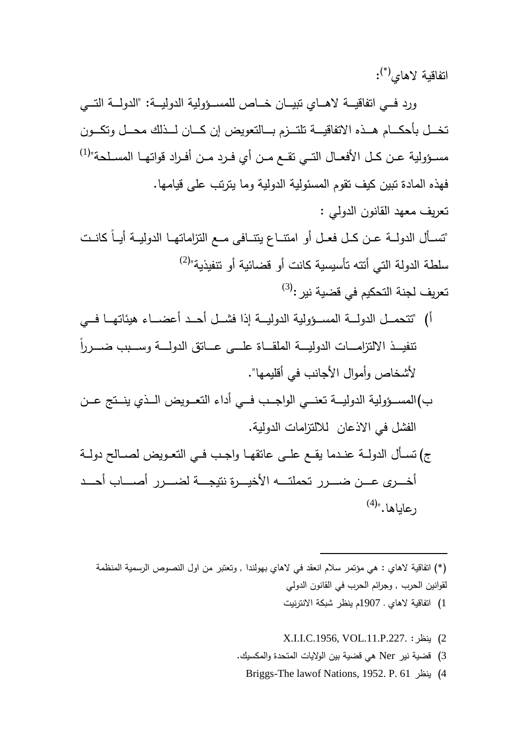اتفاقية لاهاي[*]:

ورد في اتفاقية لاهاي تبيان خاص للمسؤولية الدولية: "الدولة التي تخل بأحكام هذه الاتفاقية تلتزم بالتعويض إن كان لذلك محل وتكون مسؤولية عن كل الأفعال التي تقع من أي فرد من أفراد قواتها المسلحة"[1] فهذه المادة تبين كيف تقوم المسئولية الدولية وما يترتب على قيامها.

تعريف معهد القانون الدولي :

"تسأل الدولة عن كل فعل أو امتناع يتنافى مع التزاماتها الدولية أياً كانت سلطة الدولة التي أتته تأسيسية كانت أو قضائية أو تنفيذية"[2]

تعريف لجنة التحكيم في قضية نير:[3]

أ) "تتحمل الدولة المسؤولية الدولية إذا فشل أحد أعضاء هيئاتها في تنفيذ الالتزامات الدولية الملقاة على عاتق الدولة وسبب ضرراً لأشخاص وأموال الأجانب في أقليمها".

ب) المسؤولية الدولية تعني الواجب في أداء التعويض الذي ينتج عن الفشل في الاذعان للالتزامات الدولية.

ج) تسأل الدولة عندما يقع على عاتقها واجب في التعويض لصالح دولة أخرى عن ضرر تحملته الأخيرة نتيجة لضرر أصاب أحد رعاياها."[4]

---

(*) اتفاقية لاهاي : هي مؤتمر سلام انعقد في لاهاي بهولندا , وتعتبر من اول النصوص الرسمية المنظمة لقوانين الحرب , وجرائم الحرب في القانون الدولي

1) اتفاقية لاهاي . 1907م ينظر شبكة الانترنيت

2) ينظر : X.I.I.C.1956, VOL.11.P.227.

3) قضية نير Ner هي قضية بين الولايات المتحدة والمكسيك.

4) ينظر Briggs-The lawof Nations, 1952. P. 61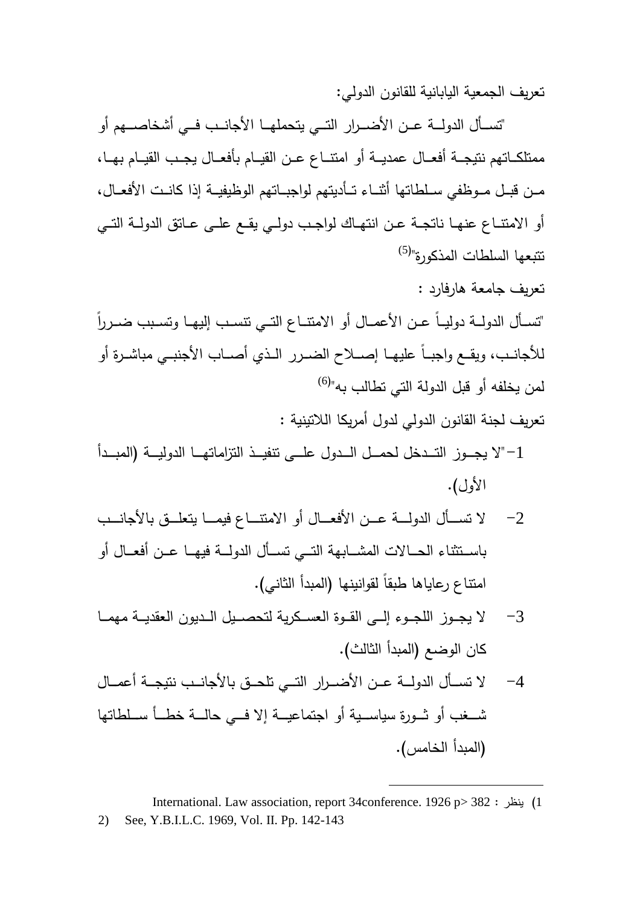تعريف الجمعية اليابانية للقانون الدولي:

"تسأل الدولة عن الأضرار التي يتحملها الأجانب في أشخاصهم أو ممتلكاتهم نتيجة أفعال عمدية أو امتناع عن القيام بأفعال يجب القيام بها، من قبل موظفي سلطاتها أثناء تأديتهم لواجباتهم الوظيفية إذا كانت الأفعال، أو الامتناع عنها ناتجة عن انتهاك لواجب دولي يقع على عاتق الدولة التي تتبعها السلطات المذكورة"[5]

تعريف جامعة هارفارد :

"تسأل الدولة دولياً عن الأعمال أو الامتناع التي تنسب إليها وتسبب ضرراً للأجانب، ويقع واجباً عليها إصلاح الضرر الذي أصاب الأجنبي مباشرة أو لمن يخلفه أو قبل الدولة التي تطالب به"[6]

تعريف لجنة القانون الدولي لدول أمريكا اللاتينية :

1- "لا يجوز التدخل لحمل الدول على تنفيذ التزاماتها الدولية (المبدأ الأول).
2- لا تسأل الدولة عن الأفعال أو الامتناع فيما يتعلق بالأجانب باستثناء الحالات المشابهة التي تسأل الدولة فيها عن أفعال أو امتناع رعاياها طبقاً لقوانينها (المبدأ الثاني).
3- لا يجوز اللجوء إلى القوة العسكرية لتحصيل الديون العقدية مهما كان الوضع (المبدأ الثالث).
4- لا تسأل الدولة عن الأضرار التي تلحق بالأجانب نتيجة أعمال شغب أو ثورة سياسية أو اجتماعية إلا في حالة خطأ سلطاتها (المبدأ الخامس).

---

1) ينظر : International. Law association, report 34conference. 1926 p> 382

2) See, Y.B.I.L.C. 1969, Vol. II. Pp. 142-143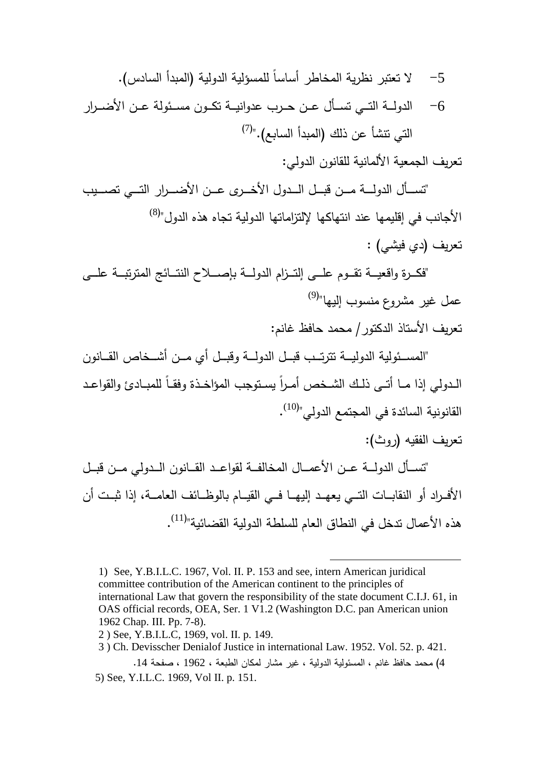5- لا تعتبر نظرية المخاطر أساساً للمسؤلية الدولية (المبدأ السادس).

6- الدولـة التـي تسـأل عـن حـرب عدوانيـة تكـون مسـئولة عـن الأضـرار التي تنشأ عن ذلك (المبدأ السابع)."[7]

تعريف الجمعية الألمانية للقانون الدولي:

"تسـأل الدولـة مـن قبـل الـدول الأخـرى عـن الأضـرار التـي تصـيب الأجانب في إقليمها عند انتهاكها لإلتزاماتها الدولية تجاه هذه الدول"[8]

تعريف (دي فيشي) :

"فكـرة واقعيـة تقـوم علـى إلتـزام الدولـة بإصـلاح النتـائج المترتبـة علـى عمل غير مشروع منسوب إليها"[9]

تعريف الأستاذ الدكتور/ محمد حافظ غانم:

"المسـئولية الدوليـة تترتـب قبـل الدولـة وقبـل أي مـن أشـخاص القـانون الـدولي إذا مـا أتـى ذلـك الشـخص أمـراً يسـتوجب المؤاخـذة وفقـاً للمبـادئ والقواعـد القانونية السائدة في المجتمع الدولي"[10].

تعريف الفقيه (روث):

"تسـأل الدولـة عـن الأعمـال المخالفـة لقواعـد القـانون الـدولي مـن قبـل الأفـراد أو النقابـات التـي يعهـد إليهـا فـي القيـام بالوظـائف العامـة، إذا ثبـت أن هذه الأعمال تدخل في النطاق العام للسلطة الدولية القضائية"[11].

---

1) See, Y.B.I.L.C. 1967, Vol. II. P. 153 and see, intern American juridical committee contribution of the American continent to the principles of international Law that govern the responsibility of the state document C.I.J. 61, in OAS official records, OEA, Ser. 1 V1.2 (Washington D.C. pan American union 1962 Chap. III. Pp. 7-8).

2 ) See, Y.B.I.L.C, 1969, vol. II. p. 149.

3 ) Ch. Devisscher Denialof Justice in international Law. 1952. Vol. 52. p. 421.

4) محمد حافظ غانم ، المسئولية الدولية ، غير مشار لمكان الطبعة ، 1962 ، صفحة 14.

5) See, Y.I.L.C. 1969, Vol II. p. 151.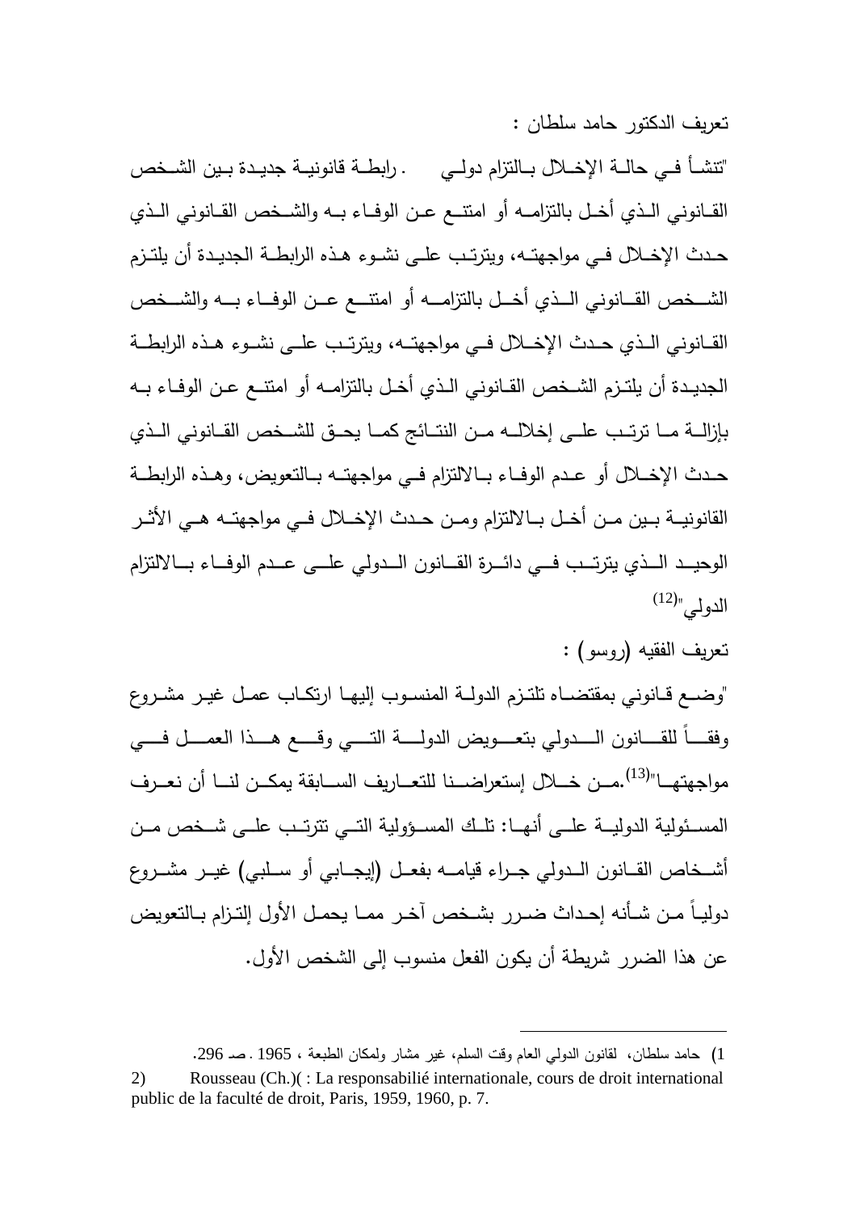تعريف الدكتور حامد سلطان :

"تنشأ في حالة الإخلال بالتزام دولي . رابطة قانونية جديدة بين الشخص القانوني الذي أخل بالتزامه أو امتنع عن الوفاء به والشخص القانوني الذي حدث الإخلال في مواجهته، ويترتب على نشوء هذه الرابطة الجديدة أن يلتزم الشخص القانوني الذي أخل بالتزامه أو امتنع عن الوفاء به والشخص القانوني الذي حدث الإخلال في مواجهته، ويترتب على نشوء هذه الرابطة الجديدة أن يلتزم الشخص القانوني الذي أخل بالتزامه أو امتنع عن الوفاء به بإزالة ما ترتب على إخلاله من النتائج كما يحق للشخص القانوني الذي حدث الإخلال أو عدم الوفاء بالالتزام في مواجهته بالتعويض، وهذه الرابطة القانونية بين من أخل بالالتزام ومن حدث الإخلال في مواجهته هي الأثر الوحيد الذي يترتب في دائرة القانون الدولي على عدم الوفاء بالالتزام الدولي"[(12)]

تعريف الفقيه (روسو) :

"وضع قانوني بمقتضاه تلتزم الدولة المنسوب إليها ارتكاب عمل غير مشروع وفقاً للقانون الدولي بتعويض الدولة التي وقع هذا العمل في مواجهتها"[(13)].من خلال إستعراضنا للتعاريف السابقة يمكن لنا أن نعرف المسئولية الدولية على أنها: تلك المسؤولية التي تترتب على شخص من أشخاص القانون الدولي جراء قيامه بفعل (إيجابي أو سلبي) غير مشروع دولياً من شأنه إحداث ضرر بشخص آخر مما يحمل الأول إلتزام بالتعويض عن هذا الضرر شريطة أن يكون الفعل منسوب إلى الشخص الأول.

---

1) حامد سلطان، لقانون الدولي العام وقت السلم، غير مشار ولمكان الطبعة ، 1965 . صـ 296.

2) Rousseau (Ch.)( : La responsabilié internationale, cours de droit international public de la faculté de droit, Paris, 1959, 1960, p. 7.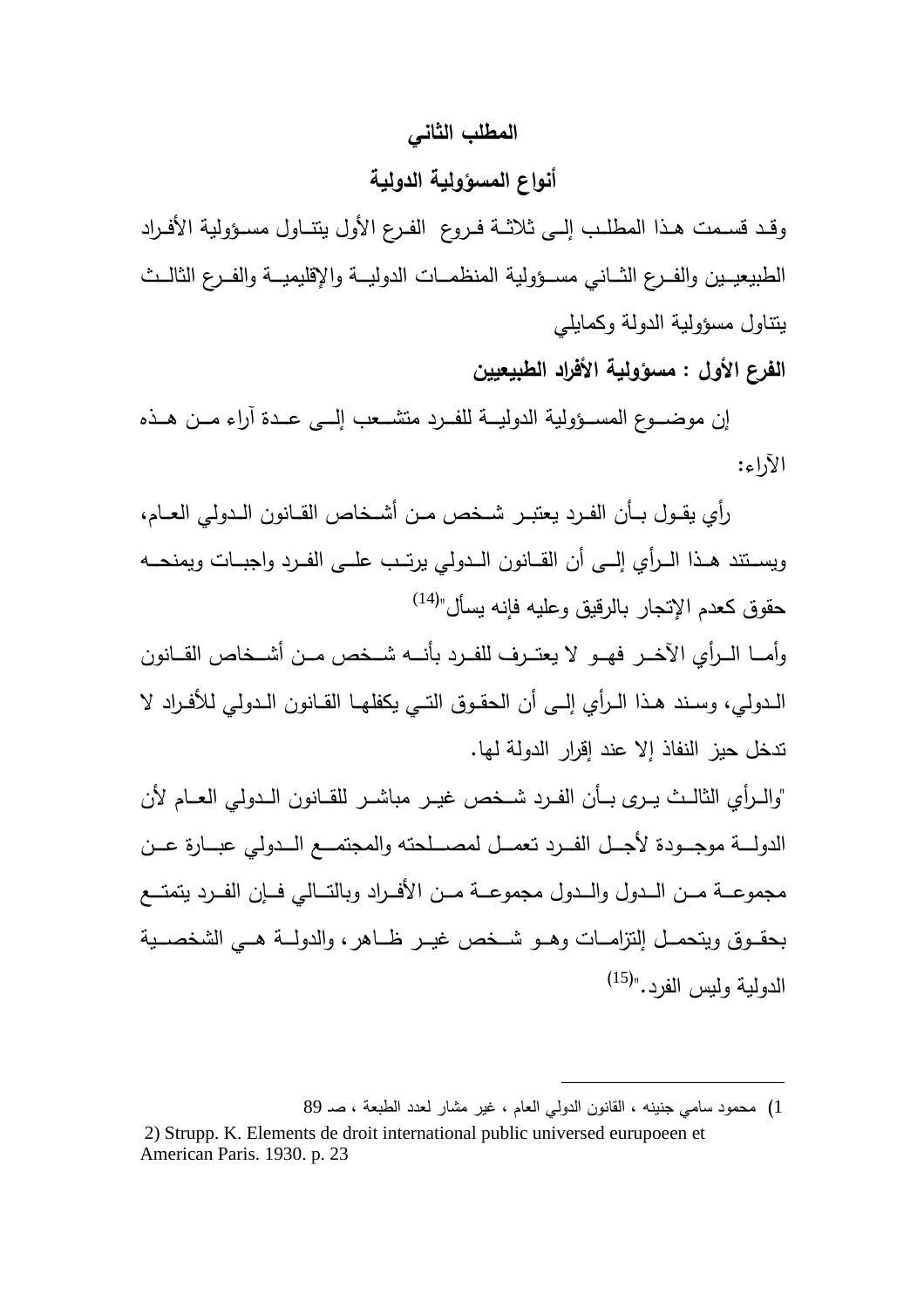## المطلب الثاني

## أنواع المسؤولية الدولية

وقد قسمت هذا المطلب إلى ثلاثة فروع الفرع الأول يتناول مسؤولية الأفراد الطبيعيين والفرع الثاني مسؤولية المنظمات الدولية والإقليمية والفرع الثالث يتناول مسؤولية الدولة وكمايلي

### الفرع الأول : مسؤولية الأفراد الطبيعيين

إن موضوع المسؤولية الدولية للفرد متشعب إلى عدة آراء من هذه الآراء:

رأي يقول بأن الفرد يعتبر شخص من أشخاص القانون الدولي العام، ويستند هذا الرأي إلى أن القانون الدولي يرتب على الفرد واجبات ويمنحه حقوق كعدم الإتجار بالرقيق وعليه فإنه يسأل"[14]

وأما الرأي الآخر فهو لا يعترف للفرد بأنه شخص من أشخاص القانون الدولي، وسند هذا الرأي إلى أن الحقوق التي يكفلها القانون الدولي للأفراد لا تدخل حيز النفاذ إلا عند إقرار الدولة لها.

"والرأي الثالث يرى بأن الفرد شخص غير مباشر للقانون الدولي العام لأن الدولة موجودة لأجل الفرد تعمل لمصلحته والمجتمع الدولي عبارة عن مجموعة من الدول والدول مجموعة من الأفراد وبالتالي فإن الفرد يتمتع بحقوق ويتحمل إلتزامات وهو شخص غير ظاهر، والدولة هي الشخصية الدولية وليس الفرد."[15]

---

1) محمود سامي جنينه ، القانون الدولي العام ، غير مشار لعدد الطبعة ، صـ 89

2) Strupp. K. Elements de droit international public universesd eurupoeen et American Paris. 1930. p. 23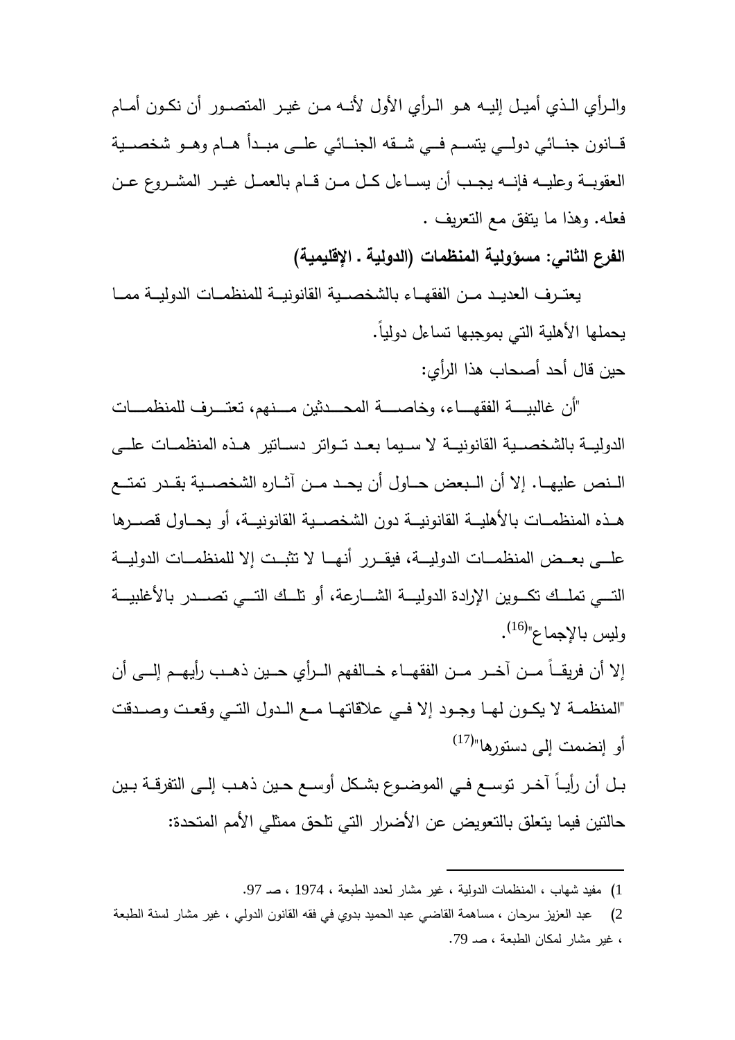والرأي الذي أميل إليه هو الرأي الأول لأنه من غير المتصور أن نكون أمام قانون جنائي دولي يتسم في شقه الجنائي على مبدأ هام وهو شخصية العقوبة وعليه فإنه يجب أن يساءل كل من قام بالعمل غير المشروع عن فعله. وهذا ما يتفق مع التعريف .

**الفرع الثاني: مسؤولية المنظمات (الدولية . الإقليمية)**

يعترف العديد من الفقهاء بالشخصية القانونية للمنظمات الدولية مما يحملها الأهلية التي بموجبها تساءل دولياً.

حين قال أحد أصحاب هذا الرأي:

"أن غالبية الفقهاء، وخاصة المحدثين منهم، تعترف للمنظمات الدولية بالشخصية القانونية لا سيما بعد تواتر دساتير هذه المنظمات على النص عليها. إلا أن البعض حاول أن يحد من آثاره الشخصية بقدر تمتع هذه المنظمات بالأهلية القانونية دون الشخصية القانونية، أو يحاول قصرها على بعض المنظمات الدولية، فيقرر أنها لا تثبت إلا للمنظمات الدولية التي تملك تكوين الإرادة الدولية الشارعة، أو تلك التي تصدر بالأغلبية وليس بالإجماع"[16].

إلا أن فريقاً من آخر من الفقهاء خالفهم الرأي حين ذهب رأيهم إلى أن "المنظمة لا يكون لها وجود إلا في علاقاتها مع الدول التي وقعت وصدقت أو إنضمت إلى دستورها"[17]

بل أن رأياً آخر توسع في الموضوع بشكل أوسع حين ذهب إلى التفرقة بين حالتين فيما يتعلق بالتعويض عن الأضرار التي تلحق ممثلي الأمم المتحدة:

---

1) مفيد شهاب ، المنظمات الدولية ، غير مشار لعدد الطبعة ، 1974 ، صـ 97.

2) عبد العزيز سرحان ، مساهمة القاضي عبد الحميد بدوي في فقه القانون الدولي ، غير مشار لسنة الطبعة ، غير مشار لمكان الطبعة ، صـ 79.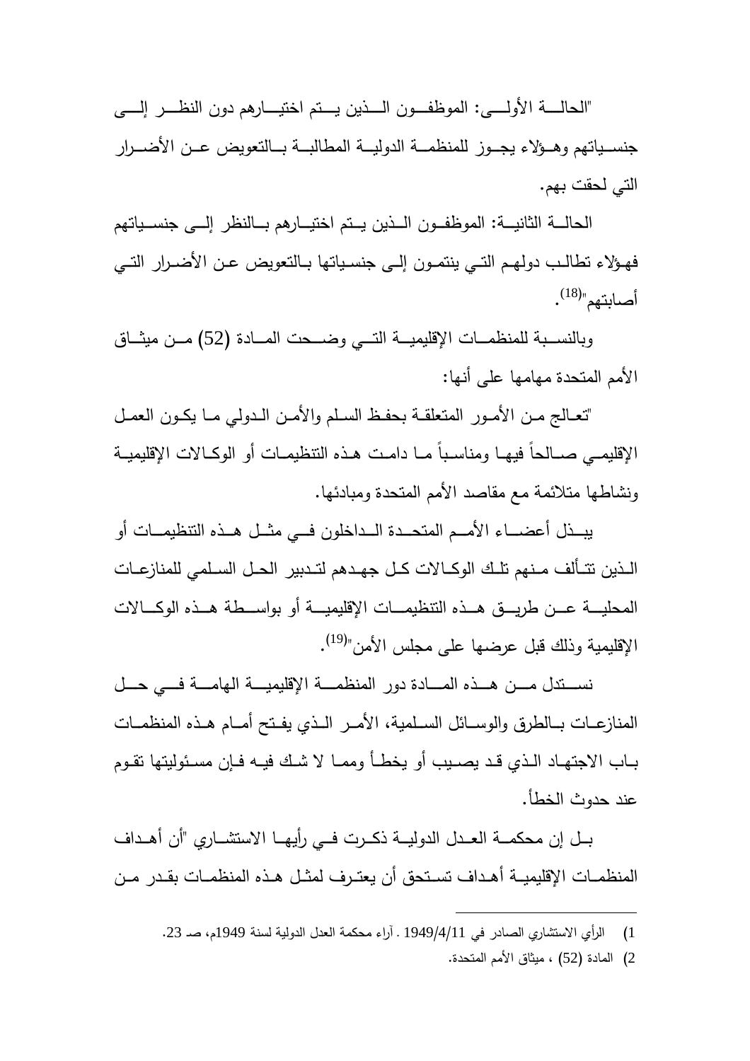"الحالة الأولى: الموظفون الذين يتم اختيارهم دون النظر إلى جنسياتهم وهؤلاء يجوز للمنظمة الدولية المطالبة بالتعويض عن الأضرار التي لحقت بهم.

الحالة الثانية: الموظفون الذين يتم اختيارهم بالنظر إلى جنسياتهم فهؤلاء تطالب دولهم التي ينتمون إلى جنسياتها بالتعويض عن الأضرار التي أصابتهم"[18].

وبالنسبة للمنظمات الإقليمية التي وضحت المادة (52) من ميثاق الأمم المتحدة مهامها على أنها:

"تعالج من الأمور المتعلقة بحفظ السلم والأمن الدولي ما يكون العمل الإقليمي صالحاً فيها ومناسباً ما دامت هذه التنظيمات أو الوكالات الإقليمية ونشاطها متلائمة مع مقاصد الأمم المتحدة ومبادئها.

يبذل أعضاء الأمم المتحدة الداخلون في مثل هذه التنظيمات أو الذين تتألف منهم تلك الوكالات كل جهدهم لتدبير الحل السلمي للمنازعات المحلية عن طريق هذه التنظيمات الإقليمية أو بواسطة هذه الوكالات الإقليمية وذلك قبل عرضها على مجلس الأمن"[19].

نستدل من هذه المادة دور المنظمة الإقليمية الهامة في حل المنازعات بالطرق والوسائل السلمية، الأمر الذي يفتح أمام هذه المنظمات باب الاجتهاد الذي قد يصيب أو يخطأ ومما لا شك فيه فإن مسئوليتها تقوم عند حدوث الخطأ.

بل إن محكمة العدل الدولية ذكرت في رأيها الاستشاري "أن أهداف المنظمات الإقليمية أهداف تستحق أن يعترف لمثل هذه المنظمات بقدر من

---

1) الرأي الاستشاري الصادر في 1949/4/11 . آراء محكمة العدل الدولية لسنة 1949م، صـ 23.

2) المادة (52) ، ميثاق الأمم المتحدة.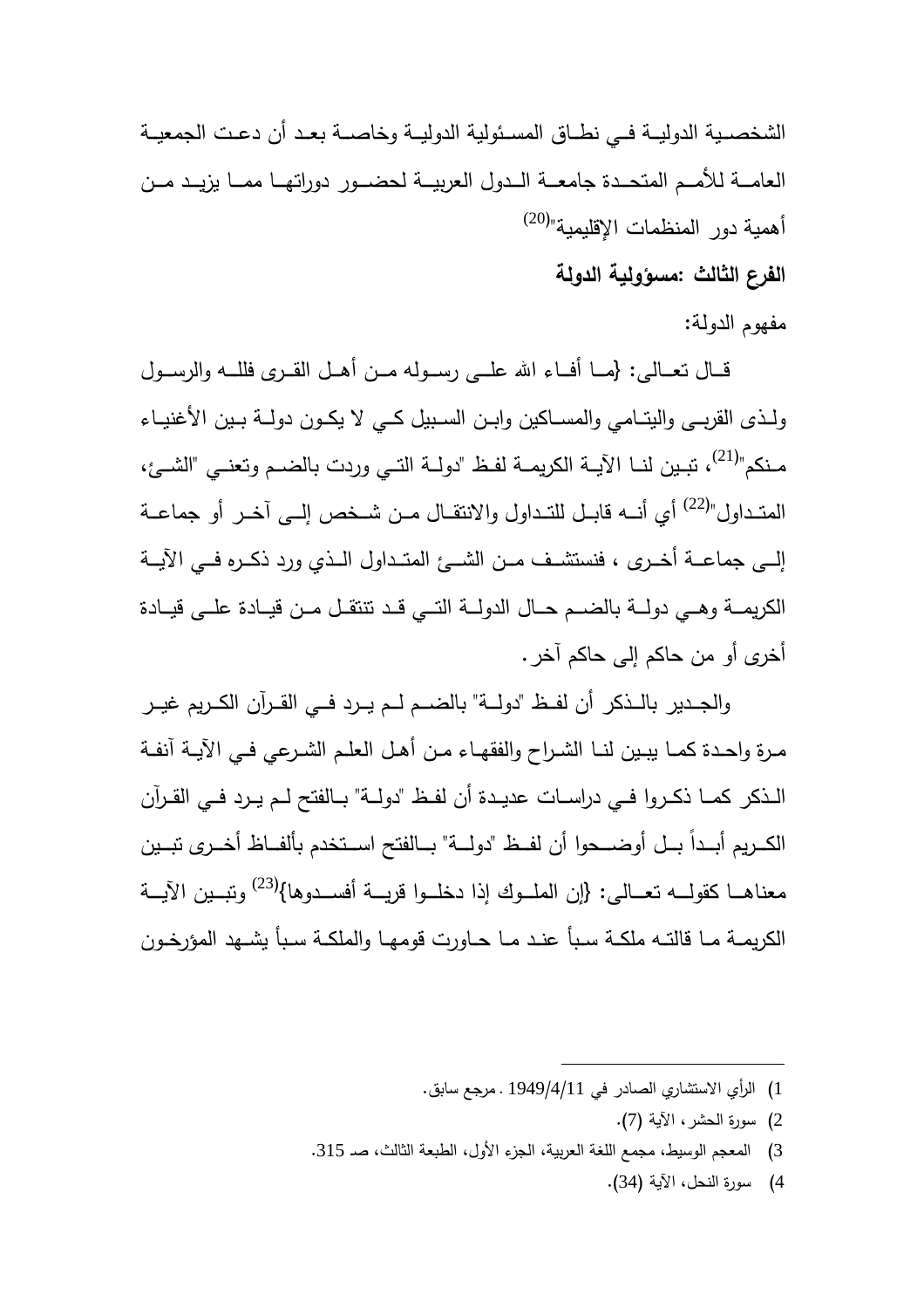الشخصية الدولية في نطاق المسئولية الدولية وخاصة بعد أن دعت الجمعية العامة للأمم المتحدة جامعة الدول العربية لحضور دوراتها مما يزيد من أهمية دور المنظمات الإقليمية"[20]

**الفرع الثالث :مسؤولية الدولة**

مفهوم الدولة:

قال تعالى: {ما أفاء الله على رسوله من أهل القرى فلله والرسول ولذى القربى واليتامي والمساكين وابن السبيل كي لا يكون دولة بين الأغنياء منكم"[21]، تبين لنا الآية الكريمة لفظ "دولة التي وردت بالضم وتعني "الشئ، المتداول"[22] أي أنه قابل للتداول والانتقال من شخص إلى آخر أو جماعة إلى جماعة أخرى ، فنستشف من الشئ المتداول الذي ورد ذكره في الآية الكريمة وهي دولة بالضم حال الدولة التي قد تنتقل من قيادة على قيادة أخرى أو من حاكم إلى حاكم آخر.

والجدير بالذكر أن لفظ "دولة" بالضم لم يرد في القرآن الكريم غير مرة واحدة كما يبين لنا الشراح والفقهاء من أهل العلم الشرعي في الآية آنفة الذكر كما ذكروا في دراسات عديدة أن لفظ "دولة" بالفتح لم يرد في القرآن الكريم أبداً بل أوضحوا أن لفظ "دولة" بالفتح استخدم بألفاظ أخرى تبين معناها كقوله تعالى: {إن الملوك إذا دخلوا قرية أفسدوها}[23] وتبين الآية الكريمة ما قالته ملكة سبأ عند ما حاورت قومها والملكة سبأ يشهد المؤرخون

---

1) الرأي الاستشاري الصادر في 1949/4/11 . مرجع سابق.

2) سورة الحشر، الآية (7).

3) المعجم الوسيط، مجمع اللغة العربية، الجزء الأول، الطبعة الثالث، صـ 315.

4) سورة النحل، الآية (34).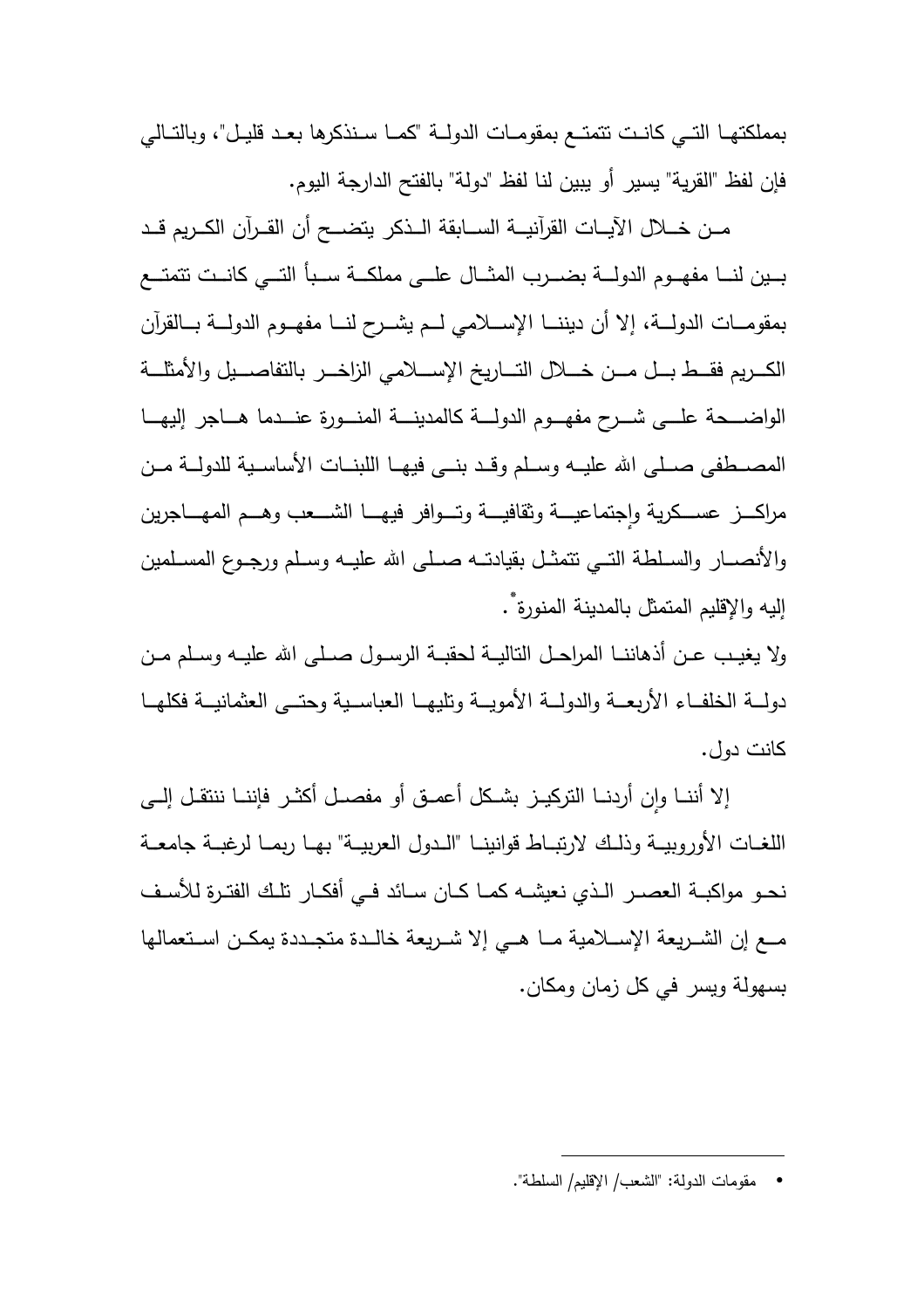بمملكتها التي كانت تتمتع بمقومات الدولة "كما سنذكرها بعد قليل"، وبالتالي فإن لفظ "القرية" يسير أو يبين لنا لفظ "دولة" بالفتح الدارجة اليوم.

من خلال الآيات القرآنية السابقة الذكر يتضح أن القرآن الكريم قد بين لنا مفهوم الدولة بضرب المثال على مملكة سبأ التي كانت تتمتع بمقومات الدولة، إلا أن ديننا الإسلامي لم يشرح لنا مفهوم الدولة بالقرآن الكريم فقط بل من خلال التاريخ الإسلامي الزاخر بالتفاصيل والأمثلة الواضحة على شرح مفهوم الدولة كالمدينة المنورة عندما هاجر إليها المصطفى صلى الله عليه وسلم وقد بنى فيها اللبنات الأساسية للدولة من مراكز عسكرية وإجتماعية وثقافية وتوافر فيها الشعب وهم المهاجرين والأنصار والسلطة التي تتمثل بقيادته صلى الله عليه وسلم ورجوع المسلمين إليه والإقليم المتمثل بالمدينة المنورة*.

ولا يغيب عن أذهاننا المراحل التالية لحقبة الرسول صلى الله عليه وسلم من دولة الخلفاء الأربعة والدولة الأموية وتليها العباسية وحتى العثمانية فكلها كانت دول.

إلا أننا وإن أردنا التركيز بشكل أعمق أو مفصل أكثر فإننا ننتقل إلى اللغات الأوروبية وذلك لارتباط قوانينا "الدول العربية" بها ربما لرغبة جامعة نحو مواكبة العصر الذي نعيشه كما كان سائد في أفكار تلك الفترة للأسف مع إن الشريعة الإسلامية ما هي إلا شريعة خالدة متجددة يمكن استعمالها بسهولة ويسر في كل زمان ومكان.

---

* مقومات الدولة: "الشعب/ الإقليم/ السلطة".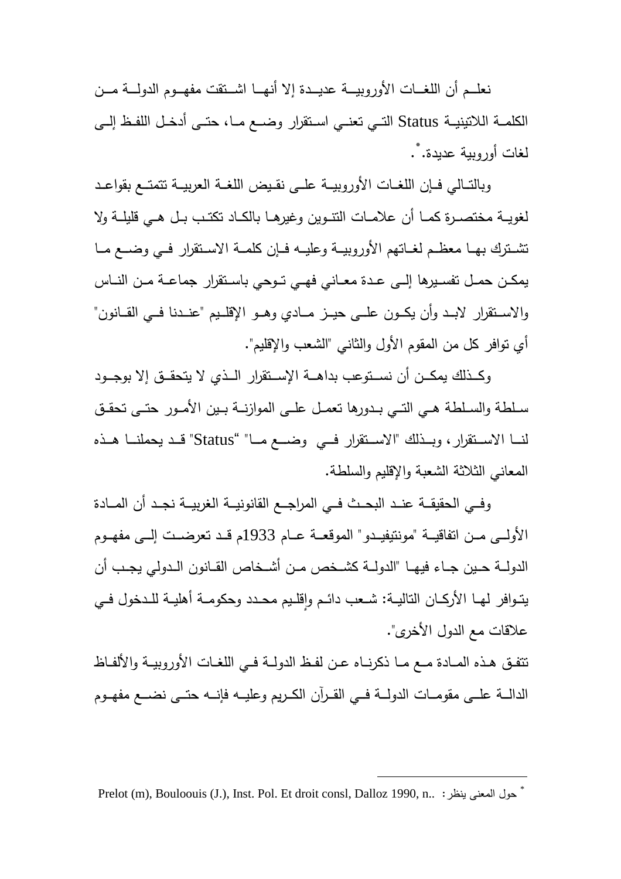نعلـم أن اللغـات الأوروبيـة عديـدة إلا أنهـا اشـتقت مفهـوم الدولـة مـن الكلمـة اللاتينيـة Status التـي تعنـي استقرار وضـع مـا، حتـى أدخـل اللفظ إلـى لغات أوروبية عديدة.[*].

وبالتـالي فـإن اللغـات الأوروبيـة علـى نقـيض اللغـة العربيـة تتمتـع بقواعـد لغويـة مختصـرة كمـا أن علامـات التنـوين وغيرهـا بالكـاد تكتـب بـل هـي قليلـة ولا تشـترك بهـا معظـم لغـاتهم الأوروبيـة وعليـه فـإن كلمـة الاسـتقرار فـي وضـع مـا يمكـن حمـل تفسـيرها إلـى عـدة معـاني فهـي تـوحي باسـتقرار جماعـة مـن النـاس والاسـتقرار لابـد وأن يكـون علـى حيـز مـادي وهـو الإقلـيم "عنـدنا فـي القـانون" أي توافر كل من المقوم الأول والثاني "الشعب والإقليم".

وكـذلك يمكـن أن نسـتوعب بداهـة الإسـتقرار الـذي لا يتحقـق إلا بوجـود سـلطة والسـلطة هـي التـي بـدورها تعمـل علـى الموازنـة بـين الأمـور حتـى تحقـق لنـا الاسـتقرار، وبـذلك "الاسـتقرار فـي وضـع مـا" "Status" قـد يحملنـا هـذه المعاني الثلاثة الشعبة والإقليم والسلطة.

وفـي الحقيقـة عنـد البحـث فـي المراجـع القانونيـة الغربيـة نجـد أن المـادة الأولـى مـن اتفاقيـة "مونتيفيـدو" الموقعـة عـام 1933م قـد تعرضـت إلـى مفهـوم الدولـة حـين جـاء فيهـا "الدولـة كشـخص مـن أشـخاص القـانون الـدولي يجـب أن يتـوافر لهـا الأركـان التاليـة: شـعب دائـم وإقلـيم محـدد وحكومـة أهليـة للـدخول فـي علاقات مع الدول الأخرى".

تتفـق هـذه المـادة مـع مـا ذكرنـاه عـن لفـظ الدولـة فـي اللغـات الأوروبيـة والألفـاظ الدالـة علـى مقومـات الدولـة فـي القـرآن الكـريم وعليـه فإنـه حتـى نضـع مفهـوم

---

[*] حول المعنى ينظر: Prelot (m), Bouloouis (J.), Inst. Pol. Et droit consl, Dalloz 1990, n..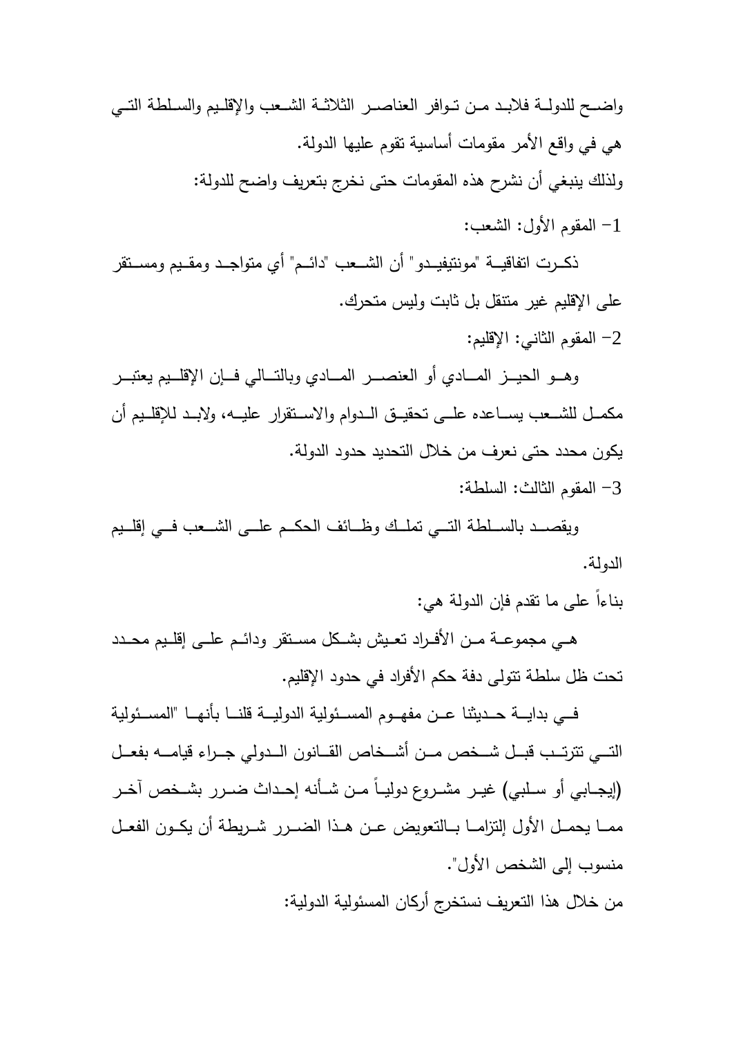واضح للدولة فلابد من توافر العناصر الثلاثة الشعب والإقليم والسلطة التي هي في واقع الأمر مقومات أساسية تقوم عليها الدولة.

ولذلك ينبغي أن نشرح هذه المقومات حتى نخرج بتعريف واضح للدولة:

1- المقوم الأول: الشعب:

ذكرت اتفاقية "مونتيفيدو" أن الشعب "دائم" أي متواجد ومقيم ومستقر على الإقليم غير متنقل بل ثابت وليس متحرك.

2- المقوم الثاني: الإقليم:

وهو الحيز المادي أو العنصر المادي وبالتالي فإن الإقليم يعتبر مكمل للشعب يساعده على تحقيق الدوام والاستقرار عليه، ولابد للإقليم أن يكون محدد حتى نعرف من خلال التحديد حدود الدولة.

3- المقوم الثالث: السلطة:

ويقصد بالسلطة التي تملك وظائف الحكم على الشعب في إقليم الدولة.

بناءاً على ما تقدم فإن الدولة هي:

هي مجموعة من الأفراد تعيش بشكل مستقر ودائم على إقليم محدد تحت ظل سلطة تتولى دفة حكم الأفراد في حدود الإقليم.

في بداية حديثنا عن مفهوم المسئولية الدولية قلنا بأنها "المسئولية التي تترتب قبل شخص من أشخاص القانون الدولي جراء قيامه بفعل (إيجابي أو سلبي) غير مشروع دولياً من شأنه إحداث ضرر بشخص آخر مما يحمل الأول إلتزاما بالتعويض عن هذا الضرر شريطة أن يكون الفعل منسوب إلى الشخص الأول".

من خلال هذا التعريف نستخرج أركان المسئولية الدولية: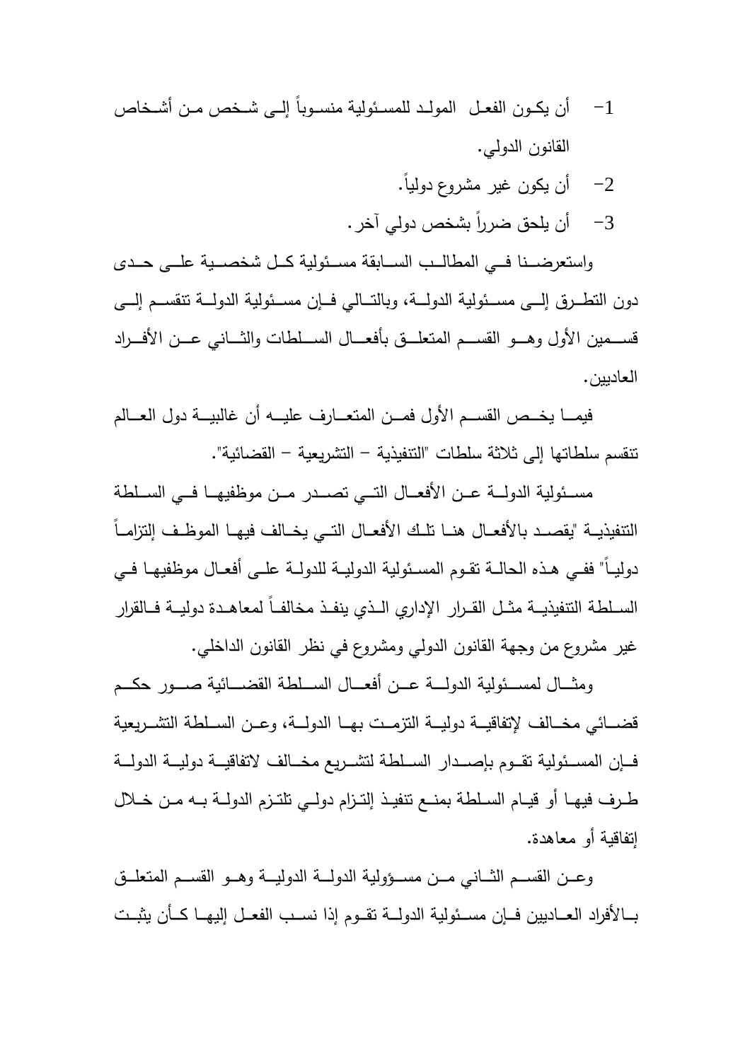1- أن يكون الفعل المولد للمسئولية منسوباً إلى شخص من أشخاص القانون الدولي.

2- أن يكون غير مشروع دولياً.

3- أن يلحق ضرراً بشخص دولي آخر.

واستعرضنا في المطالب السابقة مسئولية كل شخصية على حدى دون التطرق إلى مسئولية الدولة، وبالتالي فإن مسئولية الدولة تنقسم إلى قسمين الأول وهو القسم المتعلق بأفعال السلطات والثاني عن الأفراد العاديين.

فيما يخص القسم الأول فمن المتعارف عليه أن غالبية دول العالم تنقسم سلطاتها إلى ثلاثة سلطات "التنفيذية – التشريعية – القضائية".

مسئولية الدولة عن الأفعال التي تصدر من موظفيها في السلطة التنفيذية "يقصد بالأفعال هنا تلك الأفعال التي يخالف فيها الموظف إلتزاماً دولياً" ففي هذه الحالة تقوم المسئولية الدولية للدولة على أفعال موظفيها في السلطة التنفيذية مثل القرار الإداري الذي ينفذ مخالفاً لمعاهدة دولية فالقرار غير مشروع من وجهة القانون الدولي ومشروع في نظر القانون الداخلي.

ومثال لمسئولية الدولة عن أفعال السلطة القضائية صور حكم قضائي مخالف لإتفاقية دولية التزمت بها الدولة، وعن السلطة التشريعية فإن المسئولية تقوم بإصدار السلطة لتشريع مخالف لاتفاقية دولية الدولة طرف فيها أو قيام السلطة بمنع تنفيذ إلتزام دولي تلتزم الدولة به من خلال إتفاقية أو معاهدة.

وعن القسم الثاني من مسؤولية الدولة الدولية وهو القسم المتعلق بالأفراد العاديين فإن مسئولية الدولة تقوم إذا نسب الفعل إليها كأن يثبت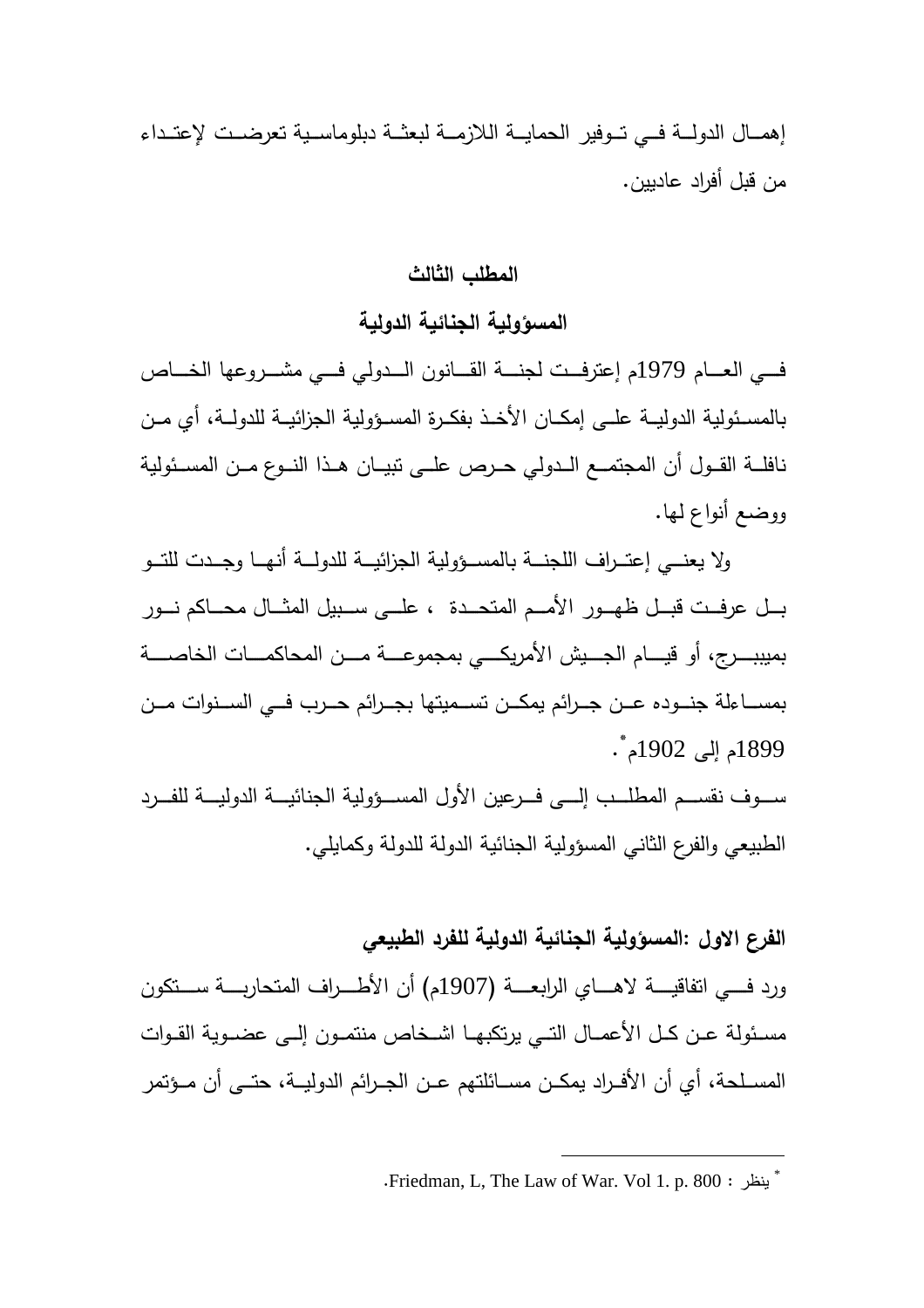إهمال الدولة في توفير الحماية اللازمة لبعثة دبلوماسية تعرضت لإعتداء من قبل أفراد عاديين.

## المطلب الثالث

## المسؤولية الجنائية الدولية

في العام 1979م إعترفت لجنة القانون الدولي في مشروعها الخاص بالمسئولية الدولية على إمكان الأخذ بفكرة المسؤولية الجزائية للدولة، أي من نافلة القول أن المجتمع الدولي حرص على تبيان هذا النوع من المسئولية ووضع أنواع لها.

ولا يعني إعتراف اللجنة بالمسؤولية الجزائية للدولة أنها وجدت للتو بل عرفت قبل ظهور الأمم المتحدة ، على سبيل المثال محاكم نورمبيرج، أو قيام الجيش الأمريكي بمجموعة من المحاكمات الخاصة بمساءلة جنوده عن جرائم يمكن تسميتها بجرائم حرب في السنوات من 1899م إلى 1902م[*].

سوف نقسم المطلب إلى فرعين الأول المسؤولية الجنائية الدولية للفرد الطبيعي والفرع الثاني المسؤولية الجنائية الدولة للدولة وكمايلي.

### الفرع الاول :المسؤولية الجنائية الدولية للفرد الطبيعي

ورد في اتفاقية لاهاي الرابعة (1907م) أن الأطراف المتحاربة ستكون مسئولة عن كل الأعمال التي يرتكبها اشخاص منتمون إلى عضوية القوات المسلحة، أي أن الأفراد يمكن مسائلتهم عن الجرائم الدولية، حتى أن مؤتمر

---

[*] ينظر : Friedman, L, The Law of War. Vol 1. p. 800.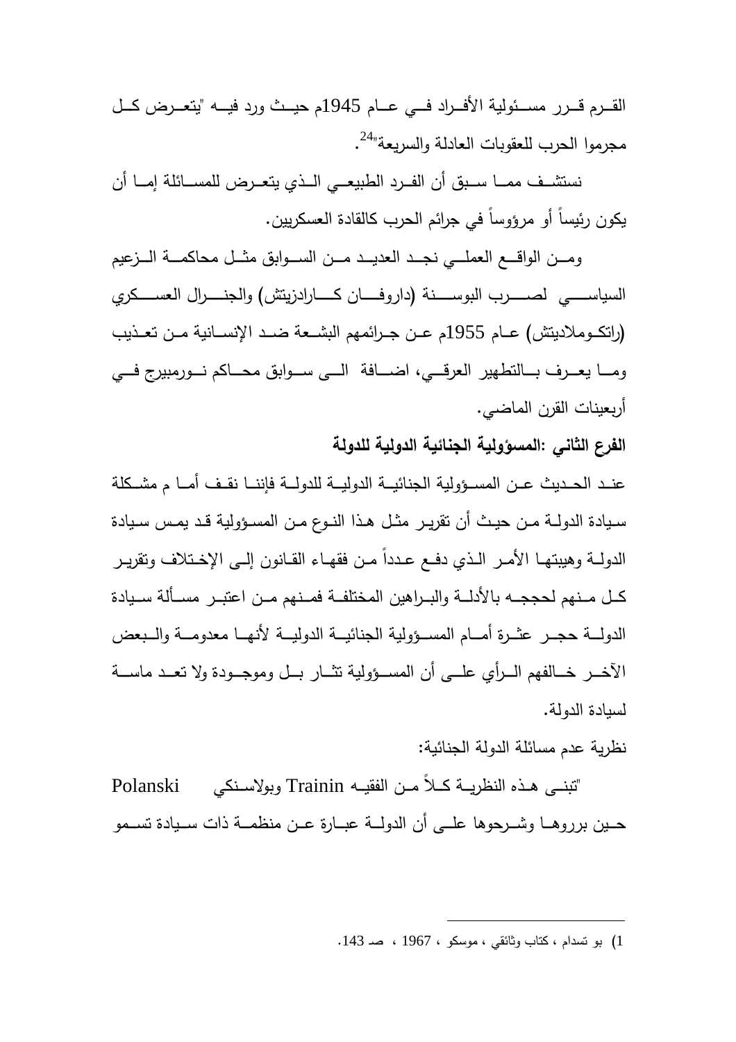القرم قرر مسئولية الأفراد في عام 1945م حيث ورد فيه "يتعرض كل مجرموا الحرب للعقوبات العادلة والسريعة"[24].

نستشف مما سبق أن الفرد الطبيعي الذي يتعرض للمسائلة إما أن يكون رئيساً أو مرؤوساً في جرائم الحرب كالقادة العسكريين.

ومن الواقع العملي نجد العديد من السوابق مثل محاكمة الزعيم السياسي لصرب البوسنة (داروفان كارادزيتش) والجنرال العسكري (راتكوملاديتش) عام 1955م عن جرائمهم البشعة ضد الإنسانية من تعذيب وما يعرف بالتطهير العرقي، اضافة الى سوابق محاكم نورمبيرج في أربعينات القرن الماضي.

**الفرع الثاني :المسؤولية الجنائية الدولية للدولة**

عند الحديث عن المسؤولية الجنائية الدولية للدولة فإننا نقف أما م مشكلة سيادة الدولة من حيث أن تقرير مثل هذا النوع من المسؤولية قد يمس سيادة الدولة وهيبتها الأمر الذي دفع عدداً من فقهاء القانون إلى الإختلاف وتقرير كل منهم لحججه بالأدلة والبراهين المختلفة فمنهم من اعتبر مسألة سيادة الدولة حجر عثرة أمام المسؤولية الجنائية الدولية لأنها معدومة والبعض الآخر خالفهم الرأي على أن المسؤولية تثار بل وموجودة ولا تعد ماسة لسيادة الدولة.

نظرية عدم مسائلة الدولة الجنائية:

"تبنى هذه النظرية كلاً من الفقيه Trainin وبولاسنكي Polanski حين برروها وشرحوها على أن الدولة عبارة عن منظمة ذات سيادة تسمو

---

1) بو تسدام ، كتاب وثائقي ، موسكو ، 1967 ، صـ 143.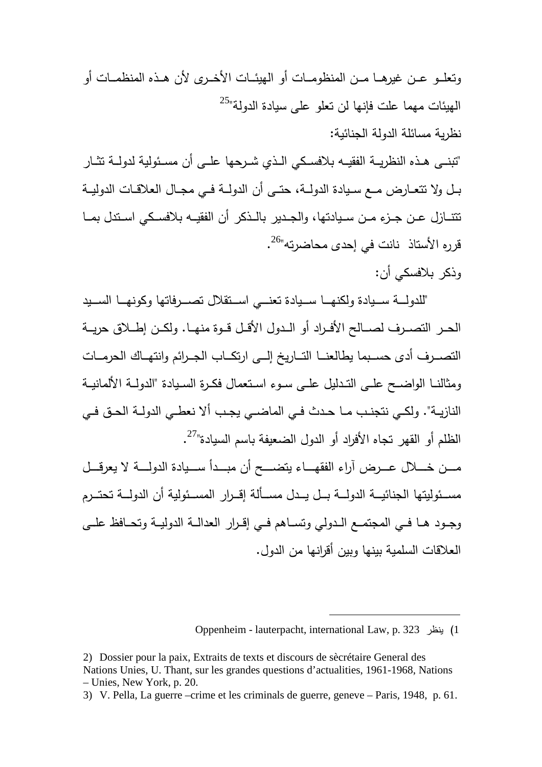وتعلـو عـن غيرهـا مـن المنظومـات أو الهيئـات الأخـرى لأن هـذه المنظمـات أو الهيئات مهما علت فإنها لن تعلو على سيادة الدولة"[25]

نظرية مسائلة الدولة الجنائية:

"تبنـى هـذه النظريـة الفقيـه بلافسـكي الـذي شـرحها علـى أن مسـئولية لدولـة تثـار بـل ولا تتعـارض مـع سـيادة الدولـة، حتـى أن الدولـة فـي مجـال العلاقـات الدوليـة تتنـازل عـن جـزء مـن سـيادتها، والجـدير بالـذكر أن الفقيـه بلافسـكي اسـتدل بمـا قرره الأستاذ نانت في إحدى محاضرته"[26].

وذكر بلافسكي أن:

"للدولـة سـيادة ولكنهـا سـيادة تعنـي اسـتقلال تصـرفاتها وكونهـا السـيد الحـر التصـرف لصـالح الأفـراد أو الـدول الأقـل قـوة منهـا. ولكـن إطـلاق حريـة التصـرف أدى حسـبما يطالعنـا التـاريخ إلـى ارتكـاب الجـرائم وانتهـاك الحرمـات ومثالنـا الواضـح علـى التـدليل علـى سـوء اسـتعمال فكـرة السـيادة "الدولـة الألمانيـة النازيـة". ولكـي نتجنـب مـا حـدث فـي الماضـي يجـب ألا نعطـي الدولـة الحـق فـي الظلم أو القهر تجاه الأفراد أو الدول الضعيفة باسم السيادة"[27].

مـن خـلال عـرض آراء الفقهـاء يتضـح أن مبـدأ سـيادة الدولـة لا يعرقـل مسـئوليتها الجنائيـة الدولـة بـل يـدل مسـألة إقـرار المسـئولية أن الدولـة تحتـرم وجـود هـا فـي المجتمـع الـدولي وتسـاهم فـي إقـرار العدالـة الدوليـة وتحـافظ علـى العلاقات السلمية بينها وبين أقرانها من الدول.

---

1) ينظر Oppenheim - lauterpacht, international Law, p. 323

2) Dossier pour la paix, Extraits de texts et discours de sècrétaire General des Nations Unies, U. Thant, sur les grandes questions d'actualities, 1961-1968, Nations – Unies, New York, p. 20.

3) V. Pella, La guerre –crime et les criminals de guerre, geneve – Paris, 1948, p. 61.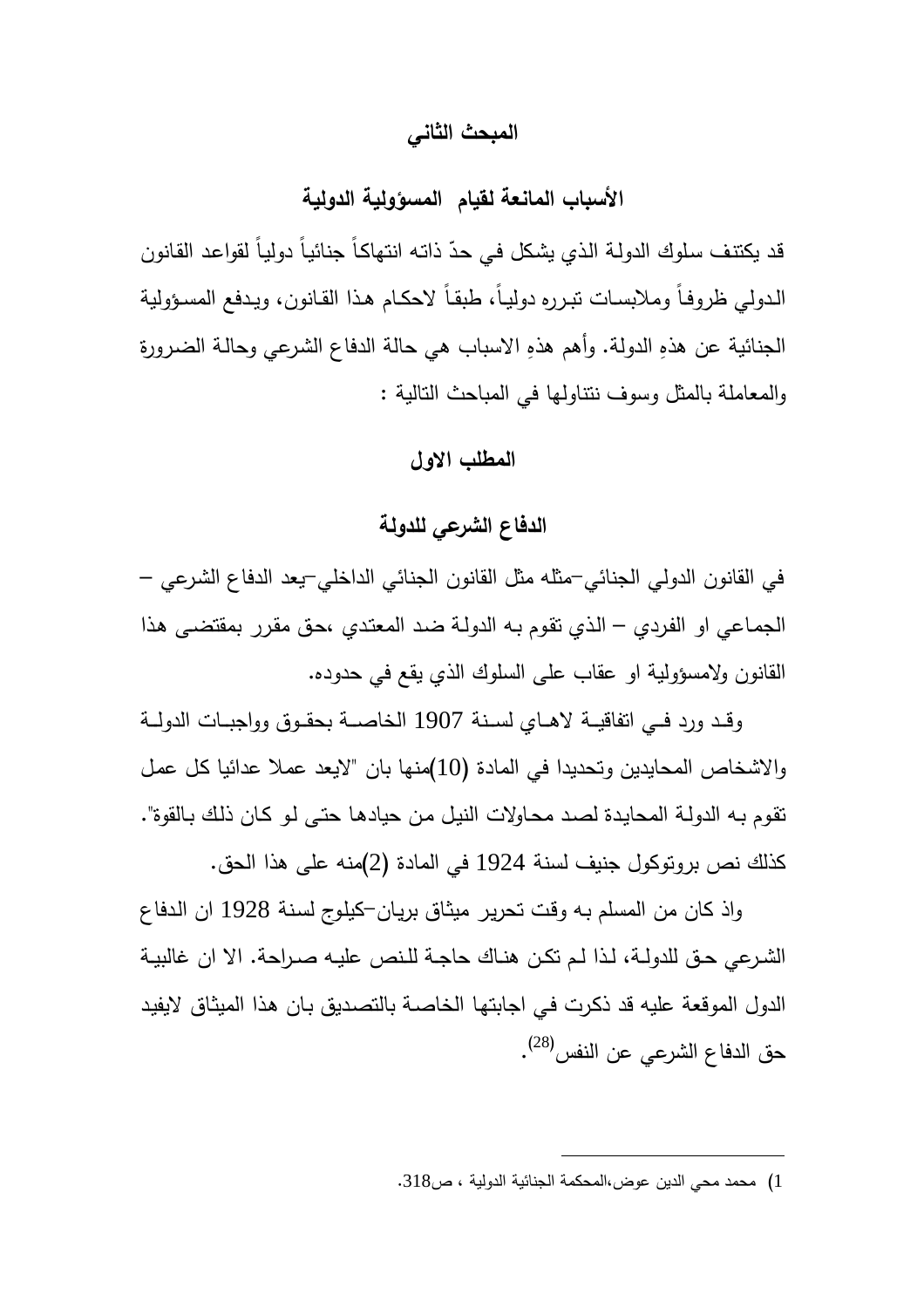## المبحث الثاني

## الأسباب المانعة لقيام المسؤولية الدولية

قد يكتنف سلوك الدولة الذي يشكل في حدّ ذاته انتهاكاً جنائياً دولياً لقواعد القانون الدولي ظروفاً وملابسات تبرره دولياً، طبقاً لاحكام هذا القانون، ويدفع المسؤولية الجنائية عن هذهِ الدولة. وأهم هذهِ الاسباب هي حالة الدفاع الشرعي وحالة الضرورة والمعاملة بالمثل وسوف نتناولها في المباحث التالية :

### المطلب الاول

### الدفاع الشرعي للدولة

في القانون الدولي الجنائي–مثله مثل القانون الجنائي الداخلي–يعد الدفاع الشرعي – الجماعي او الفردي – الذي تقوم به الدولة ضد المعتدي ،حق مقرر بمقتضى هذا القانون ولامسؤولية او عقاب على السلوك الذي يقع في حدوده.

وقد ورد في اتفاقية لاهاي لسنة 1907 الخاصة بحقوق وواجبات الدولة والاشخاص المحايدين وتحديدا في المادة (10)منها بان "لايعد عملا عدائيا كل عمل تقوم به الدولة المحايدة لصد محاولات النيل من حيادها حتى لو كان ذلك بالقوة". كذلك نص بروتوكول جنيف لسنة 1924 في المادة (2)منه على هذا الحق.

واذ كان من المسلم به وقت تحرير ميثاق بريان–كيلوج لسنة 1928 ان الدفاع الشرعي حق للدولة، لذا لم تكن هناك حاجة للنص عليه صراحة. الا ان غالبية الدول الموقعة عليه قد ذكرت في اجابتها الخاصة بالتصديق بان هذا الميثاق لايفيد حق الدفاع الشرعي عن النفس[28].

---

1) محمد محي الدين عوض،المحكمة الجنائية الدولية ، ص318.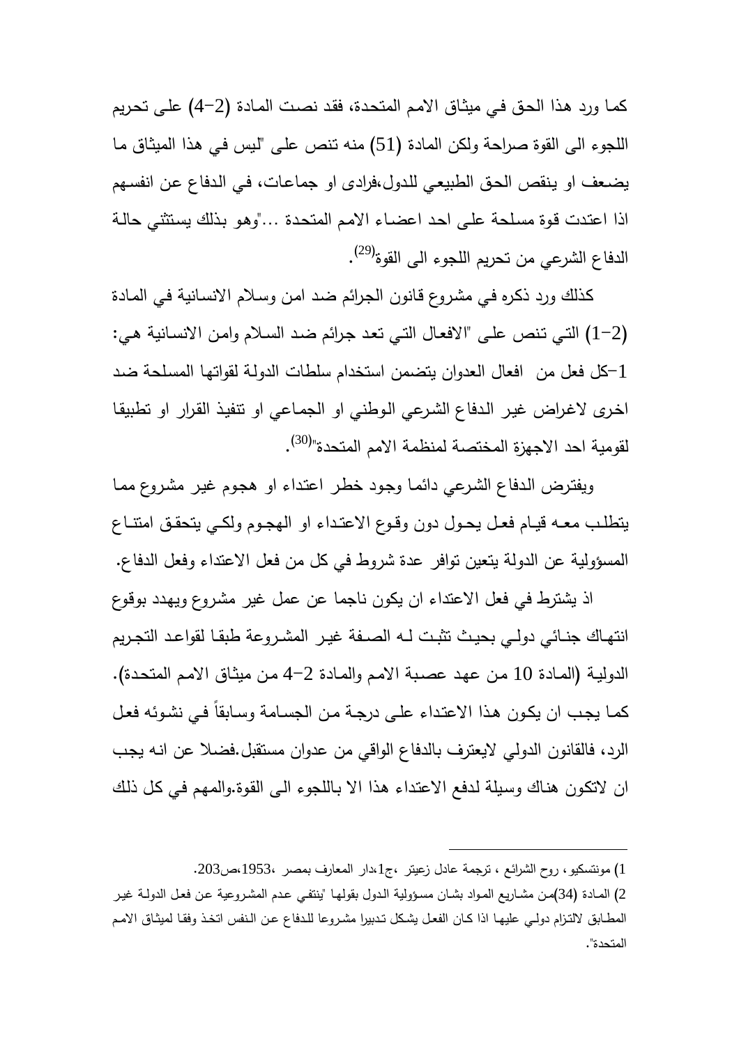كما ورد هذا الحق في ميثاق الامم المتحدة، فقد نصت المادة (2-4) على تحريم اللجوء الى القوة صراحة ولكن المادة (51) منه تنص على "ليس في هذا الميثاق ما يضعف او ينقص الحق الطبيعي للدول،فرادى او جماعات، في الدفاع عن انفسهم اذا اعتدت قوة مسلحة على احد اعضاء الامم المتحدة ..."وهو بذلك يستثني حالة الدفاع الشرعي من تحريم اللجوء الى القوة[29].

كذلك ورد ذكره في مشروع قانون الجرائم ضد امن وسلام الانسانية في المادة (2-1) التي تنص على "الافعال التي تعد جرائم ضد السلام وامن الانسانية هي: 1-كل فعل من افعال العدوان يتضمن استخدام سلطات الدولة لقواتها المسلحة ضد اخرى لاغراض غير الدفاع الشرعي الوطني او الجماعي او تنفيذ القرار او تطبيقا لقومية احد الاجهزة المختصة لمنظمة الامم المتحدة"[30].

ويفترض الدفاع الشرعي دائما وجود خطر اعتداء او هجوم غير مشروع مما يتطلب معه قيام فعل يحول دون وقوع الاعتداء او الهجوم ولكي يتحقق امتناع المسؤولية عن الدولة يتعين توافر عدة شروط في كل من فعل الاعتداء وفعل الدفاع.

اذ يشترط في فعل الاعتداء ان يكون ناجما عن عمل غير مشروع ويهدد بوقوع انتهاك جنائي دولي بحيث تثبت له الصفة غير المشروعة طبقا لقواعد التجريم الدولية (المادة 10 من عهد عصبة الامم والمادة 2-4 من ميثاق الامم المتحدة). كما يجب ان يكون هذا الاعتداء على درجة من الجسامة وسابقاً في نشوئه فعل الرد، فالقانون الدولي لايعترف بالدفاع الواقي من عدوان مستقبل.فضلا عن انه يجب ان لاتكون هناك وسيلة لدفع الاعتداء هذا الا باللجوء الى القوة.والمهم في كل ذلك

---

1) مونتسكيو، روح الشرائع ، ترجمة عادل زعيتر ،ج1،دار المعارف بمصر ،1953،ص203.

2) المادة (34)من مشاريع المواد بشان مسؤولية الدول بقولها "ينتفي عدم المشروعية عن فعل الدولة غير المطابق لالتزام دولي عليها اذا كان الفعل يشكل تدبيرا مشروعا للدفاع عن النفس اتخذ وفقا لميثاق الامم المتحدة".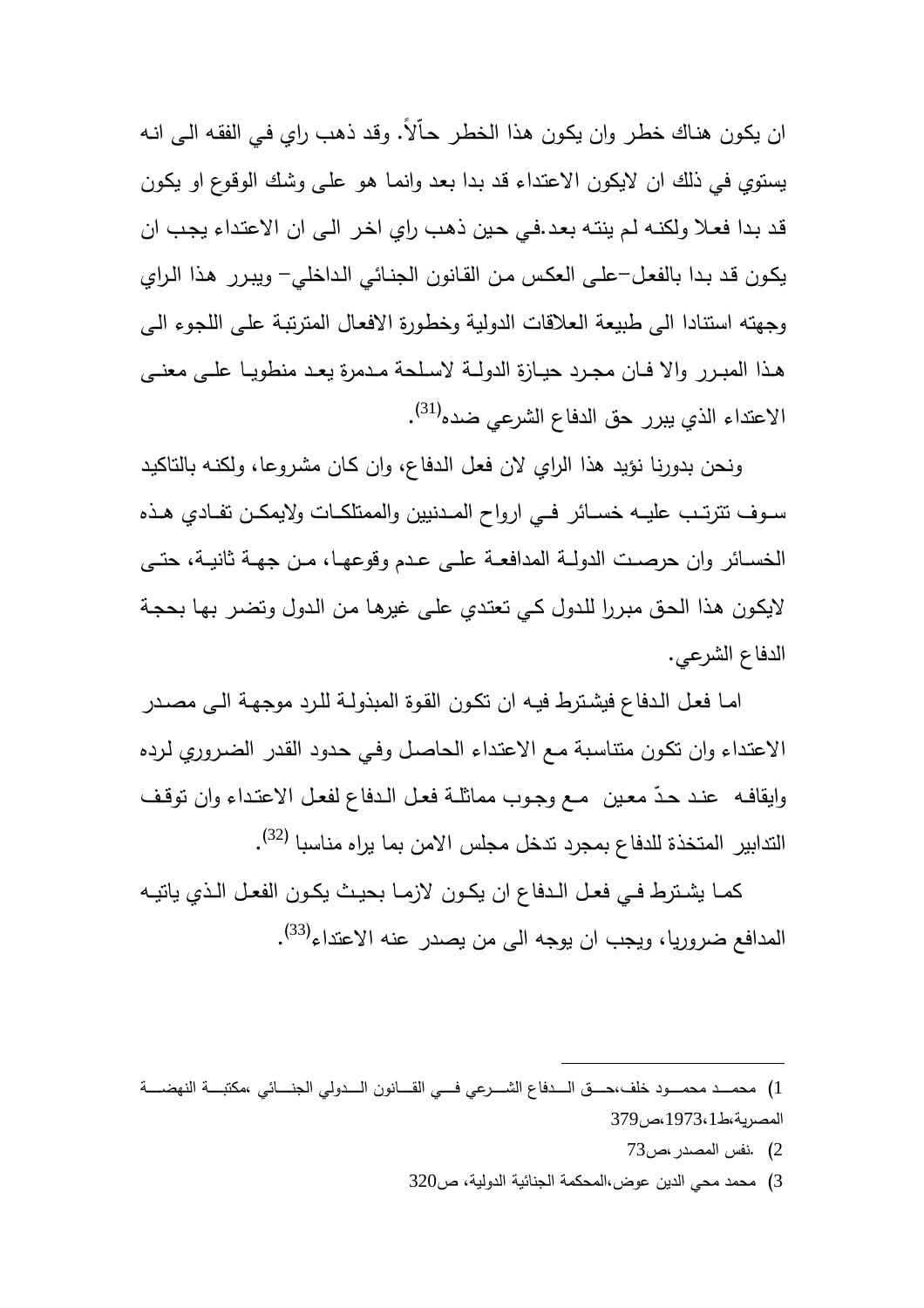ان يكون هناك خطر وان يكون هذا الخطر حالّاً. وقد ذهب راي في الفقه الى انه يستوي في ذلك ان لايكون الاعتداء قد بدا بعد وانما هو على وشك الوقوع او يكون قد بدا فعلا ولكنه لم ينته بعد.في حين ذهب راي اخر الى ان الاعتداء يجب ان يكون قد بدا بالفعل–على العكس من القانون الجنائي الداخلي– ويبرر هذا الراي وجهته استنادا الى طبيعة العلاقات الدولية وخطورة الافعال المترتبة على اللجوء الى هذا المبرر والا فان مجرد حيازة الدولة لاسلحة مدمرة يعد منطويا على معنى الاعتداء الذي يبرر حق الدفاع الشرعي ضده[31].

ونحن بدورنا نؤيد هذا الراي لان فعل الدفاع، وان كان مشروعا، ولكنه بالتاكيد سوف تترتب عليه خسائر في ارواح المدنيين والممتلكات ولايمكن تفادي هذه الخسائر وان حرصت الدولة المدافعة على عدم وقوعها، من جهة ثانية، حتى لايكون هذا الحق مبررا للدول كي تعتدي على غيرها من الدول وتضر بها بحجة الدفاع الشرعي.

اما فعل الدفاع فيشترط فيه ان تكون القوة المبذولة للرد موجهة الى مصدر الاعتداء وان تكون متناسبة مع الاعتداء الحاصل وفي حدود القدر الضروري لرده وايقافه عند حدّ معين مع وجوب مماثلة فعل الدفاع لفعل الاعتداء وان توقف التدابير المتخذة للدفاع بمجرد تدخل مجلس الامن بما يراه مناسبا [32].

كما يشترط في فعل الدفاع ان يكون لازما بحيث يكون الفعل الذي ياتيه المدافع ضروريا، ويجب ان يوجه الى من يصدر عنه الاعتداء[33].

---

1) محمد محمود خلف،حق الدفاع الشرعي في القانون الدولي الجنائي ،مكتبة النهضة المصرية،ط1973،1،ص379

2) .نفس المصدر ،ص73

3) محمد محي الدين عوض،المحكمة الجنائية الدولية، ص320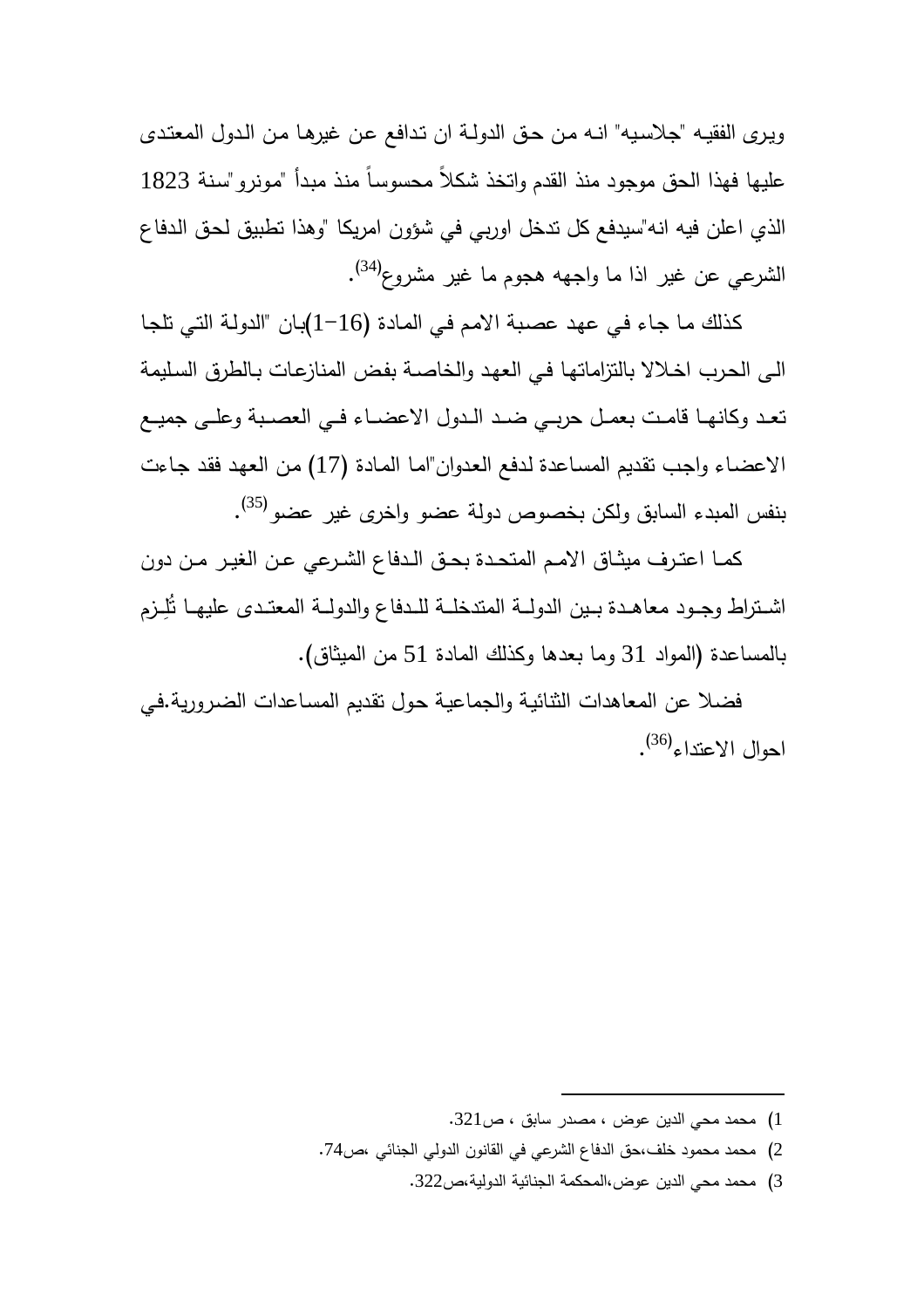ويرى الفقيه "جلاسيه" انه من حق الدولة ان تدافع عن غيرها من الدول المعتدى عليها فهذا الحق موجود منذ القدم واتخذ شكلاً محسوساً منذ مبدأ "مونرو"سنة 1823 الذي اعلن فيه انه"سيدفع كل تدخل اوربي في شؤون امريكا "وهذا تطبيق لحق الدفاع الشرعي عن غير اذا ما واجهه هجوم ما غير مشروع[34].

كذلك ما جاء في عهد عصبة الامم في المادة (16-1)بان "الدولة التي تلجا الى الحرب اخلالا بالتزاماتها في العهد والخاصة بفض المنازعات بالطرق السليمة تعد وكانها قامت بعمل حربي ضد الدول الاعضاء في العصبة وعلى جميع الاعضاء واجب تقديم المساعدة لدفع العدوان"اما المادة (17) من العهد فقد جاءت بنفس المبدء السابق ولكن بخصوص دولة عضو واخرى غير عضو[35].

كما اعترف ميثاق الامم المتحدة بحق الدفاع الشرعي عن الغير من دون اشتراط وجود معاهدة بين الدولة المتدخلة للدفاع والدولة المعتدى عليها تُلِزم بالمساعدة (المواد 31 وما بعدها وكذلك المادة 51 من الميثاق).

فضلا عن المعاهدات الثنائية والجماعية حول تقديم المساعدات الضرورية.في احوال الاعتداء[36].

---

1) محمد محي الدين عوض ، مصدر سابق ، ص321.

2) محمد محمود خلف،حق الدفاع الشرعي في القانون الدولي الجنائي ،ص74.

3) محمد محي الدين عوض،المحكمة الجنائية الدولية،ص322.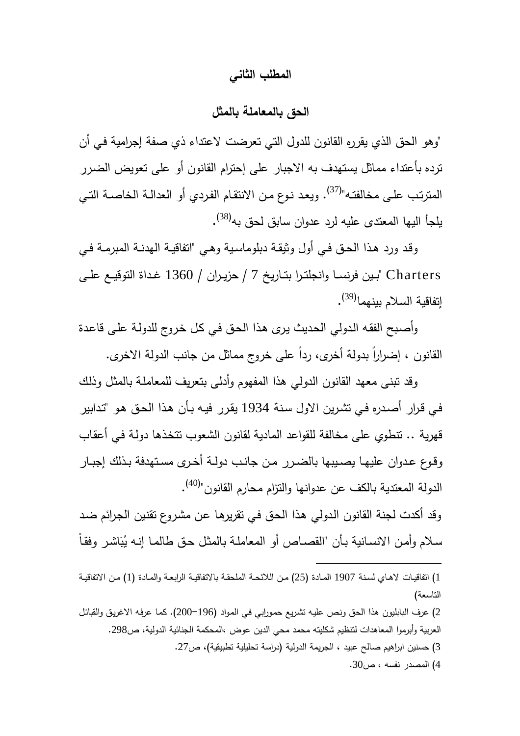## المطلب الثاني

## الحق بالمعاملة بالمثل

"وهو الحق الذي يقرره القانون للدول التي تعرضت لاعتداء ذي صفة إجرامية في أن ترده بأعتداء مماثل يستهدف به الاجبار على إحترام القانون أو على تعويض الضرر المترتب على مخالفته"[37]. ويعد نوع من الانتقام الفردي أو العدالة الخاصة التي يلجأ اليها المعتدى عليه لرد عدوان سابق لحق به[38].

وقد ورد هذا الحق في أول وثيقة دبلوماسية وهي "اتفاقية الهدنة المبرمة في Charters "بين فرنسا وانجلترا بتاريخ 7 / حزيران / 1360 غداة التوقيع على إتفاقية السلام بينهما[39].

وأصبح الفقه الدولي الحديث يرى هذا الحق في كل خروج للدولة على قاعدة القانون ، إضراراً بدولة أخرى، رداً على خروج مماثل من جانب الدولة الاخرى.

وقد تبنى معهد القانون الدولي هذا المفهوم وأدلى بتعريف للمعاملة بالمثل وذلك في قرار أصدره في تشرين الاول سنة 1934 يقرر فيه بأن هذا الحق هو "تدابير قهرية .. تنطوي على مخالفة للقواعد المادية لقانون الشعوب تتخذها دولة في أعقاب وقوع عدوان عليها يصيبها بالضرر من جانب دولة أخرى مستهدفة بذلك إجبار الدولة المعتدية بالكف عن عدوانها والتزام محارم القانون"[40].

وقد أكدت لجنة القانون الدولي هذا الحق في تقريرها عن مشروع تقنين الجرائم ضد سلام وأمن الانسانية بأن "القصاص أو المعاملة بالمثل حق طالما إنه يُبَاشر وفقاً

---

1) اتفاقيات لاهاي لسنة 1907 المادة (25) من اللائحة الملحقة بالاتفاقية الرابعة والمادة (1) من الاتفاقية التاسعة)

2) عرف البابليون هذا الحق ونص عليه تشريع حمورابي في المواد (196–200). كما عرفه الاغريق والقبائل العربية وأبرموا المعاهدات لتنظيم شكليته محمد محي الدين عوض ،المحكمة الجنائية الدولية، ص298.

3) حسنين ابراهيم صالح عبيد ، الجريمة الدولية (دراسة تحليلية تطبيقية)، ص27.

4) المصدر نفسه ، ص30.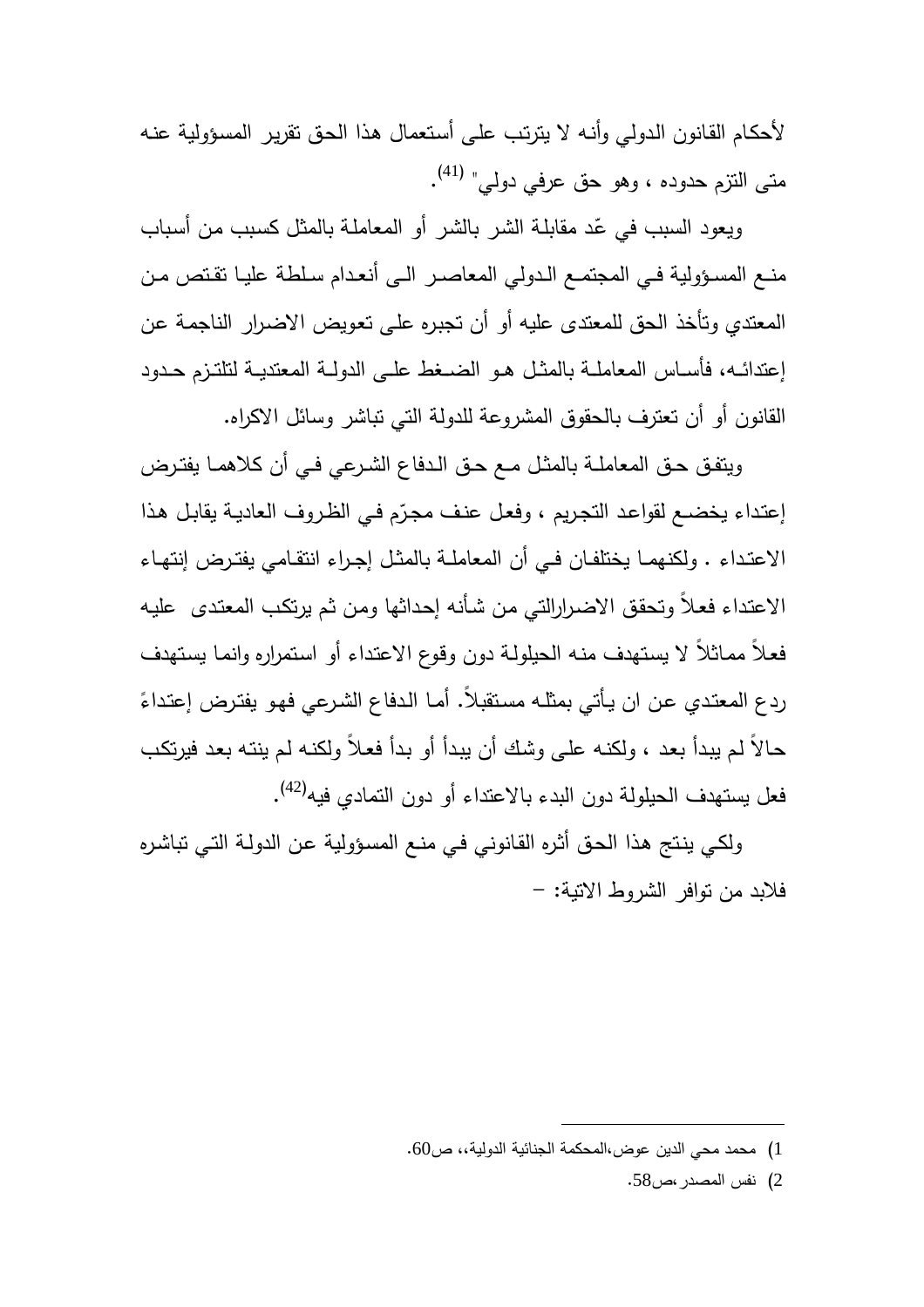لأحكام القانون الدولي وأنه لا يترتب على أستعمال هذا الحق تقرير المسؤولية عنه متى التزم حدوده ، وهو حق عرفي دولي" [41].

ويعود السبب في عّد مقابلة الشر بالشر أو المعاملة بالمثل كسبب من أسباب منع المسؤولية في المجتمع الدولي المعاصر الى أنعدام سلطة عليا تقتص من المعتدي وتأخذ الحق للمعتدى عليه أو أن تجبره على تعويض الاضرار الناجمة عن إعتدائه، فأساس المعاملة بالمثل هو الضغط على الدولة المعتدية لتلتزم حدود القانون أو أن تعترف بالحقوق المشروعة للدولة التي تباشر وسائل الاكراه.

ويتفق حق المعاملة بالمثل مع حق الدفاع الشرعي في أن كلاهما يفترض إعتداء يخضع لقواعد التجريم ، وفعل عنف مجرّم في الظروف العادية يقابل هذا الاعتداء . ولكنهما يختلفان في أن المعاملة بالمثل إجراء انتقامي يفترض إنتهاء الاعتداء فعلاً وتحقق الاضرارالتي من شأنه إحداثها ومن ثم يرتكب المعتدى عليه فعلاً مماثلاً لا يستهدف منه الحيلولة دون وقوع الاعتداء أو استمراره وانما يستهدف ردع المعتدي عن ان يأتي بمثله مستقبلاً. أما الدفاع الشرعي فهو يفترض إعتداءً حالاً لم يبدأ بعد ، ولكنه على وشك أن يبدأ أو بدأ فعلاً ولكنه لم ينته بعد فيرتكب فعل يستهدف الحيلولة دون البدء بالاعتداء أو دون التمادي فيه[42].

ولكي ينتج هذا الحق أثره القانوني في منع المسؤولية عن الدولة التي تباشره فلابد من توافر الشروط الاتية: -

---

1) محمد محي الدين عوض،المحكمة الجنائية الدولية،، ص60.

2) نفس المصدر،ص58.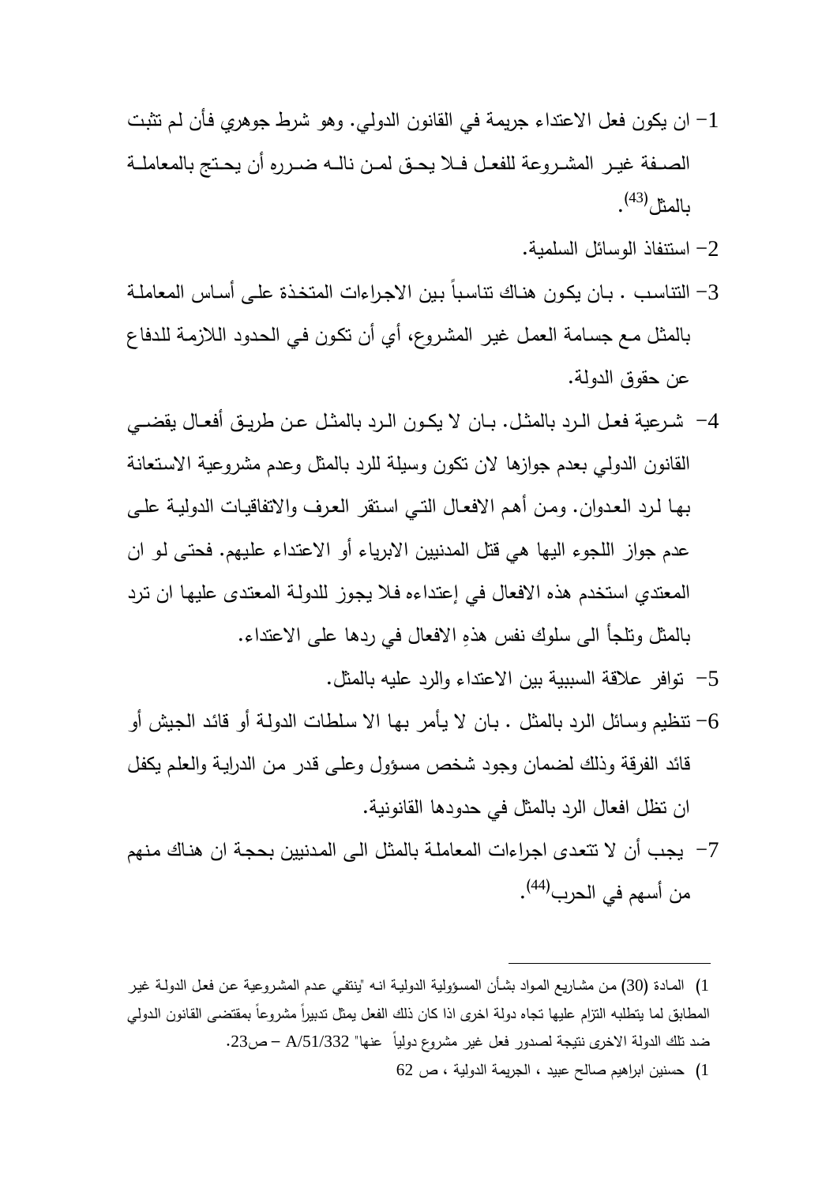1- ان يكون فعل الاعتداء جريمة في القانون الدولي. وهو شرط جوهري فأن لم تثبت الصفة غير المشروعة للفعل فلا يحق لمن ناله ضرره أن يحتج بالمعاملة بالمثل[43].

2- استنفاذ الوسائل السلمية.

3- التناسب . بان يكون هناك تناسباً بين الاجراءات المتخذة على أساس المعاملة بالمثل مع جسامة العمل غير المشروع، أي أن تكون في الحدود اللازمة للدفاع عن حقوق الدولة.

4- شرعية فعل الرد بالمثل. بان لا يكون الرد بالمثل عن طريق أفعال يقضي القانون الدولي بعدم جوازها لان تكون وسيلة للرد بالمثل وعدم مشروعية الاستعانة بها لرد العدوان. ومن أهم الافعال التي استقر العرف والاتفاقيات الدولية على عدم جواز اللجوء اليها هي قتل المدنيين الابرياء أو الاعتداء عليهم. فحتى لو ان المعتدي استخدم هذه الافعال في إعتداءه فلا يجوز للدولة المعتدى عليها ان ترد بالمثل وتلجأ الى سلوك نفس هذهِ الافعال في ردها على الاعتداء.

5- توافر علاقة السببية بين الاعتداء والرد عليه بالمثل.

6- تنظيم وسائل الرد بالمثل . بان لا يأمر بها الا سلطات الدولة أو قائد الجيش أو قائد الفرقة وذلك لضمان وجود شخص مسؤول وعلى قدر من الدراية والعلم يكفل ان تظل افعال الرد بالمثل في حدودها القانونية.

7- يجب أن لا تتعدى اجراءات المعاملة بالمثل الى المدنيين بحجة ان هناك منهم من أسهم في الحرب[44].

---

1) المادة (30) من مشاريع المواد بشأن المسؤولية الدولية انه "ينتفي عدم المشروعية عن فعل الدولة غير المطابق لما يتطلبه التزام عليها تجاه دولة اخرى اذا كان ذلك الفعل يمثل تدبيراً مشروعاً بمقتضى القانون الدولي ضد تلك الدولة الاخرى نتيجة لصدور فعل غير مشروع دولياً عنها" A/51/332 – ص23.

1) حسنين ابراهيم صالح عبيد ، الجريمة الدولية ، ص 62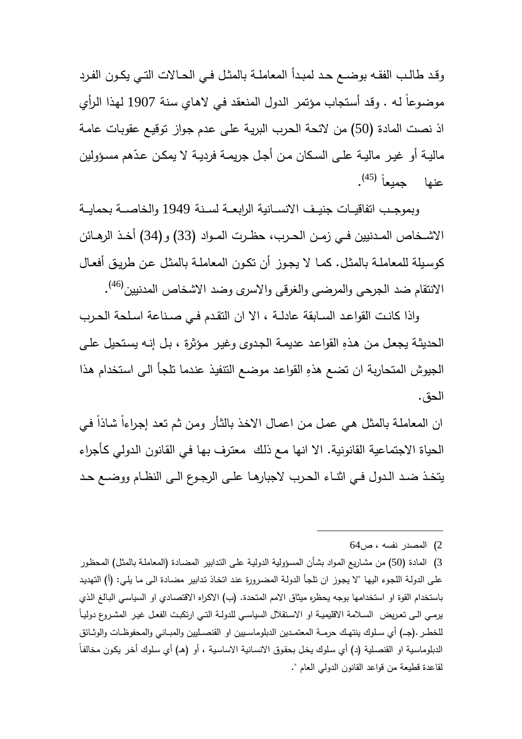وقد طالب الفقه بوضع حد لمبدأ المعاملة بالمثل في الحالات التي يكون الفرد موضوعاً له . وقد أستجاب مؤتمر الدول المنعقد في لاهاي سنة 1907 لهذا الرأي اذ نصت المادة (50) من لائحة الحرب البرية على عدم جواز توقيع عقوبات عامة مالية أو غير مالية على السكان من أجل جريمة فردية لا يمكن عدّهم مسؤولين عنها جميعاً [45].

وبموجب اتفاقيات جنيف الانسانية الرابعة لسنة 1949 والخاصة بحماية الاشخاص المدنيين في زمن الحرب، حظرت المواد (33) و(34) أخذ الرهائن كوسيلة للمعاملة بالمثل. كما لا يجوز أن تكون المعاملة بالمثل عن طريق أفعال الانتقام ضد الجرحى والمرضى والغرقى والاسرى وضد الاشخاص المدنيين[46].

واذا كانت القواعد السابقة عادلة ، الا ان التقدم في صناعة اسلحة الحرب الحديثة يجعل من هذهِ القواعد عديمة الجدوى وغير مؤثرة ، بل إنه يستحيل على الجيوش المتحاربة ان تضع هذهِ القواعد موضع التنفيذ عندما تلجأ الى استخدام هذا الحق.

ان المعاملة بالمثل هي عمل من اعمال الاخذ بالثأر ومن ثم تعد إجراءاً شاذاً في الحياة الاجتماعية القانونية. الا انها مع ذلك معترف بها في القانون الدولي كأجراء يتخذ ضد الدول في اثناء الحرب لاجبارها على الرجوع الى النظام ووضع حد

---

2) المصدر نفسه ، ص64

3) المادة (50) من مشاريع المواد بشأن المسؤولية الدولية على التدابير المضادة (المعاملة بالمثل) المحظور على الدولة اللجوء اليها "لا يجوز ان تلجأ الدولة المضرورة عند اتخاذ تدابير مضادة الى ما يلي: (أ) التهديد باستخدام القوة او استخدامها بوجه يحظره ميثاق الامم المتحدة. (ب) الاكراه الاقتصادي او السياسي البالغ الذي يرمي الى تعريض السلامة الاقليمية او الاستقلال السياسي للدولة التي ارتكبت الفعل غير المشروع دولياً للخطر .(جـ) أي سلوك ينتهك حرمة المعتمدين الدبلوماسيين او القنصليين والمباني والمحفوظات والوثائق الدبلوماسية او القنصلية (د) أي سلوك يخل بحقوق الانسانية الاساسية ، أو (هـ) أي سلوك أخر يكون مخالفاً لقاعدة قطيعة من قواعد القانون الدولي العام ".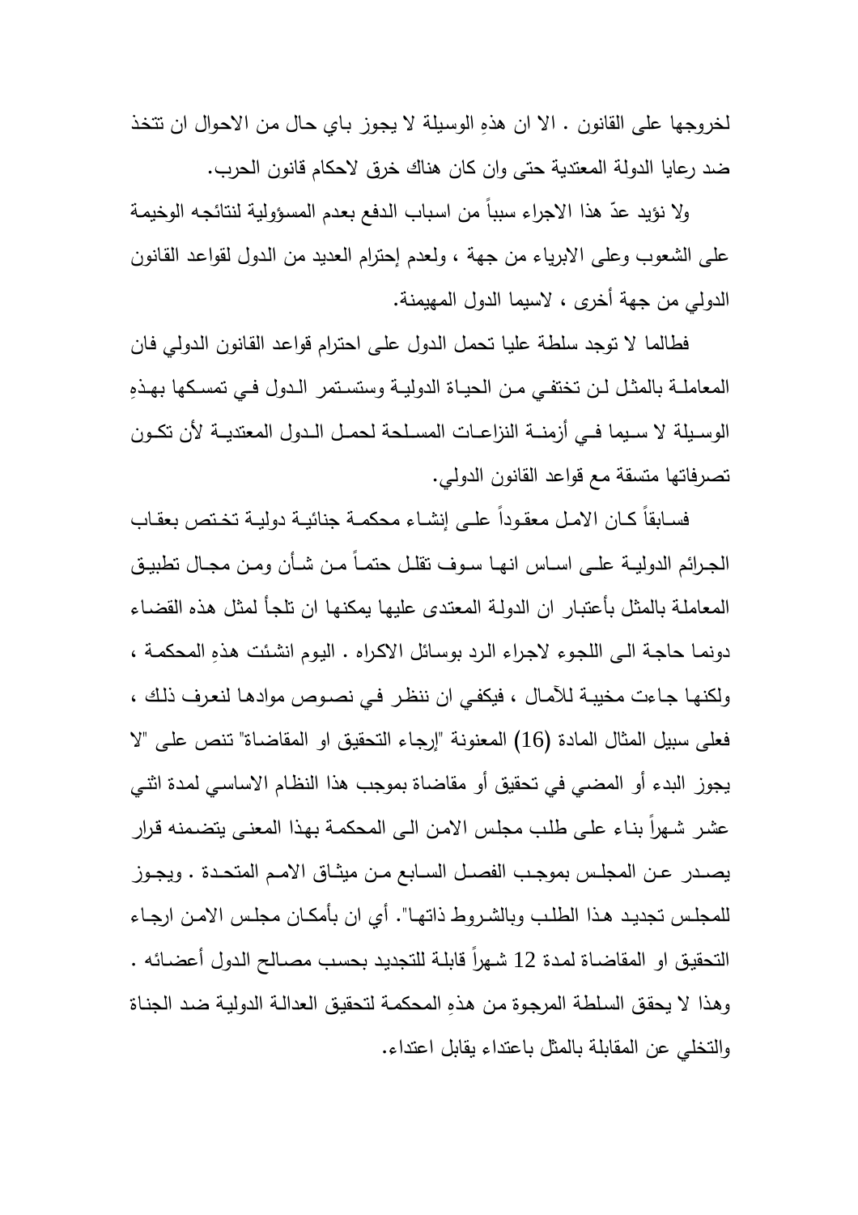لخروجها على القانون . الا ان هذهِ الوسيلة لا يجوز باي حال من الاحوال ان تتخذ ضد رعايا الدولة المعتدية حتى وان كان هناك خرق لاحكام قانون الحرب.

ولا نؤيد عدّ هذا الاجراء سبباً من اسباب الدفع بعدم المسؤولية لنتائجه الوخيمة على الشعوب وعلى الابرياء من جهة ، ولعدم إحترام العديد من الدول لقواعد القانون الدولي من جهة أخرى ، لاسيما الدول المهيمنة.

فطالما لا توجد سلطة عليا تحمل الدول على احترام قواعد القانون الدولي فان المعاملة بالمثل لن تختفي من الحياة الدولية وستستمر الدول في تمسكها بهذهِ الوسيلة لا سيما في أزمنة النزاعات المسلحة لحمل الدول المعتدية لأن تكون تصرفاتها متسقة مع قواعد القانون الدولي.

فسابقاً كان الامل معقوداً على إنشاء محكمة جنائية دولية تختص بعقاب الجرائم الدولية على اساس انها سوف تقلل حتماً من شأن ومن مجال تطبيق المعاملة بالمثل بأعتبار ان الدولة المعتدى عليها يمكنها ان تلجأ لمثل هذه القضاء دونما حاجة الى اللجوء لاجراء الرد بوسائل الاكراه . اليوم انشئت هذهِ المحكمة ، ولكنها جاءت مخيبة للآمال ، فيكفي ان ننظر في نصوص موادها لنعرف ذلك ، فعلى سبيل المثال المادة (16) المعنونة "إرجاء التحقيق او المقاضاة" تنص على "لا يجوز البدء أو المضي في تحقيق أو مقاضاة بموجب هذا النظام الاساسي لمدة اثني عشر شهراً بناء على طلب مجلس الامن الى المحكمة بهذا المعنى يتضمنه قرار يصدر عن المجلس بموجب الفصل السابع من ميثاق الامم المتحدة . ويجوز للمجلس تجديد هذا الطلب وبالشروط ذاتها". أي ان بأمكان مجلس الامن ارجاء التحقيق او المقاضاة لمدة 12 شهراً قابلة للتجديد بحسب مصالح الدول أعضائه . وهذا لا يحقق السلطة المرجوة من هذهِ المحكمة لتحقيق العدالة الدولية ضد الجناة والتخلي عن المقابلة بالمثل باعتداء يقابل اعتداء.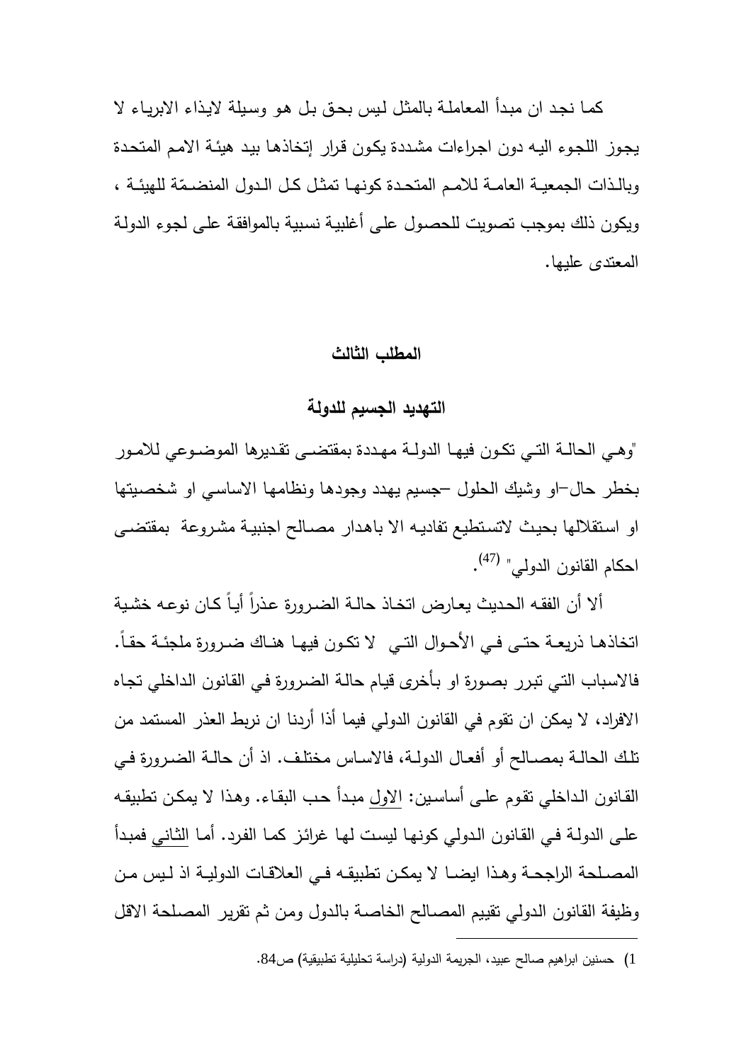كما نجد ان مبدأ المعاملة بالمثل ليس بحق بل هو وسيلة لايذاء الابرياء لا يجوز اللجوء اليه دون اجراءات مشددة يكون قرار إتخاذها بيد هيئة الامم المتحدة وبالذات الجمعية العامة للامم المتحدة كونها تمثل كل الدول المنضمّة للهيئة ، ويكون ذلك بموجب تصويت للحصول على أغلبية نسبية بالموافقة على لجوء الدولة المعتدى عليها.

## المطلب الثالث

## التهديد الجسيم للدولة

"وهي الحالة التي تكون فيها الدولة مهددة بمقتضى تقديرها الموضوعي للامور بخطر حال–او وشيك الحلول –جسيم يهدد وجودها ونظامها الاساسي او شخصيتها او استقلالها بحيث لاتستطيع تفاديه الا باهدار مصالح اجنبية مشروعة بمقتضى احكام القانون الدولي" [47].

ألا أن الفقه الحديث يعارض اتخاذ حالة الضرورة عذراً أياً كان نوعه خشية اتخاذها ذريعة حتى في الأحوال التي لا تكون فيها هناك ضرورة ملجئة حقاً. فالاسباب التي تبرر بصورة او بأخرى قيام حالة الضرورة في القانون الداخلي تجاه الافراد، لا يمكن ان تقوم في القانون الدولي فيما أذا أردنا ان نربط العذر المستمد من تلك الحالة بمصالح أو أفعال الدولة، فالاساس مختلف. اذ أن حالة الضرورة في القانون الداخلي تقوم على أساسين: الاول مبدأ حب البقاء. وهذا لا يمكن تطبيقه على الدولة في القانون الدولي كونها ليست لها غرائز كما الفرد. أما الثاني فمبدأ المصلحة الراجحة وهذا ايضا لا يمكن تطبيقه في العلاقات الدولية اذ ليس من وظيفة القانون الدولي تقييم المصالح الخاصة بالدول ومن ثم تقرير المصلحة الاقل

---

1) حسنين ابراهيم صالح عبيد، الجريمة الدولية (دراسة تحليلية تطبيقية) ص84.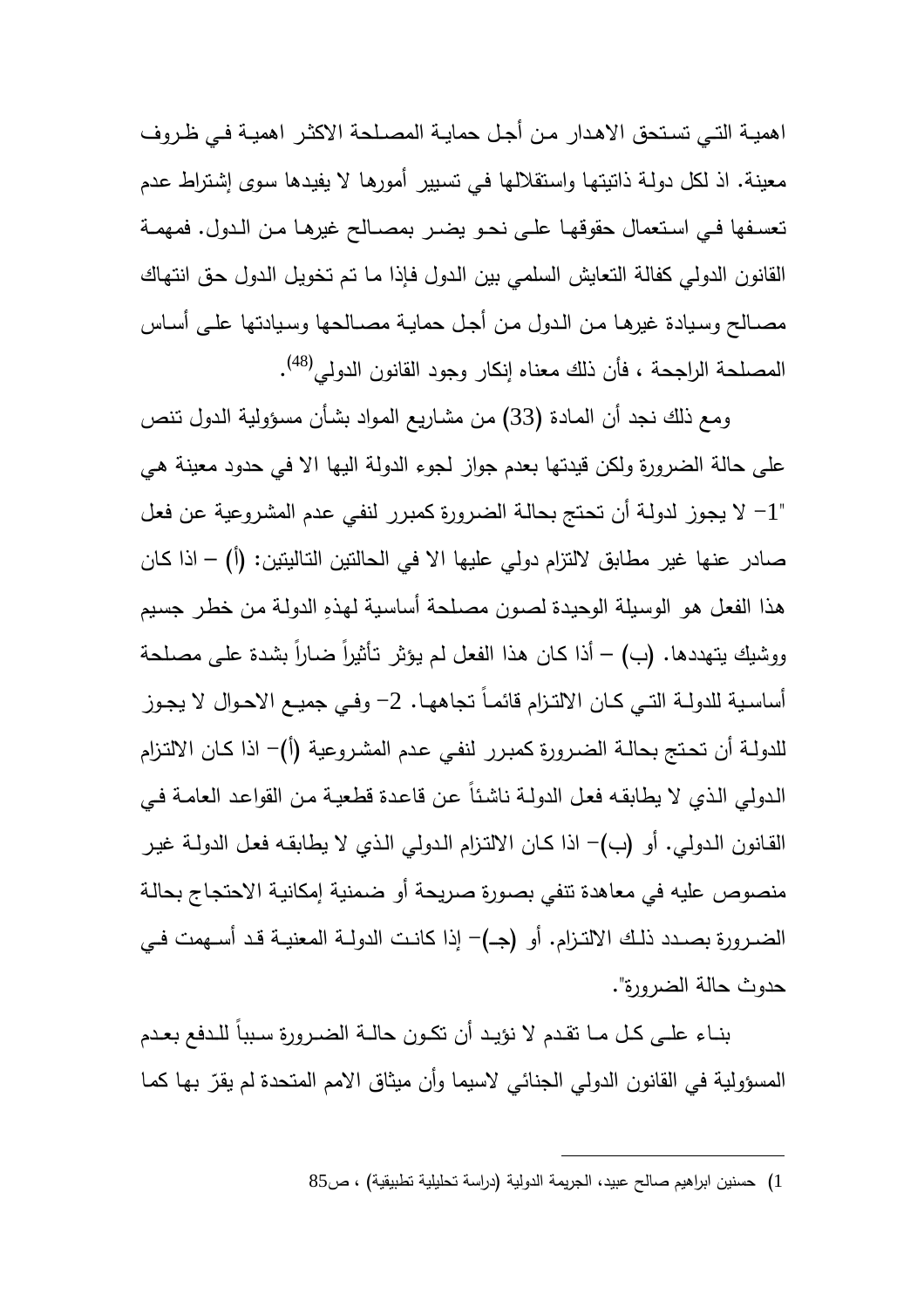اهمية التي تستحق الاهدار من أجل حماية المصلحة الاكثر اهمية في ظروف معينة. اذ لكل دولة ذاتيتها واستقلالها في تسيير أمورها لا يفيدها سوى إشتراط عدم تعسفها في استعمال حقوقها على نحو يضر بمصالح غيرها من الدول. فمهمة القانون الدولي كفالة التعايش السلمي بين الدول فإذا ما تم تخويل الدول حق انتهاك مصالح وسيادة غيرها من الدول من أجل حماية مصالحها وسيادتها على أساس المصلحة الراجحة ، فأن ذلك معناه إنكار وجود القانون الدولي(48).

ومع ذلك نجد أن المادة (33) من مشاريع المواد بشأن مسؤولية الدول تنص على حالة الضرورة ولكن قيدتها بعدم جواز لجوء الدولة اليها الا في حدود معينة هي "1- لا يجوز لدولة أن تحتج بحالة الضرورة كمبرر لنفي عدم المشروعية عن فعل صادر عنها غير مطابق لالتزام دولي عليها الا في الحالتين التاليتين: (أ) – اذا كان هذا الفعل هو الوسيلة الوحيدة لصون مصلحة أساسية لهذهِ الدولة من خطر جسيم ووشيك يتهددها. (ب) – أذا كان هذا الفعل لم يؤثر تأثيراً ضاراً بشدة على مصلحة أساسية للدولة التي كان الالتزام قائماً تجاهها. 2- وفي جميع الاحوال لا يجوز للدولة أن تحتج بحالة الضرورة كمبرر لنفي عدم المشروعية (أ)- اذا كان الالتزام الدولي الذي لا يطابقه فعل الدولة ناشئاً عن قاعدة قطعية من القواعد العامة في القانون الدولي. أو (ب)- اذا كان الالتزام الدولي الذي لا يطابقه فعل الدولة غير منصوص عليه في معاهدة تنفي بصورة صريحة أو ضمنية إمكانية الاحتجاج بحالة الضرورة بصدد ذلك الالتزام. أو (جـ)- إذا كانت الدولة المعنية قد أسهمت في حدوث حالة الضرورة".

بناء على كل ما تقدم لا نؤيد أن تكون حالة الضرورة سبباً للدفع بعدم المسؤولية في القانون الدولي الجنائي لاسيما وأن ميثاق الامم المتحدة لم يقرّ بها كما

---

1) حسنين ابراهيم صالح عبيد، الجريمة الدولية (دراسة تحليلية تطبيقية) ، ص85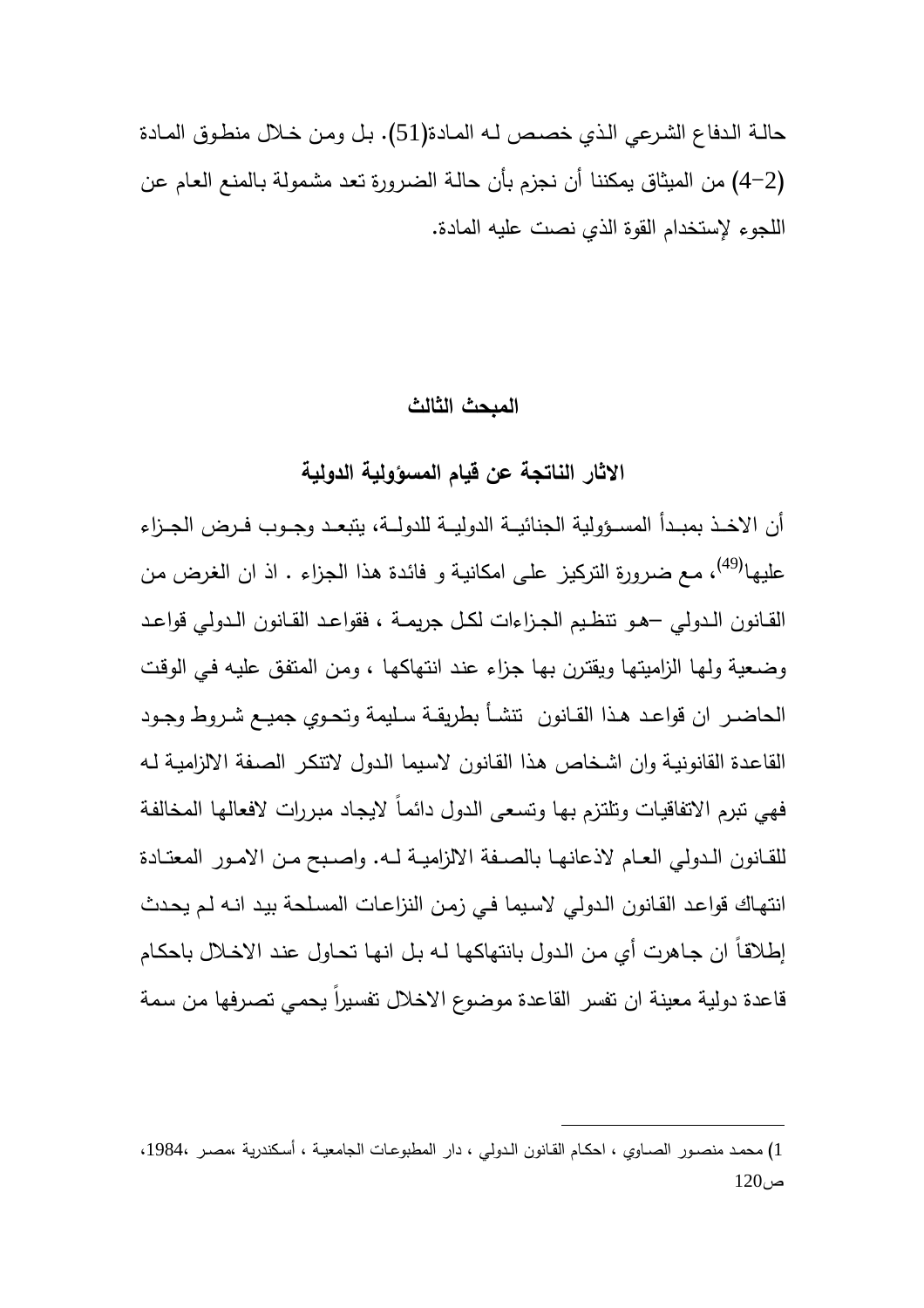حالة الدفاع الشرعي الذي خصص له المادة(51). بل ومن خلال منطوق المادة (2-4) من الميثاق يمكننا أن نجزم بأن حالة الضرورة تعد مشمولة بالمنع العام عن اللجوء لإستخدام القوة الذي نصت عليه المادة.

## المبحث الثالث

## الاثار الناتجة عن قيام المسؤولية الدولية

أن الاخذ بمبدأ المسؤولية الجنائية الدولية للدولة، يتبعد وجوب فرض الجزاء عليها[49]، مع ضرورة التركيز على امكانية و فائدة هذا الجزاء . اذ ان الغرض من القانون الدولي –هو تنظيم الجزاءات لكل جريمة ، فقواعد القانون الدولي قواعد وضعية ولها الزاميتها ويقترن بها جزاء عند انتهاكها ، ومن المتفق عليه في الوقت الحاضر ان قواعد هذا القانون تنشأ بطريقة سليمة وتحوي جميع شروط وجود القاعدة القانونية وان اشخاص هذا القانون لاسيما الدول لاتنكر الصفة الالزامية له فهي تبرم الاتفاقيات وتلتزم بها وتسعى الدول دائماً لايجاد مبررات لافعالها المخالفة للقانون الدولي العام لاذعانها بالصفة الالزامية له. واصبح من الامور المعتادة انتهاك قواعد القانون الدولي لاسيما في زمن النزاعات المسلحة بيد انه لم يحدث إطلاقاً ان جاهرت أي من الدول بانتهاكها له بل انها تحاول عند الاخلال باحكام قاعدة دولية معينة ان تفسر القاعدة موضوع الاخلال تفسيراً يحمي تصرفها من سمة

---

1) محمد منصور الصاوي ، احكام القانون الدولي ، دار المطبوعات الجامعية ، أسكندرية ،مصر ،1984، ص120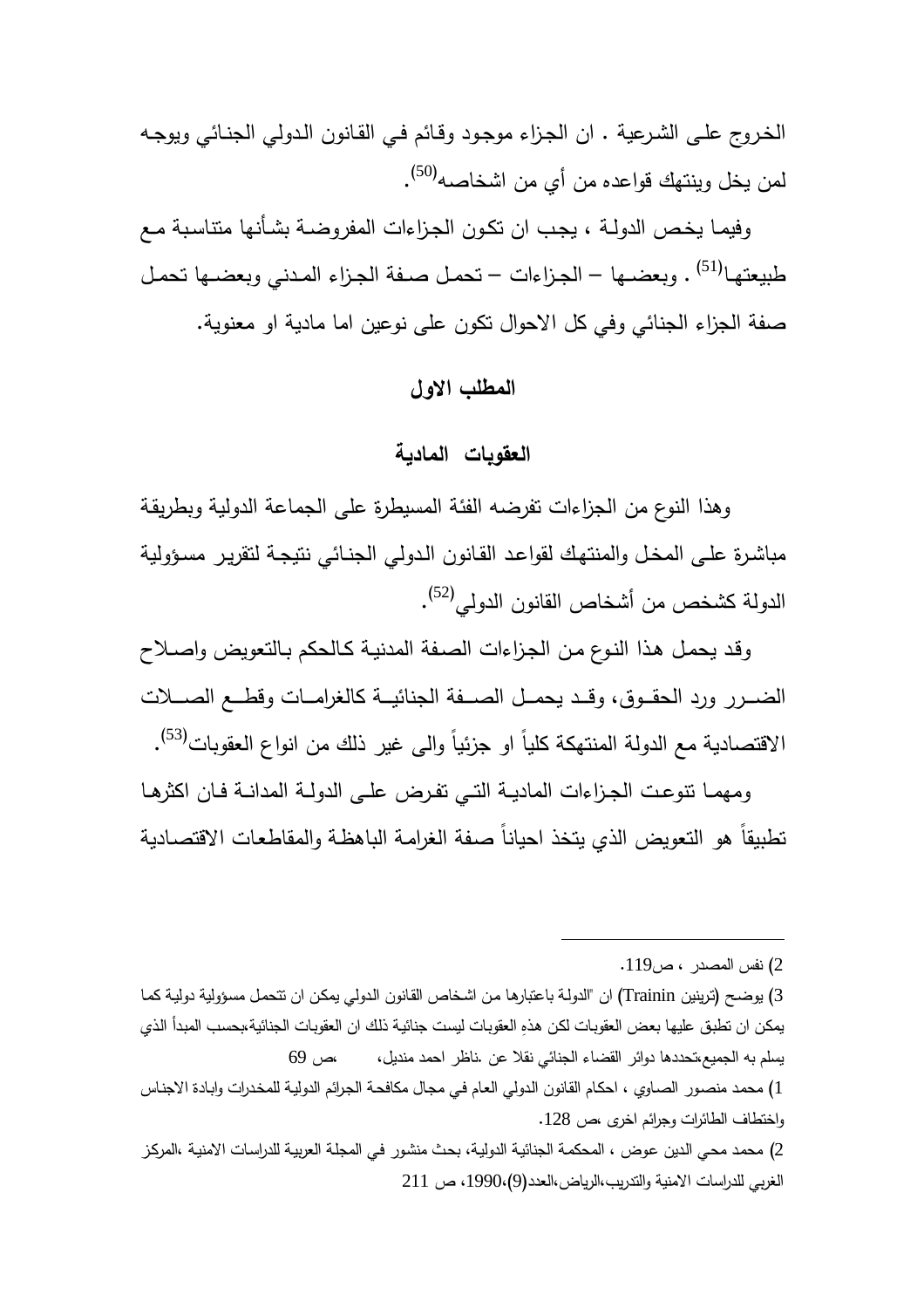الخروج على الشرعية . ان الجزاء موجود وقائم في القانون الدولي الجنائي ويوجه لمن يخل وينتهك قواعده من أي من اشخاصه[50].

وفيما يخص الدولة ، يجب ان تكون الجزاءات المفروضة بشأنها متناسبة مع طبيعتها[51] . وبعضها – الجزاءات – تحمل صفة الجزاء المدني وبعضها تحمل صفة الجزاء الجنائي وفي كل الاحوال تكون على نوعين اما مادية او معنوية.

### المطلب الاول

### العقوبات المادية

وهذا النوع من الجزاءات تفرضه الفئة المسيطرة على الجماعة الدولية وبطريقة مباشرة على المخل والمنتهك لقواعد القانون الدولي الجنائي نتيجة لتقرير مسؤولية الدولة كشخص من أشخاص القانون الدولي[52].

وقد يحمل هذا النوع من الجزاءات الصفة المدنية كالحكم بالتعويض واصلاح الضرر ورد الحقوق، وقد يحمل الصفة الجنائية كالغرامات وقطع الصلات الاقتصادية مع الدولة المنتهكة كلياً او جزئياً والى غير ذلك من انواع العقوبات[53].

ومهما تنوعت الجزاءات المادية التي تفرض على الدولة المدانة فان اكثرها تطبيقاً هو التعويض الذي يتخذ احياناً صفة الغرامة الباهظة والمقاطعات الاقتصادية

---

2) نفس المصدر ، ص119.

3) يوضح (ترينين Trainin) ان "الدولة باعتبارها من اشخاص القانون الدولي يمكن ان تتحمل مسؤولية دولية كما يمكن ان تطبق عليها بعض العقوبات لكن هذهِ العقوبات ليست جنائية ذلك ان العقوبات الجنائية،بحسب المبدأ الذي يسلم به الجميع،تحددها دوائر القضاء الجنائي نقلا عن .ناظر احمد منديل، ،ص 69

1) محمد منصور الصاوي ، احكام القانون الدولي العام في مجال مكافحة الجرائم الدولية للمخدرات وابادة الاجناس واختطاف الطائرات وجرائم اخرى ،ص 128.

2) محمد محي الدين عوض ، المحكمة الجنائية الدولية، بحث منشور في المجلة العربية للدراسات الامنية ،المركز العربي للدراسات الامنية والتدريب،الرياض،العدد(9)،1990، ص 211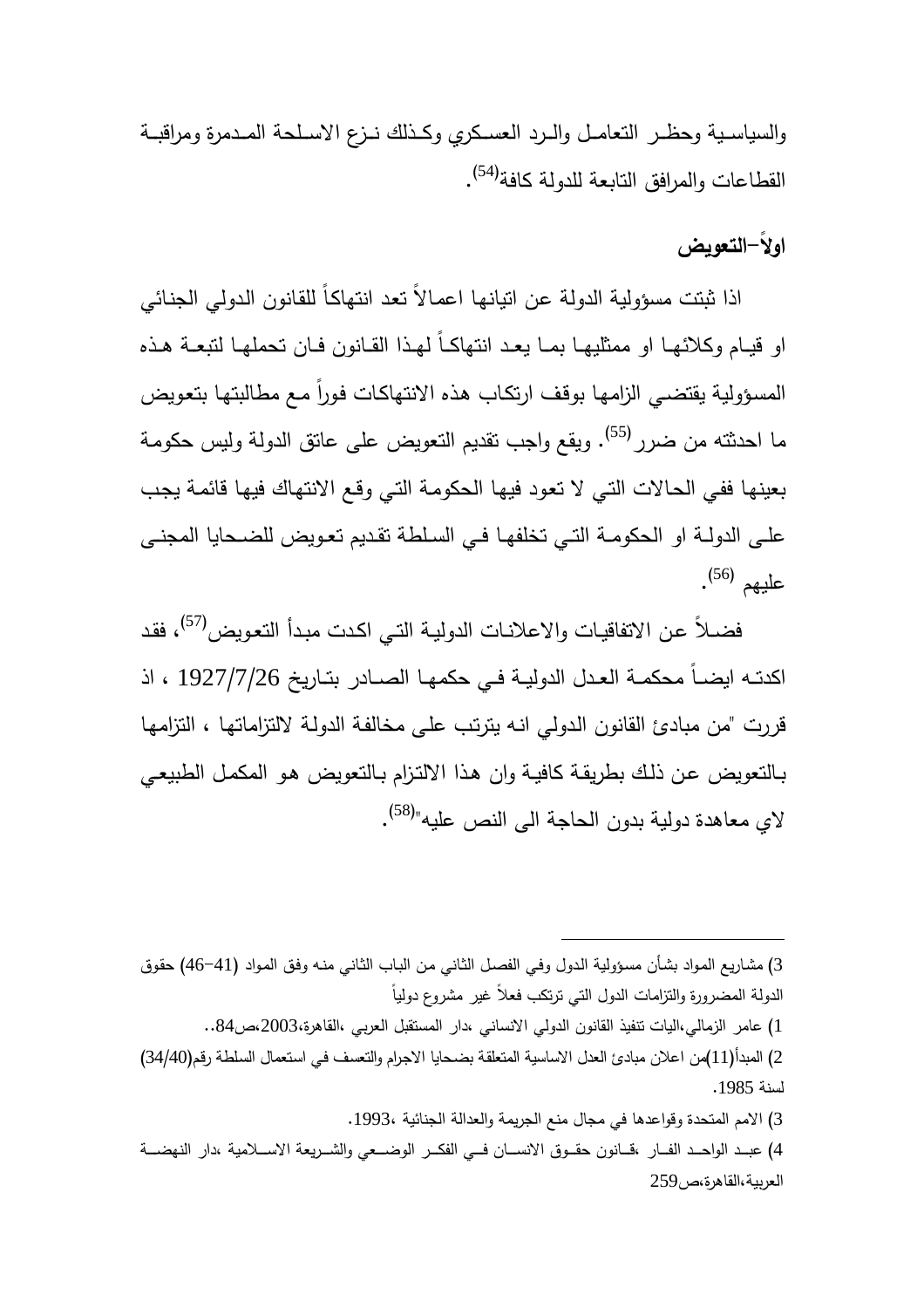والسياسية وحظر التعامل والرد العسكري وكذلك نزع الاسلحة المدمرة ومراقبة القطاعات والمرافق التابعة للدولة كافة[54].

**اولاً–التعويض**

اذا ثبتت مسؤولية الدولة عن اتيانها اعمالاً تعد انتهاكاً للقانون الدولي الجنائي او قيام وكلائها او ممثليها بما يعد انتهاكاً لهذا القانون فان تحملها لتبعة هذه المسؤولية يقتضي الزامها بوقف ارتكاب هذه الانتهاكات فوراً مع مطالبتها بتعويض ما احدثته من ضرر[55]. ويقع واجب تقديم التعويض على عاتق الدولة وليس حكومة بعينها ففي الحالات التي لا تعود فيها الحكومة التي وقع الانتهاك فيها قائمة يجب على الدولة او الحكومة التي تخلفها في السلطة تقديم تعويض للضحايا المجنى عليهم [56].

فضلاً عن الاتفاقيات والاعلانات الدولية التي اكدت مبدأ التعويض[57]، فقد اكدته ايضاً محكمة العدل الدولية في حكمها الصادر بتاريخ 1927/7/26 ، اذ قررت "من مبادئ القانون الدولي انه يترتب على مخالفة الدولة لالتزاماتها ، التزامها بالتعويض عن ذلك بطريقة كافية وان هذا الالتزام بالتعويض هو المكمل الطبيعي لاي معاهدة دولية بدون الحاجة الى النص عليه"[58].

---

3) مشاريع المواد بشأن مسؤولية الدول وفي الفصل الثاني من الباب الثاني منه وفق المواد (41–46) حقوق الدولة المضرورة والتزامات الدول التي ترتكب فعلاً غير مشروع دولياً

1) عامر الزمالي،اليات تنفيذ القانون الدولي الانساني ،دار المستقبل العربي ،القاهرة،2003،ص84..

2) المبدأ(11)من اعلان مبادئ العدل الاساسية المتعلقة بضحايا الاجرام والتعسف في استعمال السلطة رقم(34/40) لسنة 1985.

3) الامم المتحدة وقواعدها في مجال منع الجريمة والعدالة الجنائية ،1993.

4) عبد الواحد الفار ،قانون حقوق الانسان في الفكر الوضعي والشريعة الاسلامية ،دار النهضة العربية،القاهرة،ص259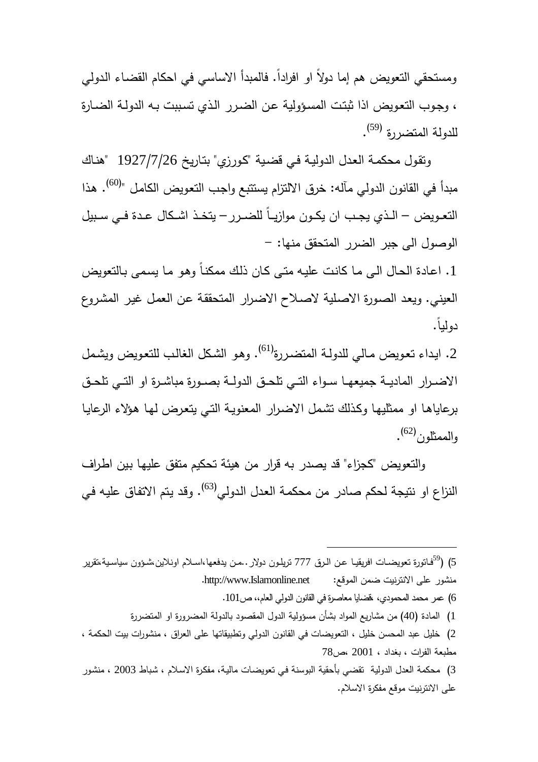ومستحقي التعويض هم إما دولاً او افراداً. فالمبدأ الاساسي في احكام القضاء الدولي ، وجوب التعويض اذا ثبتت المسؤولية عن الضرر الذي تسببت به الدولة الضارة للدولة المتضررة [59].

وتقول محكمة العدل الدولية في قضية "كورزي" بتاريخ 1927/7/26 "هناك مبدأ في القانون الدولي مآله: خرق الالتزام يستتبع واجب التعويض الكامل "[60]. هذا التعويض – الذي يجب ان يكون موازياً للضرر – يتخذ اشكال عدة في سبيل الوصول الى جبر الضرر المتحقق منها: –

1. اعادة الحال الى ما كانت عليه متى كان ذلك ممكناً وهو ما يسمى بالتعويض العيني. ويعد الصورة الاصلية لاصلاح الاضرار المتحققة عن العمل غير المشروع دولياً.

2. ايداء تعويض مالي للدولة المتضررة[61]. وهو الشكل الغالب للتعويض ويشمل الاضرار المادية جميعها سواء التي تلحق الدولة بصورة مباشرة او التي تلحق برعاياها او ممثليها وكذلك تشمل الاضرار المعنوية التي يتعرض لها هؤلاء الرعايا والممثلون[62].

والتعويض "كجزاء" قد يصدر به قرار من هيئة تحكيم متفق عليها بين اطراف النزاع او نتيجة لحكم صادر من محكمة العدل الدولي[63]. وقد يتم الاتفاق عليه في

---

5) ([59]فاتورة تعويضات افريقيا عن الرق 777 تريلون دولار..من يدفعها،اسلام اونلاين،شؤون سياسية،تقرير منشور على الانترنيت ضمن الموقع: http://www.Islamonline.net.

6) عمر محمد المحمودي، ،قضايا معاصرة في القانون الدولي العام،، ص101.

1) المادة (40) من مشاريع المواد بشأن مسؤولية الدول المقصود بالدولة المضرورة او المتضررة

2) خليل عبد المحسن خليل ، التعويضات في القانون الدولي وتطبيقاتها على العراق ، منشورات بيت الحكمة ، مطبعة الفرات ، بغداد ، 2001 ،ص78

3) محكمة العدل الدولية تقضي بأحقية البوسنة في تعويضات مالية، مفكرة الاسلام ، شباط 2003 ، منشور على الانترنيت موقع مفكرة الاسلام.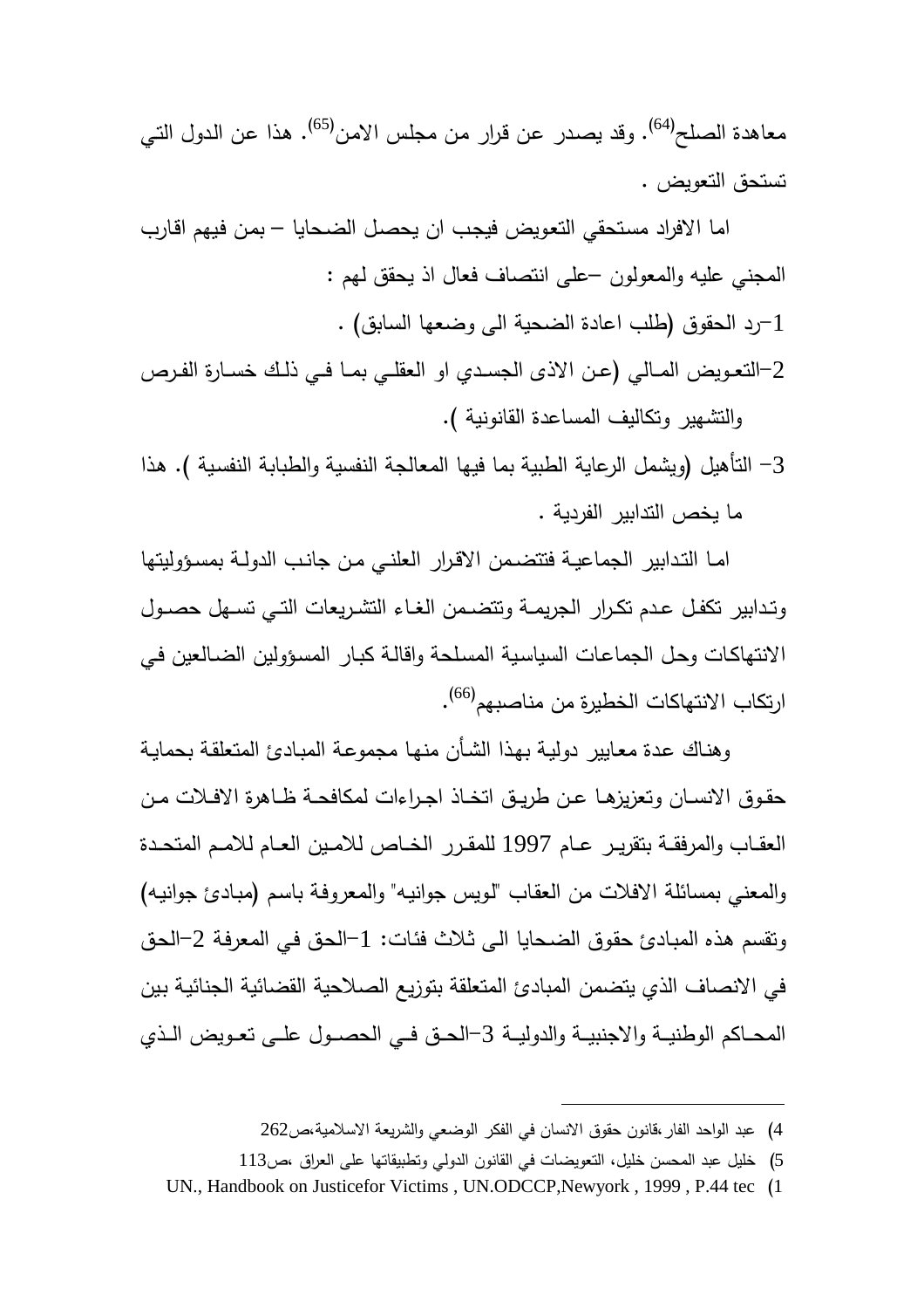معاهدة الصلح[64]. وقد يصدر عن قرار من مجلس الامن[65]. هذا عن الدول التي تستحق التعويض .

اما الافراد مستحقي التعويض فيجب ان يحصل الضحايا – بمن فيهم اقارب المجني عليه والمعولون –على انتصاف فعال اذ يحقق لهم :

1-رد الحقوق (طلب اعادة الضحية الى وضعها السابق) .

2-التعويض المالي (عن الاذى الجسدي او العقلي بما في ذلك خسارة الفرص والتشهير وتكاليف المساعدة القانونية ).

3- التأهيل (ويشمل الرعاية الطبية بما فيها المعالجة النفسية والطبابة النفسية ). هذا ما يخص التدابير الفردية .

اما التدابير الجماعية فتتضمن الاقرار العلني من جانب الدولة بمسؤوليتها وتدابير تكفل عدم تكرار الجريمة وتتضمن الغاء التشريعات التي تسهل حصول الانتهاكات وحل الجماعات السياسية المسلحة واقالة كبار المسؤولين الضالعين في ارتكاب الانتهاكات الخطيرة من مناصبهم[66].

وهناك عدة معايير دولية بهذا الشأن منها مجموعة المبادئ المتعلقة بحماية حقوق الانسان وتعزيزها عن طريق اتخاذ اجراءات لمكافحة ظاهرة الافلات من العقاب والمرفقة بتقرير عام 1997 للمقرر الخاص للامين العام للامم المتحدة والمعني بمسائلة الافلات من العقاب "لويس جوانيه" والمعروفة باسم (مبادئ جوانيه) وتقسم هذه المبادئ حقوق الضحايا الى ثلاث فئات: 1-الحق في المعرفة 2-الحق في الانصاف الذي يتضمن المبادئ المتعلقة بتوزيع الصلاحية القضائية الجنائية بين المحاكم الوطنية والاجنبية والدولية 3-الحق في الحصول على تعويض الذي

---

4) عبد الواحد الفار ،قانون حقوق الانسان في الفكر الوضعي والشريعة الاسلامية،ص262

5) خليل عبد المحسن خليل، التعويضات في القانون الدولي وتطبيقاتها على العراق ،ص113

1) UN., Handbook on Justicefor Victims , UN.ODCCP,Newyork , 1999 , P.44 tec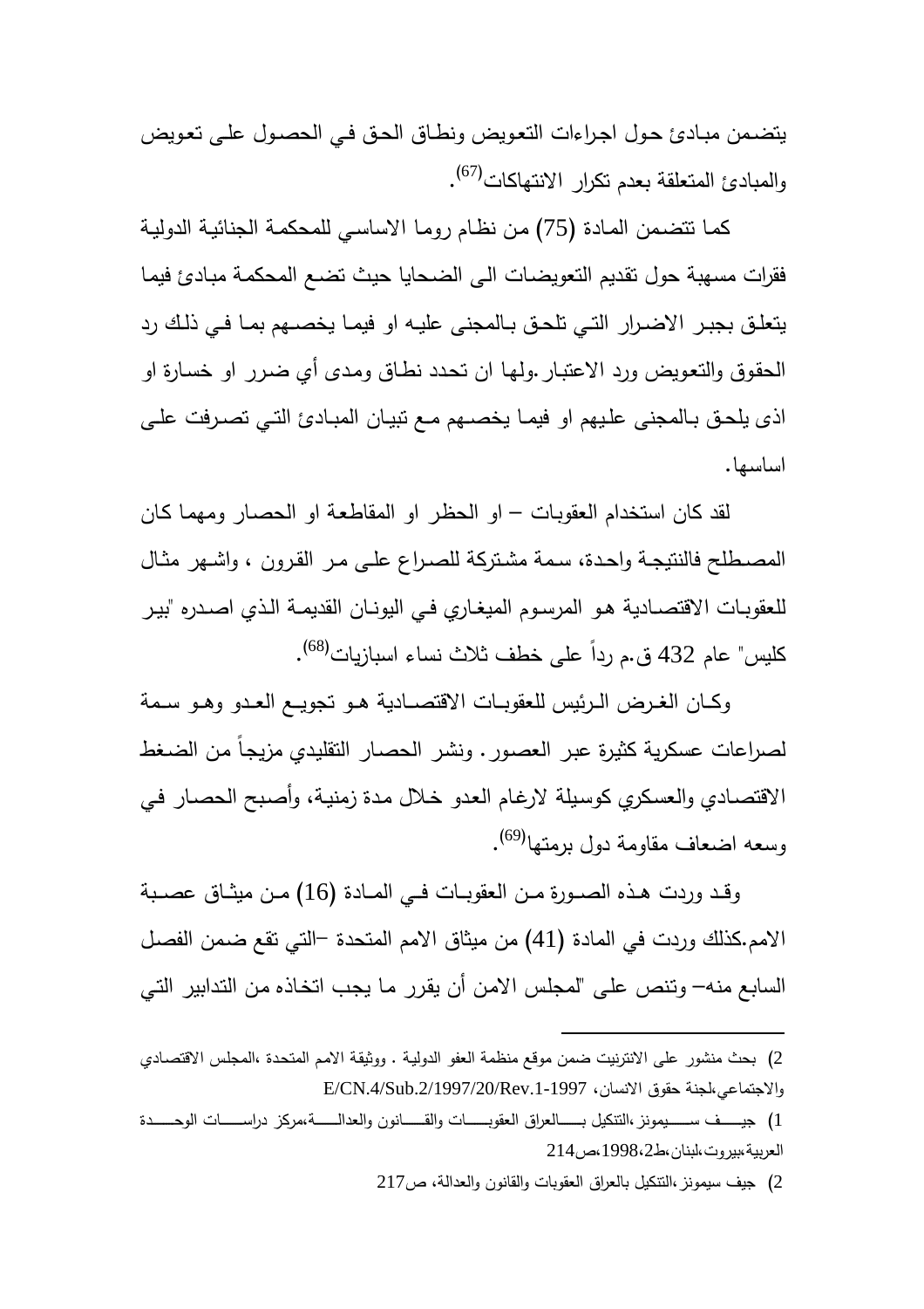يتضمن مبادئ حول اجراءات التعويض ونطاق الحق في الحصول على تعويض والمبادئ المتعلقة بعدم تكرار الانتهاكات[67].

كما تتضمن المادة (75) من نظام روما الاساسي للمحكمة الجنائية الدولية فقرات مسهبة حول تقديم التعويضات الى الضحايا حيث تضع المحكمة مبادئ فيما يتعلق بجبر الاضرار التي تلحق بالمجنى عليه او فيما يخصهم بما في ذلك رد الحقوق والتعويض ورد الاعتبار .ولها ان تحدد نطاق ومدى أي ضرر او خسارة او اذى يلحق بالمجنى عليهم او فيما يخصهم مع تبيان المبادئ التي تصرفت على اساسها.

لقد كان استخدام العقوبات – او الحظر او المقاطعة او الحصار ومهما كان المصطلح فالنتيجة واحدة، سمة مشتركة للصراع على مر القرون ، واشهر مثال للعقوبات الاقتصادية هو المرسوم الميغاري في اليونان القديمة الذي اصدره "بير كليس" عام 432 ق.م رداً على خطف ثلاث نساء اسبازيات[68].

وكان الغرض الرئيس للعقوبات الاقتصادية هو تجويع العدو وهو سمة لصراعات عسكرية كثيرة عبر العصور. ونشر الحصار التقليدي مزيجاً من الضغط الاقتصادي والعسكري كوسيلة لارغام العدو خلال مدة زمنية، وأصبح الحصار في وسعه اضعاف مقاومة دول برمتها[69].

وقد وردت هذه الصورة من العقوبات في المادة (16) من ميثاق عصبة الامم.كذلك وردت في المادة (41) من ميثاق الامم المتحدة –التي تقع ضمن الفصل السابع منه– وتنص على "لمجلس الامن أن يقرر ما يجب اتخاذه من التدابير التي

---

2) بحث منشور على الانترنيت ضمن موقع منظمة العفو الدولية . ووثيقة الامم المتحدة ،المجلس الاقتصادي والاجتماعي،لجنة حقوق الانسان، E/CN.4/Sub.2/1997/20/Rev.1-1997

1) جيف سيمونز ،التنكيل بالعراق العقوبات والقانون والعدالة،مركز دراسات الوحدة العربية،بيروت،لبنان،ط2،1998،ص214

2) جيف سيمونز ،التنكيل بالعراق العقوبات والقانون والعدالة، ص217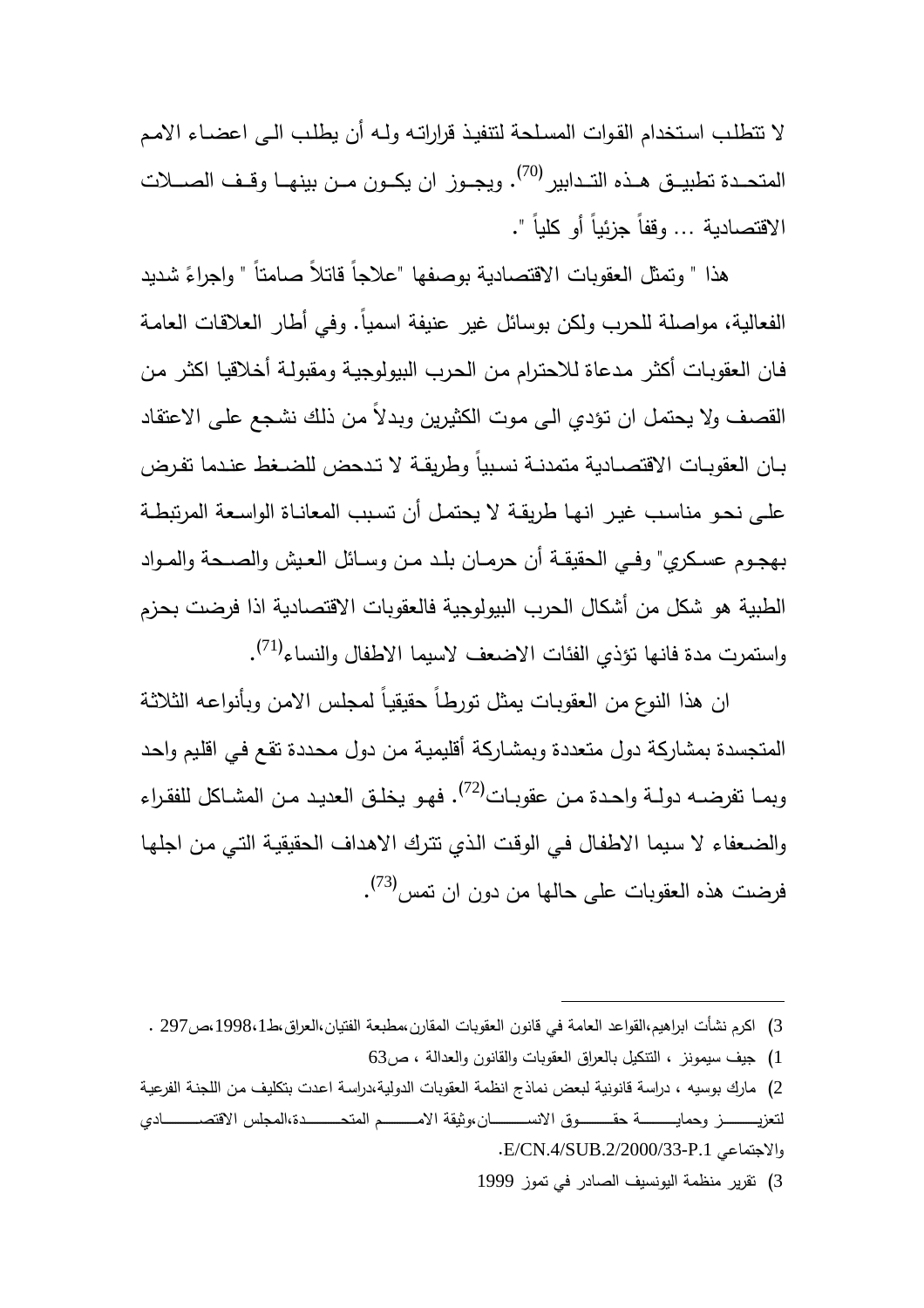لا تتطلب استخدام القوات المسلحة لتنفيذ قراراته وله أن يطلب الى اعضاء الامم المتحدة تطبيق هذه التدابير[70]. ويجوز ان يكون من بينها وقف الصلات الاقتصادية ... وقفاً جزئياً أو كلياً ".

هذا " وتمثل العقوبات الاقتصادية بوصفها "علاجاً قاتلاً صامتاً " واجراءً شديد الفعالية، مواصلة للحرب ولكن بوسائل غير عنيفة اسمياً. وفي أطار العلاقات العامة فان العقوبات أكثر مدعاة للاحترام من الحرب البيولوجية ومقبولة أخلاقيا اكثر من القصف ولا يحتمل ان تؤدي الى موت الكثيرين وبدلاً من ذلك نشجع على الاعتقاد بان العقوبات الاقتصادية متمدنة نسبياً وطريقة لا تدحض للضغط عندما تفرض على نحو مناسب غير انها طريقة لا يحتمل أن تسبب المعاناة الواسعة المرتبطة بهجوم عسكري" وفي الحقيقة أن حرمان بلد من وسائل العيش والصحة والمواد الطبية هو شكل من أشكال الحرب البيولوجية فالعقوبات الاقتصادية اذا فرضت بحزم واستمرت مدة فانها تؤذي الفئات الاضعف لاسيما الاطفال والنساء[71].

ان هذا النوع من العقوبات يمثل تورطاً حقيقياً لمجلس الامن وبأنواعه الثلاثة المتجسدة بمشاركة دول متعددة وبمشاركة أقليمية من دول محددة تقع في اقليم واحد وبما تفرضه دولة واحدة من عقوبات[72]. فهو يخلق العديد من المشاكل للفقراء والضعفاء لا سيما الاطفال في الوقت الذي تترك الاهداف الحقيقية التي من اجلها فرضت هذه العقوبات على حالها من دون ان تمس[73].

---

3) اكرم نشأت ابراهيم،القواعد العامة في قانون العقوبات المقارن،مطبعة الفتيان،العراق،ط1،1998،ص297 .

1) جيف سيمونز ، التنكيل بالعراق العقوبات والقانون والعدالة ، ص63

2) مارك بوسيه ، دراسة قانونية لبعض نماذج انظمة العقوبات الدولية،دراسة اعدت بتكليف من اللجنة الفرعية لتعزيز وحماية حقوق الانسان،وثيقة الامم المتحدة،المجلس الاقتصادي والاجتماعي E/CN.4/SUB.2/2000/33-P.1.

3) تقرير منظمة اليونسيف الصادر في تموز 1999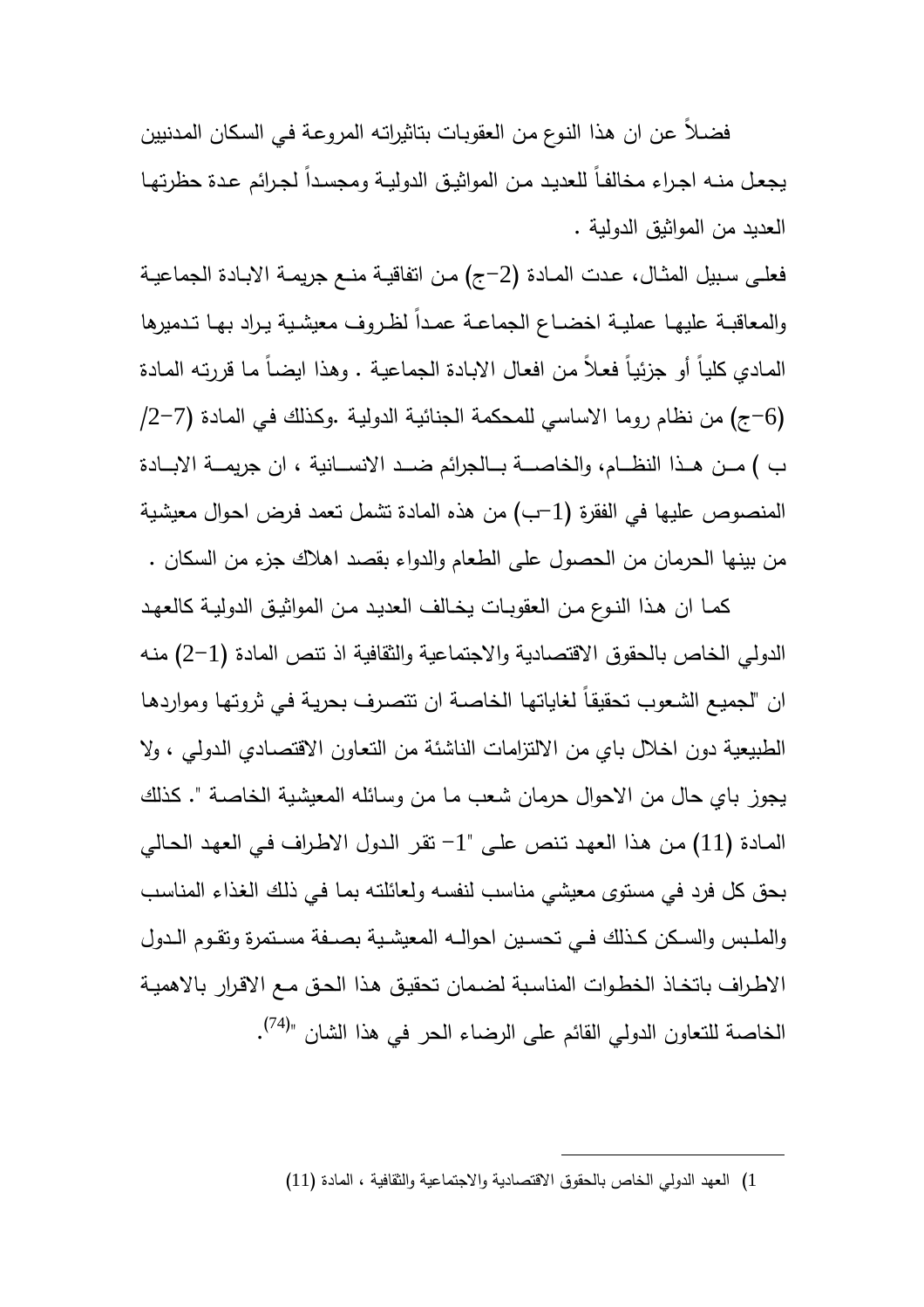فضلاً عن ان هذا النوع من العقوبات بتاثيراته المروعة في السكان المدنيين يجعل منه اجراء مخالفاً للعديد من المواثيق الدولية ومجسداً لجرائم عدة حظرتها العديد من المواثيق الدولية .

فعلى سبيل المثال، عدت المادة (2-ج) من اتفاقية منع جريمة الابادة الجماعية والمعاقبة عليها عملية اخضاع الجماعة عمداً لظروف معيشية يراد بها تدميرها المادي كلياً أو جزئياً فعلاً من افعال الابادة الجماعية . وهذا ايضاً ما قررته المادة (6-ج) من نظام روما الاساسي للمحكمة الجنائية الدولية .وكذلك في المادة (7-2/ ب ) من هذا النظام، والخاصة بالجرائم ضد الانسانية ، ان جريمة الابادة المنصوص عليها في الفقرة (1-ب) من هذه المادة تشمل تعمد فرض احوال معيشية من بينها الحرمان من الحصول على الطعام والدواء بقصد اهلاك جزء من السكان .

كما ان هذا النوع من العقوبات يخالف العديد من المواثيق الدولية كالعهد الدولي الخاص بالحقوق الاقتصادية والاجتماعية والثقافية اذ تنص المادة (1-2) منه ان "لجميع الشعوب تحقيقاً لغاياتها الخاصة ان تتصرف بحرية في ثروتها ومواردها الطبيعية دون اخلال باي من الالتزامات الناشئة من التعاون الاقتصادي الدولي ، ولا يجوز باي حال من الاحوال حرمان شعب ما من وسائله المعيشية الخاصة ". كذلك المادة (11) من هذا العهد تنص على "1- تقر الدول الاطراف في العهد الحالي بحق كل فرد في مستوى معيشي مناسب لنفسه ولعائلته بما في ذلك الغذاء المناسب والملبس والسكن كذلك في تحسين احواله المعيشية بصفة مستمرة وتقوم الدول الاطراف باتخاذ الخطوات المناسبة لضمان تحقيق هذا الحق مع الاقرار بالاهمية الخاصة للتعاون الدولي القائم على الرضاء الحر في هذا الشان "[74].

---

1) العهد الدولي الخاص بالحقوق الاقتصادية والاجتماعية والثقافية ، المادة (11)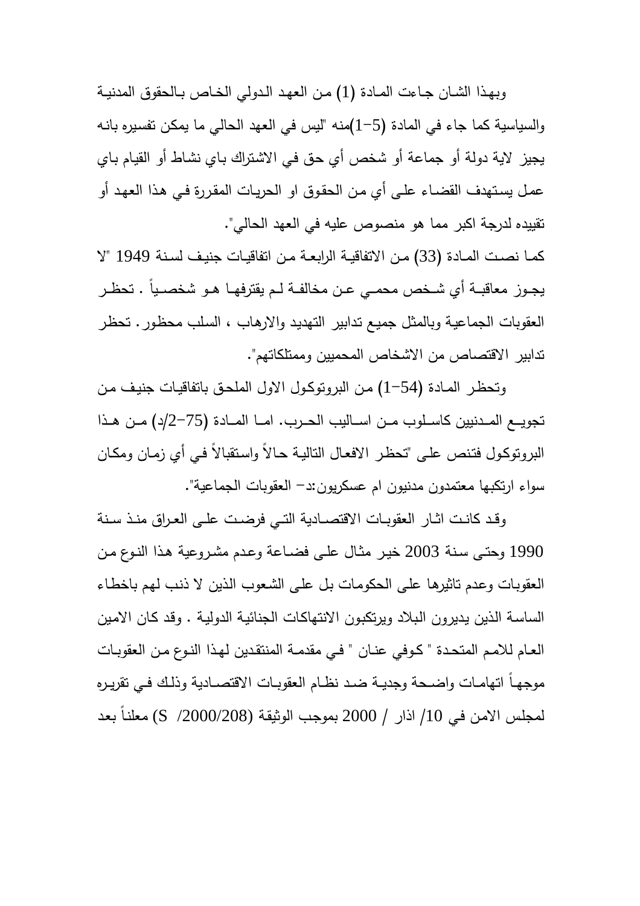وبهذا الشان جاءت المادة (1) من العهد الدولي الخاص بالحقوق المدنية والسياسية كما جاء في المادة (5-1)منه "ليس في العهد الحالي ما يمكن تفسيره بانه يجيز لاية دولة أو جماعة أو شخص أي حق في الاشتراك باي نشاط أو القيام باي عمل يستهدف القضاء على أي من الحقوق او الحريات المقررة في هذا العهد أو تقييده لدرجة اكبر مما هو منصوص عليه في العهد الحالي".

كما نصت المادة (33) من الاتفاقية الرابعة من اتفاقيات جنيف لسنة 1949 "لا يجوز معاقبة أي شخص محمي عن مخالفة لم يقترفها هو شخصياً . تحظر العقوبات الجماعية وبالمثل جميع تدابير التهديد والارهاب ، السلب محظور. تحظر تدابير الاقتصاص من الاشخاص المحميين وممتلكاتهم".

وتحظر المادة (54-1) من البروتوكول الاول الملحق باتفاقيات جنيف من تجويع المدنيين كاسلوب من اساليب الحرب. اما المادة (75-2/د) من هذا البروتوكول فتنص على "تحظر الافعال التالية حالاً واستقبالاً في أي زمان ومكان سواء ارتكبها معتمدون مدنيون ام عسكريون:د- العقوبات الجماعية".

وقد كانت اثار العقوبات الاقتصادية التي فرضت على العراق منذ سنة 1990 وحتى سنة 2003 خير مثال على فضاعة وعدم مشروعية هذا النوع من العقوبات وعدم تاثيرها على الحكومات بل على الشعوب الذين لا ذنب لهم باخطاء الساسة الذين يديرون البلاد ويرتكبون الانتهاكات الجنائية الدولية . وقد كان الامين العام للامم المتحدة " كوفي عنان " في مقدمة المنتقدين لهذا النوع من العقوبات موجهاً اتهامات واضحة وجدية ضد نظام العقوبات الاقتصادية وذلك في تقريره لمجلس الامن في 10/ اذار / 2000 بموجب الوثيقة (S /2000/208) معلناً بعد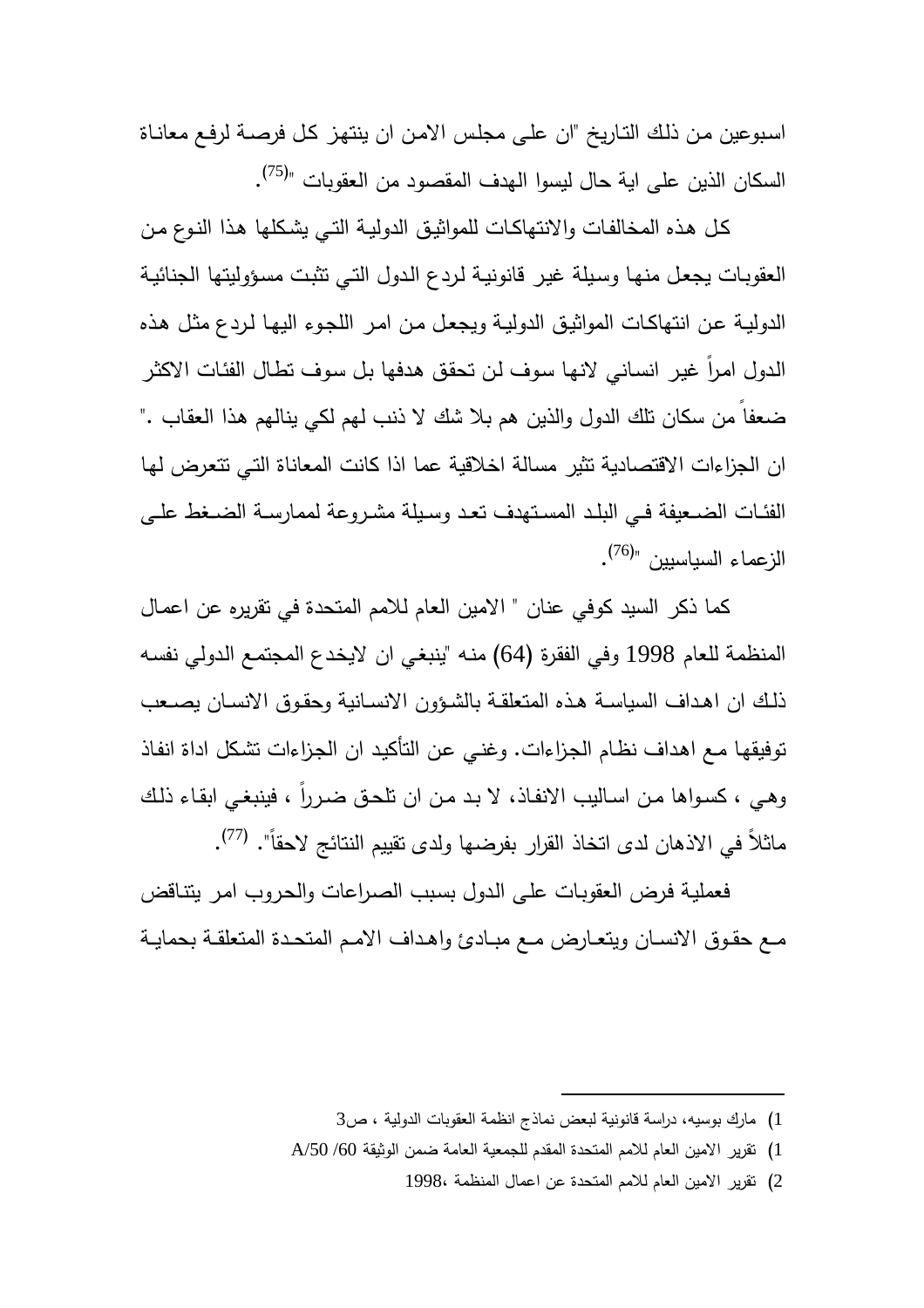اسبوعين من ذلك التاريخ "ان على مجلس الامن ان ينتهز كل فرصة لرفع معاناة السكان الذين على اية حال ليسوا الهدف المقصود من العقوبات "[75].

كل هذه المخالفات والانتهاكات للمواثيق الدولية التي يشكلها هذا النوع من العقوبات يجعل منها وسيلة غير قانونية لردع الدول التي تثبت مسؤوليتها الجنائية الدولية عن انتهاكات المواثيق الدولية ويجعل من امر اللجوء اليها لردع مثل هذه الدول امراً غير انساني لانها سوف لن تحقق هدفها بل سوف تطال الفئات الاكثر ضعفاً من سكان تلك الدول والذين هم بلا شك لا ذنب لهم لكي ينالهم هذا العقاب ." ان الجزاءات الاقتصادية تثير مسالة اخلاقية عما اذا كانت المعاناة التي تتعرض لها الفئات الضعيفة في البلد المستهدف تعد وسيلة مشروعة لممارسة الضغط على الزعماء السياسيين "[76].

كما ذكر السيد كوفي عنان " الامين العام للامم المتحدة في تقريره عن اعمال المنظمة للعام 1998 وفي الفقرة (64) منه "ينبغي ان لايخدع المجتمع الدولي نفسه ذلك ان اهداف السياسة هذه المتعلقة بالشؤون الانسانية وحقوق الانسان يصعب توفيقها مع اهداف نظام الجزاءات. وغني عن التأكيد ان الجزاءات تشكل اداة انفاذ وهي ، كسواها من اساليب الانفاذ، لا بد من ان تلحق ضرراً ، فينبغي ابقاء ذلك ماثلاً في الاذهان لدى اتخاذ القرار بفرضها ولدى تقييم النتائج لاحقاً". [77].

فعملية فرض العقوبات على الدول بسبب الصراعات والحروب امر يتناقض مع حقوق الانسان ويتعارض مع مبادئ واهداف الامم المتحدة المتعلقة بحماية

---

1) مارك بوسيه، دراسة قانونية لبعض نماذج انظمة العقوبات الدولية ، ص3

1) تقرير الامين العام للامم المتحدة المقدم للجمعية العامة ضمن الوثيقة 60 /A/50

2) تقرير الامين العام للامم المتحدة عن اعمال المنظمة ،1998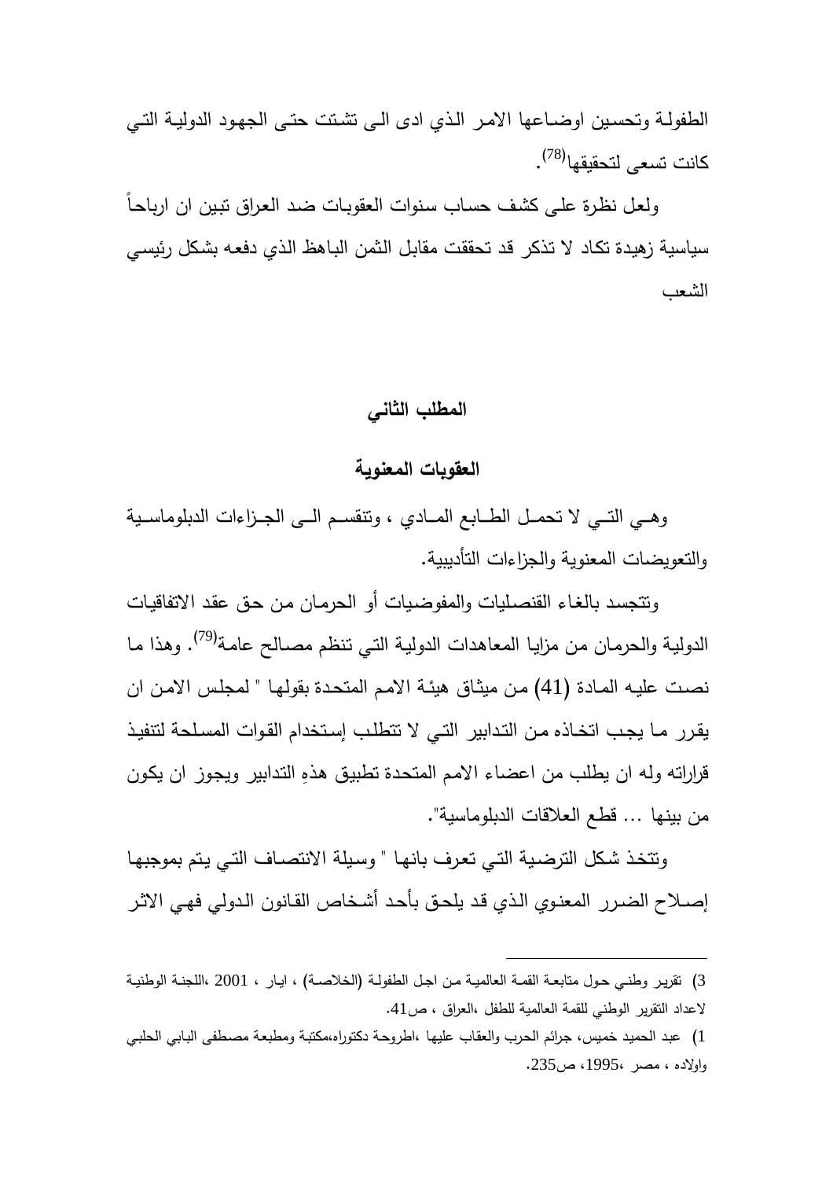الطفولة وتحسين اوضاعها الامر الذي ادى الى تشتت حتى الجهود الدولية التي كانت تسعى لتحقيقها[78].

ولعل نظرة على كشف حساب سنوات العقوبات ضد العراق تبين ان ارباحاً سياسية زهيدة تكاد لا تذكر قد تحققت مقابل الثمن الباهظ الذي دفعه بشكل رئيسي الشعب

## المطلب الثاني

## العقوبات المعنوية

وهي التي لا تحمل الطابع المادي ، وتتقسم الى الجزاءات الدبلوماسية والتعويضات المعنوية والجزاءات التأديبية.

وتتجسد بالغاء القنصليات والمفوضيات أو الحرمان من حق عقد الاتفاقيات الدولية والحرمان من مزايا المعاهدات الدولية التي تنظم مصالح عامة[79]. وهذا ما نصت عليه المادة (41) من ميثاق هيئة الامم المتحدة بقولها " لمجلس الامن ان يقرر ما يجب اتخاذه من التدابير التي لا تتطلب إستخدام القوات المسلحة لتنفيذ قراراته وله ان يطلب من اعضاء الامم المتحدة تطبيق هذهِ التدابير ويجوز ان يكون من بينها ... قطع العلاقات الدبلوماسية".

وتتخذ شكل الترضية التي تعرف بانها " وسيلة الانتصاف التي يتم بموجبها إصلاح الضرر المعنوي الذي قد يلحق بأحد أشخاص القانون الدولي فهي الاثر

---

3) تقرير وطني حول متابعة القمة العالمية من اجل الطفولة (الخلاصة) ، ايار ، 2001 ،اللجنة الوطنية لاعداد التقرير الوطني للقمة العالمية للطفل ،العراق ، ص41.

1) عبد الحميد خميس، جرائم الحرب والعقاب عليها ،اطروحة دكتوراه،مكتبة ومطبعة مصطفى البابي الحلبي واولاده ، مصر ،1995، ص235.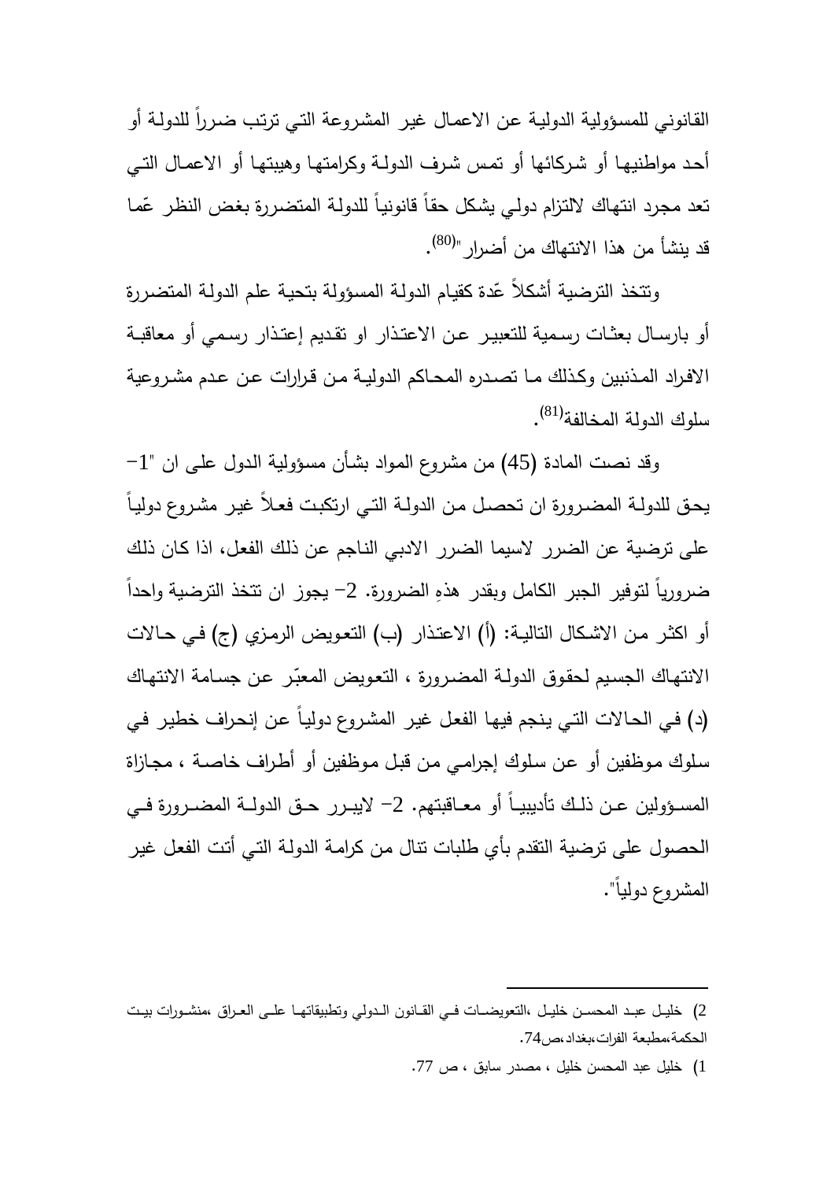القانوني للمسؤولية الدولية عن الاعمال غير المشروعة التي ترتب ضرراً للدولة أو أحد مواطنيها أو شركائها أو تمس شرف الدولة وكرامتها وهيبتها أو الاعمال التي تعد مجرد انتهاك لالتزام دولي يشكل حقاً قانونياً للدولة المتضررة بغض النظر عمّا قد ينشأ من هذا الانتهاك من أضرار "[80].

وتتخذ الترضية أشكلاً عّدة كقيام الدولة المسؤولة بتحية علم الدولة المتضررة أو بارسال بعثات رسمية للتعبير عن الاعتذار او تقديم إعتذار رسمي أو معاقبة الافراد المذنبين وكذلك ما تصدره المحاكم الدولية من قرارات عن عدم مشروعية سلوك الدولة المخالفة[81].

وقد نصت المادة (45) من مشروع المواد بشأن مسؤولية الدول على ان "1- يحق للدولة المضرورة ان تحصل من الدولة التي ارتكبت فعلاً غير مشروع دولياً على ترضية عن الضرر لاسيما الضرر الادبي الناجم عن ذلك الفعل، اذا كان ذلك ضرورياً لتوفير الجبر الكامل وبقدر هذهِ الضرورة. 2- يجوز ان تتخذ الترضية واحداً أو اكثر من الاشكال التالية: (أ) الاعتذار (ب) التعويض الرمزي (ج) في حالات الانتهاك الجسيم لحقوق الدولة المضرورة ، التعويض المعبّر عن جسامة الانتهاك (د) في الحالات التي ينجم فيها الفعل غير المشروع دولياً عن إنحراف خطير في سلوك موظفين أو عن سلوك إجرامي من قبل موظفين أو أطراف خاصة ، مجازاة المسؤولين عن ذلك تأديبياً أو معاقبتهم. 2- لايبرر حق الدولة المضرورة في الحصول على ترضية التقدم بأي طلبات تنال من كرامة الدولة التي أتت الفعل غير المشروع دولياً".

---

2) خليل عبد المحسن خليل ،التعويضات في القانون الدولي وتطبيقاتها على العراق ،منشورات بيت الحكمة،مطبعة الفرات،بغداد،ص74.

1) خليل عبد المحسن خليل ، مصدر سابق ، ص 77.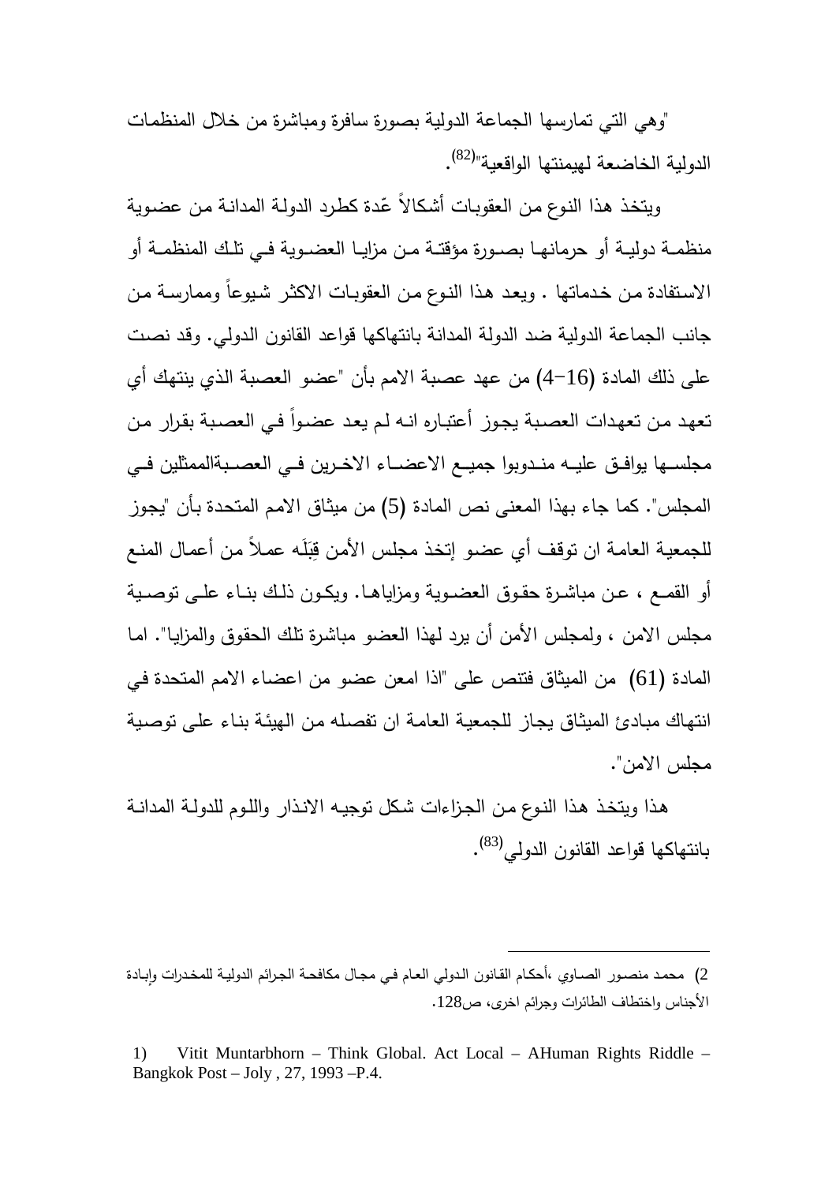"وهي التي تمارسها الجماعة الدولية بصورة سافرة ومباشرة من خلال المنظمات الدولية الخاضعة لهيمنتها الواقعية"[82].

ويتخذ هذا النوع من العقوبات أشكالاً عّدة كطرد الدولة المدانة من عضوية منظمة دولية أو حرمانها بصورة مؤقتة من مزايا العضوية في تلك المنظمة أو الاستفادة من خدماتها . ويعد هذا النوع من العقوبات الاكثر شيوعاً وممارسة من جانب الجماعة الدولية ضد الدولة المدانة بانتهاكها قواعد القانون الدولي. وقد نصت على ذلك المادة (16-4) من عهد عصبة الامم بأن "عضو العصبة الذي ينتهك أي تعهد من تعهدات العصبة يجوز أعتباره انه لم يعد عضواً في العصبة بقرار من مجلسها يوافق عليه مندوبوا جميع الاعضاء الاخرين في العصبةالممثلين في المجلس". كما جاء بهذا المعنى نص المادة (5) من ميثاق الامم المتحدة بأن "يجوز للجمعية العامة ان توقف أي عضو إتخذ مجلس الأمن قِبَلَه عملاً من أعمال المنع أو القمع ، عن مباشرة حقوق العضوية ومزاياها. ويكون ذلك بناء على توصية مجلس الامن ، ولمجلس الأمن أن يرد لهذا العضو مباشرة تلك الحقوق والمزايا". اما المادة (61) من الميثاق فتنص على "اذا امعن عضو من اعضاء الامم المتحدة في انتهاك مبادئ الميثاق يجاز للجمعية العامة ان تفصله من الهيئة بناء على توصية مجلس الامن".

هذا ويتخذ هذا النوع من الجزاءات شكل توجيه الانذار واللوم للدولة المدانة بانتهاكها قواعد القانون الدولي[83].

---

2) محمد منصور الصاوي ،أحكام القانون الدولي العام في مجال مكافحة الجرائم الدولية للمخدرات وإبادة الأجناس واختطاف الطائرات وجرائم اخرى، ص128.

1) Vitit Muntarbhorn – Think Global. Act Local – AHuman Rights Riddle – Bangkok Post – Joly , 27, 1993 –P.4.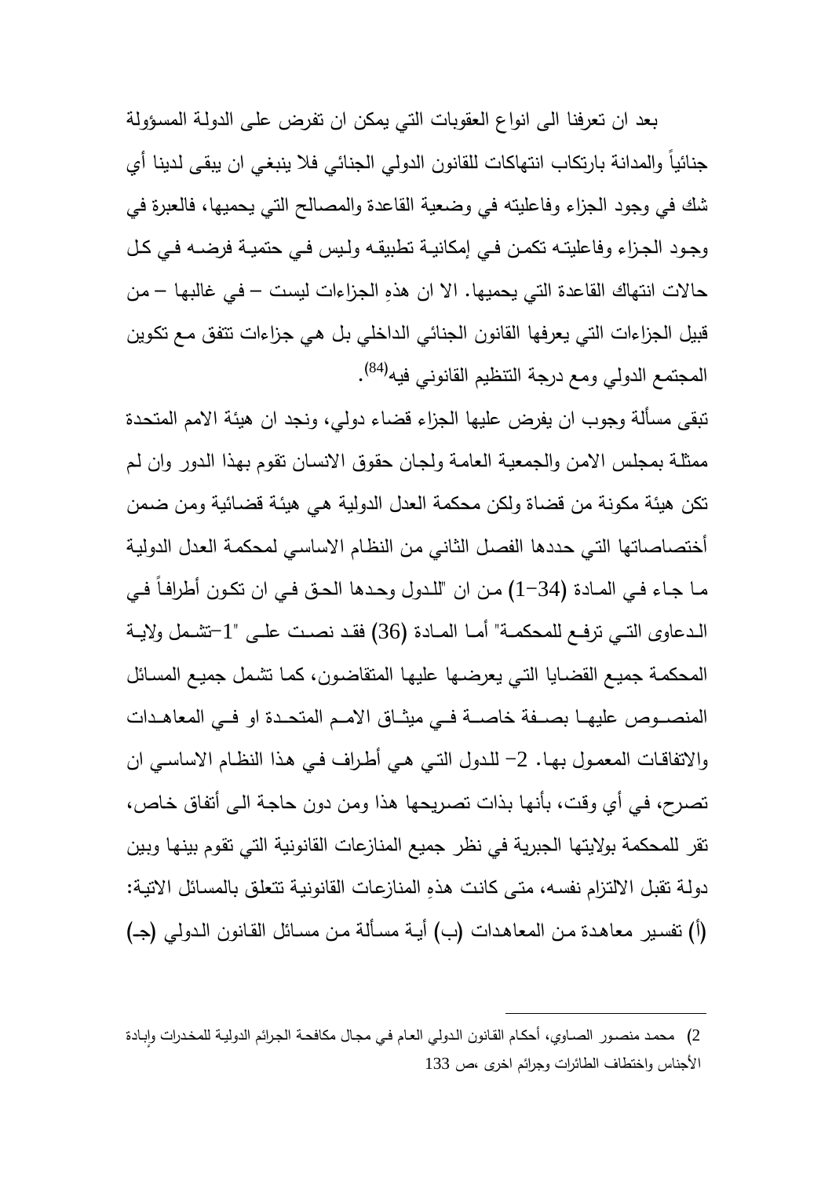بعد ان تعرفنا الى انواع العقوبات التي يمكن ان تفرض على الدولة المسؤولة جنائياً والمدانة بارتكاب انتهاكات للقانون الدولي الجنائي فلا ينبغي ان يبقى لدينا أي شك في وجود الجزاء وفاعليته في وضعية القاعدة والمصالح التي يحميها، فالعبرة في وجود الجزاء وفاعليته تكمن في إمكانية تطبيقه وليس في حتمية فرضه في كل حالات انتهاك القاعدة التي يحميها. الا ان هذهِ الجزاءات ليست – في غالبها – من قبيل الجزاءات التي يعرفها القانون الجنائي الداخلي بل هي جزاءات تتفق مع تكوين المجتمع الدولي ومع درجة التنظيم القانوني فيه[84].

تبقى مسألة وجوب ان يفرض عليها الجزاء قضاء دولي، ونجد ان هيئة الامم المتحدة ممثلة بمجلس الامن والجمعية العامة ولجان حقوق الانسان تقوم بهذا الدور وان لم تكن هيئة مكونة من قضاة ولكن محكمة العدل الدولية هي هيئة قضائية ومن ضمن أختصاصاتها التي حددها الفصل الثاني من النظام الاساسي لمحكمة العدل الدولية ما جاء في المادة (34-1) من ان "للدول وحدها الحق في ان تكون أطرافاً في الدعاوى التي ترفع للمحكمة" أما المادة (36) فقد نصت على "1-تشمل ولاية المحكمة جميع القضايا التي يعرضها عليها المتقاضون، كما تشمل جميع المسائل المنصوص عليها بصفة خاصة في ميثاق الامم المتحدة او في المعاهدات والاتفاقات المعمول بها. 2- للدول التي هي أطراف في هذا النظام الاساسي ان تصرح، في أي وقت، بأنها بذات تصريحها هذا ومن دون حاجة الى أتفاق خاص، تقر للمحكمة بولايتها الجبرية في نظر جميع المنازعات القانونية التي تقوم بينها وبين دولة تقبل الالتزام نفسه، متى كانت هذهِ المنازعات القانونية تتعلق بالمسائل الاتية: (أ) تفسير معاهدة من المعاهدات (ب) أية مسألة من مسائل القانون الدولي (جـ)

---

2) محمد منصور الصاوي، أحكام القانون الدولي العام في مجال مكافحة الجرائم الدولية للمخدرات وإبادة الأجناس واختطاف الطائرات وجرائم اخرى ،ص 133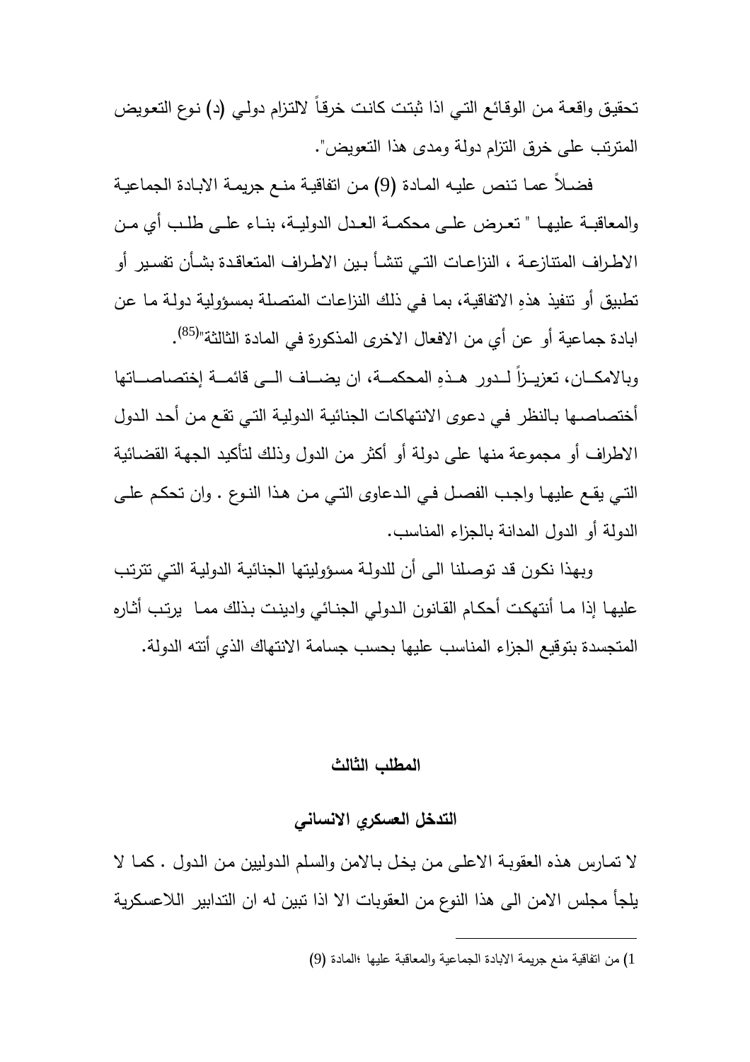تحقيق واقعة من الوقائع التي اذا ثبتت كانت خرقاً لالتزام دولي (د) نوع التعويض المترتب على خرق التزام دولة ومدى هذا التعويض".

فضلاً عما تنص عليه المادة (9) من اتفاقية منع جريمة الابادة الجماعية والمعاقبة عليها " تعرض على محكمة العدل الدولية، بناء على طلب أي من الاطراف المتنازعة ، النزاعات التي تنشأ بين الاطراف المتعاقدة بشأن تفسير أو تطبيق أو تنفيذ هذهِ الاتفاقية، بما في ذلك النزاعات المتصلة بمسؤولية دولة ما عن ابادة جماعية أو عن أي من الافعال الاخرى المذكورة في المادة الثالثة"[85].

وبالامكان، تعزيزاً لدور هذهِ المحكمة، ان يضاف الى قائمة إختصاصاتها أختصاصها بالنظر في دعوى الانتهاكات الجنائية الدولية التي تقع من أحد الدول الاطراف أو مجموعة منها على دولة أو أكثر من الدول وذلك لتأكيد الجهة القضائية التي يقع عليها واجب الفصل في الدعاوى التي من هذا النوع . وان تحكم على الدولة أو الدول المدانة بالجزاء المناسب.

وبهذا نكون قد توصلنا الى أن للدولة مسؤوليتها الجنائية الدولية التي تترتب عليها إذا ما أنتهكت أحكام القانون الدولي الجنائي وادينت بذلك مما يرتب أثاره المتجسدة بتوقيع الجزاء المناسب عليها بحسب جسامة الانتهاك الذي أتته الدولة.

## المطلب الثالث

## التدخل العسكري الانساني

لا تمارس هذه العقوبة الاعلى من يخل بالامن والسلم الدوليين من الدول . كما لا يلجأ مجلس الامن الى هذا النوع من العقوبات الا اذا تبين له ان التدابير اللاعسكرية

---

1) من اتفاقية منع جريمة الابادة الجماعية والمعاقبة عليها ؛المادة (9)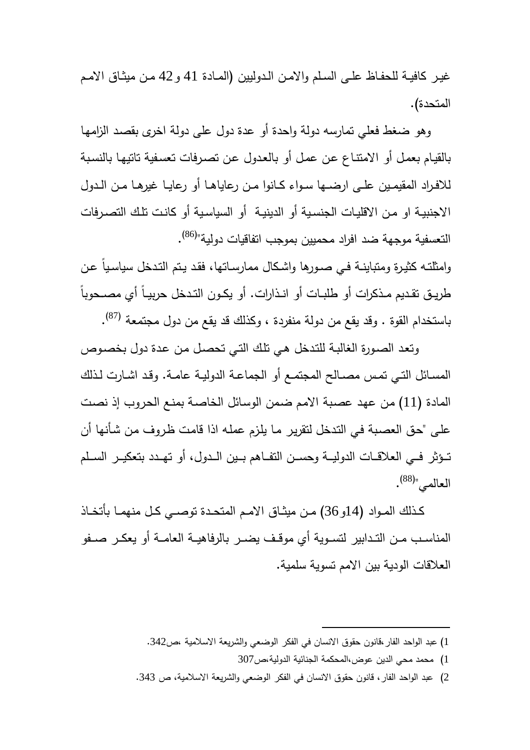غير كافية للحفاظ على السلم والامن الدوليين (المادة 41 و42 من ميثاق الامم المتحدة).

وهو ضغط فعلي تمارسه دولة واحدة أو عدة دول على دولة اخرى بقصد الزامها بالقيام بعمل أو الامتناع عن عمل أو بالعدول عن تصرفات تعسفية تاتيها بالنسبة للافراد المقيمين على ارضها سواء كانوا من رعاياها أو رعايا غيرها من الدول الاجنبية او من الاقليات الجنسية أو الدينية أو السياسية أو كانت تلك التصرفات التعسفية موجهة ضد افراد محميين بموجب اتفاقيات دولية"[86].

وامثلته كثيرة ومتباينة في صورها واشكال ممارساتها، فقد يتم التدخل سياسياً عن طريق تقديم مذكرات أو طلبات أو انذارات. أو يكون التدخل حربياً أي مصحوباً باستخدام القوة . وقد يقع من دولة منفردة ، وكذلك قد يقع من دول مجتمعة [87].

وتعد الصورة الغالبة للتدخل هي تلك التي تحصل من عدة دول بخصوص المسائل التي تمس مصالح المجتمع أو الجماعة الدولية عامة. وقد اشارت لذلك المادة (11) من عهد عصبة الامم ضمن الوسائل الخاصة بمنع الحروب إذ نصت على "حق العصبة في التدخل لتقرير ما يلزم عمله اذا قامت ظروف من شأنها أن تؤثر في العلاقات الدولية وحسن التفاهم بين الدول، أو تهدد بتعكير السلم العالمي"[88].

كذلك المواد (14و36) من ميثاق الامم المتحدة توصي كل منهما بأتخاذ المناسب من التدابير لتسوية أي موقف يضر بالرفاهية العامة أو يعكر صفو العلاقات الودية بين الامم تسوية سلمية.

---

1) عبد الواحد الفار،قانون حقوق الانسان في الفكر الوضعي والشريعة الاسلامية ،ص342.

1) محمد محي الدين عوض،المحكمة الجنائية الدولية،ص307

2) عبد الواحد الفار، قانون حقوق الانسان في الفكر الوضعي والشريعة الاسلامية، ص 343.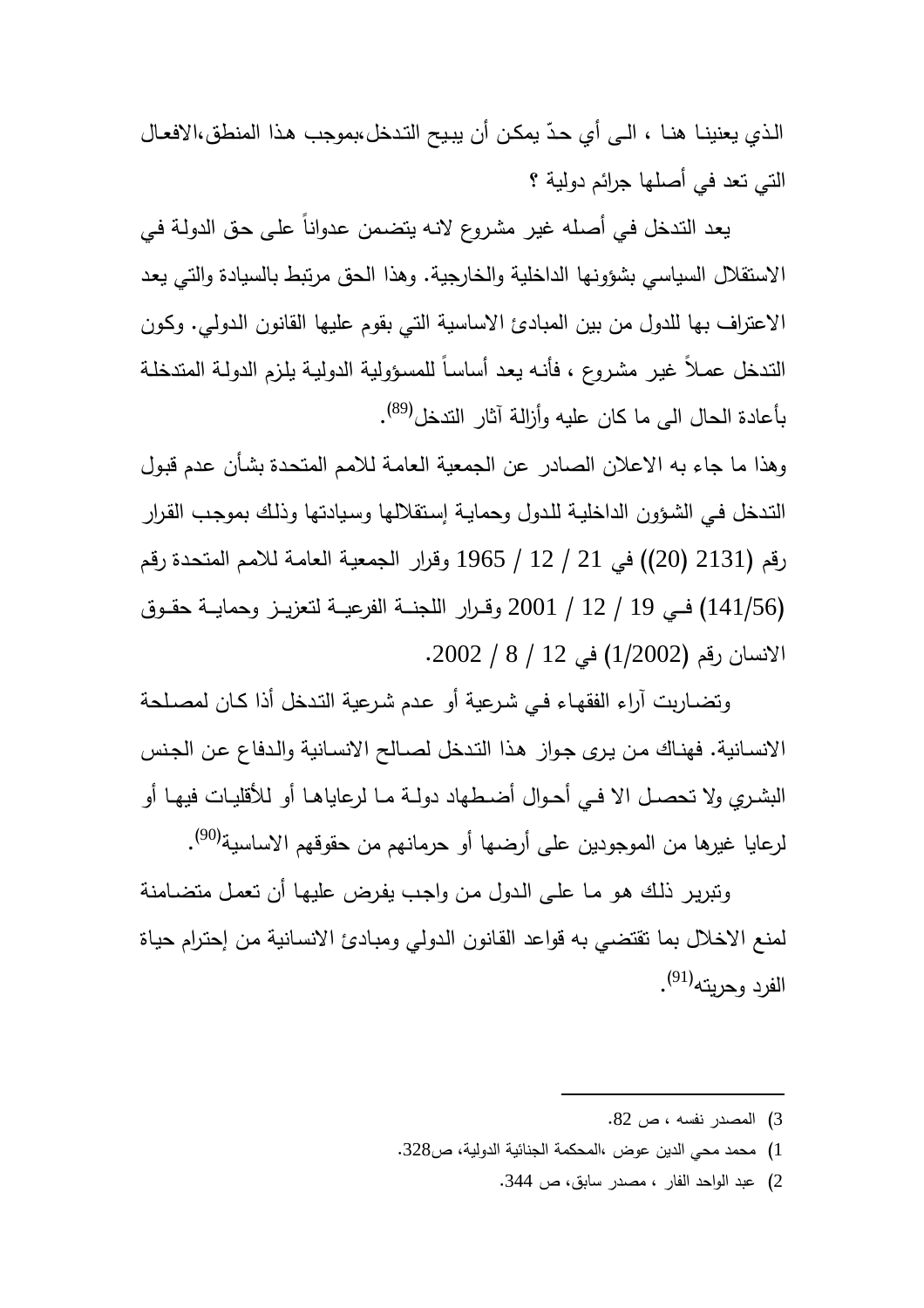الذي يعنينا هنا ، الى أي حدّ يمكن أن يبيح التدخل،بموجب هذا المنطق،الافعال التي تعد في أصلها جرائم دولية ؟

يعد التدخل في أصله غير مشروع لانه يتضمن عدواناً على حق الدولة في الاستقلال السياسي بشؤونها الداخلية والخارجية. وهذا الحق مرتبط بالسيادة والتي يعد الاعتراف بها للدول من بين المبادئ الاساسية التي يقوم عليها القانون الدولي. وكون التدخل عملاً غير مشروع ، فأنه يعد أساساً للمسؤولية الدولية يلزم الدولة المتدخلة بأعادة الحال الى ما كان عليه وأزالة آثار التدخل[89].

وهذا ما جاء به الاعلان الصادر عن الجمعية العامة للامم المتحدة بشأن عدم قبول التدخل في الشؤون الداخلية للدول وحماية إستقلالها وسيادتها وذلك بموجب القرار رقم (2131 (20)) في 21 / 12 / 1965 وقرار الجمعية العامة للامم المتحدة رقم (141/56) في 19 / 12 / 2001 وقرار اللجنة الفرعية لتعزيز وحماية حقوق الانسان رقم (1/2002) في 12 / 8 / 2002.

وتضاربت آراء الفقهاء في شرعية أو عدم شرعية التدخل أذا كان لمصلحة الانسانية. فهناك من يرى جواز هذا التدخل لصالح الانسانية والدفاع عن الجنس البشري ولا تحصل الا في أحوال أضطهاد دولة ما لرعاياها أو للأقليات فيها أو لرعايا غيرها من الموجودين على أرضها أو حرمانهم من حقوقهم الاساسية[90].

وتبرير ذلك هو ما على الدول من واجب يفرض عليها أن تعمل متضامنة لمنع الاخلال بما تقتضي به قواعد القانون الدولي ومبادئ الانسانية من إحترام حياة الفرد وحريته[91].

---

3) المصدر نفسه ، ص 82.

1) محمد محي الدين عوض ،المحكمة الجنائية الدولية، ص328.

2) عبد الواحد الفار ، مصدر سابق، ص 344.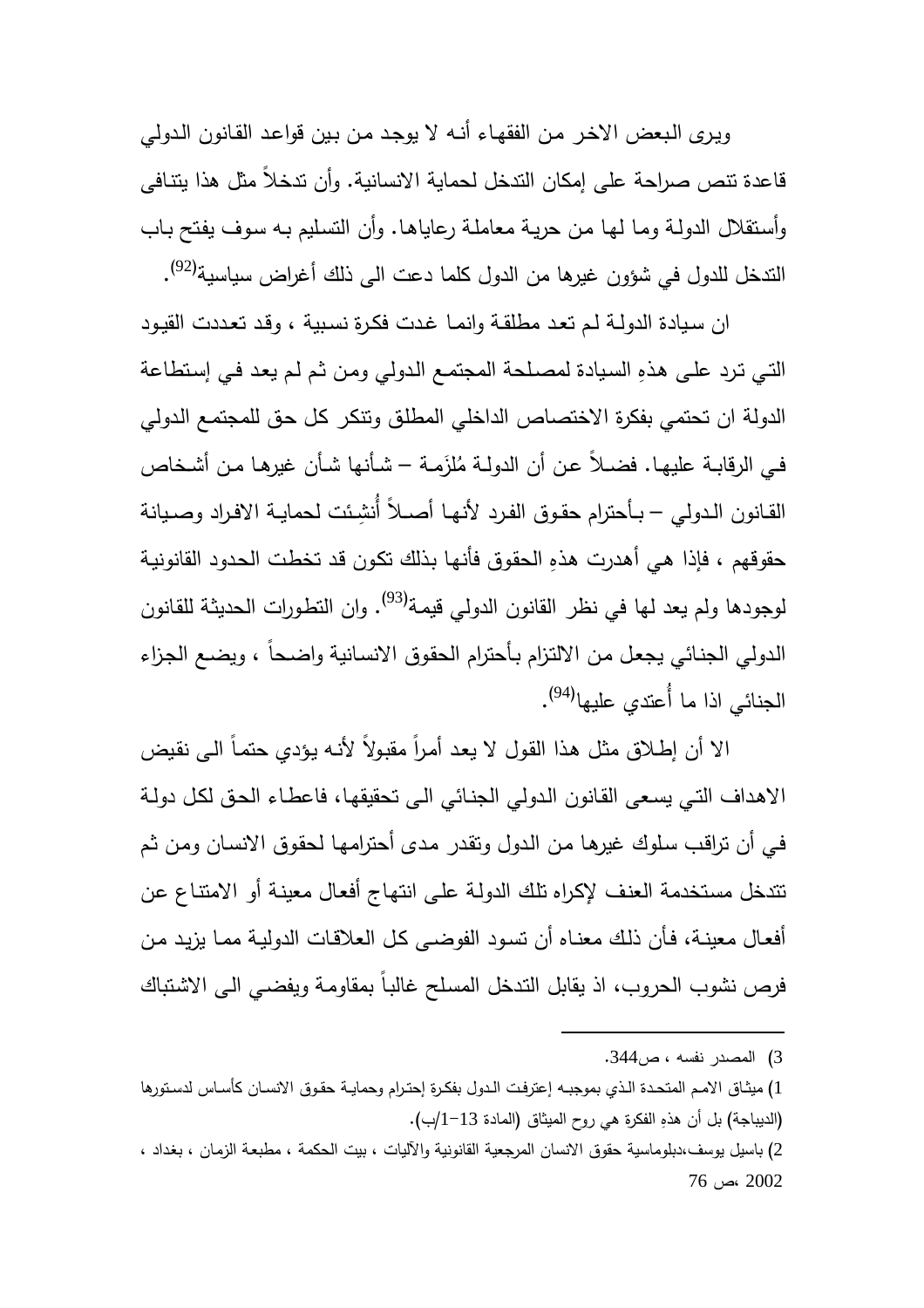ويرى البعض الاخر من الفقهاء أنه لا يوجد من بين قواعد القانون الدولي قاعدة تنص صراحة على إمكان التدخل لحماية الانسانية. وأن تدخلاً مثل هذا يتنافى وأستقلال الدولة وما لها من حرية معاملة رعاياها. وأن التسليم به سوف يفتح باب التدخل للدول في شؤون غيرها من الدول كلما دعت الى ذلك أغراض سياسية[92].

ان سيادة الدولة لم تعد مطلقة وانما غدت فكرة نسبية ، وقد تعددت القيود التي ترد على هذهِ السيادة لمصلحة المجتمع الدولي ومن ثم لم يعد في إستطاعة الدولة ان تحتمي بفكرة الاختصاص الداخلي المطلق وتنكر كل حق للمجتمع الدولي في الرقابة عليها. فضلاً عن أن الدولة مُلزَمة – شأنها شأن غيرها من أشخاص القانون الدولي – بأحترام حقوق الفرد لأنها أصلاً أُنشِئت لحماية الافراد وصيانة حقوقهم ، فإذا هي أهدرت هذهِ الحقوق فأنها بذلك تكون قد تخطت الحدود القانونية لوجودها ولم يعد لها في نظر القانون الدولي قيمة[93]. وان التطورات الحديثة للقانون الدولي الجنائي يجعل من الالتزام بأحترام الحقوق الانسانية واضحاً ، ويضع الجزاء الجنائي اذا ما أُعتدي عليها[94].

الا أن إطلاق مثل هذا القول لا يعد أمراً مقبولاً لأنه يؤدي حتماً الى نقيض الاهداف التي يسعى القانون الدولي الجنائي الى تحقيقها، فاعطاء الحق لكل دولة في أن تراقب سلوك غيرها من الدول وتقدر مدى أحترامها لحقوق الانسان ومن ثم تتدخل مستخدمة العنف لإكراه تلك الدولة على انتهاج أفعال معينة أو الامتناع عن أفعال معينة، فأن ذلك معناه أن تسود الفوضى كل العلاقات الدولية مما يزيد من فرص نشوب الحروب، اذ يقابل التدخل المسلح غالباً بمقاومة ويفضي الى الاشتباك

---

3) المصدر نفسه ، ص344.

1) ميثاق الامم المتحدة الذي بموجبه إعترفت الدول بفكرة إحترام وحماية حقوق الانسان كأساس لدستورها (الديباجة) بل أن هذهِ الفكرة هي روح الميثاق (المادة 13–1/ب).

2) باسيل يوسف،دبلوماسية حقوق الانسان المرجعية القانونية والآليات ، بيت الحكمة ، مطبعة الزمان ، بغداد ، 2002 ،ص 76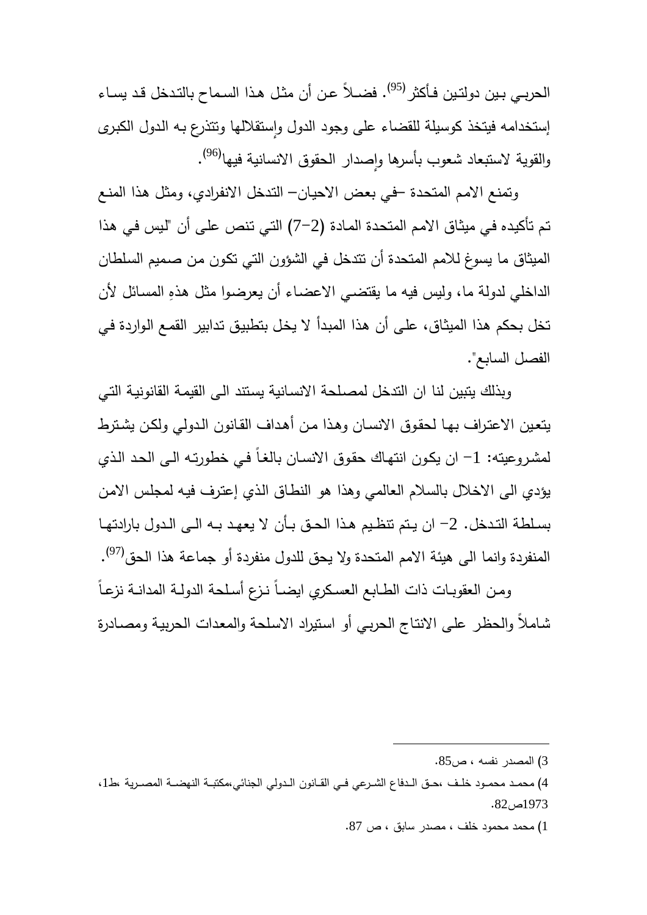الحربي بين دولتين فأكثر[95]. فضلاً عن أن مثل هذا السماح بالتدخل قد يساء إستخدامه فيتخذ كوسيلة للقضاء على وجود الدول وإستقلالها وتتذرع به الدول الكبرى والقوية لاستبعاد شعوب بأسرها وإصدار الحقوق الانسانية فيها[96].

وتمنع الامم المتحدة –في بعض الاحيان– التدخل الانفرادي، ومثل هذا المنع تم تأكيده في ميثاق الامم المتحدة المادة (2–7) التي تنص على أن "ليس في هذا الميثاق ما يسوغ للامم المتحدة أن تتدخل في الشؤون التي تكون من صميم السلطان الداخلي لدولة ما، وليس فيه ما يقتضي الاعضاء أن يعرضوا مثل هذهِ المسائل لأن تخل بحكم هذا الميثاق، على أن هذا المبدأ لا يخل بتطبيق تدابير القمع الواردة في الفصل السابع".

وبذلك يتبين لنا ان التدخل لمصلحة الانسانية يستند الى القيمة القانونية التي يتعين الاعتراف بها لحقوق الانسان وهذا من أهداف القانون الدولي ولكن يشترط لمشروعيته: 1– ان يكون انتهاك حقوق الانسان بالغاً في خطورته الى الحد الذي يؤدي الى الاخلال بالسلام العالمي وهذا هو النطاق الذي إعترف فيه لمجلس الامن بسلطة التدخل. 2– ان يتم تنظيم هذا الحق بأن لا يعهد به الى الدول بارادتها المنفردة وانما الى هيئة الامم المتحدة ولا يحق للدول منفردة أو جماعة هذا الحق[97].

ومن العقوبات ذات الطابع العسكري ايضاً نزع أسلحة الدولة المدانة نزعاً شاملاً والحظر على الانتاج الحربي أو استيراد الاسلحة والمعدات الحربية ومصادرة

---

3) المصدر نفسه ، ص85.

4) محمد محمود خلف ،حق الدفاع الشرعي في القانون الدولي الجنائي،مكتبة النهضة المصرية ،ط1، 1973ص82.

1) محمد محمود خلف ، مصدر سابق ، ص 87.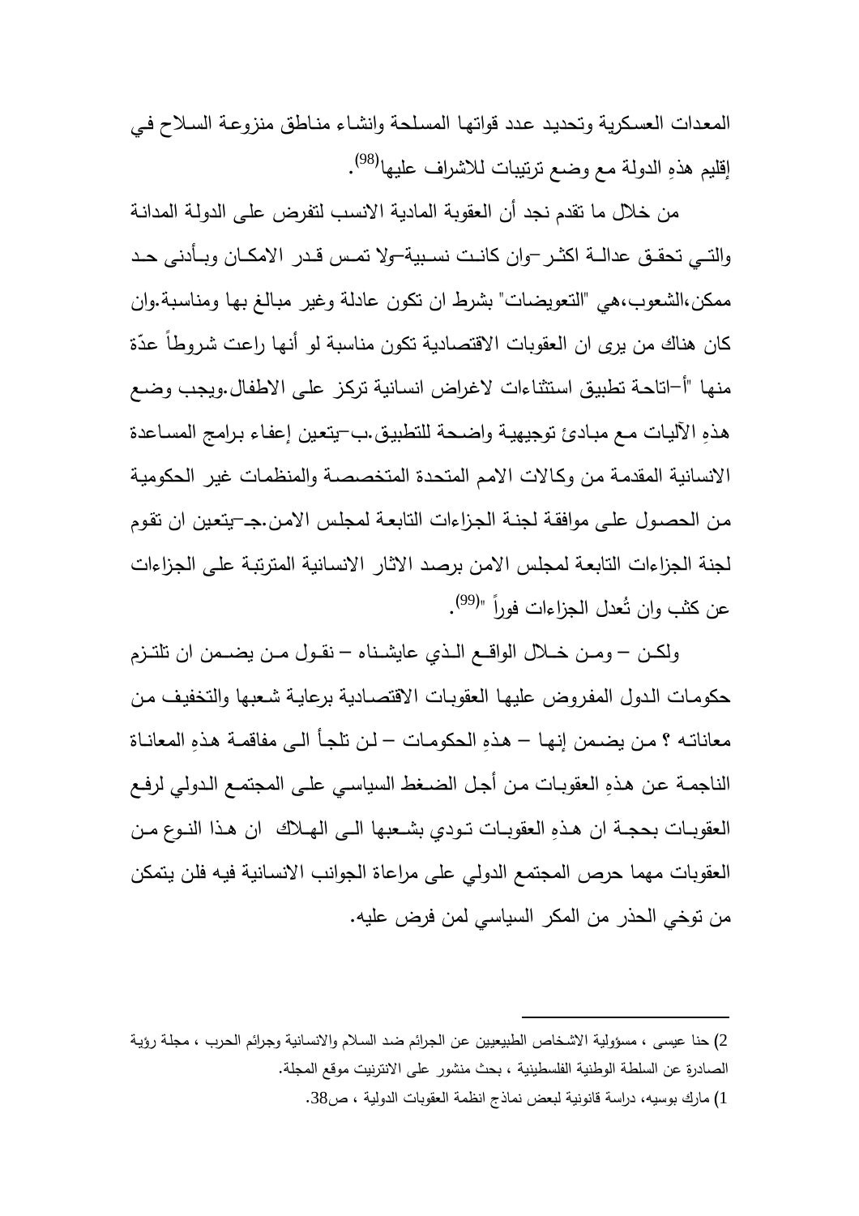المعدات العسكرية وتحديد عدد قواتها المسلحة وانشاء مناطق منزوعة السلاح في إقليم هذهِ الدولة مع وضع ترتيبات للاشراف عليها[98].

من خلال ما تقدم نجد أن العقوبة المادية الانسب لتفرض على الدولة المدانة والتي تحقق عدالة اكثر –وان كانت نسبية– ولا تمس قدر الامكان وبأدنى حد ممكن،الشعوب،هي "التعويضات" بشرط ان تكون عادلة وغير مبالغ بها ومناسبة.وان كان هناك من يرى ان العقوبات الاقتصادية تكون مناسبة لو أنها راعت شروطاً عدّة منها "أ–اتاحة تطبيق استثناءات لاغراض انسانية تركز على الاطفال.ويجب وضع هذهِ الآليات مع مبادئ توجيهية واضحة للتطبيق.ب–يتعين إعفاء برامج المساعدة الانسانية المقدمة من وكالات الامم المتحدة المتخصصة والمنظمات غير الحكومية من الحصول على موافقة لجنة الجزاءات التابعة لمجلس الامن.جـ–يتعين ان تقوم لجنة الجزاءات التابعة لمجلس الامن برصد الاثار الانسانية المترتبة على الجزاءات عن كثب وان تُعدل الجزاءات فوراً "[99].

ولكن – ومن خلال الواقع الذي عايشناه – نقول من يضمن ان تلتزم حكومات الدول المفروض عليها العقوبات الاقتصادية برعاية شعبها والتخفيف من معاناته ؟ من يضمن إنها – هذهِ الحكومات – لن تلجأ الى مفاقمة هذهِ المعاناة الناجمة عن هذهِ العقوبات من أجل الضغط السياسي على المجتمع الدولي لرفع العقوبات بحجة ان هذهِ العقوبات تودي بشعبها الى الهلاك ان هذا النوع من العقوبات مهما حرص المجتمع الدولي على مراعاة الجوانب الانسانية فيه فلن يتمكن من توخي الحذر من المكر السياسي لمن فرض عليه.

---

2) حنا عيسى ، مسؤولية الاشخاص الطبيعيين عن الجرائم ضد السلام والانسانية وجرائم الحرب ، مجلة رؤية الصادرة عن السلطة الوطنية الفلسطينية ، بحث منشور على الانترنيت موقع المجلة.

1) مارك بوسيه، دراسة قانونية لبعض نماذج انظمة العقوبات الدولية ، ص38.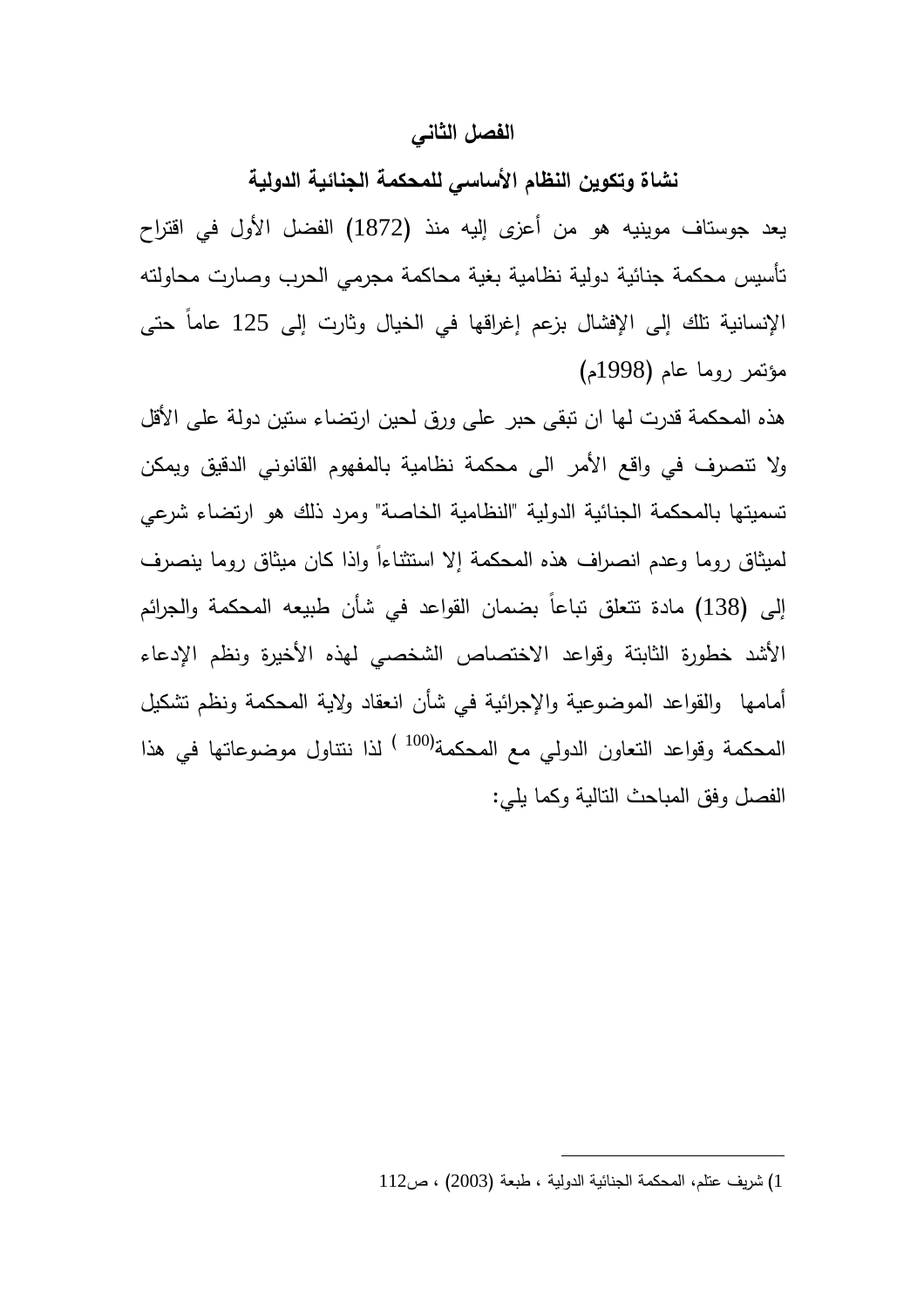# الفصل الثاني

## نشاة وتكوين النظام الأساسي للمحكمة الجنائية الدولية

يعد جوستاف موينيه هو من أعزى إليه منذ (1872) الفضل الأول في اقتراح تأسيس محكمة جنائية دولية نظامية بغية محاكمة مجرمي الحرب وصارت محاولته الإنسانية تلك إلى الإفشال بزعم إغراقها في الخيال وثارت إلى 125 عاماً حتى مؤتمر روما عام (1998م)

هذه المحكمة قدرت لها ان تبقى حبر على ورق لحين ارتضاء ستين دولة على الأقل ولا تنصرف في واقع الأمر الى محكمة نظامية بالمفهوم القانوني الدقيق ويمكن تسميتها بالمحكمة الجنائية الدولية "النظامية الخاصة" ومرد ذلك هو ارتضاء شرعي لميثاق روما وعدم انصراف هذه المحكمة إلا استثناءاً واذا كان ميثاق روما ينصرف إلى (138) مادة تتعلق تباعاً بضمان القواعد في شأن طبيعه المحكمة والجرائم الأشد خطورة الثابتة وقواعد الاختصاص الشخصي لهذه الأخيرة ونظم الإدعاء أمامها والقواعد الموضوعية والإجرائية في شأن انعقاد ولاية المحكمة ونظم تشكيل المحكمة وقواعد التعاون الدولي مع المحكمة[100] لذا نتناول موضوعاتها في هذا الفصل وفق المباحث التالية وكما يلي:

---

1) شريف عتلم، المحكمة الجنائية الدولية ، طبعة (2003) ، ص112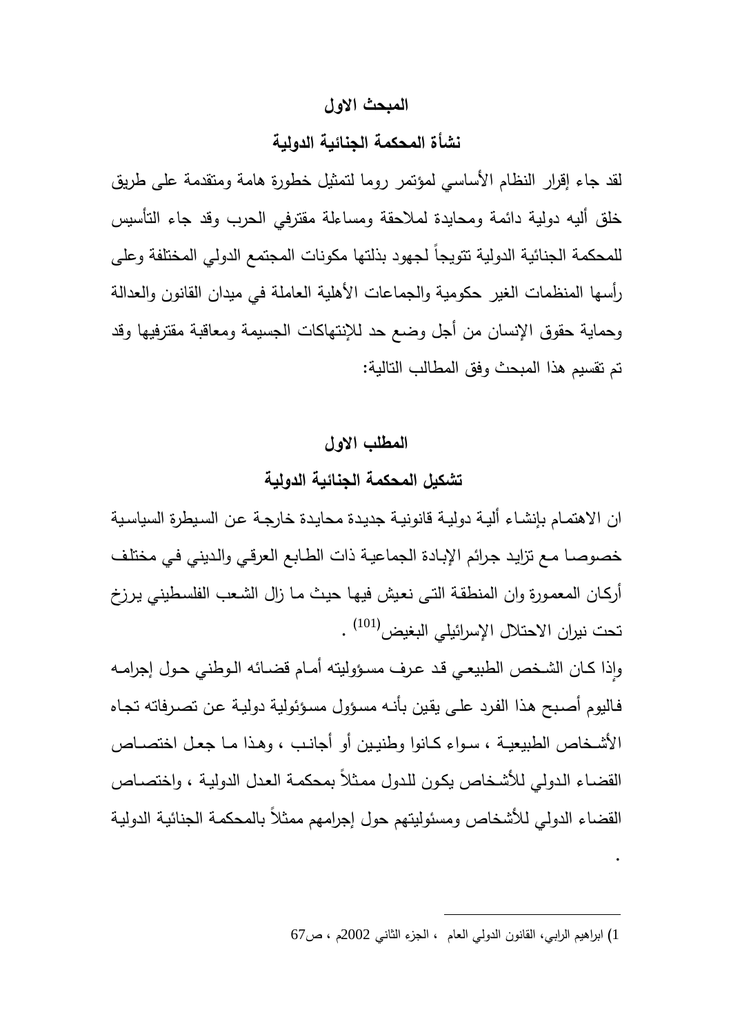## المبحث الاول

## نشأة المحكمة الجنائية الدولية

لقد جاء إقرار النظام الأساسي لمؤتمر روما لتمثيل خطورة هامة ومتقدمة على طريق خلق أليه دولية دائمة ومحايدة لملاحقة ومساءلة مقترفي الحرب وقد جاء التأسيس للمحكمة الجنائية الدولية تتويجاً لجهود بذلتها مكونات المجتمع الدولي المختلفة وعلى رأسها المنظمات الغير حكومية والجماعات الأهلية العاملة في ميدان القانون والعدالة وحماية حقوق الإنسان من أجل وضع حد للإنتهاكات الجسيمة ومعاقبة مقترفيها وقد تم تقسيم هذا المبحث وفق المطالب التالية:

### المطلب الاول

### تشكيل المحكمة الجنائية الدولية

ان الاهتمام بإنشاء ألية دولية قانونية جديدة محايدة خارجة عن السيطرة السياسية خصوصا مع تزايد جرائم الإبادة الجماعية ذات الطابع العرقي والديني في مختلف أركان المعمورة وان المنطقة التى نعيش فيها حيث ما زال الشعب الفلسطيني يرزخ تحت نيران الاحتلال الإسرائيلي البغيض[101] .

وإذا كان الشخص الطبيعي قد عرف مسؤوليته أمام قضائه الوطني حول إجرامه فاليوم أصبح هذا الفرد على يقين بأنه مسؤول مسؤولية دولية عن تصرفاته تجاه الأشخاص الطبيعية ، سواء كانوا وطنيين أو أجانب ، وهذا ما جعل اختصاص القضاء الدولي للأشخاص يكون للدول ممثلاً بمحكمة العدل الدولية ، واختصاص القضاء الدولي للأشخاص ومسئوليتهم حول إجرامهم ممثلاً بالمحكمة الجنائية الدولية .

---

1) ابراهيم الرابي، القانون الدولي العام ، الجزء الثاني 2002م ، ص67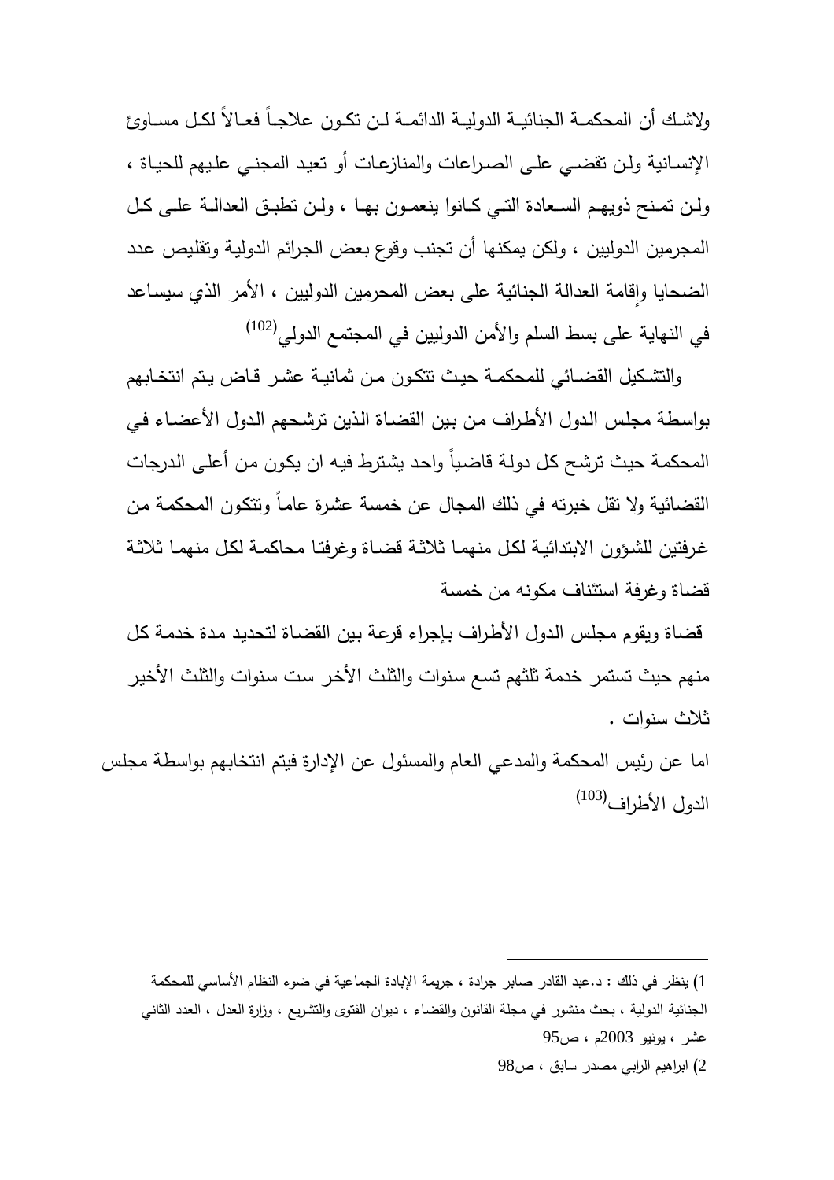ولاشك أن المحكمة الجنائية الدولية الدائمة لن تكون علاجاً فعالاً لكل مساوئ الإنسانية ولن تقضي على الصراعات والمنازعات أو تعيد المجني عليهم للحياة ، ولن تمنح ذويهم السعادة التي كانوا ينعمون بها ، ولن تطبق العدالة على كل المجرمين الدوليين ، ولكن يمكنها أن تجنب وقوع بعض الجرائم الدولية وتقليص عدد الضحايا وإقامة العدالة الجنائية على بعض المحرمين الدوليين ، الأمر الذي سيساعد في النهاية على بسط السلم والأمن الدوليين في المجتمع الدولي[102]

والتشكيل القضائي للمحكمة حيث تتكون من ثمانية عشر قاض يتم انتخابهم بواسطة مجلس الدول الأطراف من بين القضاة الذين ترشحهم الدول الأعضاء في المحكمة حيث ترشح كل دولة قاضياً واحد يشترط فيه ان يكون من أعلى الدرجات القضائية ولا تقل خبرته في ذلك المجال عن خمسة عشرة عاماً وتتكون المحكمة من غرفتين للشؤون الابتدائية لكل منهما ثلاثة قضاة وغرفتا محاكمة لكل منهما ثلاثة قضاة وغرفة استئناف مكونه من خمسة

قضاة ويقوم مجلس الدول الأطراف بإجراء قرعة بين القضاة لتحديد مدة خدمة كل منهم حيث تستمر خدمة ثلثهم تسع سنوات والثلث الأخر ست سنوات والثلث الأخير ثلاث سنوات .

اما عن رئيس المحكمة والمدعي العام والمسئول عن الإدارة فيتم انتخابهم بواسطة مجلس الدول الأطراف[103]

---

1) ينظر في ذلك : د.عبد القادر صابر جرادة ، جريمة الإبادة الجماعية في ضوء النظام الأساسي للمحكمة الجنائية الدولية ، بحث منشور في مجلة القانون والقضاء ، ديوان الفتوى والتشريع ، وزارة العدل ، العدد الثاني عشر ، يونيو 2003م ، ص95

2) ابراهيم الرابي مصدر سابق ، ص98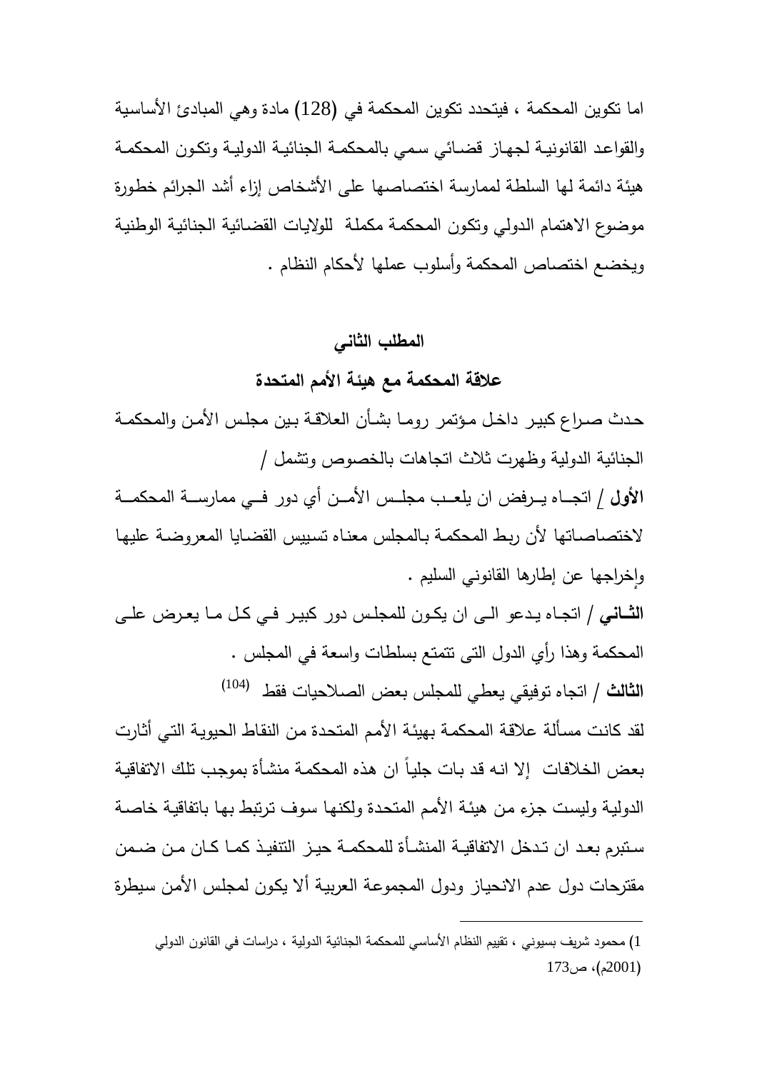اما تكوين المحكمة ، فيتحدد تكوين المحكمة في (128) مادة وهي المبادئ الأساسية والقواعد القانونية لجهاز قضائي سمي بالمحكمة الجنائية الدولية وتكون المحكمة هيئة دائمة لها السلطة لممارسة اختصاصها على الأشخاص إزاء أشد الجرائم خطورة موضوع الاهتمام الدولي وتكون المحكمة مكملة للولايات القضائية الجنائية الوطنية ويخضع اختصاص المحكمة وأسلوب عملها لأحكام النظام .

## المطلب الثاني

## علاقة المحكمة مع هيئة الأمم المتحدة

حدث صراع كبير داخل مؤتمر روما بشأن العلاقة بين مجلس الأمن والمحكمة الجنائية الدولية وظهرت ثلاث اتجاهات بالخصوص وتشمل /

**الأول** / اتجاه يرفض ان يلعب مجلس الأمن أي دور في ممارسة المحكمة لاختصاصاتها لأن ربط المحكمة بالمجلس معناه تسييس القضايا المعروضة عليها وإخراجها عن إطارها القانوني السليم .

**الثاني** / اتجاه يدعو الى ان يكون للمجلس دور كبير في كل ما يعرض على المحكمة وهذا رأي الدول التى تتمتع بسلطات واسعة في المجلس .

**الثالث** / اتجاه توفيقي يعطي للمجلس بعض الصلاحيات فقط [(104)]

لقد كانت مسألة علاقة المحكمة بهيئة الأمم المتحدة من النقاط الحيوية التي أثارت بعض الخلافات إلا انه قد بات جلياً ان هذه المحكمة منشأة بموجب تلك الاتفاقية الدولية وليست جزء من هيئة الأمم المتحدة ولكنها سوف ترتبط بها باتفاقية خاصة ستبرم بعد ان تدخل الاتفاقية المنشأة للمحكمة حيز التنفيذ كما كان من ضمن مقترحات دول عدم الانحياز ودول المجموعة العربية ألا يكون لمجلس الأمن سيطرة

---

1) محمود شريف بسيوني ، تقييم النظام الأساسي للمحكمة الجنائية الدولية ، دراسات في القانون الدولي (2001م)، ص173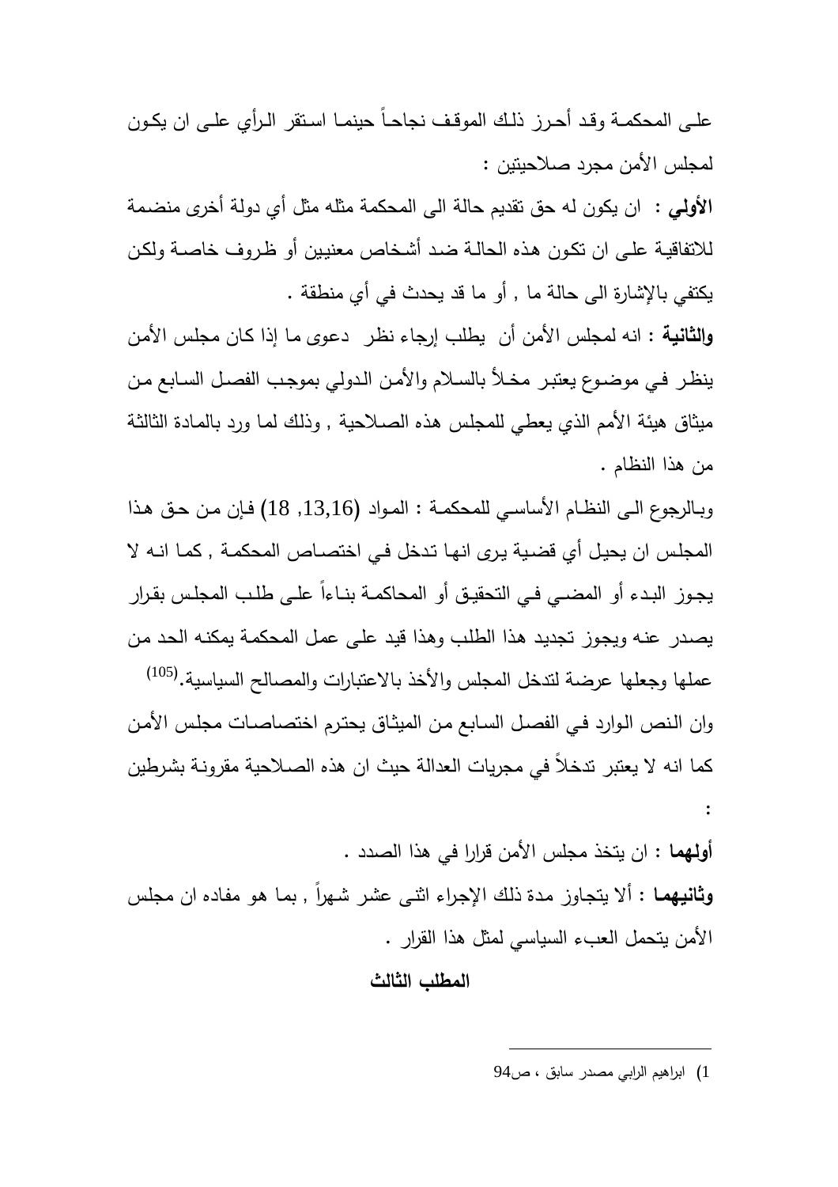على المحكمة وقد أحرز ذلك الموقف نجاحاً حينما استقر الرأي على ان يكون لمجلس الأمن مجرد صلاحيتين :

**الأولى** : ان يكون له حق تقديم حالة الى المحكمة مثله مثل أي دولة أخرى منضمة للاتفاقية على ان تكون هذه الحالة ضد أشخاص معنيين أو ظروف خاصة ولكن يكتفي بالإشارة الى حالة ما , أو ما قد يحدث في أي منطقة .

**والثانية** : انه لمجلس الأمن أن يطلب إرجاء نظر دعوى ما إذا كان مجلس الأمن ينظر في موضوع يعتبر مخلاً بالسلام والأمن الدولي بموجب الفصل السابع من ميثاق هيئة الأمم الذي يعطي للمجلس هذه الصلاحية , وذلك لما ورد بالمادة الثالثة من هذا النظام .

وبالرجوع الى النظام الأساسي للمحكمة : المواد (13,16, 18) فإن من حق هذا المجلس ان يحيل أي قضية يرى انها تدخل في اختصاص المحكمة , كما انه لا يجوز البدء أو المضي في التحقيق أو المحاكمة بناءاً على طلب المجلس بقرار يصدر عنه ويجوز تجديد هذا الطلب وهذا قيد على عمل المحكمة يمكنه الحد من عملها وجعلها عرضة لتدخل المجلس والأخذ بالاعتبارات والمصالح السياسية.[105]

وان النص الوارد في الفصل السابع من الميثاق يحترم اختصاصات مجلس الأمن كما انه لا يعتبر تدخلاً في مجريات العدالة حيث ان هذه الصلاحية مقرونة بشرطين :

**أولهما** : ان يتخذ مجلس الأمن قرارا في هذا الصدد .

**وثانيهما** : ألا يتجاوز مدة ذلك الإجراء اثنى عشر شهراً , بما هو مفاده ان مجلس الأمن يتحمل العبء السياسي لمثل هذا القرار .

### المطلب الثالث

---

1) ابراهيم الرابي مصدر سابق ، ص94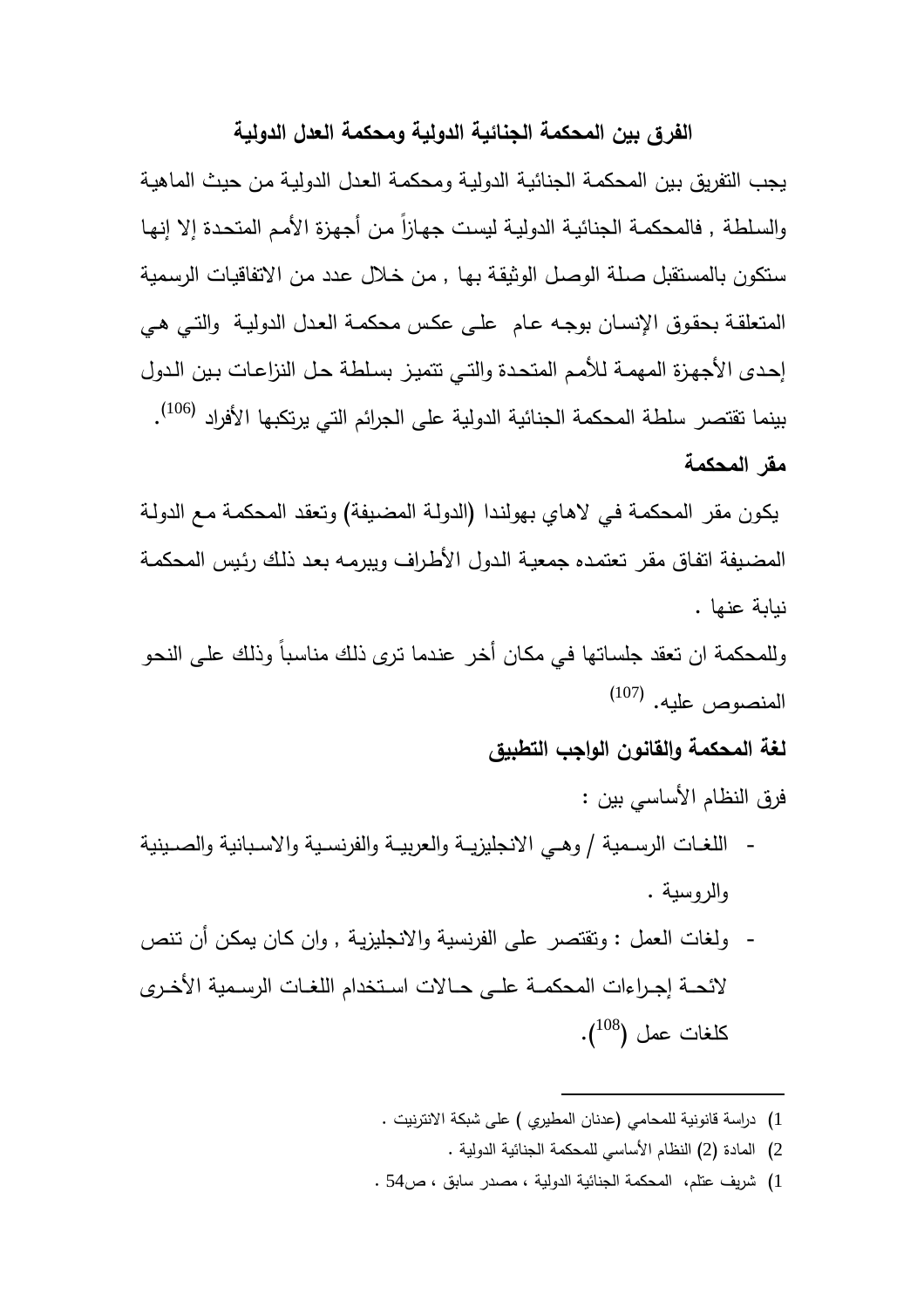## الفرق بين المحكمة الجنائية الدولية ومحكمة العدل الدولية

يجب التفريق بين المحكمة الجنائية الدولية ومحكمة العدل الدولية من حيث الماهية والسلطة , فالمحكمة الجنائية الدولية ليست جهازاً من أجهزة الأمم المتحدة إلا إنها ستكون بالمستقبل صلة الوصل الوثيقة بها , من خلال عدد من الاتفاقيات الرسمية المتعلقة بحقوق الإنسان بوجه عام على عكس محكمة العدل الدولية والتي هي إحدى الأجهزة المهمة للأمم المتحدة والتي تتميز بسلطة حل النزاعات بين الدول بينما تقتصر سلطة المحكمة الجنائية الدولية على الجرائم التي يرتكبها الأفراد [106].

**مقر المحكمة**

يكون مقر المحكمة في لاهاي بهولندا (الدولة المضيفة) وتعقد المحكمة مع الدولة المضيفة اتفاق مقر تعتمده جمعية الدول الأطراف ويبرمه بعد ذلك رئيس المحكمة نيابة عنها .

وللمحكمة ان تعقد جلساتها في مكان أخر عندما ترى ذلك مناسباً وذلك على النحو المنصوص عليه. [107]

**لغة المحكمة والقانون الواجب التطبيق**

فرق النظام الأساسي بين :

- اللغات الرسمية / وهي الانجليزية والعربية والفرنسية والاسبانية والصينية والروسية .
- ولغات العمل : وتقتصر على الفرنسية والانجليزية , وان كان يمكن أن تنص لائحة إجراءات المحكمة على حالات استخدام اللغات الرسمية الأخرى كلغات عمل ([108]).

---

1) دراسة قانونية للمحامي (عدنان المطيري ) على شبكة الانترنيت .

2) المادة (2) النظام الأساسي للمحكمة الجنائية الدولية .

1) شريف عتلم، المحكمة الجنائية الدولية ، مصدر سابق ، ص54 .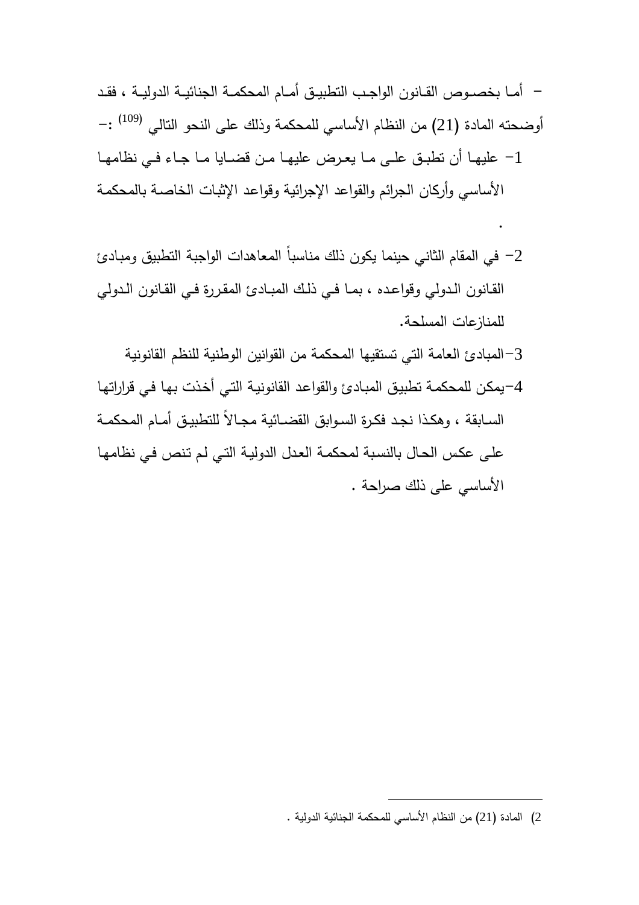- أما بخصوص القانون الواجب التطبيق أمام المحكمة الجنائية الدولية ، فقد أوضحته المادة (21) من النظام الأساسي للمحكمة وذلك على النحو التالي [109] :-

1- عليها أن تطبق على ما يعرض عليها من قضايا ما جاء في نظامها الأساسي وأركان الجرائم والقواعد الإجرائية وقواعد الإثبات الخاصة بالمحكمة .

2- في المقام الثاني حينما يكون ذلك مناسباً المعاهدات الواجبة التطبيق ومبادئ القانون الدولي وقواعده ، بما في ذلك المبادئ المقررة في القانون الدولي للمنازعات المسلحة.

3- المبادئ العامة التي تستقيها المحكمة من القوانين الوطنية للنظم القانونية

4- يمكن للمحكمة تطبيق المبادئ والقواعد القانونية التي أخذت بها في قراراتها السابقة ، وهكذا نجد فكرة السوابق القضائية مجالاً للتطبيق أمام المحكمة على عكس الحال بالنسبة لمحكمة العدل الدولية التي لم تنص في نظامها الأساسي على ذلك صراحة .

---

2) المادة (21) من النظام الأساسي للمحكمة الجنائية الدولية .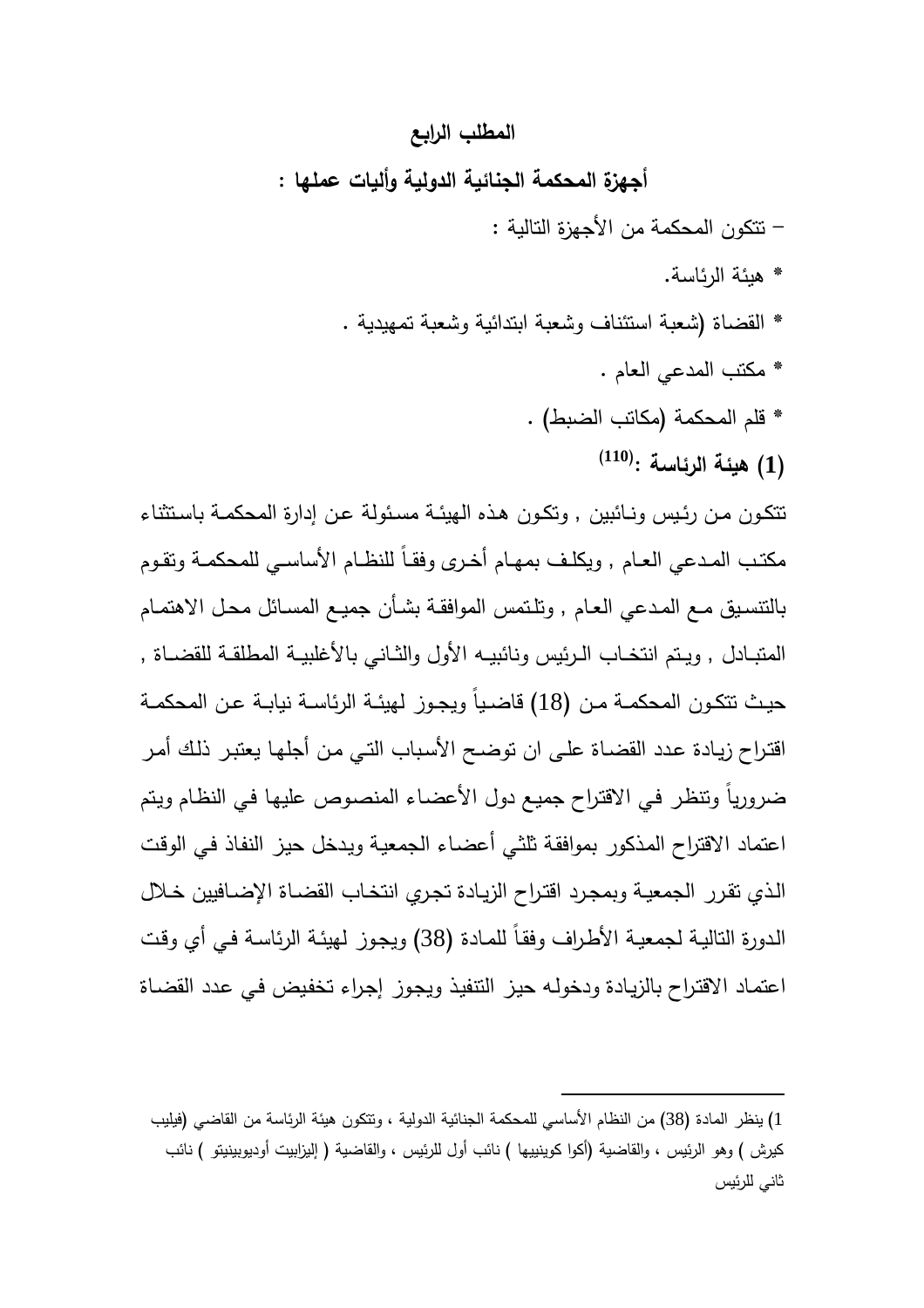## المطلب الرابع

## أجهزة المحكمة الجنائية الدولية وأليات عملها :

– تتكون المحكمة من الأجهزة التالية :

* هيئة الرئاسة.

* القضاة (شعبة استئناف وشعبة ابتدائية وشعبة تمهيدية .

* مكتب المدعي العام .

* قلم المحكمة (مكاتب الضبط) .

### (1) هيئة الرئاسة :[110]

تتكون من رئيس ونائبين , وتكون هذه الهيئة مسئولة عن إدارة المحكمة باستثناء مكتب المدعي العام , ويكلف بمهام أخرى وفقاً للنظام الأساسي للمحكمة وتقوم بالتنسيق مع المدعي العام , وتلتمس الموافقة بشأن جميع المسائل محل الاهتمام المتبادل , ويتم انتخاب الرئيس ونائبيه الأول والثاني بالأغلبية المطلقة للقضاة , حيث تتكون المحكمة من (18) قاضياً ويجوز لهيئة الرئاسة نيابة عن المحكمة اقتراح زيادة عدد القضاة على ان توضح الأسباب التي من أجلها يعتبر ذلك أمر ضرورياً وتنظر في الاقتراح جميع دول الأعضاء المنصوص عليها في النظام ويتم اعتماد الاقتراح المذكور بموافقة ثلثي أعضاء الجمعية ويدخل حيز النفاذ في الوقت الذي تقرر الجمعية وبمجرد اقتراح الزيادة تجري انتخاب القضاة الإضافيين خلال الدورة التالية لجمعية الأطراف وفقاً للمادة (38) ويجوز لهيئة الرئاسة في أي وقت اعتماد الاقتراح بالزيادة ودخوله حيز التنفيذ ويجوز إجراء تخفيض في عدد القضاة

---

1) ينظر المادة (38) من النظام الأساسي للمحكمة الجنائية الدولية ، وتتكون هيئة الرئاسة من القاضي (فيليب كيرش ) وهو الرئيس ، والقاضية (أكوا كوينييها ) نائب أول للرئيس ، والقاضية ( إليزابيت أوديوبينيتو ) نائب ثاني للرئيس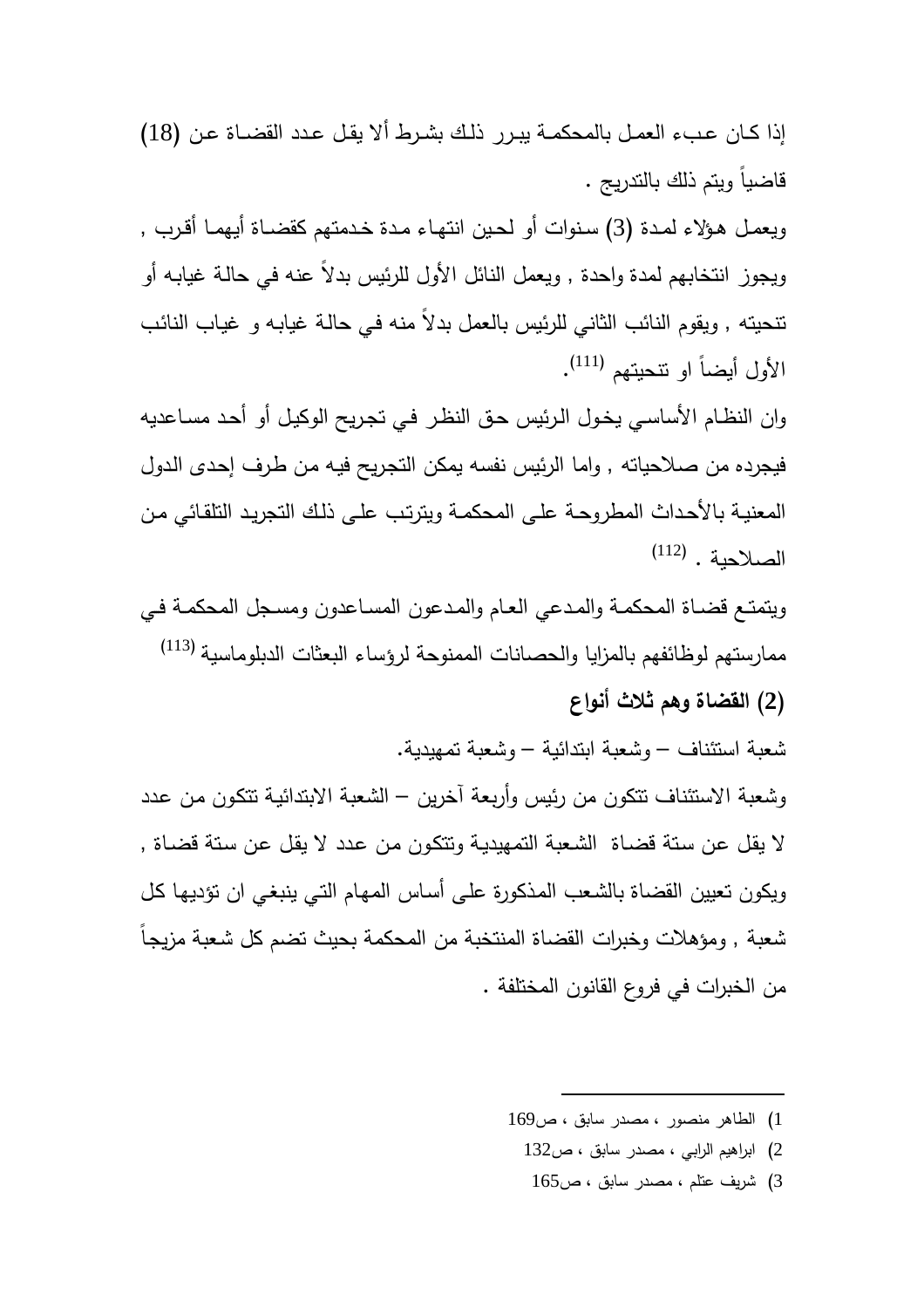إذا كـان عبء العمل بالمحكمة يبرر ذلك بشرط ألا يقل عدد القضاة عن (18) قاضياً ويتم ذلك بالتدريج .

ويعمل هؤلاء لمدة (3) سنوات أو لحين انتهاء مدة خدمتهم كقضاة أيهما أقرب , ويجوز انتخابهم لمدة واحدة , ويعمل النائل الأول للرئيس بدلاً عنه في حالة غيابه أو تنحيته , ويقوم النائب الثاني للرئيس بالعمل بدلاً منه في حالة غيابه و غياب النائب الأول أيضاً او تنحيتهم [111].

وان النظام الأساسي يخول الرئيس حق النظر في تجريح الوكيل أو أحد مساعديه فيجرده من صلاحياته , واما الرئيس نفسه يمكن التجريح فيه من طرف إحدى الدول المعنية بالأحداث المطروحة على المحكمة ويترتب على ذلك التجريد التلقائي من الصلاحية . [112]

ويتمتع قضاة المحكمة والمدعي العام والمدعون المساعدون ومسجل المحكمة في ممارستهم لوظائفهم بالمزايا والحصانات الممنوحة لرؤساء البعثات الدبلوماسية [113]

**(2) القضاة وهم ثلاث أنواع**

شعبة استئناف – وشعبة ابتدائية – وشعبة تمهيدية.

وشعبة الاستئناف تتكون من رئيس وأربعة آخرين – الشعبة الابتدائية تتكون من عدد لا يقل عن ستة قضاة الشعبة التمهيدية وتتكون من عدد لا يقل عن ستة قضاة , ويكون تعيين القضاة بالشعب المذكورة على أساس المهام التي ينبغي ان تؤديها كل شعبة , ومؤهلات وخبرات القضاة المنتخبة من المحكمة بحيث تضم كل شعبة مزيجاً من الخبرات في فروع القانون المختلفة .

---

1) الطاهر منصور ، مصدر سابق ، ص169

2) ابراهيم الرابي ، مصدر سابق ، ص132

3) شريف عتلم ، مصدر سابق ، ص165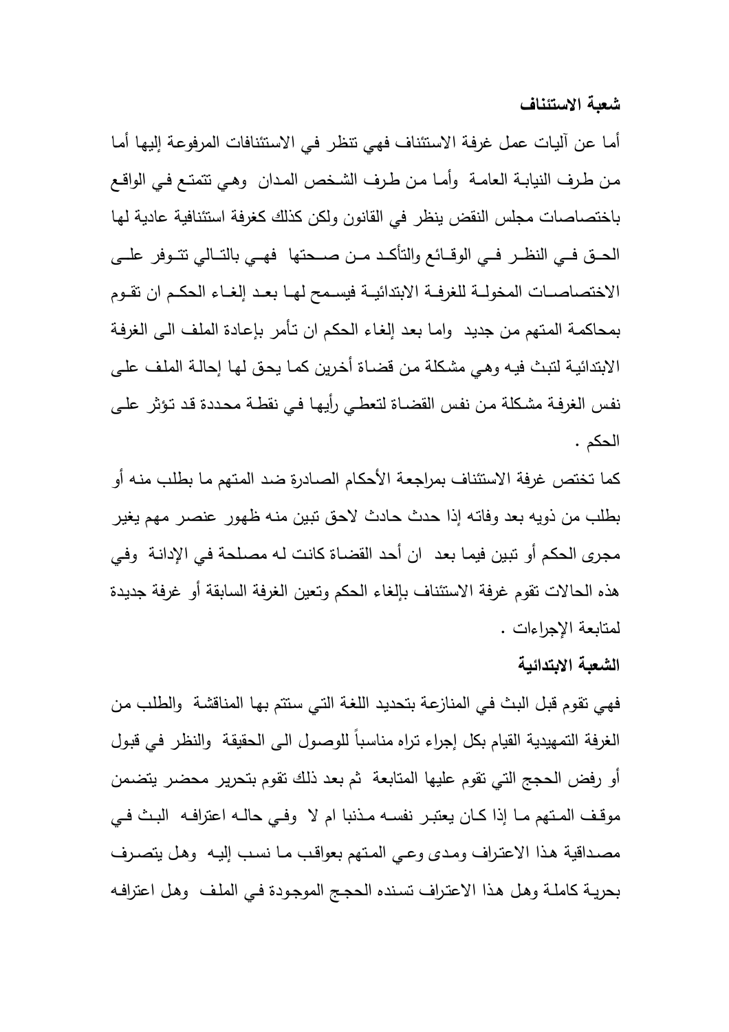**شعبة الاستئناف**

أما عن آليات عمل غرفة الاستئناف فهي تنظر في الاستئنافات المرفوعة إليها أما من طرف النيابة العامة وأما من طرف الشخص المدان وهي تتمتع في الواقع باختصاصات مجلس النقض ينظر في القانون ولكن كذلك كغرفة استئنافية عادية لها الحق في النظر في الوقائع والتأكد من صحتها فهي بالتالي تتوفر على الاختصاصات المخولة للغرفة الابتدائية فيسمح لها بعد إلغاء الحكم ان تقوم بمحاكمة المتهم من جديد واما بعد إلغاء الحكم ان تأمر بإعادة الملف الى الغرفة الابتدائية لتبث فيه وهي مشكلة من قضاة أخرين كما يحق لها إحالة الملف على نفس الغرفة مشكلة من نفس القضاة لتعطي رأيها في نقطة محددة قد تؤثر على الحكم .

كما تختص غرفة الاستئناف بمراجعة الأحكام الصادرة ضد المتهم ما بطلب منه أو بطلب من ذويه بعد وفاته إذا حدث حادث لاحق تبين منه ظهور عنصر مهم يغير مجرى الحكم أو تبين فيما بعد ان أحد القضاة كانت له مصلحة في الإدانة وفي هذه الحالات تقوم غرفة الاستئناف بإلغاء الحكم وتعين الغرفة السابقة أو غرفة جديدة لمتابعة الإجراءات .

**الشعبة الابتدائية**

فهي تقوم قبل البث في المنازعة بتحديد اللغة التي ستتم بها المناقشة والطلب من الغرفة التمهيدية القيام بكل إجراء تراه مناسباً للوصول الى الحقيقة والنظر في قبول أو رفض الحجج التي تقوم عليها المتابعة ثم بعد ذلك تقوم بتحرير محضر يتضمن موقف المتهم ما إذا كان يعتبر نفسه مذنبا ام لا وفي حاله اعترافه البث في مصداقية هذا الاعتراف ومدى وعي المتهم بعواقب ما نسب إليه وهل يتصرف بحرية كاملة وهل هذا الاعتراف تسنده الحجج الموجودة في الملف وهل اعترافه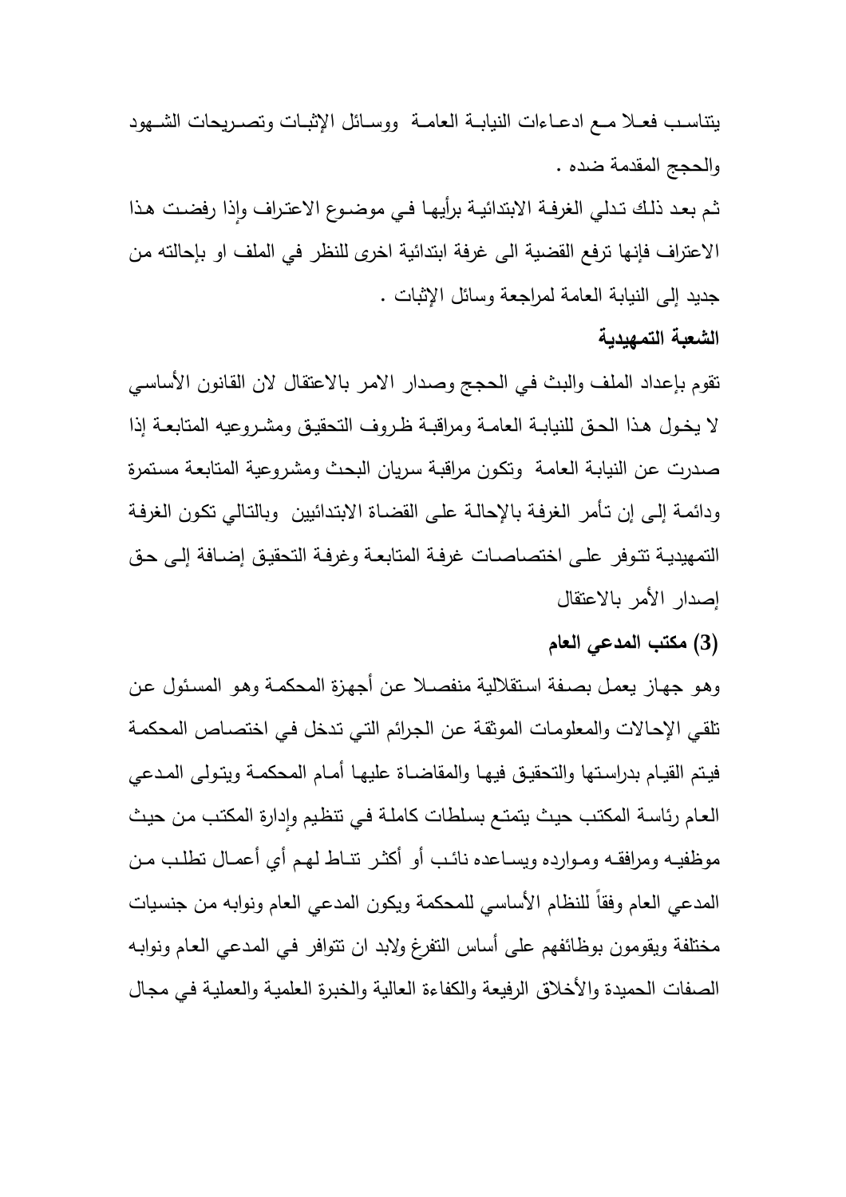يتناسب فعلا مع ادعاءات النيابة العامة ووسائل الإثبات وتصريحات الشهود والحجج المقدمة ضده .

ثم بعد ذلك تدلي الغرفة الابتدائية برأيها في موضوع الاعتراف وإذا رفضت هذا الاعتراف فإنها ترفع القضية الى غرفة ابتدائية اخرى للنظر في الملف او بإحالته من جديد إلى النيابة العامة لمراجعة وسائل الإثبات .

**الشعبة التمهيدية**

تقوم بإعداد الملف والبث في الحجج وصدار الامر بالاعتقال لان القانون الأساسي لا يخول هذا الحق للنيابة العامة ومراقبة ظروف التحقيق ومشروعيه المتابعة إذا صدرت عن النيابة العامة وتكون مراقبة سريان البحث ومشروعية المتابعة مستمرة ودائمة إلى إن تأمر الغرفة بالإحالة على القضاة الابتدائيين وبالتالي تكون الغرفة التمهيدية تتوفر على اختصاصات غرفة المتابعة وغرفة التحقيق إضافة إلى حق إصدار الأمر بالاعتقال

**(3) مكتب المدعي العام**

وهو جهاز يعمل بصفة استقلالية منفصلا عن أجهزة المحكمة وهو المسئول عن تلقي الإحالات والمعلومات الموثقة عن الجرائم التي تدخل في اختصاص المحكمة فيتم القيام بدراستها والتحقيق فيها والمقاضاة عليها أمام المحكمة ويتولى المدعي العام رئاسة المكتب حيث يتمتع بسلطات كاملة في تنظيم وإدارة المكتب من حيث موظفيه ومرافقه وموارده ويساعده نائب أو أكثر تناط لهم أي أعمال تطلب من المدعي العام وفقاً للنظام الأساسي للمحكمة ويكون المدعي العام ونوابه من جنسيات مختلفة ويقومون بوظائفهم على أساس التفرغ ولابد ان تتوافر في المدعي العام ونوابه الصفات الحميدة والأخلاق الرفيعة والكفاءة العالية والخبرة العلمية والعملية في مجال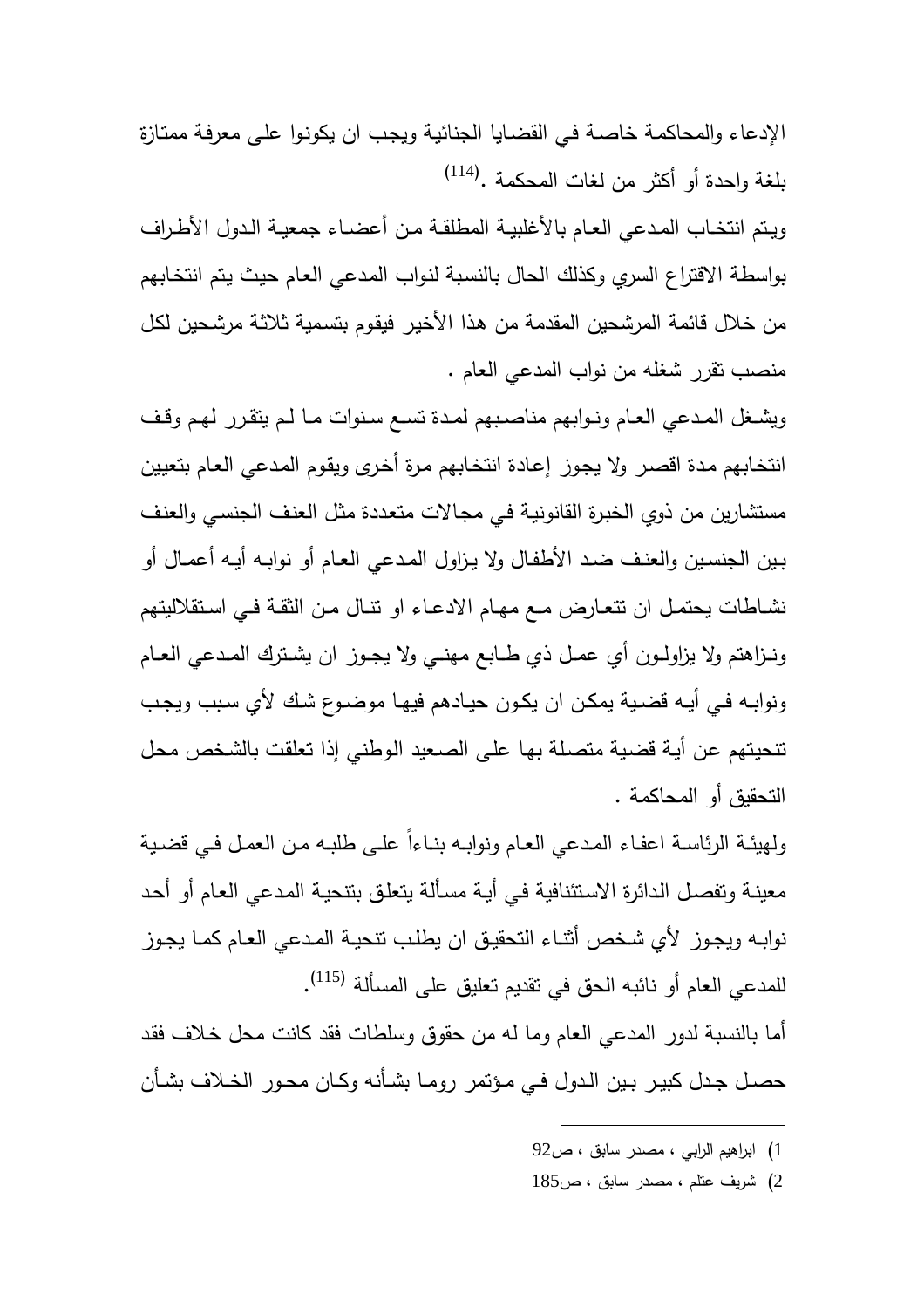الإدعاء والمحاكمة خاصة في القضايا الجنائية ويجب ان يكونوا على معرفة ممتازة بلغة واحدة أو أكثر من لغات المحكمة .[114]

ويتم انتخاب المدعي العام بالأغلبية المطلقة من أعضاء جمعية الدول الأطراف بواسطة الاقتراع السري وكذلك الحال بالنسبة لنواب المدعي العام حيث يتم انتخابهم من خلال قائمة المرشحين المقدمة من هذا الأخير فيقوم بتسمية ثلاثة مرشحين لكل منصب تقرر شغله من نواب المدعي العام .

ويشغل المدعي العام ونوابهم مناصبهم لمدة تسع سنوات ما لم يتقرر لهم وقف انتخابهم مدة اقصر ولا يجوز إعادة انتخابهم مرة أخرى ويقوم المدعي العام بتعيين مستشارين من ذوي الخبرة القانونية في مجالات متعددة مثل العنف الجنسي والعنف بين الجنسين والعنف ضد الأطفال ولا يزاول المدعي العام أو نوابه أيه أعمال أو نشاطات يحتمل ان تتعارض مع مهام الادعاء او تنال من الثقة في استقلاليتهم ونزاهتم ولا يزاولون أي عمل ذي طابع مهني ولا يجوز ان يشترك المدعي العام ونوابه في أيه قضية يمكن ان يكون حيادهم فيها موضوع شك لأي سبب ويجب تنحيتهم عن أية قضية متصلة بها على الصعيد الوطني إذا تعلقت بالشخص محل التحقيق أو المحاكمة .

ولهيئة الرئاسة اعفاء المدعي العام ونوابه بناءاً على طلبه من العمل في قضية معينة وتفصل الدائرة الاستئنافية في أية مسألة يتعلق بتنحية المدعي العام أو أحد نوابه ويجوز لأي شخص أثناء التحقيق ان يطلب تنحية المدعي العام كما يجوز للمدعي العام أو نائبه الحق في تقديم تعليق على المسألة [115].

أما بالنسبة لدور المدعي العام وما له من حقوق وسلطات فقد كانت محل خلاف فقد حصل جدل كبير بين الدول في مؤتمر روما بشأنه وكان محور الخلاف بشأن

---

1) ابراهيم الرابي ، مصدر سابق ، ص92

2) شريف عتلم ، مصدر سابق ، ص185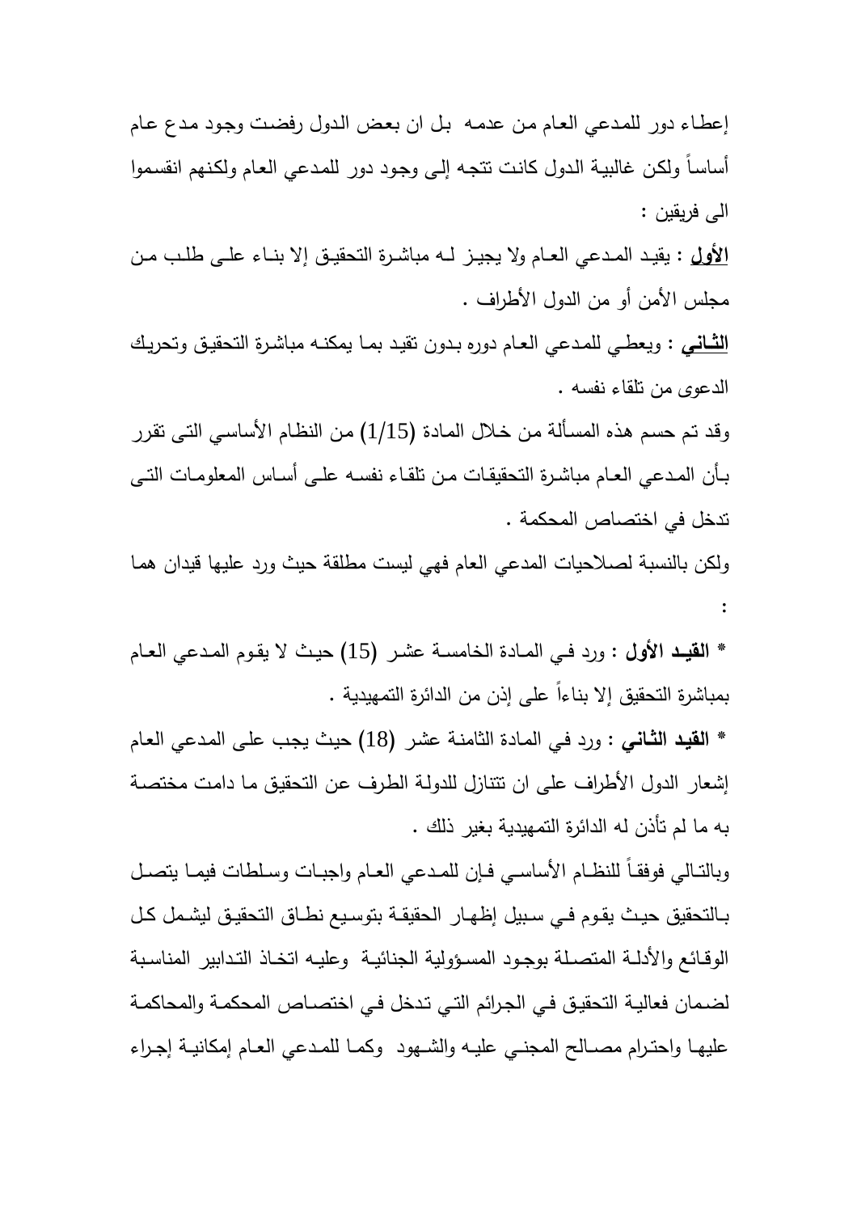إعطاء دور للمدعي العام من عدمه بل ان بعض الدول رفضت وجود مدع عام أساساً ولكن غالبية الدول كانت تتجه إلى وجود دور للمدعي العام ولكنهم انقسموا الى فريقين :

**الأول** : يقيد المدعي العام ولا يجيز له مباشرة التحقيق إلا بناء على طلب من مجلس الأمن أو من الدول الأطراف .

**الثاني** : ويعطي للمدعي العام دوره بدون تقيد بما يمكنه مباشرة التحقيق وتحريك الدعوى من تلقاء نفسه .

وقد تم حسم هذه المسألة من خلال المادة (1/15) من النظام الأساسي التى تقرر بأن المدعي العام مباشرة التحقيقات من تلقاء نفسه على أساس المعلومات التى تدخل في اختصاص المحكمة .

ولكن بالنسبة لصلاحيات المدعي العام فهي ليست مطلقة حيث ورد عليها قيدان هما :

* **القيد الأول** : ورد في المادة الخامسة عشر (15) حيث لا يقوم المدعي العام بمباشرة التحقيق إلا بناءاً على إذن من الدائرة التمهيدية .

* **القيد الثاني** : ورد في المادة الثامنة عشر (18) حيث يجب على المدعي العام إشعار الدول الأطراف على ان تتنازل للدولة الطرف عن التحقيق ما دامت مختصة به ما لم تأذن له الدائرة التمهيدية بغير ذلك .

وبالتالي فوفقاً للنظام الأساسي فإن للمدعي العام واجبات وسلطات فيما يتصل بالتحقيق حيث يقوم في سبيل إظهار الحقيقة بتوسيع نطاق التحقيق ليشمل كل الوقائع والأدلة المتصلة بوجود المسؤولية الجنائية وعليه اتخاذ التدابير المناسبة لضمان فعالية التحقيق في الجرائم التي تدخل في اختصاص المحكمة والمحاكمة عليها واحترام مصالح المجني عليه والشهود وكما للمدعي العام إمكانية إجراء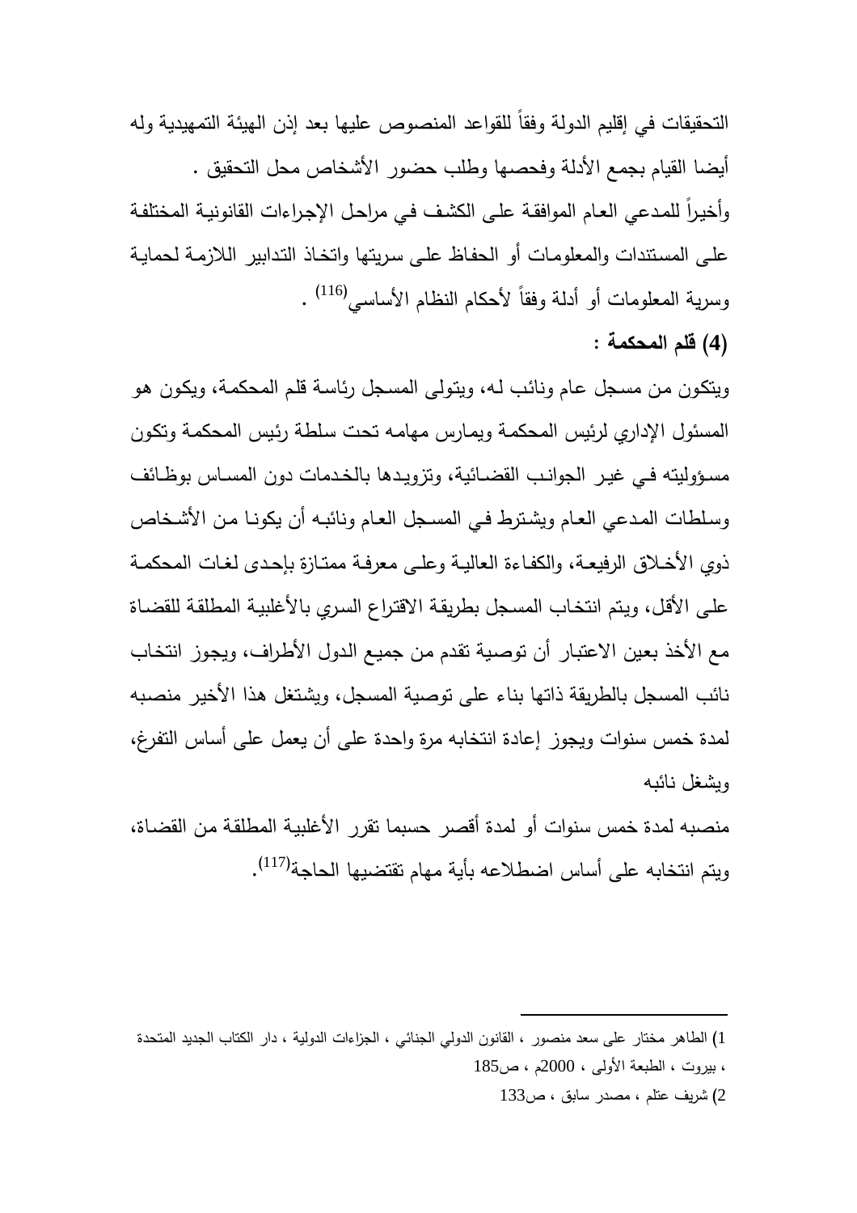التحقيقات في إقليم الدولة وفقاً للقواعد المنصوص عليها بعد إذن الهيئة التمهيدية وله أيضا القيام بجمع الأدلة وفحصها وطلب حضور الأشخاص محل التحقيق .

وأخيراً للمدعي العام الموافقة على الكشف في مراحل الإجراءات القانونية المختلفة على المستندات والمعلومات أو الحفاظ على سريتها واتخاذ التدابير اللازمة لحماية وسرية المعلومات أو أدلة وفقاً لأحكام النظام الأساسي[116] .

**(4) قلم المحكمة :**

ويتكون من مسجل عام ونائب له، ويتولى المسجل رئاسة قلم المحكمة، ويكون هو المسئول الإداري لرئيس المحكمة ويمارس مهامه تحت سلطة رئيس المحكمة وتكون مسؤوليته في غير الجوانب القضائية، وتزويدها بالخدمات دون المساس بوظائف وسلطات المدعي العام ويشترط في المسجل العام ونائبه أن يكونا من الأشخاص ذوي الأخلاق الرفيعة، والكفاءة العالية وعلى معرفة ممتازة بإحدى لغات المحكمة على الأقل، ويتم انتخاب المسجل بطريقة الاقتراع السري بالأغلبية المطلقة للقضاة مع الأخذ بعين الاعتبار أن توصية تقدم من جميع الدول الأطراف، ويجوز انتخاب نائب المسجل بالطريقة ذاتها بناء على توصية المسجل، ويشتغل هذا الأخير منصبه لمدة خمس سنوات ويجوز إعادة انتخابه مرة واحدة على أن يعمل على أساس التفرغ، ويشغل نائبه

منصبه لمدة خمس سنوات أو لمدة أقصر حسبما تقرر الأغلبية المطلقة من القضاة، ويتم انتخابه على أساس اضطلاعه بأية مهام تقتضيها الحاجة[117].

---

1) الطاهر مختار على سعد منصور ، القانون الدولي الجنائي ، الجزاءات الدولية ، دار الكتاب الجديد المتحدة ، بيروت ، الطبعة الأولى ، 2000م ، ص185

2) شريف عتلم ، مصدر سابق ، ص133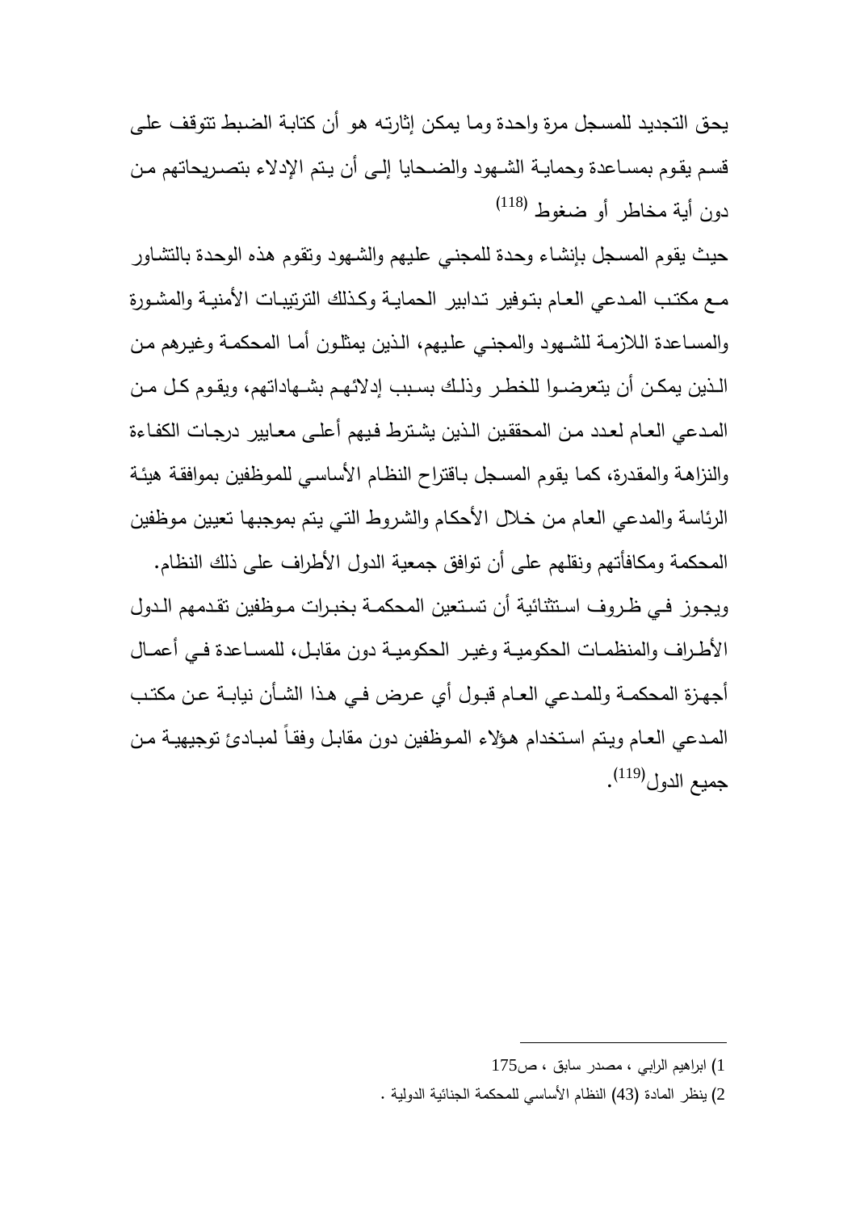يحق التجديد للمسجل مرة واحدة وما يمكن إثارته هو أن كتابة الضبط تتوقف على قسم يقوم بمساعدة وحماية الشهود والضحايا إلى أن يتم الإدلاء بتصريحاتهم من دون أية مخاطر أو ضغوط [118]

حيث يقوم المسجل بإنشاء وحدة للمجني عليهم والشهود وتقوم هذه الوحدة بالتشاور مع مكتب المدعي العام بتوفير تدابير الحماية وكذلك الترتيبات الأمنية والمشورة والمساعدة اللازمة للشهود والمجني عليهم، الذين يمثلون أما المحكمة وغيرهم من الذين يمكن أن يتعرضوا للخطر وذلك بسبب إدلائهم بشهاداتهم، ويقوم كل من المدعي العام لعدد من المحققين الذين يشترط فيهم أعلى معايير درجات الكفاءة والنزاهة والمقدرة، كما يقوم المسجل باقتراح النظام الأساسي للموظفين بموافقة هيئة الرئاسة والمدعي العام من خلال الأحكام والشروط التي يتم بموجبها تعيين موظفين المحكمة ومكافأتهم ونقلهم على أن توافق جمعية الدول الأطراف على ذلك النظام.

ويجوز في ظروف استثنائية أن تستعين المحكمة بخبرات موظفين تقدمهم الدول الأطراف والمنظمات الحكومية وغير الحكومية دون مقابل، للمساعدة في أعمال أجهزة المحكمة وللمدعي العام قبول أي عرض في هذا الشأن نيابة عن مكتب المدعي العام ويتم استخدام هؤلاء الموظفين دون مقابل وفقاً لمبادئ توجيهية من جميع الدول[119].

---

1) ابراهيم الرابي ، مصدر سابق ، ص175

2) ينظر المادة (43) النظام الأساسي للمحكمة الجنائية الدولية .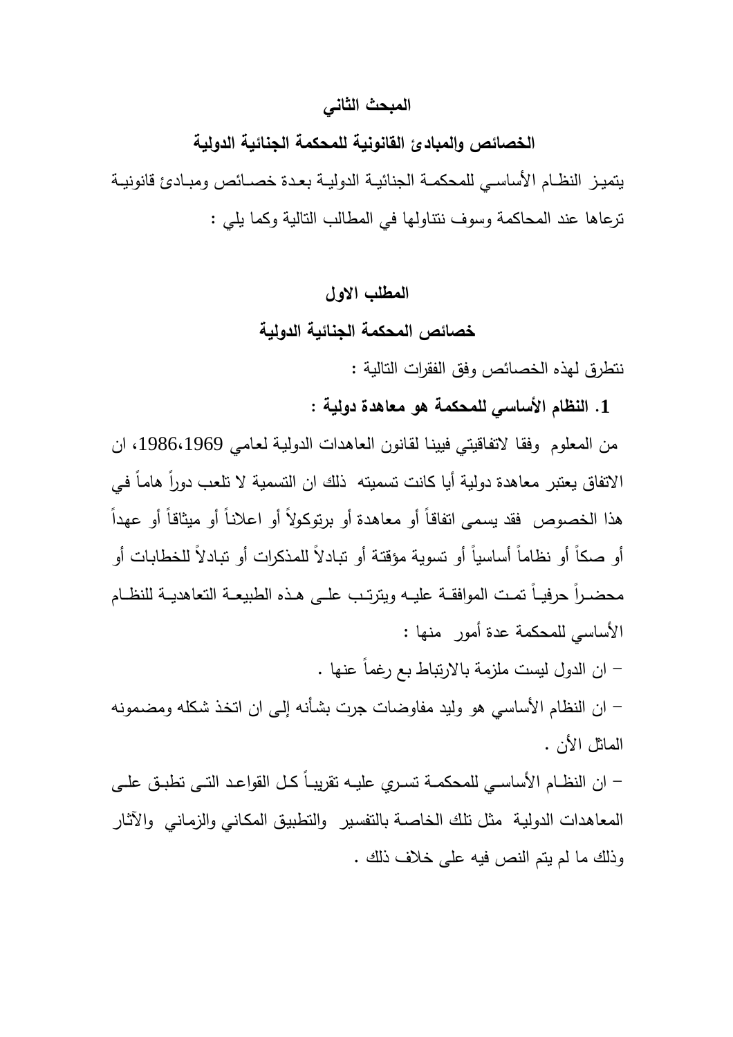## المبحث الثاني

## الخصائص والمبادئ القانونية للمحكمة الجنائية الدولية

يتميز النظام الأساسي للمحكمة الجنائية الدولية بعدة خصائص ومبادئ قانونية ترعاها عند المحاكمة وسوف نتناولها في المطالب التالية وكما يلي :

### المطلب الاول

### خصائص المحكمة الجنائية الدولية

نتطرق لهذه الخصائص وفق الفقرات التالية :

**1. النظام الأساسي للمحكمة هو معاهدة دولية :**

من المعلوم وفقا لاتفاقيتي فيينا لقانون العاهدات الدولية لعامي 1969،1986، ان الاتفاق يعتبر معاهدة دولية أيا كانت تسميته ذلك ان التسمية لا تلعب دوراً هاماً في هذا الخصوص فقد يسمى اتفاقاً أو معاهدة أو برتوكولاً أو اعلاناً أو ميثاقاً أو عهداً أو صكاً أو نظاماً أساسياً أو تسوية مؤقتة أو تبادلاً للمذكرات أو تبادلاً للخطابات أو محضراً حرفياً تمت الموافقة عليه ويترتب على هذه الطبيعة التعاهدية للنظام الأساسي للمحكمة عدة أمور منها :

– ان الدول ليست ملزمة بالارتباط بع رغماً عنها .

– ان النظام الأساسي هو وليد مفاوضات جرت بشأنه إلى ان اتخذ شكله ومضمونه الماثل الأن .

– ان النظام الأساسي للمحكمة تسري عليه تقريباً كل القواعد التى تطبق على المعاهدات الدولية مثل تلك الخاصة بالتفسير والتطبيق المكاني والزماني والآثار وذلك ما لم يتم النص فيه على خلاف ذلك .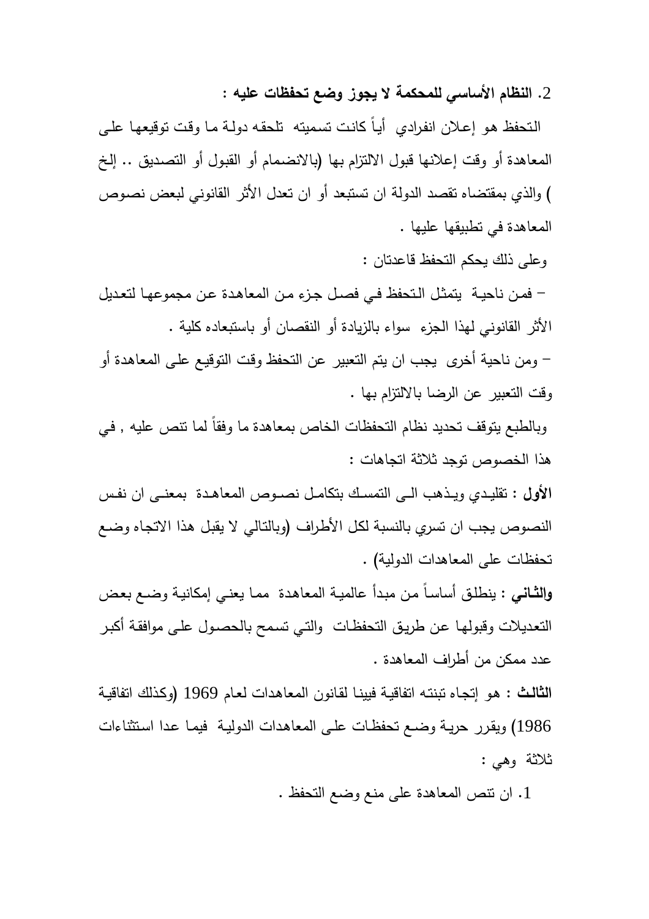### 2. النظام الأساسي للمحكمة لا يجوز وضع تحفظات عليه :

التحفظ هو إعلان انفرادي أياً كانت تسميته تلحقه دولة ما وقت توقيعها على المعاهدة أو وقت إعلانها قبول الالتزام بها (بالانضمام أو القبول أو التصديق .. إلخ ) والذي بمقتضاه تقصد الدولة ان تستبعد أو ان تعدل الأثر القانوني لبعض نصوص المعاهدة في تطبيقها عليها .

وعلى ذلك يحكم التحفظ قاعدتان :

– فمن ناحية يتمثل التحفظ في فصل جزء من المعاهدة عن مجموعها لتعديل الأثر القانوني لهذا الجزء سواء بالزيادة أو النقصان أو باستبعاده كلية .

– ومن ناحية أخرى يجب ان يتم التعبير عن التحفظ وقت التوقيع على المعاهدة أو وقت التعبير عن الرضا بالالتزام بها .

وبالطبع يتوقف تحديد نظام التحفظات الخاص بمعاهدة ما وفقاً لما تنص عليه , في هذا الخصوص توجد ثلاثة اتجاهات :

**الأول** : تقليدي ويذهب الى التمسك بتكامل نصوص المعاهدة بمعنى ان نفس النصوص يجب ان تسري بالنسبة لكل الأطراف (وبالتالي لا يقبل هذا الاتجاه وضع تحفظات على المعاهدات الدولية) .

**والثاني** : ينطلق أساساً من مبدأ عالمية المعاهدة مما يعني إمكانية وضع بعض التعديلات وقبولها عن طريق التحفظات والتي تسمح بالحصول على موافقة أكبر عدد ممكن من أطراف المعاهدة .

**الثالث** : هو إتجاه تبنته اتفاقية فيينا لقانون المعاهدات لعام 1969 (وكذلك اتفاقية 1986) ويقرر حرية وضع تحفظات على المعاهدات الدولية فيما عدا استثناءات ثلاثة وهي :

1. ان تنص المعاهدة على منع وضع التحفظ .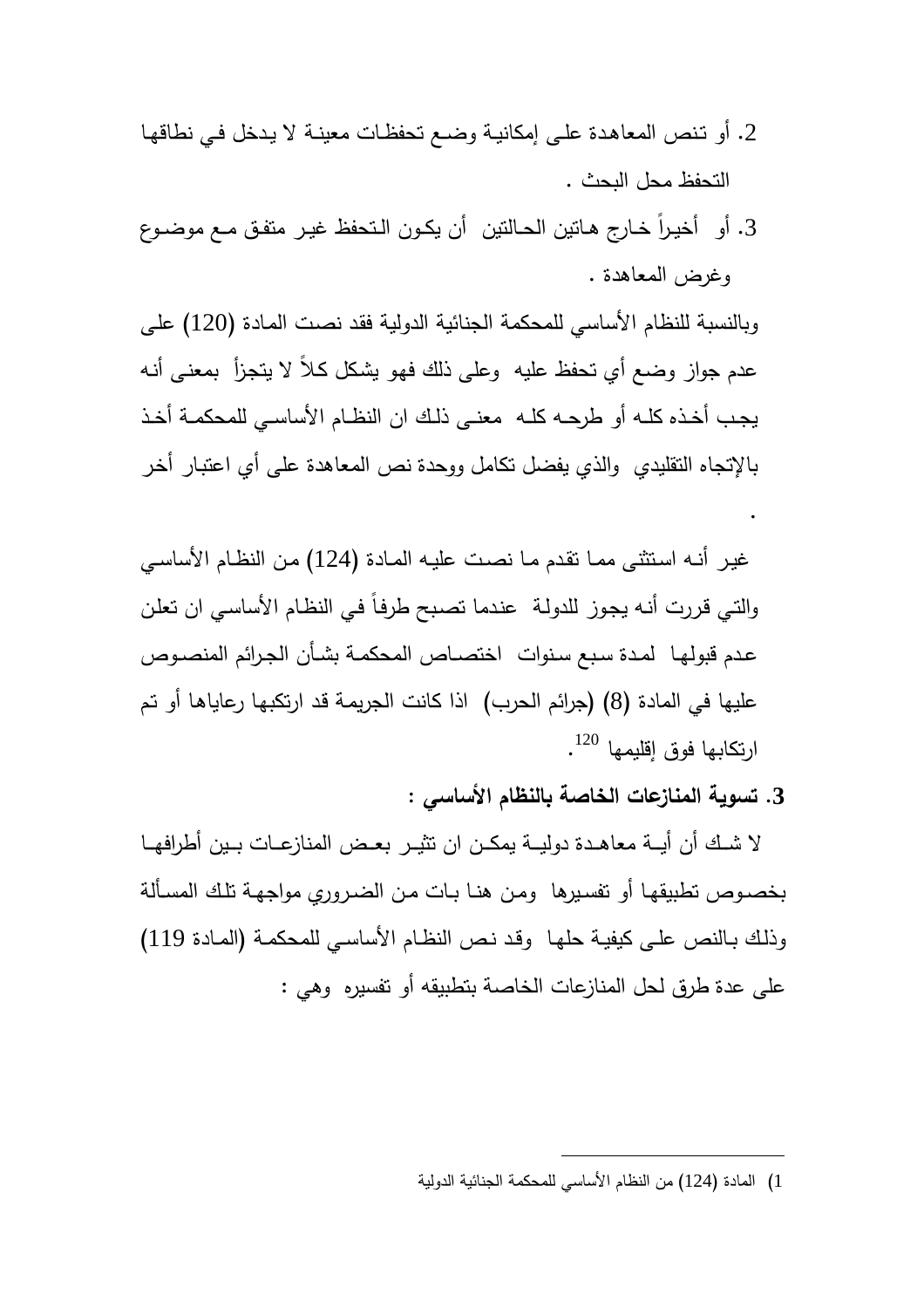2. أو تنص المعاهدة على إمكانية وضع تحفظات معينة لا يدخل في نطاقها التحفظ محل البحث .

3. أو أخيراً خارج هاتين الحالتين أن يكون التحفظ غير متفق مع موضوع وغرض المعاهدة .

وبالنسبة للنظام الأساسي للمحكمة الجنائية الدولية فقد نصت المادة (120) على عدم جواز وضع أي تحفظ عليه وعلى ذلك فهو يشكل كلاً لا يتجزأ بمعنى أنه يجب أخذه كله أو طرحه كله معنى ذلك ان النظام الأساسي للمحكمة أخذ بالإتجاه التقليدي والذي يفضل تكامل ووحدة نص المعاهدة على أي اعتبار أخر .

غير أنه استثنى مما تقدم ما نصت عليه المادة (124) من النظام الأساسي والتي قررت أنه يجوز للدولة عندما تصبح طرفاً في النظام الأساسي ان تعلن عدم قبولها لمدة سبع سنوات اختصاص المحكمة بشأن الجرائم المنصوص عليها في المادة (8) (جرائم الحرب) اذا كانت الجريمة قد ارتكبها رعاياها أو تم ارتكابها فوق إقليمها [120].

**3. تسوية المنازعات الخاصة بالنظام الأساسي :**

لا شك أن أية معاهدة دولية يمكن ان تثير بعض المنازعات بين أطرافها بخصوص تطبيقها أو تفسيرها ومن هنا بات من الضروري مواجهة تلك المسألة وذلك بالنص على كيفية حلها وقد نص النظام الأساسي للمحكمة (المادة 119) على عدة طرق لحل المنازعات الخاصة بتطبيقه أو تفسيره وهي :

---

1) المادة (124) من النظام الأساسي للمحكمة الجنائية الدولية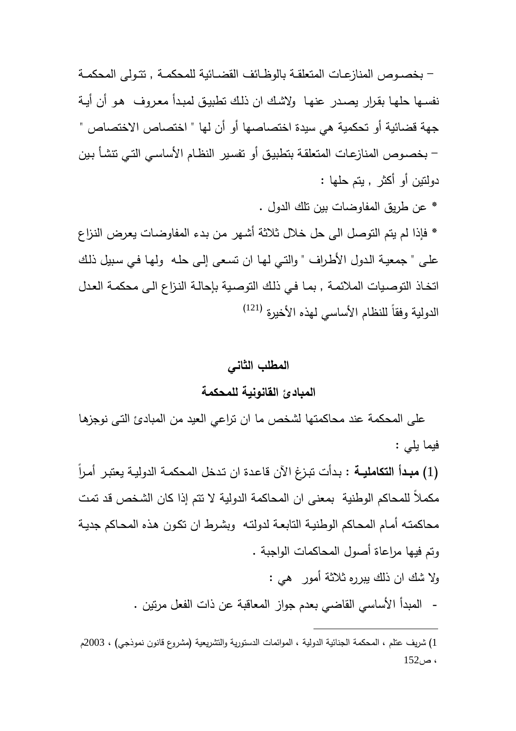– بخصوص المنازعات المتعلقة بالوظائف القضائية للمحكمة , تتولى المحكمة نفسها حلها بقرار يصدر عنها ولاشك ان ذلك تطبيق لمبدأ معروف هو أن أية جهة قضائية أو تحكمية هي سيدة اختصاصها أو أن لها " اختصاص الاختصاص "

– بخصوص المنازعات المتعلقة بتطبيق أو تفسير النظام الأساسي التي تنشأ بين دولتين أو أكثر , يتم حلها :

* عن طريق المفاوضات بين تلك الدول .

* فإذا لم يتم التوصل الى حل خلال ثلاثة أشهر من بدء المفاوضات يعرض النزاع على " جمعية الدول الأطراف " والتي لها ان تسعى إلى حله ولها في سبيل ذلك اتخاذ التوصيات الملائمة , بما في ذلك التوصية بإحالة النزاع الى محكمة العدل الدولية وفقاً للنظام الأساسي لهذه الأخيرة [121]

## المطلب الثاني

## المبادئ القانونية للمحكمة

على المحكمة عند محاكمتها لشخص ما ان تراعي العيد من المبادئ التى نوجزها فيما يلي :

(1) **مبدأ التكاملية** : بدأت تبزغ الآن قاعدة ان تدخل المحكمة الدولية يعتبر أمراً مكملاً للمحاكم الوطنية بمعنى ان المحاكمة الدولية لا تتم إذا كان الشخص قد تمت محاكمته أمام المحاكم الوطنية التابعة لدولته وبشرط ان تكون هذه المحاكم جدية وتم فيها مراعاة أصول المحاكمات الواجبة .

ولا شك ان ذلك يبرره ثلاثة أمور هي :

- المبدأ الأساسي القاضي بعدم جواز المعاقبة عن ذات الفعل مرتين .

---

1) شريف عتلم ، المحكمة الجنائية الدولية ، المواءمات الدستورية والتشريعية (مشروع قانون نموذجي) ، 2003م ، ص152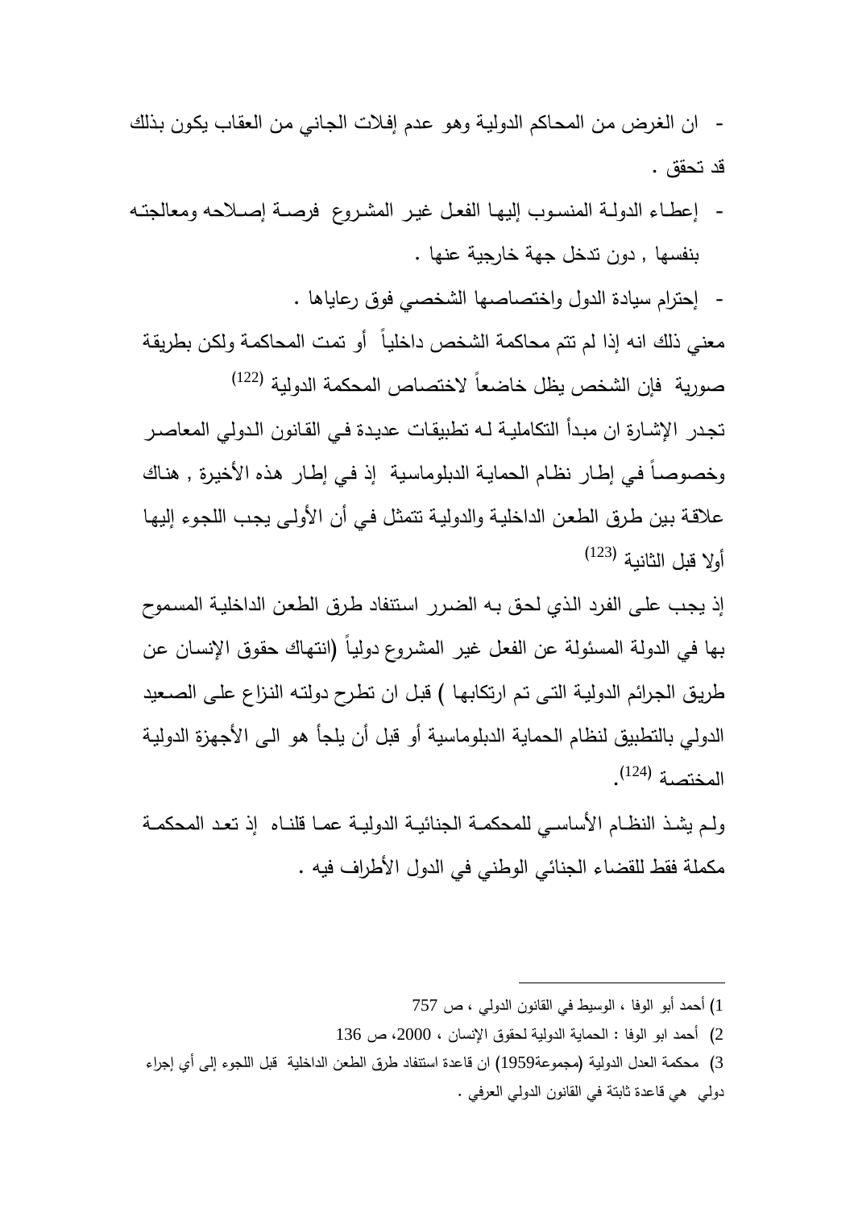- ان الغرض من المحاكم الدولية وهو عدم إفلات الجاني من العقاب يكون بذلك قد تحقق .
- إعطاء الدولة المنسوب إليها الفعل غير المشروع فرصة إصلاحه ومعالجته بنفسها , دون تدخل جهة خارجية عنها .
- إحترام سيادة الدول واختصاصها الشخصي فوق رعاياها .

معني ذلك انه إذا لم تتم محاكمة الشخص داخلياً أو تمت المحاكمة ولكن بطريقة صورية فإن الشخص يظل خاضعاً لاختصاص المحكمة الدولية [122]

تجدر الإشارة ان مبدأ التكاملية له تطبيقات عديدة في القانون الدولي المعاصر وخصوصاً في إطار نظام الحماية الدبلوماسية إذ في إطار هذه الأخيرة , هناك علاقة بين طرق الطعن الداخلية والدولية تتمثل في أن الأولى يجب اللجوء إليها أولا قبل الثانية [123]

إذ يجب على الفرد الذي لحق به الضرر استنفاد طرق الطعن الداخلية المسموح بها في الدولة المسئولة عن الفعل غير المشروع دولياً (انتهاك حقوق الإنسان عن طريق الجرائم الدولية التى تم ارتكابها ) قبل ان تطرح دولته النزاع على الصعيد الدولي بالتطبيق لنظام الحماية الدبلوماسية أو قبل أن يلجأ هو الى الأجهزة الدولية المختصة [124].

ولم يشذ النظام الأساسي للمحكمة الجنائية الدولية عما قلناه إذ تعد المحكمة مكملة فقط للقضاء الجنائي الوطني في الدول الأطراف فيه .

---

1) أحمد أبو الوفا ، الوسيط في القانون الدولي ، ص 757

2) أحمد ابو الوفا : الحماية الدولية لحقوق الإنسان ، 2000، ص 136

3) محكمة العدل الدولية (مجموعة1959) ان قاعدة استنفاد طرق الطعن الداخلية قبل اللجوء إلى أي إجراء دولي هي قاعدة ثابتة في القانون الدولي العرفي .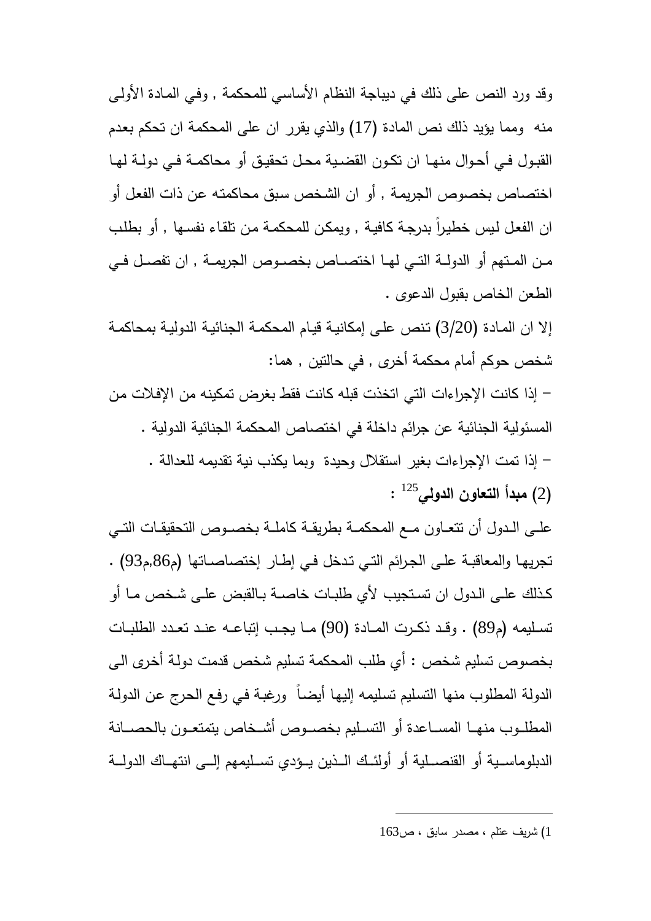وقد ورد النص على ذلك في ديباجة النظام الأساسي للمحكمة , وفي المادة الأولى منه ومما يؤيد ذلك نص المادة (17) والذي يقرر ان على المحكمة ان تحكم بعدم القبول في أحوال منها ان تكون القضية محل تحقيق أو محاكمة في دولة لها اختصاص بخصوص الجريمة , أو ان الشخص سبق محاكمته عن ذات الفعل أو ان الفعل ليس خطيراً بدرجة كافية , ويمكن للمحكمة من تلقاء نفسها , أو بطلب من المتهم أو الدولة التي لها اختصاص بخصوص الجريمة , ان تفصل في الطعن الخاص بقبول الدعوى .

إلا ان المادة (3/20) تنص على إمكانية قيام المحكمة الجنائية الدولية بمحاكمة شخص حوكم أمام محكمة أخرى , في حالتين , هما:

– إذا كانت الإجراءات التي اتخذت قبله كانت فقط بغرض تمكينه من الإفلات من المسئولية الجنائية عن جرائم داخلة في اختصاص المحكمة الجنائية الدولية .

– إذا تمت الإجراءات بغير استقلال وحيدة وبما يكذب نية تقديمه للعدالة .

**(2) مبدأ التعاون الدولي**[125] :

على الدول أن تتعاون مع المحكمة بطريقة كاملة بخصوص التحقيقات التي تجريها والمعاقبة على الجرائم التي تدخل في إطار إختصاصاتها (م86,م93) . كذلك على الدول ان تستجيب لأي طلبات خاصة بالقبض على شخص ما أو تسليمه (م89) . وقد ذكرت المادة (90) ما يجب إتباعه عند تعدد الطلبات بخصوص تسليم شخص : أي طلب المحكمة تسليم شخص قدمت دولة أخرى الى الدولة المطلوب منها التسليم تسليمه إليها أيضاً ورغبة في رفع الحرج عن الدولة المطلوب منها المساعدة أو التسليم بخصوص أشخاص يتمتعون بالحصانة الدبلوماسية أو القنصلية أو أولئك الذين يؤدي تسليمهم إلى انتهاك الدولة

---

1) شريف عتلم ، مصدر سابق ، ص163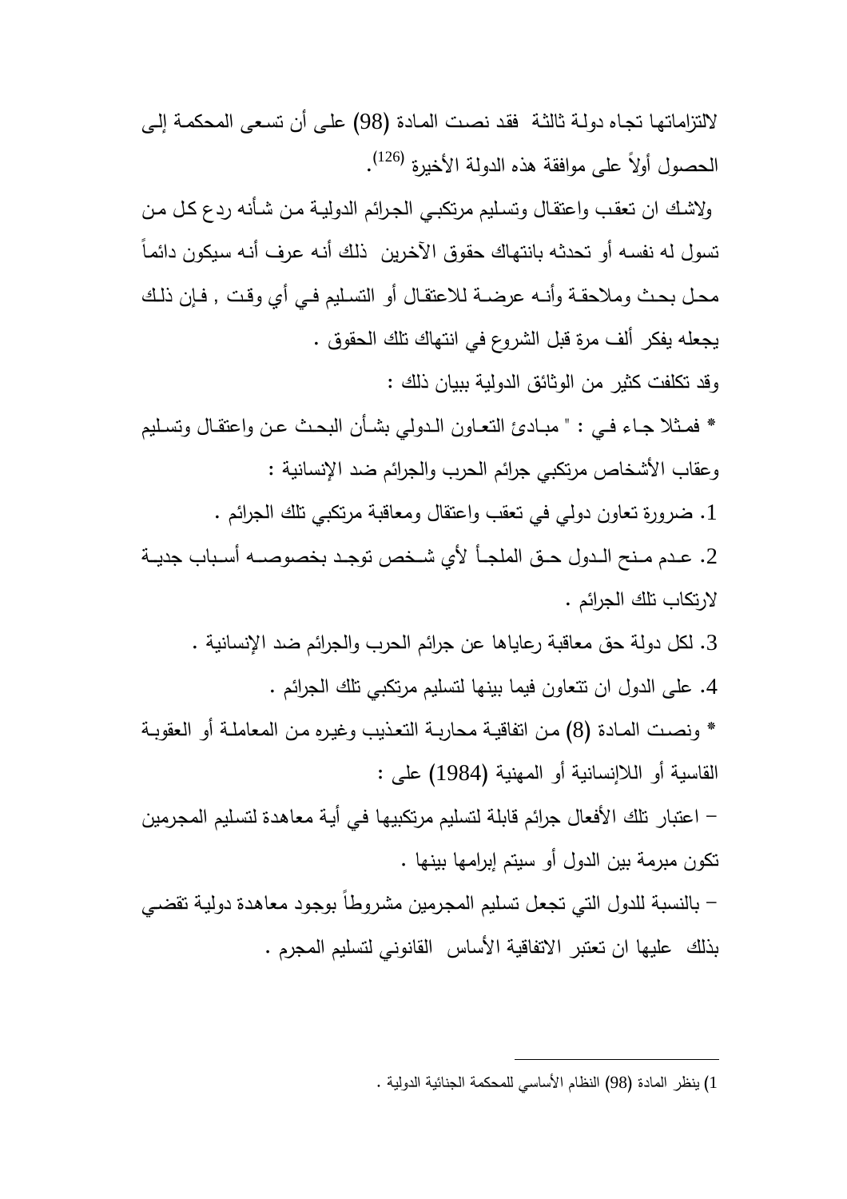لالتزاماتها تجاه دولة ثالثة فقد نصت المادة (98) على أن تسعى المحكمة إلى الحصول أولاً على موافقة هذه الدولة الأخيرة [126].

ولاشك ان تعقب واعتقال وتسليم مرتكبي الجرائم الدولية من شأنه ردع كل من تسول له نفسه أو تحدثه بانتهاك حقوق الآخرين ذلك أنه عرف أنه سيكون دائماً محل بحث وملاحقة وأنه عرضة للاعتقال أو التسليم في أي وقت , فإن ذلك يجعله يفكر ألف مرة قبل الشروع في انتهاك تلك الحقوق .

وقد تكلفت كثير من الوثائق الدولية ببيان ذلك :

* فمثلا جاء في : " مبادئ التعاون الدولي بشأن البحث عن واعتقال وتسليم وعقاب الأشخاص مرتكبي جرائم الحرب والجرائم ضد الإنسانية :

1. ضرورة تعاون دولي في تعقب واعتقال ومعاقبة مرتكبي تلك الجرائم .
2. عدم منح الدول حق الملجأ لأي شخص توجد بخصوصه أسباب جدية لارتكاب تلك الجرائم .
3. لكل دولة حق معاقبة رعاياها عن جرائم الحرب والجرائم ضد الإنسانية .
4. على الدول ان تتعاون فيما بينها لتسليم مرتكبي تلك الجرائم .

* ونصت المادة (8) من اتفاقية محاربة التعذيب وغيره من المعاملة أو العقوبة القاسية أو اللاإنسانية أو المهنية (1984) على :

– اعتبار تلك الأفعال جرائم قابلة لتسليم مرتكبيها في أية معاهدة لتسليم المجرمين تكون مبرمة بين الدول أو سيتم إبرامها بينها .

– بالنسبة للدول التي تجعل تسليم المجرمين مشروطاً بوجود معاهدة دولية تقضي بذلك عليها ان تعتبر الاتفاقية الأساس القانوني لتسليم المجرم .

---

1) ينظر المادة (98) النظام الأساسي للمحكمة الجنائية الدولية .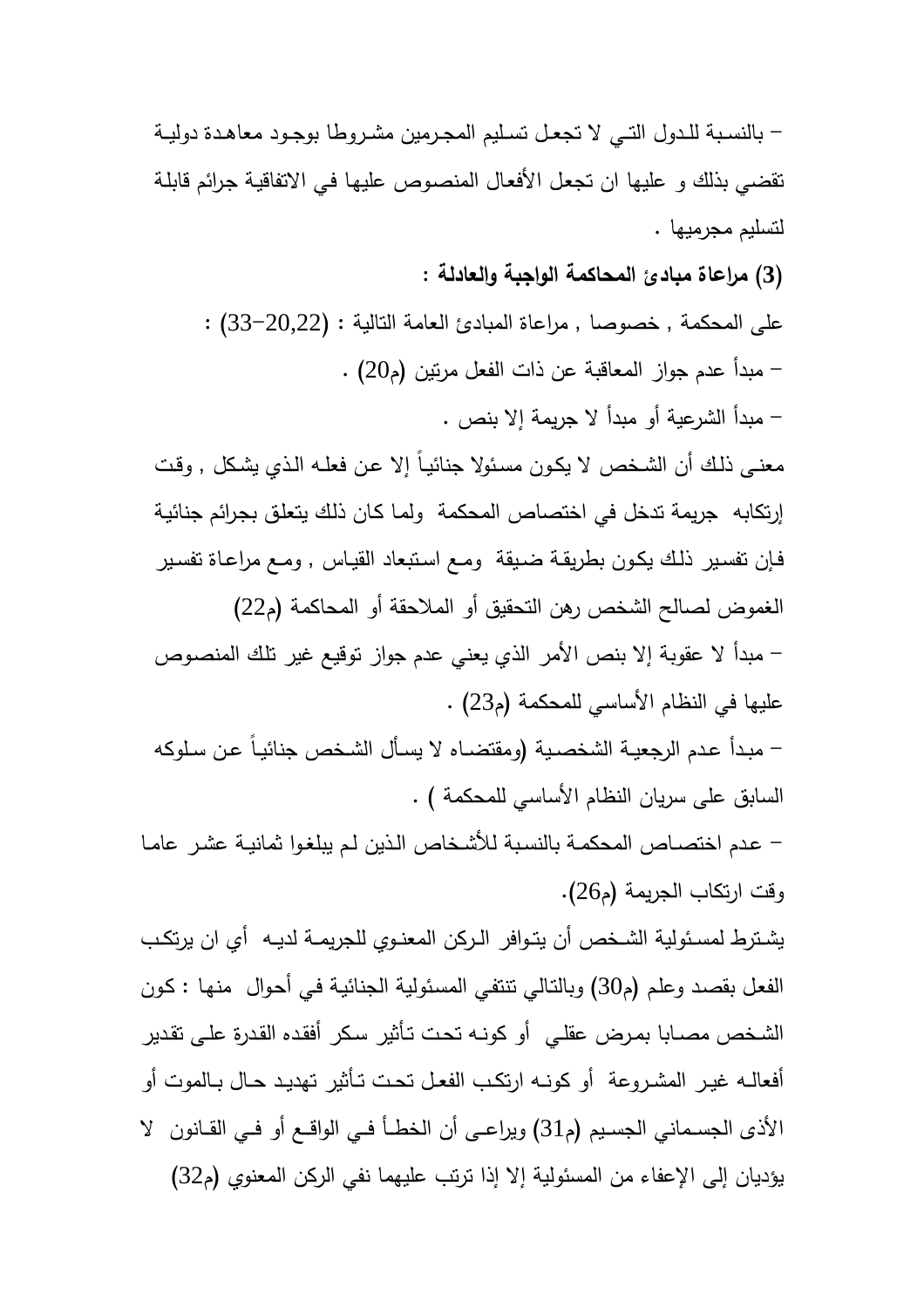– بالنسبة للدول التي لا تجعل تسليم المجرمين مشروطا بوجود معاهدة دولية تقضي بذلك و عليها ان تجعل الأفعال المنصوص عليها في الاتفاقية جرائم قابلة لتسليم مجرميها .

**(3) مراعاة مبادئ المحاكمة الواجبة والعادلة :**

على المحكمة , خصوصا , مراعاة المبادئ العامة التالية : (20,22–33) :

– مبدأ عدم جواز المعاقبة عن ذات الفعل مرتين (م20) .

– مبدأ الشرعية أو مبدأ لا جريمة إلا بنص .

معنى ذلك أن الشخص لا يكون مسئولا جنائياً إلا عن فعله الذي يشكل , وقت إرتكابه جريمة تدخل في اختصاص المحكمة ولما كان ذلك يتعلق بجرائم جنائية فإن تفسير ذلك يكون بطريقة ضيقة ومع استبعاد القياس , ومع مراعاة تفسير الغموض لصالح الشخص رهن التحقيق أو الملاحقة أو المحاكمة (م22)

– مبدأ لا عقوبة إلا بنص الأمر الذي يعني عدم جواز توقيع غير تلك المنصوص عليها في النظام الأساسي للمحكمة (م23) .

– مبدأ عدم الرجعية الشخصية (ومقتضاه لا يسأل الشخص جنائياً عن سلوكه السابق على سريان النظام الأساسي للمحكمة ) .

– عدم اختصاص المحكمة بالنسبة للأشخاص الذين لم يبلغوا ثمانية عشر عاما وقت ارتكاب الجريمة (م26).

يشترط لمسئولية الشخص أن يتوافر الركن المعنوي للجريمة لديه أي ان يرتكب الفعل بقصد وعلم (م30) وبالتالي تنتفي المسئولية الجنائية في أحوال منها : كون الشخص مصابا بمرض عقلي أو كونه تحت تأثير سكر أفقده القدرة على تقدير أفعاله غير المشروعة أو كونه ارتكب الفعل تحت تأثير تهديد حال بالموت أو الأذى الجسماني الجسيم (م31) ويراعى أن الخطأ في الواقع أو في القانون لا يؤديان إلى الإعفاء من المسئولية إلا إذا ترتب عليهما نفي الركن المعنوي (م32)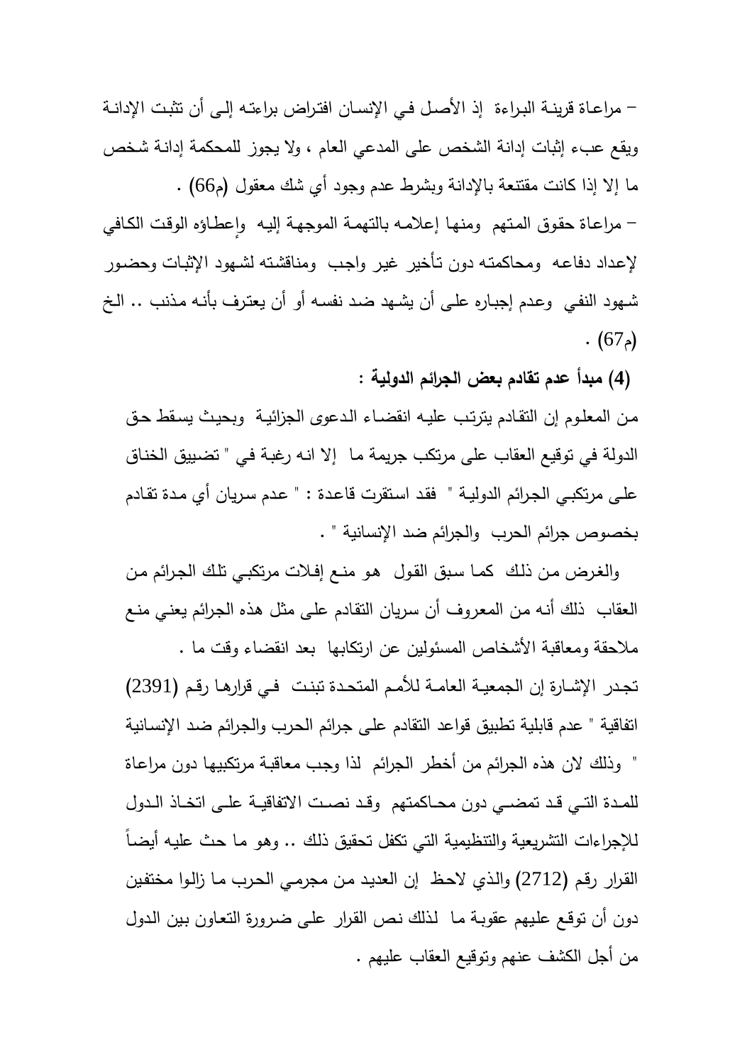– مراعاة قرينة البراءة إذ الأصل في الإنسان افتراض براءته إلى أن تثبت الإدانة ويقع عبء إثبات إدانة الشخص على المدعي العام ، ولا يجوز للمحكمة إدانة شخص ما إلا إذا كانت مقتنعة بالإدانة وبشرط عدم وجود أي شك معقول (م66) .

– مراعاة حقوق المتهم ومنها إعلامه بالتهمة الموجهة إليه وإعطاؤه الوقت الكافي لإعداد دفاعه ومحاكمته دون تأخير غير واجب ومناقشته لشهود الإثبات وحضور شهود النفي وعدم إجباره على أن يشهد ضد نفسه أو أن يعترف بأنه مذنب .. الخ (م67) .

**(4) مبدأ عدم تقادم بعض الجرائم الدولية :**

من المعلوم إن التقادم يترتب عليه انقضاء الدعوى الجزائية وبحيث يسقط حق الدولة في توقيع العقاب على مرتكب جريمة ما إلا انه رغبة في " تضييق الخناق على مرتكبي الجرائم الدولية " فقد استقرت قاعدة : " عدم سريان أي مدة تقادم بخصوص جرائم الحرب والجرائم ضد الإنسانية " .

والغرض من ذلك كما سبق القول هو منع إفلات مرتكبي تلك الجرائم من العقاب ذلك أنه من المعروف أن سريان التقادم على مثل هذه الجرائم يعني منع ملاحقة ومعاقبة الأشخاص المسئولين عن ارتكابها بعد انقضاء وقت ما .

تجدر الإشارة إن الجمعية العامة للأمم المتحدة تبنت في قرارها رقم (2391) اتفاقية " عدم قابلية تطبيق قواعد التقادم على جرائم الحرب والجرائم ضد الإنسانية " وذلك لان هذه الجرائم من أخطر الجرائم لذا وجب معاقبة مرتكبيها دون مراعاة للمدة التي قد تمضي دون محاكمتهم وقد نصت الاتفاقية على اتخاذ الدول للإجراءات التشريعية والتنظيمية التي تكفل تحقيق ذلك .. وهو ما حث عليه أيضاً القرار رقم (2712) والذي لاحظ إن العديد من مجرمي الحرب ما زالوا مختفين دون أن توقع عليهم عقوبة ما لذلك نص القرار على ضرورة التعاون بين الدول من أجل الكشف عنهم وتوقيع العقاب عليهم .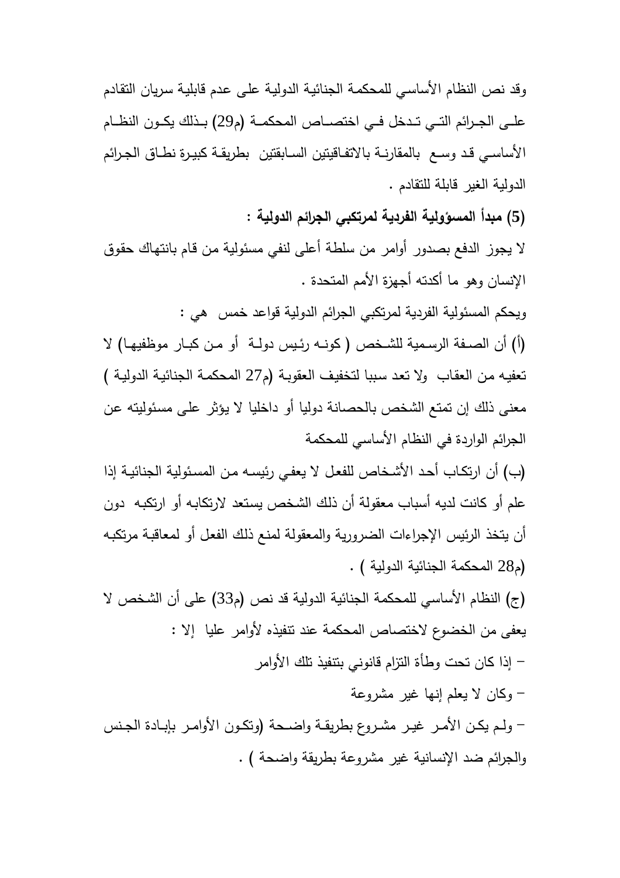وقد نص النظام الأساسي للمحكمة الجنائية الدولية على عدم قابلية سريان التقادم على الجرائم التي تدخل في اختصاص المحكمة (م29) بذلك يكون النظام الأساسي قد وسع بالمقارنة بالاتفاقيتين السابقتين بطريقة كبيرة نطاق الجرائم الدولية الغير قابلة للتقادم .

**(5) مبدأ المسؤولية الفردية لمرتكبي الجرائم الدولية :**

لا يجوز الدفع بصدور أوامر من سلطة أعلى لنفي مسئولية من قام بانتهاك حقوق الإنسان وهو ما أكدته أجهزة الأمم المتحدة .

ويحكم المسئولية الفردية لمرتكبي الجرائم الدولية قواعد خمس هي :

(أ) أن الصفة الرسمية للشخص ( كونه رئيس دولة أو من كبار موظفيها) لا تعفيه من العقاب ولا تعد سببا لتخفيف العقوبة (م27 المحكمة الجنائية الدولية ) معنى ذلك إن تمتع الشخص بالحصانة دوليا أو داخليا لا يؤثر على مسئوليته عن الجرائم الواردة في النظام الأساسي للمحكمة

(ب) أن ارتكاب أحد الأشخاص للفعل لا يعفي رئيسه من المسئولية الجنائية إذا علم أو كانت لديه أسباب معقولة أن ذلك الشخص يستعد لارتكابه أو ارتكبه دون أن يتخذ الرئيس الإجراءات الضرورية والمعقولة لمنع ذلك الفعل أو لمعاقبة مرتكبه (م28 المحكمة الجنائية الدولية ) .

(ج) النظام الأساسي للمحكمة الجنائية الدولية قد نص (م33) على أن الشخص لا يعفى من الخضوع لاختصاص المحكمة عند تنفيذه لأوامر عليا إلا :

- إذا كان تحت وطأة التزام قانوني بتنفيذ تلك الأوامر
- وكان لا يعلم إنها غير مشروعة
- ولم يكن الأمر غير مشروع بطريقة واضحة (وتكون الأوامر بإبادة الجنس والجرائم ضد الإنسانية غير مشروعة بطريقة واضحة ) .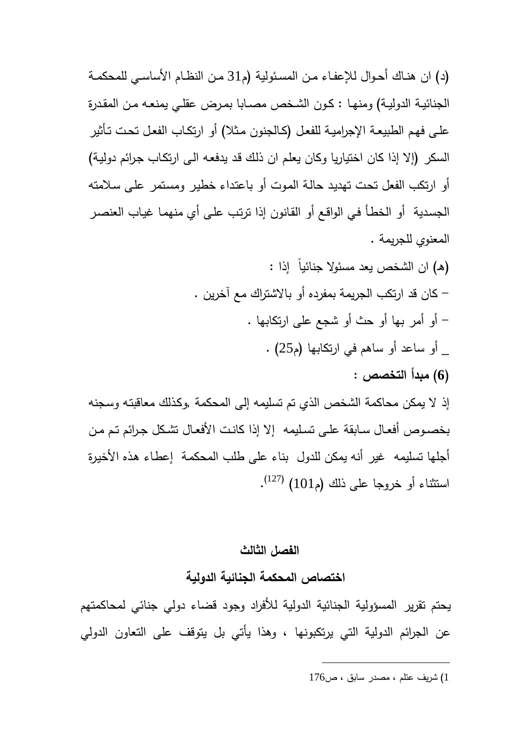(د) ان هناك أحوال للإعفاء من المسئولية (م31 من النظام الأساسي للمحكمة الجنائية الدولية) ومنها : كون الشخص مصابا بمرض عقلي يمنعه من المقدرة على فهم الطبيعة الإجرامية للفعل (كالجنون مثلا) أو ارتكاب الفعل تحت تأثير السكر (إلا إذا كان اختياريا وكان يعلم ان ذلك قد يدفعه الى ارتكاب جرائم دولية) أو ارتكب الفعل تحت تهديد حالة الموت أو باعتداء خطير ومستمر على سلامته الجسدية أو الخطأ في الواقع أو القانون إذا ترتب على أي منهما غياب العنصر المعنوي للجريمة .

(هـ) ان الشخص يعد مسئولا جنائياً إذا :

– كان قد ارتكب الجريمة بمفرده أو بالاشتراك مع آخرين .

– أو أمر بها أو حث أو شجع على ارتكابها .

_ أو ساعد أو ساهم في ارتكابها (م25) .

**(6) مبدأ التخصص :**

إذ لا يمكن محاكمة الشخص الذي تم تسليمه إلى المحكمة ,وكذلك معاقبته وسجنه بخصوص أفعال سابقة على تسليمه إلا إذا كانت الأفعال تشكل جرائم تم من أجلها تسليمه غير أنه يمكن للدول بناء على طلب المحكمة إعطاء هذه الأخيرة استثناء أو خروجا على ذلك (م101) [(127)].

## الفصل الثالث

## اختصاص المحكمة الجنائية الدولية

يحتم تقرير المسؤولية الجنائية الدولية للأفراد وجود قضاء دولي جنائي لمحاكمتهم عن الجرائم الدولية التي يرتكبونها ، وهذا يأتي بل يتوقف على التعاون الدولي

---

1) شريف عتلم ، مصدر سابق ، ص176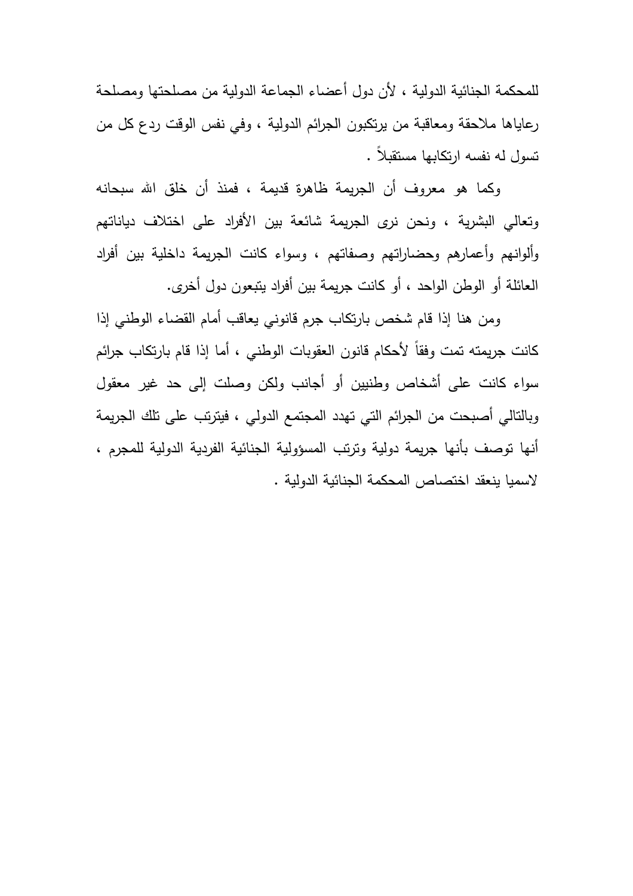للمحكمة الجنائية الدولية ، لأن دول أعضاء الجماعة الدولية من مصلحتها ومصلحة رعاياها ملاحقة ومعاقبة من يرتكبون الجرائم الدولية ، وفي نفس الوقت ردع كل من تسول له نفسه ارتكابها مستقبلاً .

وكما هو معروف أن الجريمة ظاهرة قديمة ، فمنذ أن خلق الله سبحانه وتعالي البشرية ، ونحن نرى الجريمة شائعة بين الأفراد على اختلاف دياناتهم وألوانهم وأعمارهم وحضاراتهم وصفاتهم ، وسواء كانت الجريمة داخلية بين أفراد العائلة أو الوطن الواحد ، أو كانت جريمة بين أفراد يتبعون دول أخرى.

ومن هنا إذا قام شخص بارتكاب جرم قانوني يعاقب أمام القضاء الوطني إذا كانت جريمته تمت وفقاً لأحكام قانون العقوبات الوطني ، أما إذا قام بارتكاب جرائم سواء كانت على أشخاص وطنيين أو أجانب ولكن وصلت إلى حد غير معقول وبالتالي أصبحت من الجرائم التي تهدد المجتمع الدولي ، فيترتب على تلك الجريمة أنها توصف بأنها جريمة دولية وترتب المسؤولية الجنائية الفردية الدولية للمجرم ، لاسميا ينعقد اختصاص المحكمة الجنائية الدولية .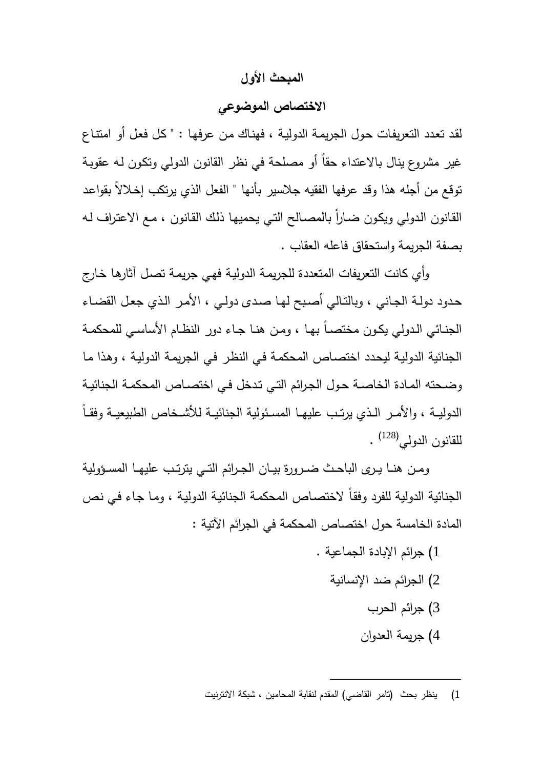## المبحث الأول

## الاختصاص الموضوعي

لقد تعدد التعريفات حول الجريمة الدولية ، فهناك من عرفها : " كل فعل أو امتناع غير مشروع ينال بالاعتداء حقاً أو مصلحة في نظر القانون الدولي وتكون له عقوبة توقع من أجله هذا وقد عرفها الفقيه جلاسير بأنها " الفعل الذي يرتكب إخلالاً بقواعد القانون الدولي ويكون ضاراً بالمصالح التي يحميها ذلك القانون ، مع الاعتراف له بصفة الجريمة واستحقاق فاعله العقاب .

وأي كانت التعريفات المتعددة للجريمة الدولية فهي جريمة تصل آثارها خارج حدود دولة الجاني ، وبالتالي أصبح لها صدى دولي ، الأمر الذي جعل القضاء الجنائي الدولي يكون مختصاً بها ، ومن هنا جاء دور النظام الأساسي للمحكمة الجنائية الدولية ليحدد اختصاص المحكمة في النظر في الجريمة الدولية ، وهذا ما وضحته المادة الخاصة حول الجرائم التي تدخل في اختصاص المحكمة الجنائية الدولية ، والأمر الذي يرتب عليها المسئولية الجنائية للأشخاص الطبيعية وفقاً للقانون الدولي[128] .

ومن هنا يرى الباحث ضرورة بيان الجرائم التي يترتب عليها المسؤولية الجنائية الدولية للفرد وفقاً لاختصاص المحكمة الجنائية الدولية ، وما جاء في نص المادة الخامسة حول اختصاص المحكمة في الجرائم الآتية :

1) جرائم الإبادة الجماعية .
2) الجرائم ضد الإنسانية
3) جرائم الحرب
4) جريمة العدوان

---

1) ينظر بحث (تامر القاضي) المقدم لنقابة المحامين ، شبكة الانترنيت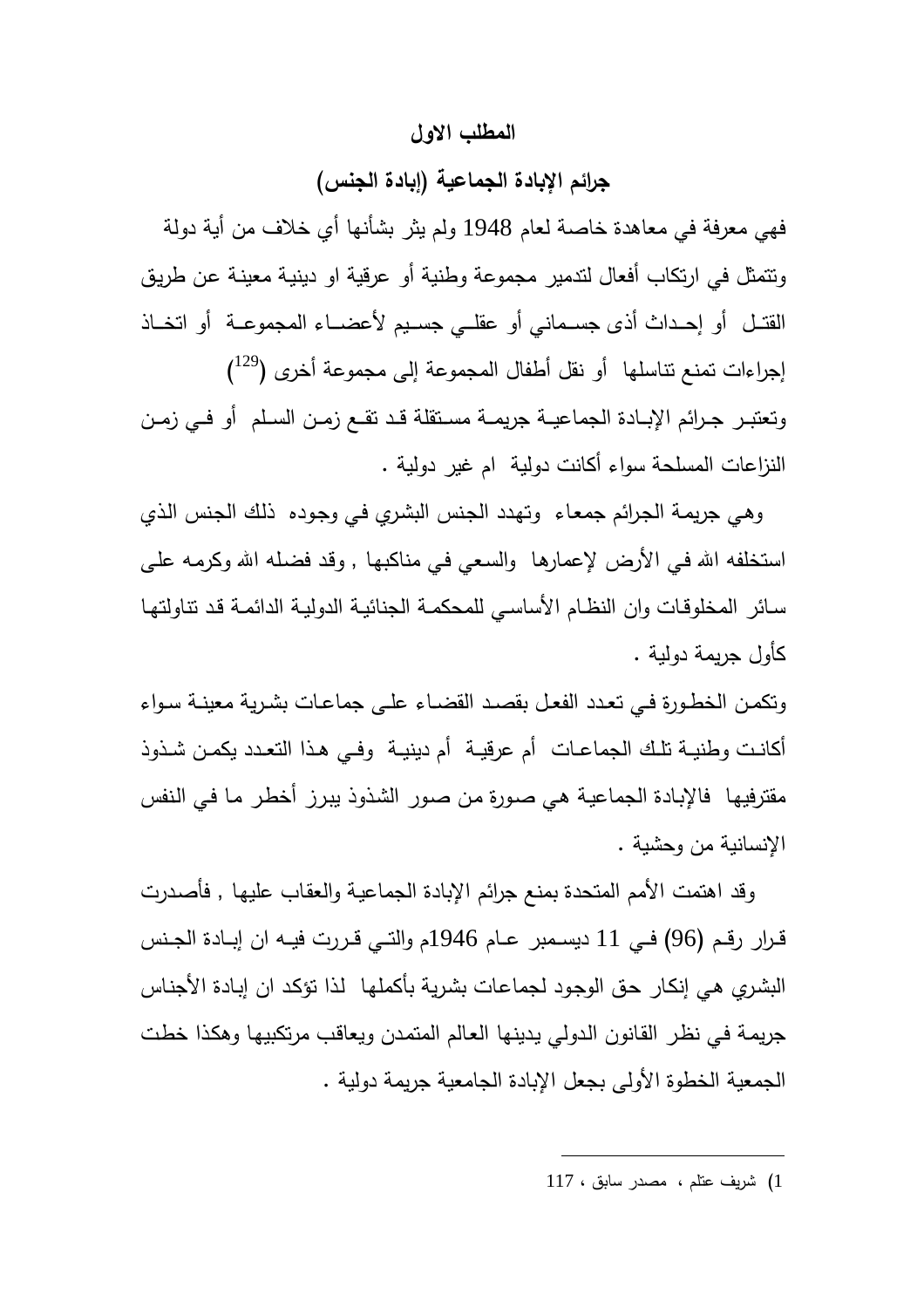## المطلب الاول

### جرائم الإبادة الجماعية (إبادة الجنس)

فهي معرفة في معاهدة خاصة لعام 1948 ولم يثر بشأنها أي خلاف من أية دولة وتتمثل في ارتكاب أفعال لتدمير مجموعة وطنية أو عرقية او دينية معينة عن طريق القتل أو إحداث أذى جسماني أو عقلي جسيم لأعضاء المجموعة أو اتخاذ إجراءات تمنع تناسلها أو نقل أطفال المجموعة إلى مجموعة أخرى ([129])

وتعتبر جرائم الإبادة الجماعية جريمة مستقلة قد تقع زمن السلم أو في زمن النزاعات المسلحة سواء أكانت دولية ام غير دولية .

وهي جريمة الجرائم جمعاء وتهدد الجنس البشري في وجوده ذلك الجنس الذي استخلفه الله في الأرض لإعمارها والسعي في مناكبها , وقد فضله الله وكرمه على سائر المخلوقات وان النظام الأساسي للمحكمة الجنائية الدولية الدائمة قد تناولتها كأول جريمة دولية .

وتكمن الخطورة في تعدد الفعل بقصد القضاء على جماعات بشرية معينة سواء أكانت وطنية تلك الجماعات أم عرقية أم دينية وفي هذا التعدد يكمن شذوذ مقترفيها فالإبادة الجماعية هي صورة من صور الشذوذ يبرز أخطر ما في النفس الإنسانية من وحشية .

وقد اهتمت الأمم المتحدة بمنع جرائم الإبادة الجماعية والعقاب عليها , فأصدرت قرار رقم (96) في 11 ديسمبر عام 1946م والتي قررت فيه ان إبادة الجنس البشري هي إنكار حق الوجود لجماعات بشرية بأكملها لذا تؤكد ان إبادة الأجناس جريمة في نظر القانون الدولي يدينها العالم المتمدن ويعاقب مرتكبيها وهكذا خطت الجمعية الخطوة الأولى بجعل الإبادة الجامعية جريمة دولية .

---

1) شريف عتلم ، مصدر سابق ، 117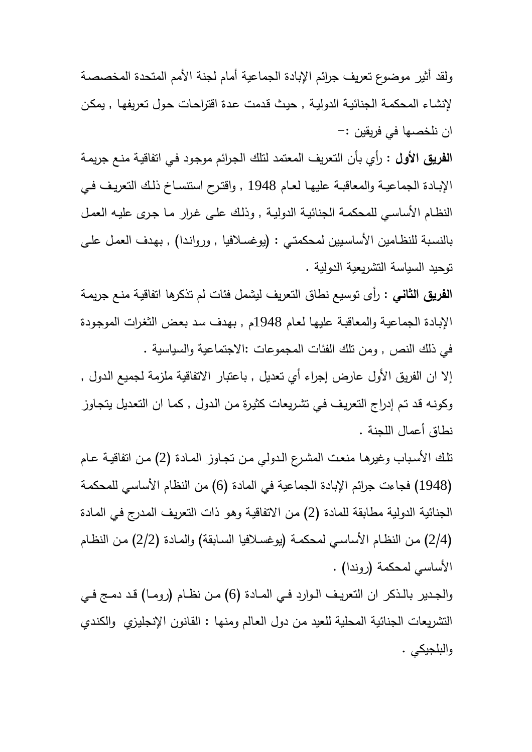ولقد أثير موضوع تعريف جرائم الإبادة الجماعية أمام لجنة الأمم المتحدة المخصصة لإنشاء المحكمة الجنائية الدولية , حيث قدمت عدة اقتراحات حول تعريفها , يمكن ان نلخصها في فريقين :-

**الفريق الأول** : رأي بأن التعريف المعتمد لتلك الجرائم موجود في اتفاقية منع جريمة الإبادة الجماعية والمعاقبة عليها لعام 1948 , واقترح استنساخ ذلك التعريف في النظام الأساسي للمحكمة الجنائية الدولية , وذلك على غرار ما جرى عليه العمل بالنسبة للنظامين الأساسيين لمحكمتي : (يوغسلافيا , وروواندا) , بهدف العمل على توحيد السياسة التشريعية الدولية .

**الفريق الثاني** : رأى توسيع نطاق التعريف ليشمل فئات لم تذكرها اتفاقية منع جريمة الإبادة الجماعية والمعاقبة عليها لعام 1948م , بهدف سد بعض الثغرات الموجودة في ذلك النص , ومن تلك الفئات المجموعات :الاجتماعية والسياسية .

إلا ان الفريق الأول عارض إجراء أي تعديل , باعتبار الاتفاقية ملزمة لجميع الدول , وكونه قد تم إدراج التعريف في تشريعات كثيرة من الدول , كما ان التعديل يتجاوز نطاق أعمال اللجنة .

تلك الأسباب وغيرها منعت المشرع الدولي من تجاوز المادة (2) من اتفاقية عام (1948) فجاءت جرائم الإبادة الجماعية في المادة (6) من النظام الأساسي للمحكمة الجنائية الدولية مطابقة للمادة (2) من الاتفاقية وهو ذات التعريف المدرج في المادة (2/4) من النظام الأساسي لمحكمة (يوغسلافيا السابقة) والمادة (2/2) من النظام الأساسي لمحكمة (روندا) .

والجدير بالذكر ان التعريف الوارد في المادة (6) من نظام (روما) قد دمج في التشريعات الجنائية المحلية للعيد من دول العالم ومنها : القانون الإنجليزي والكندي والبلجيكي .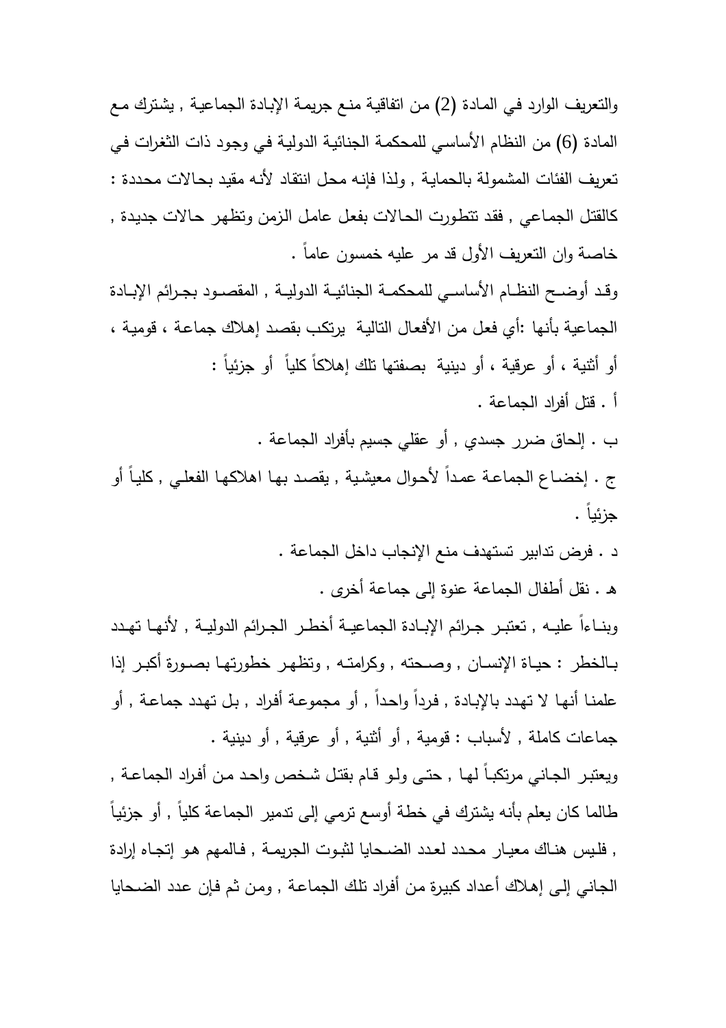والتعريف الوارد في المادة (2) من اتفاقية منع جريمة الإبادة الجماعية , يشترك مع المادة (6) من النظام الأساسي للمحكمة الجنائية الدولية في وجود ذات الثغرات في تعريف الفئات المشمولة بالحماية , ولذا فإنه محل انتقاد لأنه مقيد بحالات محددة : كالقتل الجماعي , فقد تتطورت الحالات بفعل عامل الزمن وتظهر حالات جديدة , خاصة وان التعريف الأول قد مر عليه خمسون عاماً .

وقد أوضح النظام الأساسي للمحكمة الجنائية الدولية , المقصود بجرائم الإبادة الجماعية بأنها :أي فعل من الأفعال التالية يرتكب بقصد إهلاك جماعة ، قومية ، أو أثنية ، أو عرقية ، أو دينية بصفتها تلك إهلاكاً كلياً أو جزئياً :

أ . قتل أفراد الجماعة .

ب . إلحاق ضرر جسدي , أو عقلي جسيم بأفراد الجماعة .

ج . إخضاع الجماعة عمداً لأحوال معيشية , يقصد بها اهلاكها الفعلي , كلياً أو جزئياً .

د . فرض تدابير تستهدف منع الإنجاب داخل الجماعة .

هـ . نقل أطفال الجماعة عنوة إلى جماعة أخرى .

وبناءاً عليه , تعتبر جرائم الإبادة الجماعية أخطر الجرائم الدولية , لأنها تهدد بالخطر : حياة الإنسان , وصحته , وكرامته , وتظهر خطورتها بصورة أكبر إذا علمنا أنها لا تهدد بالإبادة , فرداً واحداً , أو مجموعة أفراد , بل تهدد جماعة , أو جماعات كاملة , لأسباب : قومية , أو أثنية , أو عرقية , أو دينية .

ويعتبر الجاني مرتكباً لها , حتى ولو قام بقتل شخص واحد من أفراد الجماعة , طالما كان يعلم بأنه يشترك في خطة أوسع ترمي إلى تدمير الجماعة كلياً , أو جزئياً , فليس هناك معيار محدد لعدد الضحايا لثبوت الجريمة , فالمهم هو إتجاه إرادة الجاني إلى إهلاك أعداد كبيرة من أفراد تلك الجماعة , ومن ثم فإن عدد الضحايا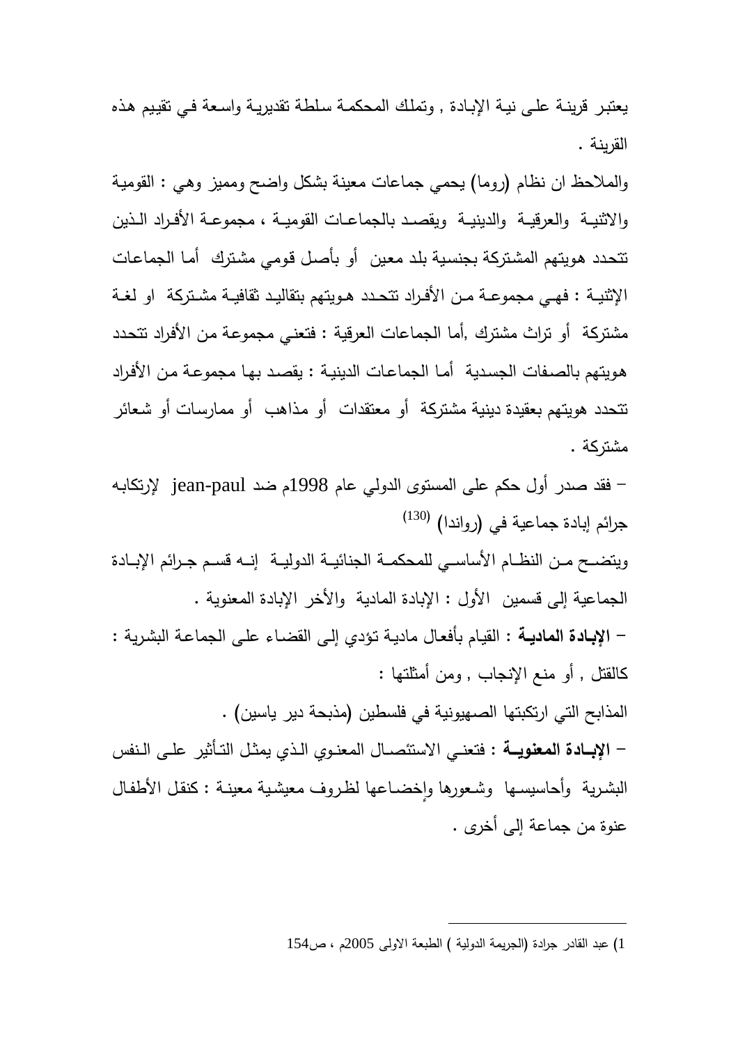يعتبر قرينة على نية الإبادة , وتملك المحكمة سلطة تقديرية واسعة في تقييم هذه القرينة .

والملاحظ ان نظام (روما) يحمي جماعات معينة بشكل واضح ومميز وهي : القومية والاثنية والعرقية والدينية ويقصد بالجماعات القومية ، مجموعة الأفراد الذين تتحدد هويتهم المشتركة بجنسية بلد معين أو بأصل قومي مشترك أما الجماعات الإثنية : فهي مجموعة من الأفراد تتحدد هويتهم بتقاليد ثقافية مشتركة او لغة مشتركة أو تراث مشترك ,أما الجماعات العرقية : فتعني مجموعة من الأفراد تتحدد هويتهم بالصفات الجسدية أما الجماعات الدينية : يقصد بها مجموعة من الأفراد تتحدد هويتهم بعقيدة دينية مشتركة أو معتقدات أو مذاهب أو ممارسات أو شعائر مشتركة .

– فقد صدر أول حكم على المستوى الدولي عام 1998م ضد jean-paul لإرتكابه جرائم إبادة جماعية في (رواندا) [130]

ويتضح من النظام الأساسي للمحكمة الجنائية الدولية إنه قسم جرائم الإبادة الجماعية إلى قسمين الأول : الإبادة المادية والأخر الإبادة المعنوية .

– **الإبادة المادية** : القيام بأفعال مادية تؤدي إلى القضاء على الجماعة البشرية : كالقتل , أو منع الإنجاب , ومن أمثلتها :

المذابح التي ارتكبتها الصهيونية في فلسطين (مذبحة دير ياسين) .

– **الإبادة المعنوية** : فتعني الاستئصال المعنوي الذي يمثل التأثير على النفس البشرية وأحاسيسها وشعورها وإخضاعها لظروف معيشية معينة : كنقل الأطفال عنوة من جماعة إلى أخرى .

---

1) عبد القادر جرادة (الجريمة الدولية ) الطبعة الاولى 2005م ، ص154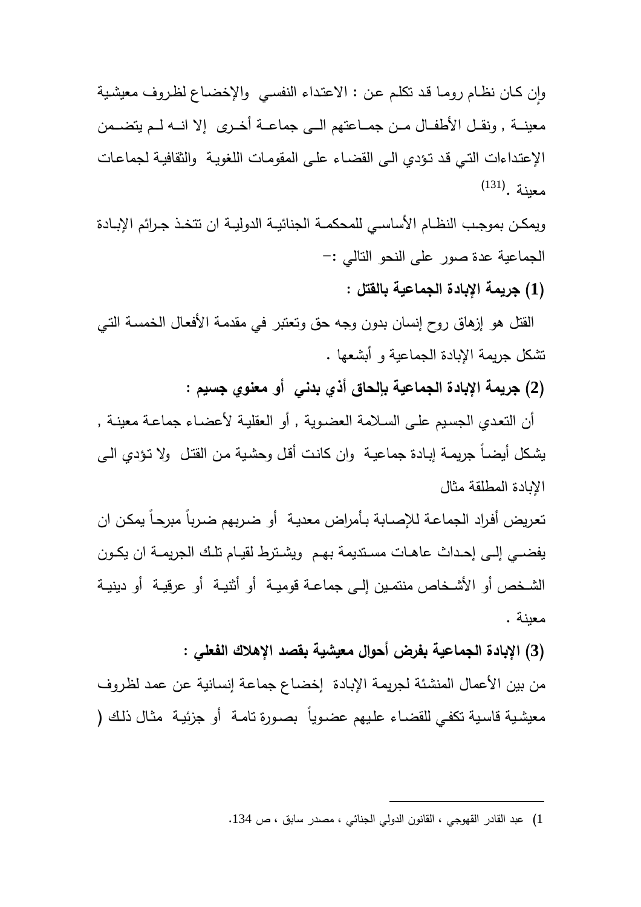وإن كان نظام روما قد تكلم عن : الاعتداء النفسي والإخضاع لظروف معيشية معينة , ونقل الأطفال من جماعتهم الى جماعة أخرى إلا انه لم يتضمن الإعتداءات التي قد تؤدي الى القضاء على المقومات اللغوية والثقافية لجماعات معينة .[131]

ويمكن بموجب النظام الأساسي للمحكمة الجنائية الدولية ان تتخذ جرائم الإبادة الجماعية عدة صور على النحو التالي :-

**(1) جريمة الإبادة الجماعية بالقتل :**

القتل هو إزهاق روح إنسان بدون وجه حق وتعتبر في مقدمة الأفعال الخمسة التي تشكل جريمة الإبادة الجماعية و أبشعها .

**(2) جريمة الإبادة الجماعية بإلحاق أذي بدني أو معنوي جسيم :**

أن التعدي الجسيم على السلامة العضوية , أو العقلية لأعضاء جماعة معينة , يشكل أيضاً جريمة إبادة جماعية وان كانت أقل وحشية من القتل ولا تؤدي الى الإبادة المطلقة مثال

تعريض أفراد الجماعة للإصابة بأمراض معدية أو ضربهم ضرباً مبرحاً يمكن ان يفضي إلى إحداث عاهات مستديمة بهم ويشترط لقيام تلك الجريمة ان يكون الشخص أو الأشخاص منتمين إلى جماعة قومية أو أثنية أو عرقية أو دينية معينة .

**(3) الإبادة الجماعية بفرض أحوال معيشية بقصد الإهلاك الفعلي :**

من بين الأعمال المنشئة لجريمة الإبادة إخضاع جماعة إنسانية عن عمد لظروف معيشية قاسية تكفي للقضاء عليهم عضوياً بصورة تامة أو جزئية مثال ذلك (

---

1) عبد القادر القهوجي ، القانون الدولي الجنائي ، مصدر سابق ، ص 134.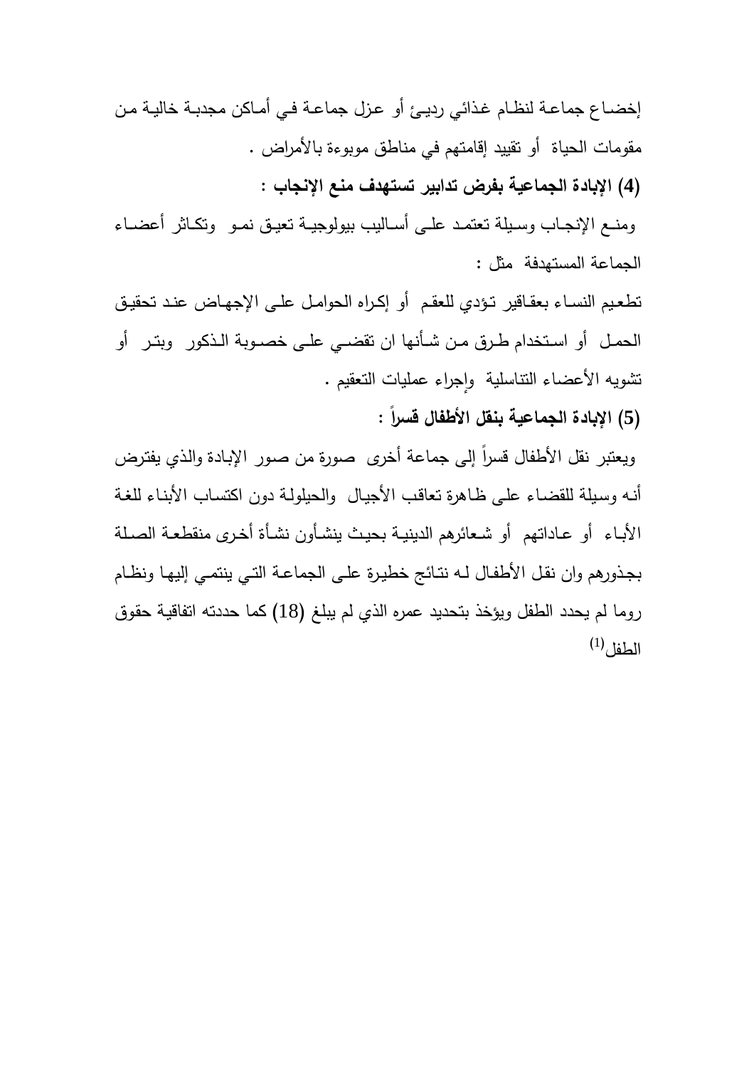إخضاع جماعة لنظام غذائي رديئ أو عزل جماعة في أماكن مجدبة خالية من مقومات الحياة أو تقييد إقامتهم في مناطق موبوءة بالأمراض .

**(4) الإبادة الجماعية بفرض تدابير تستهدف منع الإنجاب :**

ومنع الإنجاب وسيلة تعتمد على أساليب بيولوجية تعيق نمو وتكاثر أعضاء الجماعة المستهدفة مثل :

تطعيم النساء بعقاقير تؤدي للعقم أو إكراه الحوامل على الإجهاض عند تحقيق الحمل أو استخدام طرق من شأنها ان تقضي على خصوبة الذكور وبتر أو تشويه الأعضاء التناسلية وإجراء عمليات التعقيم .

**(5) الإبادة الجماعية بنقل الأطفال قسراً :**

ويعتبر نقل الأطفال قسراً إلى جماعة أخرى صورة من صور الإبادة والذي يفترض أنه وسيلة للقضاء على ظاهرة تعاقب الأجيال والحيلولة دون اكتساب الأبناء للغة الأباء أو عاداتهم أو شعائرهم الدينية بحيث ينشأون نشأة أخرى منقطعة الصلة بجذورهم وان نقل الأطفال له نتائج خطيرة على الجماعة التي ينتمي إليها ونظام روما لم يحدد الطفل ويؤخذ بتحديد عمره الذي لم يبلغ (18) كما حددته اتفاقية حقوق الطفل[1]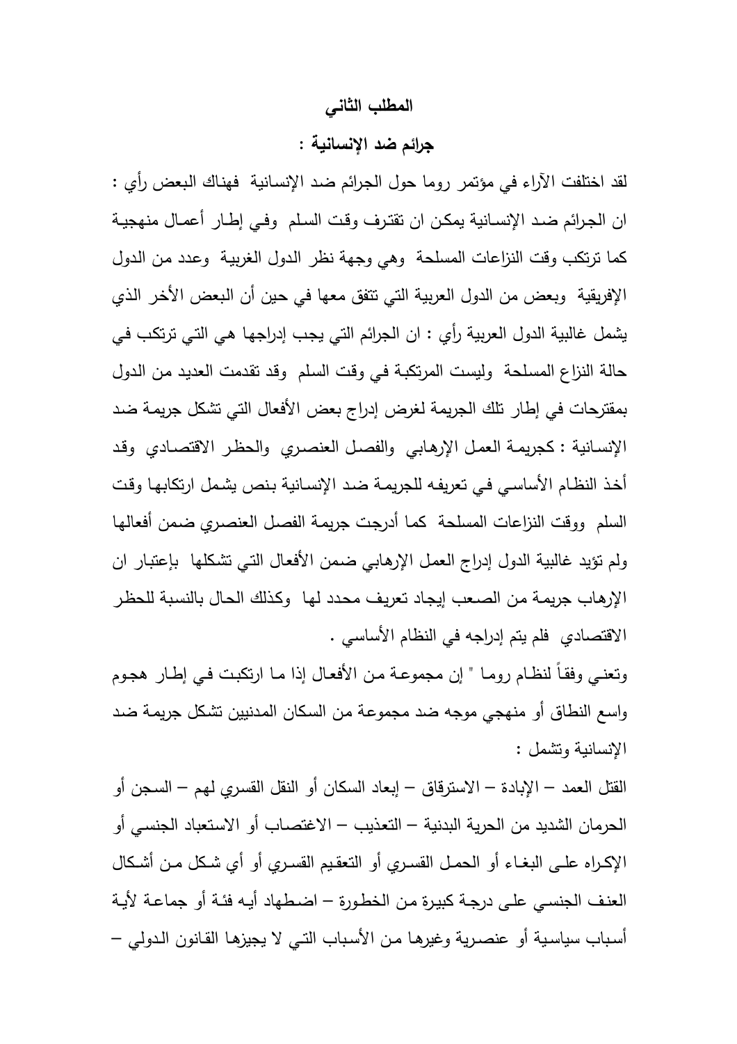## المطلب الثاني

### جرائم ضد الإنسانية :

لقد اختلفت الآراء في مؤتمر روما حول الجرائم ضد الإنسانية فهناك البعض رأي : ان الجرائم ضد الإنسانية يمكن ان تقترف وقت السلم وفي إطار أعمال منهجية كما ترتكب وقت النزاعات المسلحة وهي وجهة نظر الدول الغربية وعدد من الدول الإفريقية وبعض من الدول العربية التي تتفق معها في حين أن البعض الأخر الذي يشمل غالبية الدول العربية رأي : ان الجرائم التي يجب إدراجها هي التي ترتكب في حالة النزاع المسلحة وليست المرتكبة في وقت السلم وقد تقدمت العديد من الدول بمقترحات في إطار تلك الجريمة لغرض إدراج بعض الأفعال التي تشكل جريمة ضد الإنسانية : كجريمة العمل الإرهابي والفصل العنصري والحظر الاقتصادي وقد أخذ النظام الأساسي في تعريفه للجريمة ضد الإنسانية بنص يشمل ارتكابها وقت السلم ووقت النزاعات المسلحة كما أدرجت جريمة الفصل العنصري ضمن أفعالها ولم تؤيد غالبية الدول إدراج العمل الإرهابي ضمن الأفعال التي تشكلها بإعتبار ان الإرهاب جريمة من الصعب إيجاد تعريف محدد لها وكذلك الحال بالنسبة للحظر الاقتصادي فلم يتم إدراجه في النظام الأساسي .

وتعني وفقاً لنظام روما " إن مجموعة من الأفعال إذا ما ارتكبت في إطار هجوم واسع النطاق أو منهجي موجه ضد مجموعة من السكان المدنيين تشكل جريمة ضد الإنسانية وتشمل :

القتل العمد – الإبادة – الاسترقاق – إبعاد السكان أو النقل القسري لهم – السجن أو الحرمان الشديد من الحرية البدنية – التعذيب – الاغتصاب أو الاستعباد الجنسي أو الإكراه على البغاء أو الحمل القسري أو التعقيم القسري أو أي شكل من أشكال العنف الجنسي على درجة كبيرة من الخطورة – اضطهاد أيه فئة أو جماعة لأية أسباب سياسية أو عنصرية وغيرها من الأسباب التي لا يجيزها القانون الدولي –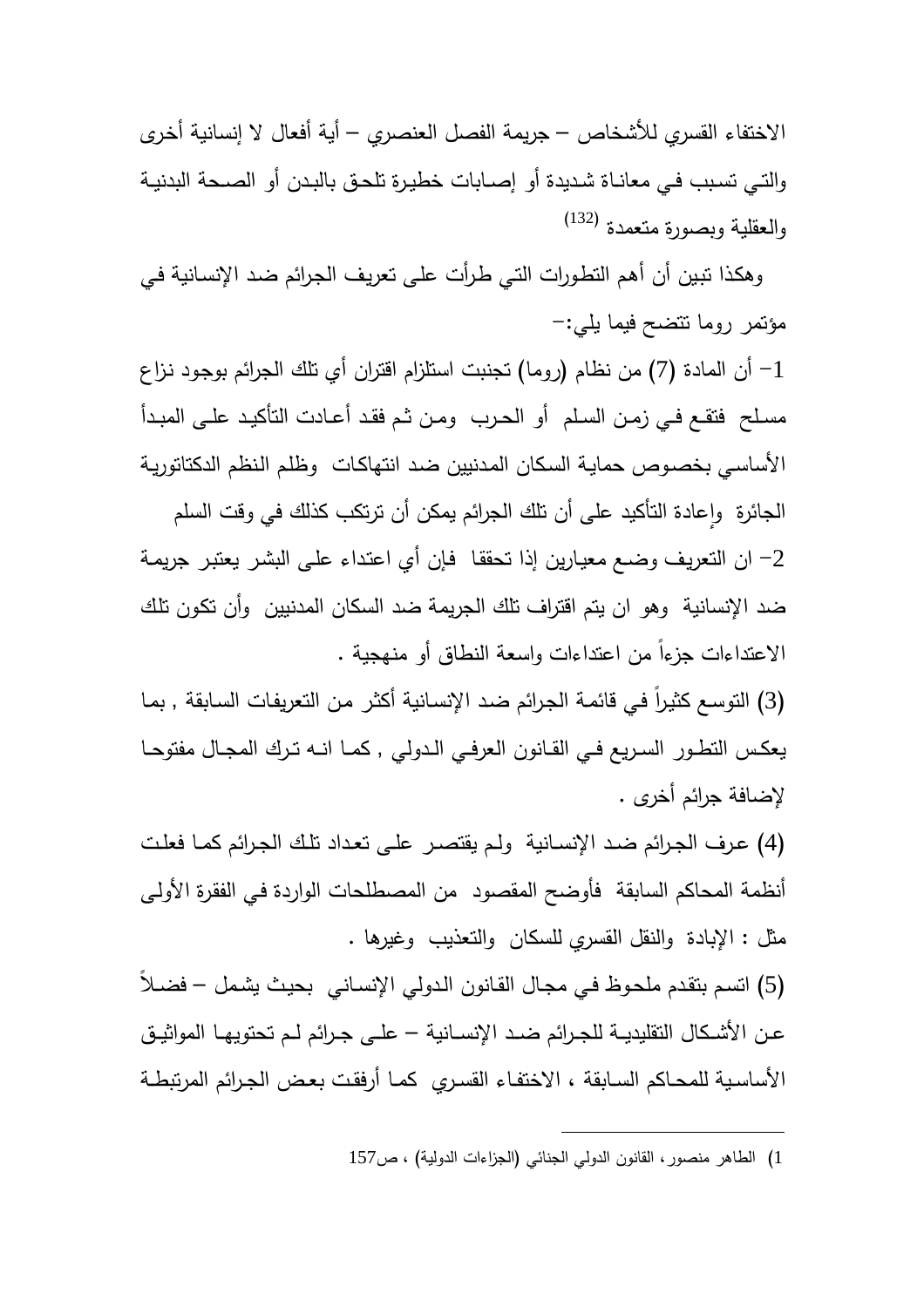الاختفاء القسري للأشخاص – جريمة الفصل العنصري – أية أفعال لا إنسانية أخرى والتي تسبب في معاناة شديدة أو إصابات خطيرة تلحق بالبدن أو الصحة البدنية والعقلية وبصورة متعمدة [132]

وهكذا تبين أن أهم التطورات التي طرأت على تعريف الجرائم ضد الإنسانية في مؤتمر روما تتضح فيما يلي:-

1- أن المادة (7) من نظام (روما) تجنبت استلزام اقتران أي تلك الجرائم بوجود نزاع مسلح فتقع في زمن السلم أو الحرب ومن ثم فقد أعادت التأكيد على المبدأ الأساسي بخصوص حماية السكان المدنيين ضد انتهاكات وظلم النظم الدكتاتورية الجائرة وإعادة التأكيد على أن تلك الجرائم يمكن أن ترتكب كذلك في وقت السلم

2- ان التعريف وضع معيارين إذا تحققا فإن أي اعتداء على البشر يعتبر جريمة ضد الإنسانية وهو ان يتم اقتراف تلك الجريمة ضد السكان المدنيين وأن تكون تلك الاعتداءات جزءاً من اعتداءات واسعة النطاق أو منهجية .

(3) التوسع كثيراً في قائمة الجرائم ضد الإنسانية أكثر من التعريفات السابقة , بما يعكس التطور السريع في القانون العرفي الدولي , كما انه ترك المجال مفتوحا لإضافة جرائم أخرى .

(4) عرف الجرائم ضد الإنسانية ولم يقتصر على تعداد تلك الجرائم كما فعلت أنظمة المحاكم السابقة فأوضح المقصود من المصطلحات الواردة في الفقرة الأولى مثل : الإبادة والنقل القسري للسكان والتعذيب وغيرها .

(5) اتسم بتقدم ملحوظ في مجال القانون الدولي الإنساني بحيث يشمل – فضلاً عن الأشكال التقليدية للجرائم ضد الإنسانية – على جرائم لم تحتويها المواثيق الأساسية للمحاكم السابقة ، الاختفاء القسري كما أرفقت بعض الجرائم المرتبطة

---

1) الطاهر منصور، القانون الدولي الجنائي (الجزاءات الدولية) ، ص157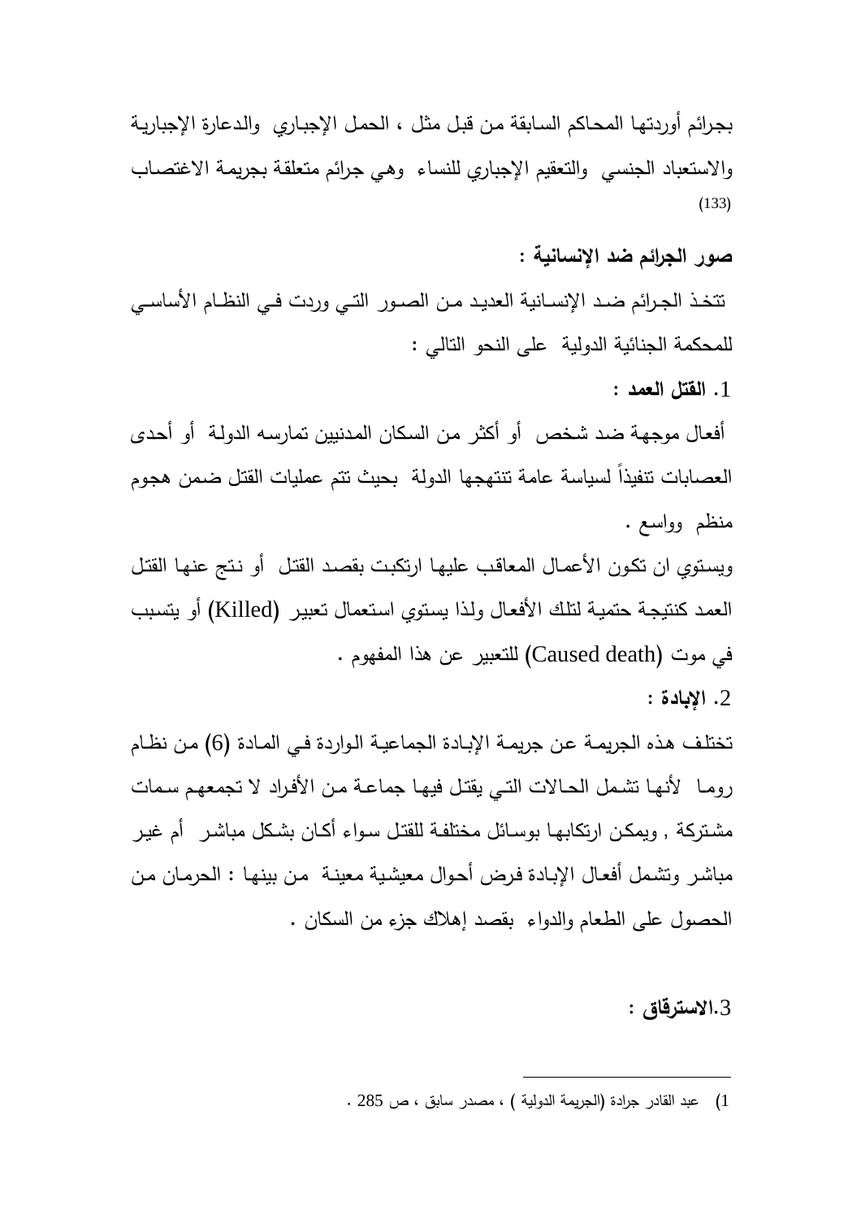بجرائم أوردتها المحاكم السابقة من قبل مثل ، الحمل الإجباري والدعارة الإجبارية والاستعباد الجنسي والتعقيم الإجباري للنساء وهي جرائم متعلقة بجريمة الاغتصاب (133)

**صور الجرائم ضد الإنسانية :**

تتخذ الجرائم ضد الإنسانية العديد من الصور التي وردت في النظام الأساسي للمحكمة الجنائية الدولية على النحو التالي :

1. **القتل العمد :**

أفعال موجهة ضد شخص أو أكثر من السكان المدنيين تمارسه الدولة أو أحدى العصابات تنفيذاً لسياسة عامة تنتهجها الدولة بحيث تتم عمليات القتل ضمن هجوم منظم وواسع .

ويستوي ان تكون الأعمال المعاقب عليها ارتكبت بقصد القتل أو نتج عنها القتل العمد كنتيجة حتمية لتلك الأفعال ولذا يستوي استعمال تعبير (Killed) أو يتسبب في موت (Caused death) للتعبير عن هذا المفهوم .

2. **الإبادة :**

تختلف هذه الجريمة عن جريمة الإبادة الجماعية الواردة في المادة (6) من نظام روما لأنها تشمل الحالات التي يقتل فيها جماعة من الأفراد لا تجمعهم سمات مشتركة , ويمكن ارتكابها بوسائل مختلفة للقتل سواء أكان بشكل مباشر أم غير مباشر وتشمل أفعال الإبادة فرض أحوال معيشية معينة من بينها : الحرمان من الحصول على الطعام والدواء بقصد إهلاك جزء من السكان .

3. **الاسترقاق :**

---

1) عبد القادر جرادة (الجريمة الدولية ) ، مصدر سابق ، ص 285 .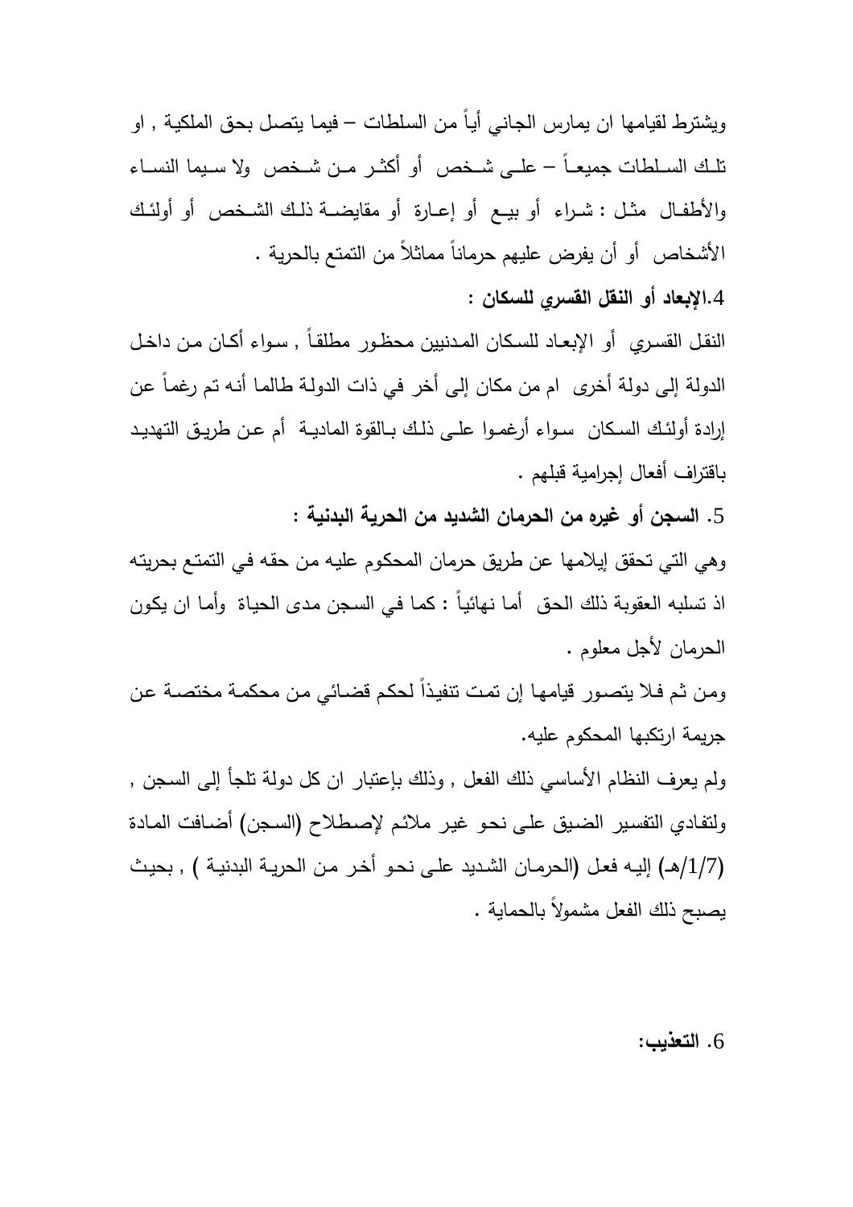ويشترط لقيامها ان يمارس الجاني أياً من السلطات – فيما يتصل بحق الملكية , او تلك السلطات جميعاً – على شخص أو أكثر من شخص ولا سيما النساء والأطفال مثل : شراء أو بيع أو إعارة أو مقايضة ذلك الشخص أو أولئك الأشخاص أو أن يفرض عليهم حرماناً مماثلاً من التمتع بالحرية .

**4.الإبعاد أو النقل القسري للسكان :**

النقل القسري أو الإبعاد للسكان المدنيين محظور مطلقاً , سواء أكان من داخل الدولة إلى دولة أخرى ام من مكان إلى أخر في ذات الدولة طالما أنه تم رغماً عن إرادة أولئك السكان سواء أرغموا على ذلك بالقوة المادية أم عن طريق التهديد باقتراف أفعال إجرامية قبلهم .

**5. السجن أو غيره من الحرمان الشديد من الحرية البدنية :**

وهي التي تحقق إيلامها عن طريق حرمان المحكوم عليه من حقه في التمتع بحريته اذ تسلبه العقوبة ذلك الحق أما نهائياً : كما في السجن مدى الحياة وأما ان يكون الحرمان لأجل معلوم .

ومن ثم فلا يتصور قيامها إن تمت تنفيذاً لحكم قضائي من محكمة مختصة عن جريمة ارتكبها المحكوم عليه.

ولم يعرف النظام الأساسي ذلك الفعل , وذلك بإعتبار ان كل دولة تلجأ إلى السجن , ولتفادي التفسير الضيق على نحو غير ملائم لإصطلاح (السجن) أضافت المادة (1/7/هـ) إليه فعل (الحرمان الشديد على نحو أخر من الحرية البدنية ) , بحيث يصبح ذلك الفعل مشمولاً بالحماية .

**6. التعذيب:**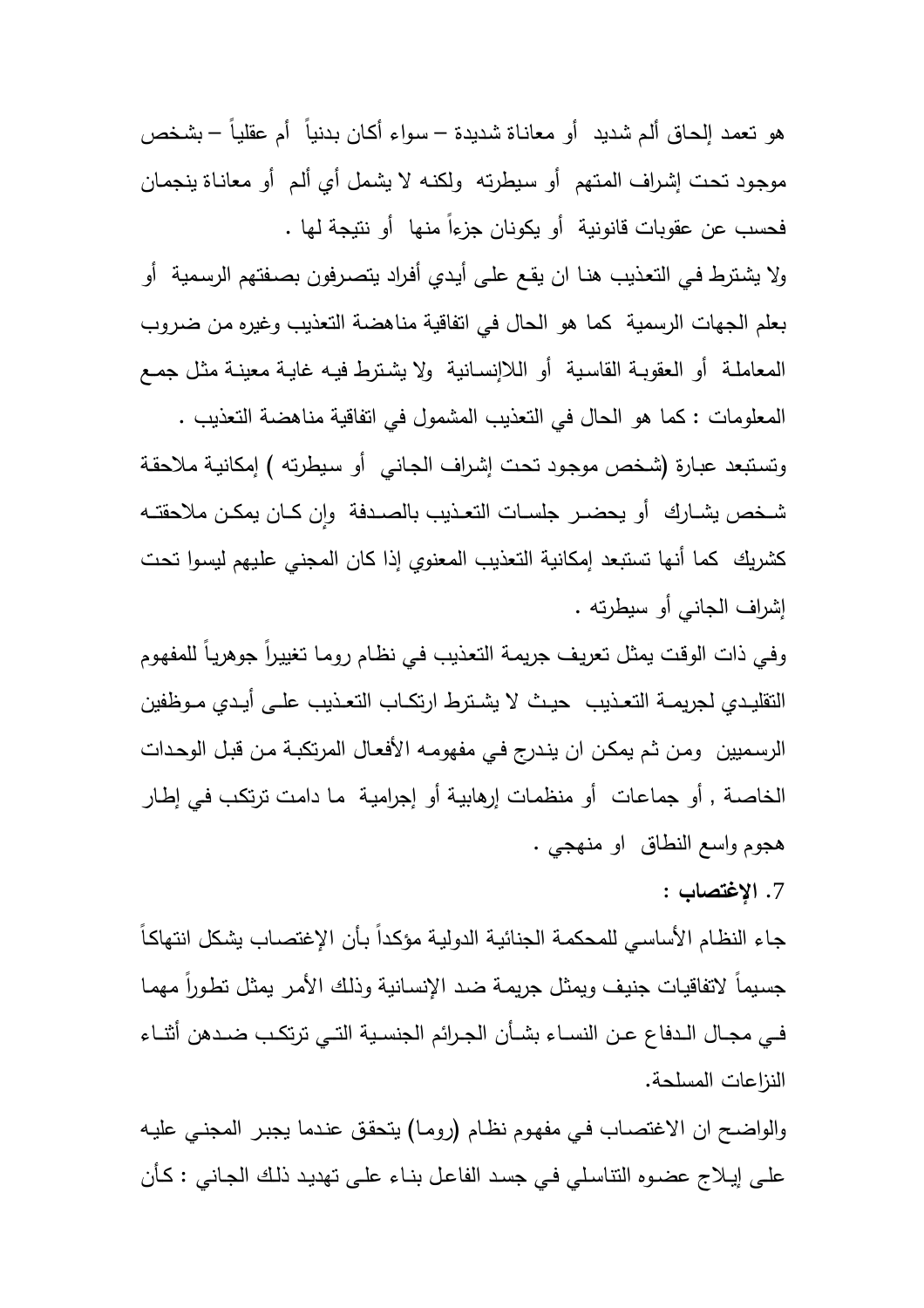هو تعمد إلحاق ألم شديد أو معاناة شديدة – سواء أكان بدنياً أم عقلياً – بشخص موجود تحت إشراف المتهم أو سيطرته ولكنه لا يشمل أي ألم أو معاناة ينجمان فحسب عن عقوبات قانونية أو يكونان جزءاً منها أو نتيجة لها .

ولا يشترط في التعذيب هنا ان يقع على أيدي أفراد يتصرفون بصفتهم الرسمية أو بعلم الجهات الرسمية كما هو الحال في اتفاقية مناهضة التعذيب وغيره من ضروب المعاملة أو العقوبة القاسية أو اللاإنسانية ولا يشترط فيه غاية معينة مثل جمع المعلومات : كما هو الحال في التعذيب المشمول في اتفاقية مناهضة التعذيب .

وتستبعد عبارة (شخص موجود تحت إشراف الجاني أو سيطرته ) إمكانية ملاحقة شخص يشارك أو يحضر جلسات التعذيب بالصدفة وإن كان يمكن ملاحقته كشريك كما أنها تستبعد إمكانية التعذيب المعنوي إذا كان المجني عليهم ليسوا تحت إشراف الجاني أو سيطرته .

وفي ذات الوقت يمثل تعريف جريمة التعذيب في نظام روما تغييراً جوهرياً للمفهوم التقليدي لجريمة التعذيب حيث لا يشترط ارتكاب التعذيب على أيدي موظفين الرسميين ومن ثم يمكن ان يندرج في مفهومه الأفعال المرتكبة من قبل الوحدات الخاصة , أو جماعات أو منظمات إرهابية أو إجرامية ما دامت ترتكب في إطار هجوم واسع النطاق او منهجي .

7. **الإغتصاب :**

جاء النظام الأساسي للمحكمة الجنائية الدولية مؤكداً بأن الإغتصاب يشكل انتهاكاً جسيماً لاتفاقيات جنيف ويمثل جريمة ضد الإنسانية وذلك الأمر يمثل تطوراً مهما في مجال الدفاع عن النساء بشأن الجرائم الجنسية التي ترتكب ضدهن أثناء النزاعات المسلحة.

والواضح ان الاغتصاب في مفهوم نظام (روما) يتحقق عندما يجبر المجني عليه على إيلاج عضوه التناسلي في جسد الفاعل بناء على تهديد ذلك الجاني : كأن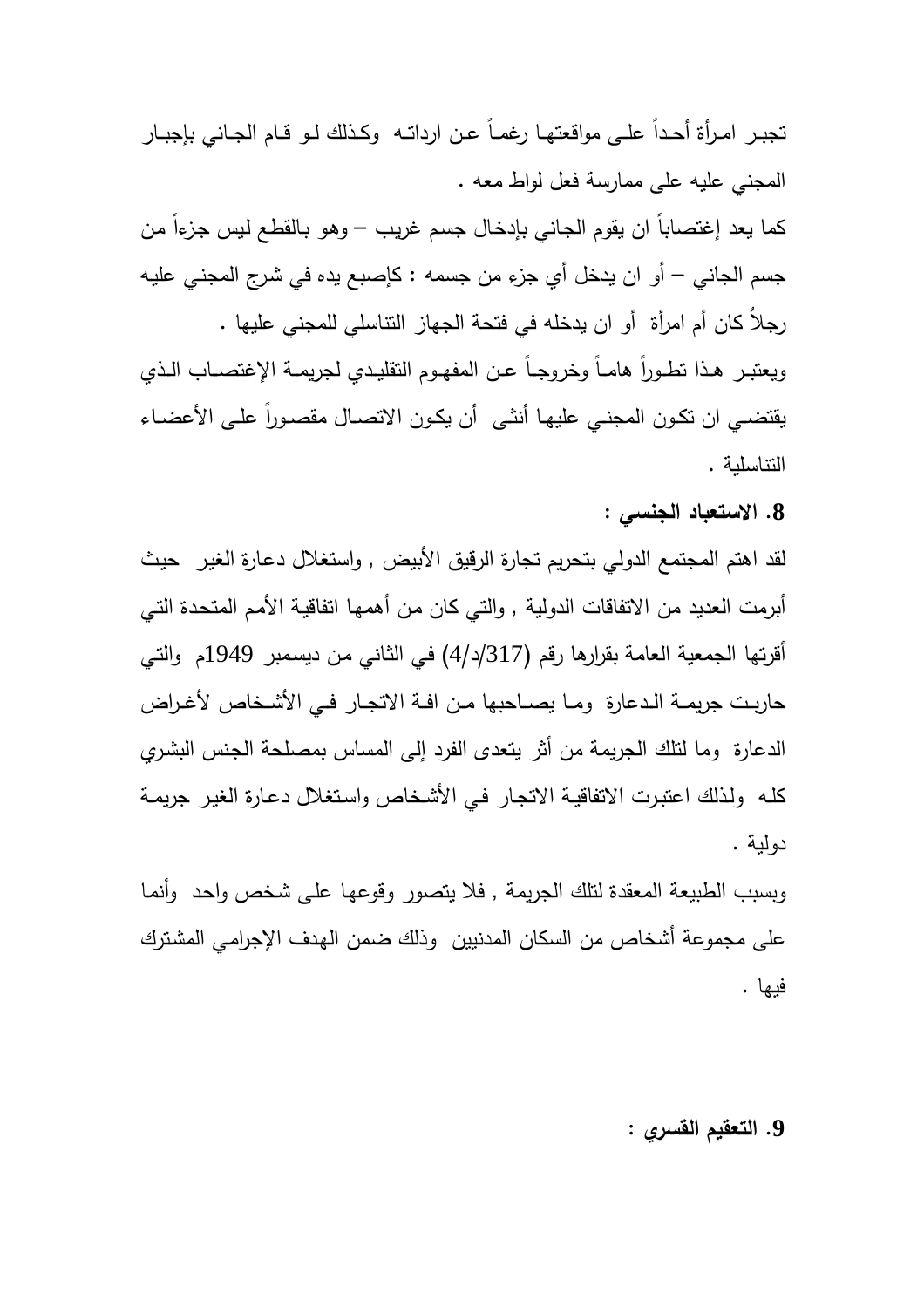تجبر امرأة أحداً على مواقعتها رغماً عن ارادته وكذلك لو قام الجاني بإجبار المجني عليه على ممارسة فعل لواط معه .

كما يعد إغتصاباً ان يقوم الجاني بإدخال جسم غريب – وهو بالقطع ليس جزءاً من جسم الجاني – أو ان يدخل أي جزء من جسمه : كإصبع يده في شرج المجني عليه رجلاً كان أم امرأة أو ان يدخله في فتحة الجهاز التناسلي للمجني عليها .

ويعتبر هذا تطوراً هاماً وخروجاً عن المفهوم التقليدي لجريمة الإغتصاب الذي يقتضي ان تكون المجني عليها أنثى أن يكون الاتصال مقصوراً على الأعضاء التناسلية .

**8. الاستعباد الجنسي :**

لقد اهتم المجتمع الدولي بتحريم تجارة الرقيق الأبيض , واستغلال دعارة الغير حيث أبرمت العديد من الاتفاقات الدولية , والتي كان من أهمها اتفاقية الأمم المتحدة التي أقرتها الجمعية العامة بقرارها رقم (317/د/4) في الثاني من ديسمبر 1949م والتي حاربت جريمة الدعارة وما يصاحبها من افة الاتجار في الأشخاص لأغراض الدعارة وما لتلك الجريمة من أثر يتعدى الفرد إلى المساس بمصلحة الجنس البشري كله ولذلك اعتبرت الاتفاقية الاتجار في الأشخاص واستغلال دعارة الغير جريمة دولية .

وبسبب الطبيعة المعقدة لتلك الجريمة , فلا يتصور وقوعها على شخص واحد وأنما على مجموعة أشخاص من السكان المدنيين وذلك ضمن الهدف الإجرامي المشترك فيها .

**9. التعقيم القسري :**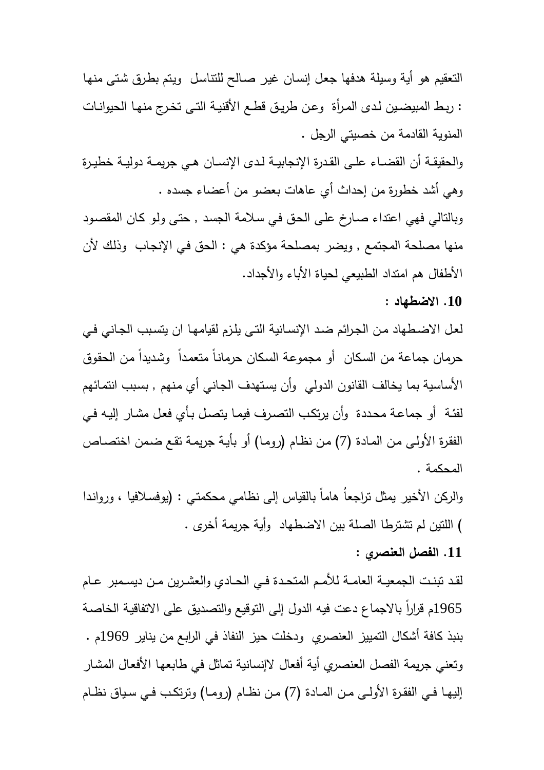التعقيم هو أية وسيلة هدفها جعل إنسان غير صالح للتناسل ويتم بطرق شتى منها : ربط المبيضين لدى المرأة وعن طريق قطع الأقنية التى تخرج منها الحيوانات المنوية القادمة من خصيتي الرجل .

والحقيقة أن القضاء على القدرة الإنجابية لدى الإنسان هي جريمة دولية خطيرة وهي أشد خطورة من إحداث أي عاهات بعضو من أعضاء جسده .

وبالتالي فهي اعتداء صارخ على الحق في سلامة الجسد , حتى ولو كان المقصود منها مصلحة المجتمع , ويضر بمصلحة مؤكدة هي : الحق في الإنجاب وذلك لأن الأطفال هم امتداد الطبيعي لحياة الأباء والأجداد.

**10. الاضطهاد :**

لعل الاضطهاد من الجرائم ضد الإنسانية التى يلزم لقيامها ان يتسبب الجاني في حرمان جماعة من السكان أو مجموعة السكان حرماناً متعمداً وشديداً من الحقوق الأساسية بما يخالف القانون الدولي وأن يستهدف الجاني أي منهم , بسبب انتمائهم لفئة أو جماعة محددة وأن يرتكب التصرف فيما يتصل بأي فعل مشار إليه في الفقرة الأولى من المادة (7) من نظام (روما) أو بأية جريمة تقع ضمن اختصاص المحكمة .

والركن الأخير يمثل تراجعاً هاماً بالقياس إلى نظامي محكمتي : (يوفسلافيا ، ورواندا ) اللتين لم تشترطا الصلة بين الاضطهاد وأية جريمة أخرى .

**11. الفصل العنصري :**

لقد تبنت الجمعية العامة للأمم المتحدة في الحادي والعشرين من ديسمبر عام 1965م قراراً بالاجماع دعت فيه الدول إلى التوقيع والتصديق على الاتفاقية الخاصة بنبذ كافة أشكال التمييز العنصري ودخلت حيز النفاذ في الرابع من يناير 1969م .

وتعني جريمة الفصل العنصري أية أفعال لاإنسانية تماثل في طابعها الأفعال المشار إليها في الفقرة الأولى من المادة (7) من نظام (روما) وترتكب في سياق نظام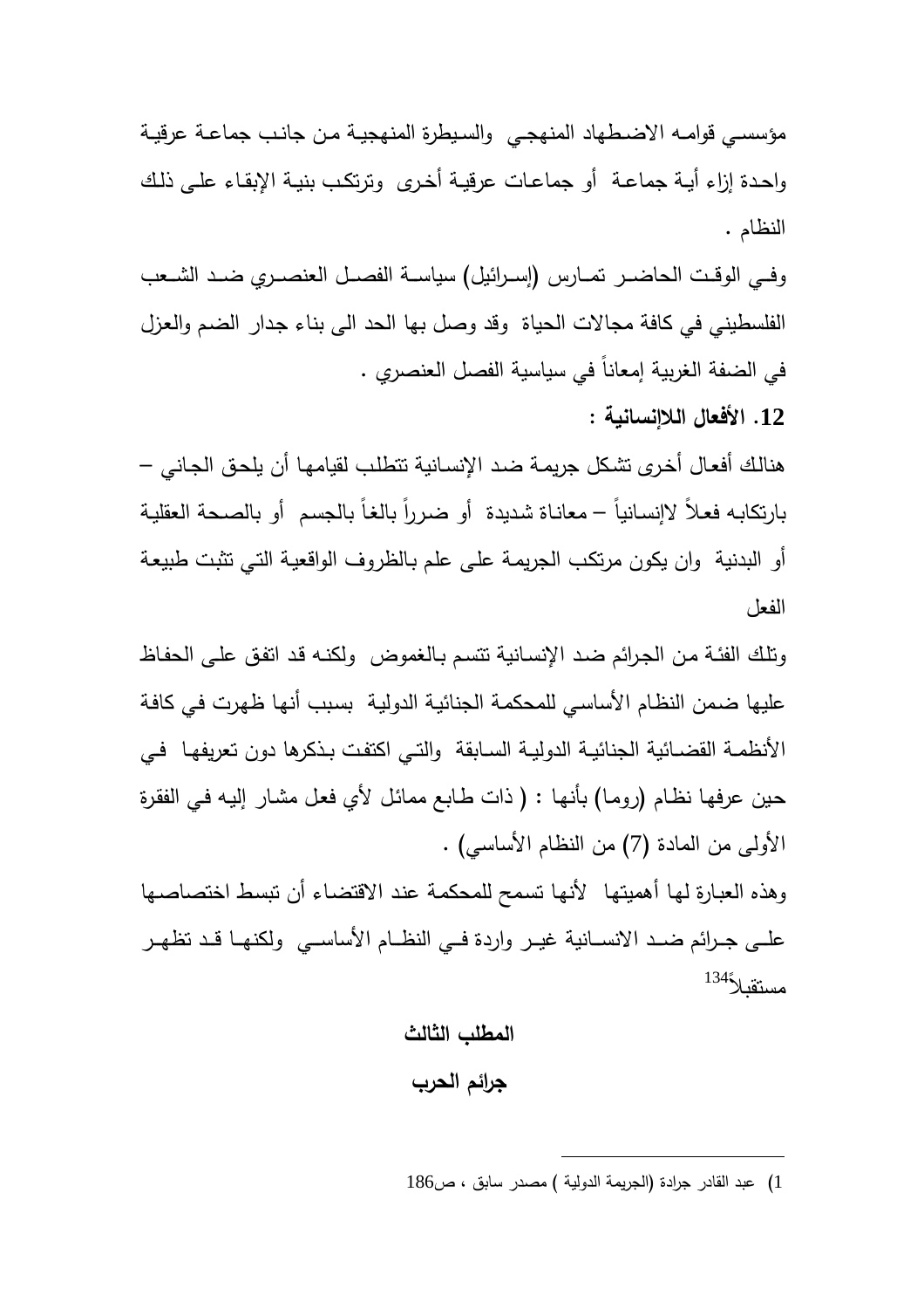مؤسسي قوامه الاضطهاد المنهجي والسيطرة المنهجية من جانب جماعة عرقية واحدة إزاء أية جماعة أو جماعات عرقية أخرى وترتكب بنية الإبقاء على ذلك النظام .

وفي الوقت الحاضر تمارس (إسرائيل) سياسة الفصل العنصري ضد الشعب الفلسطيني في كافة مجالات الحياة وقد وصل بها الحد الى بناء جدار الضم والعزل في الضفة الغربية إمعاناً في سياسية الفصل العنصري .

**12. الأفعال اللاإنسانية :**

هنالك أفعال أخرى تشكل جريمة ضد الإنسانية تتطلب لقيامها أن يلحق الجاني – بارتكابه فعلاً لاإنسانياً – معاناة شديدة أو ضرراً بالغاً بالجسم أو بالصحة العقلية أو البدنية وان يكون مرتكب الجريمة على علم بالظروف الواقعية التي تثبت طبيعة الفعل

وتلك الفئة من الجرائم ضد الإنسانية تتسم بالغموض ولكنه قد اتفق على الحفاظ عليها ضمن النظام الأساسي للمحكمة الجنائية الدولية بسبب أنها ظهرت في كافة الأنظمة القضائية الجنائية الدولية السابقة والتي اكتفت بذكرها دون تعريفها في حين عرفها نظام (روما) بأنها : ( ذات طابع مماثل لأي فعل مشار إليه في الفقرة الأولى من المادة (7) من النظام الأساسي) .

وهذه العبارة لها أهميتها لأنها تسمح للمحكمة عند الاقتضاء أن تبسط اختصاصها على جرائم ضد الانسانية غير واردة في النظام الأساسي ولكنها قد تظهر مستقبلاً[134]

## المطلب الثالث

## جرائم الحرب

---

1) عبد القادر جرادة (الجريمة الدولية ) مصدر سابق ، ص186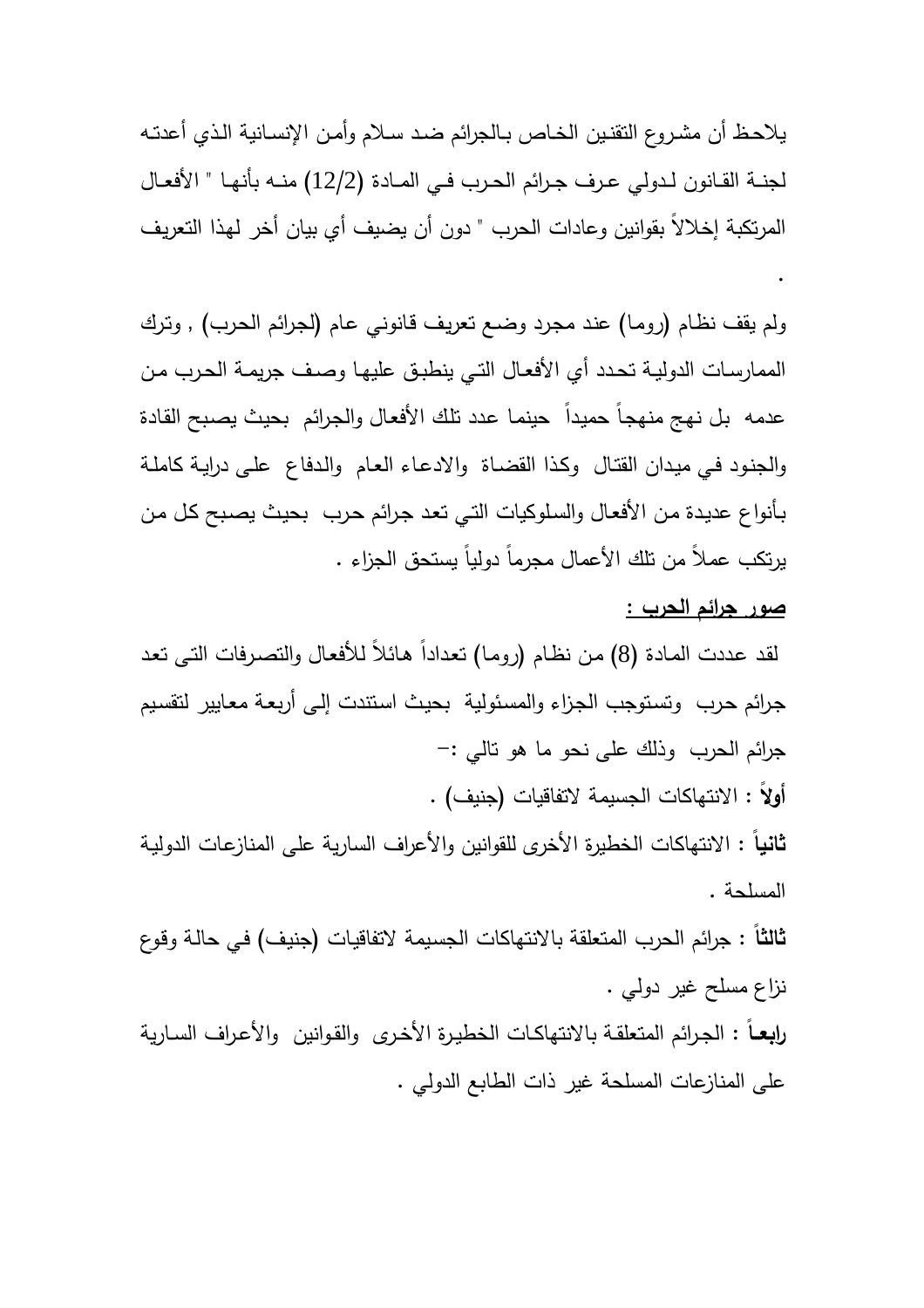يلاحظ أن مشروع التقنين الخاص بالجرائم ضد سلام وأمن الإنسانية الذي أعدته لجنة القانون لدولي عرف جرائم الحرب في المادة (12/2) منه بأنها " الأفعال المرتكبة إخلالاً بقوانين وعادات الحرب " دون أن يضيف أي بيان أخر لهذا التعريف .

ولم يقف نظام (روما) عند مجرد وضع تعريف قانوني عام (لجرائم الحرب) , وترك الممارسات الدولية تحدد أي الأفعال التي ينطبق عليها وصف جريمة الحرب من عدمه بل نهج منهجاً حميداً حينما عدد تلك الأفعال والجرائم بحيث يصبح القادة والجنود في ميدان القتال وكذا القضاة والادعاء العام والدفاع على دراية كاملة بأنواع عديدة من الأفعال والسلوكيات التي تعد جرائم حرب بحيث يصبح كل من يرتكب عملاً من تلك الأعمال مجرماً دولياً يستحق الجزاء .

<u>**صور جرائم الحرب :**</u>

لقد عددت المادة (8) من نظام (روما) تعداداً هائلاً للأفعال والتصرفات التى تعد جرائم حرب وتستوجب الجزاء والمسئولية بحيث استندت إلى أربعة معايير لتقسيم جرائم الحرب وذلك على نحو ما هو تالي :-

**أولاً** : الانتهاكات الجسيمة لاتفاقيات (جنيف) .

**ثانياً** : الانتهاكات الخطيرة الأخرى للقوانين والأعراف السارية على المنازعات الدولية المسلحة .

**ثالثاً** : جرائم الحرب المتعلقة بالانتهاكات الجسيمة لاتفاقيات (جنيف) في حالة وقوع نزاع مسلح غير دولي .

**رابعاً** : الجرائم المتعلقة بالانتهاكات الخطيرة الأخرى والقوانين والأعراف السارية على المنازعات المسلحة غير ذات الطابع الدولي .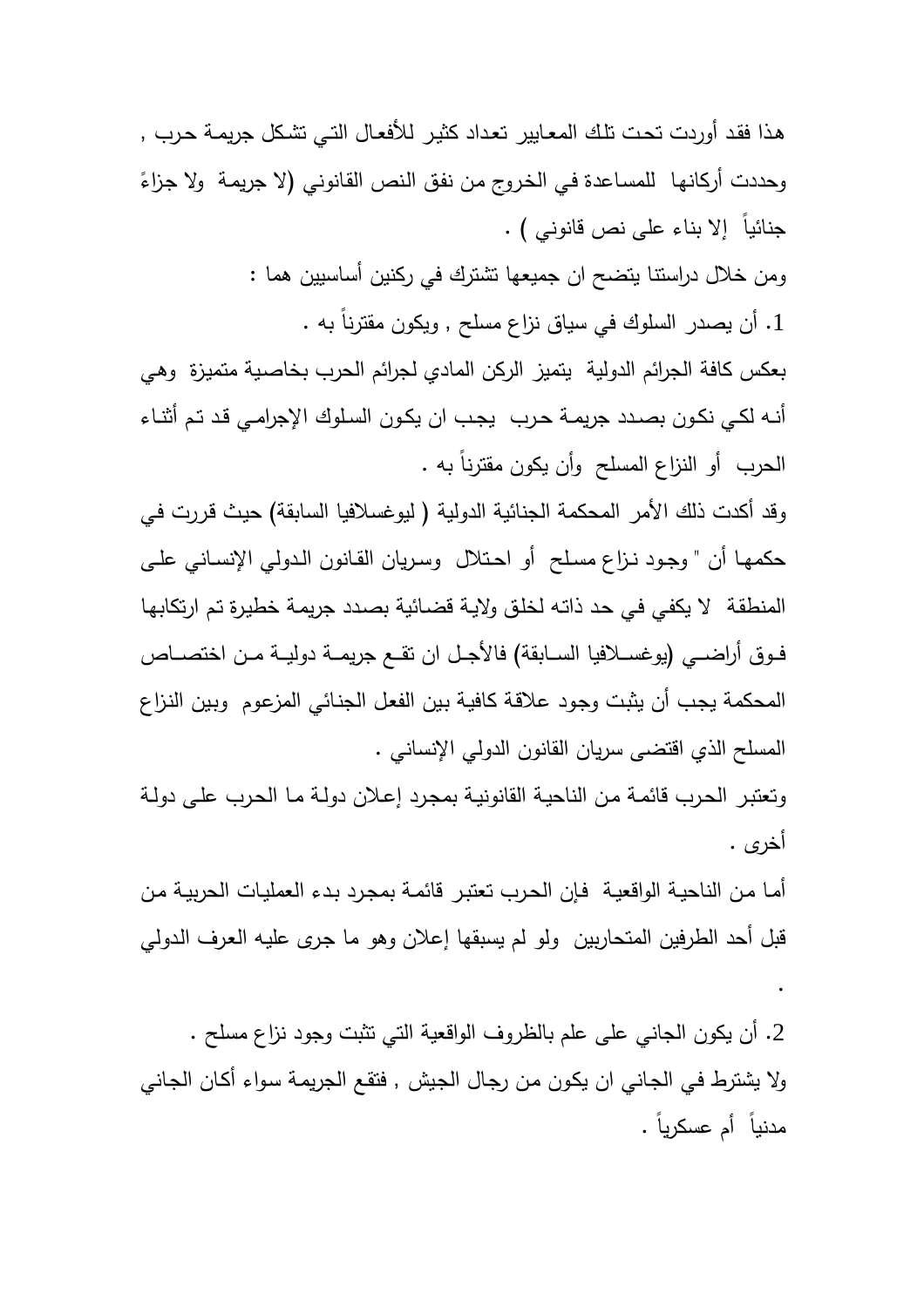هذا فقد أوردت تحت تلك المعايير تعداد كثير للأفعال التي تشكل جريمة حرب , وحددت أركانها للمساعدة في الخروج من نفق النص القانوني (لا جريمة ولا جزاءً جنائياً إلا بناء على نص قانوني ) .

ومن خلال دراستنا يتضح ان جميعها تشترك في ركنين أساسيين هما :

1. أن يصدر السلوك في سياق نزاع مسلح , ويكون مقترناً به .

بعكس كافة الجرائم الدولية يتميز الركن المادي لجرائم الحرب بخاصية متميزة وهي أنه لكي نكون بصدد جريمة حرب يجب ان يكون السلوك الإجرامي قد تم أثناء الحرب أو النزاع المسلح وأن يكون مقترناً به .

وقد أكدت ذلك الأمر المحكمة الجنائية الدولية ( ليوغسلافيا السابقة) حيث قررت في حكمها أن " وجود نزاع مسلح أو احتلال وسريان القانون الدولي الإنساني على المنطقة لا يكفي في حد ذاته لخلق ولاية قضائية بصدد جريمة خطيرة تم ارتكابها فوق أراضي (يوغسلافيا السابقة) فالأجل ان تقع جريمة دولية من اختصاص المحكمة يجب أن يثبت وجود علاقة كافية بين الفعل الجنائي المزعوم وبين النزاع المسلح الذي اقتضى سريان القانون الدولي الإنساني .

وتعتبر الحرب قائمة من الناحية القانونية بمجرد إعلان دولة ما الحرب على دولة أخرى .

أما من الناحية الواقعية فإن الحرب تعتبر قائمة بمجرد بدء العمليات الحربية من قبل أحد الطرفين المتحاربين ولو لم يسبقها إعلان وهو ما جرى عليه العرف الدولي .

2. أن يكون الجاني على علم بالظروف الواقعية التي تثبت وجود نزاع مسلح .

ولا يشترط في الجاني ان يكون من رجال الجيش , فتقع الجريمة سواء أكان الجاني مدنياً أم عسكرياً .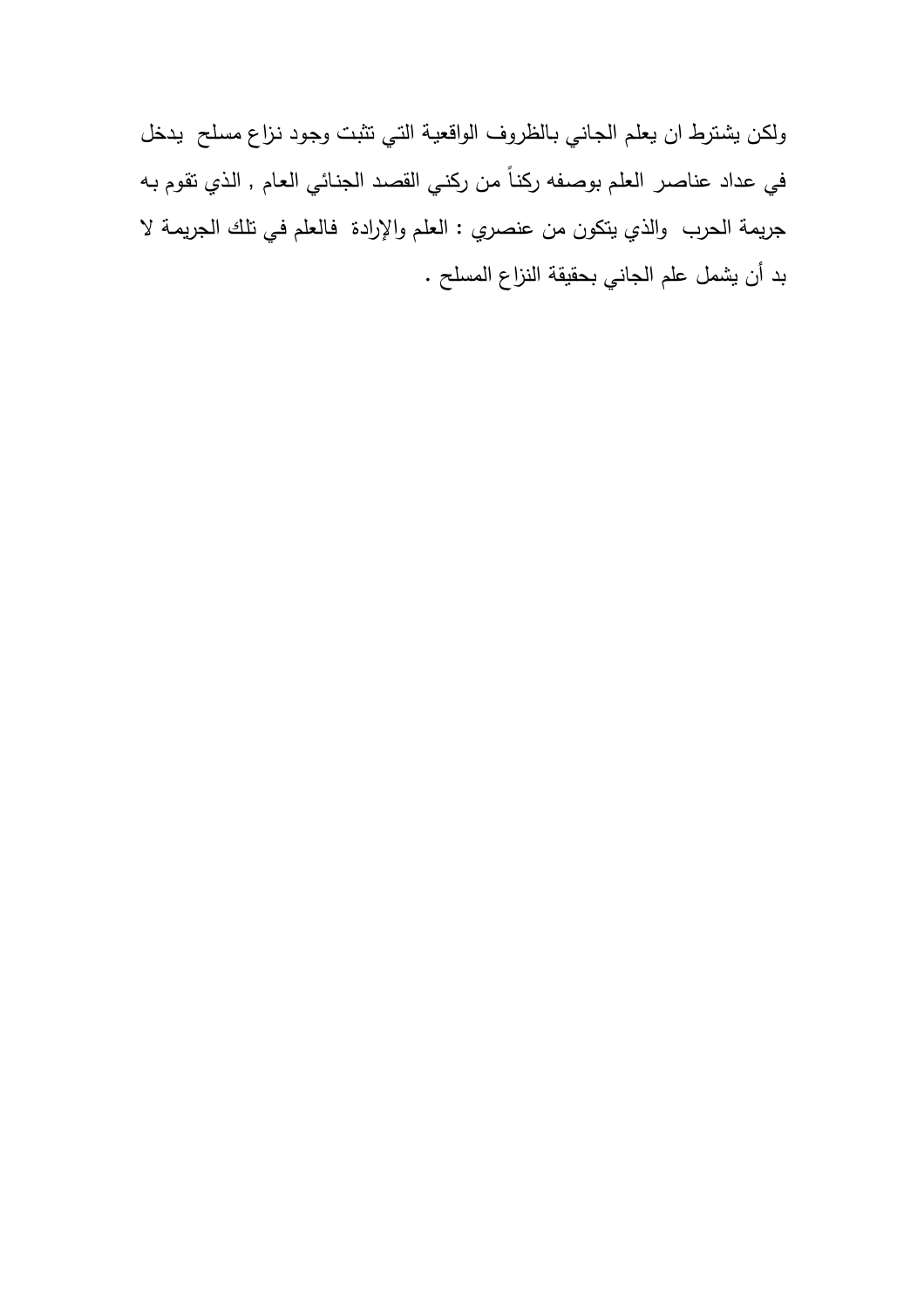ولكن يشترط ان يعلم الجاني بالظروف الواقعية التي تثبت وجود نزاع مسلح يدخل في عداد عناصر العلم بوصفه ركناً من ركني القصد الجنائي العام , الذي تقوم به جريمة الحرب والذي يتكون من عنصري : العلم والإرادة فالعلم في تلك الجريمة لا بد أن يشمل علم الجاني بحقيقة النزاع المسلح .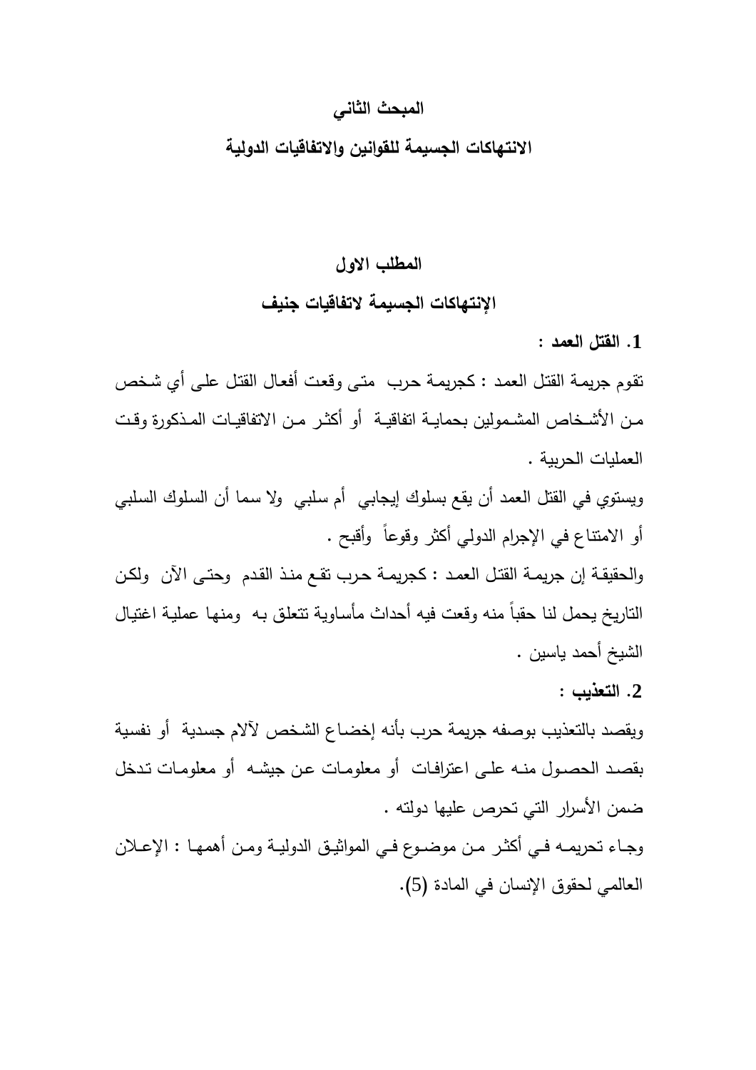## المبحث الثاني

## الانتهاكات الجسيمة للقوانين والاتفاقيات الدولية

### المطلب الاول

### الإنتهاكات الجسيمة لاتفاقيات جنيف

**1. القتل العمد :**

تقوم جريمة القتل العمد : كجريمة حرب متى وقعت أفعال القتل على أي شخص من الأشخاص المشمولين بحماية اتفاقية أو أكثر من الاتفاقيات المذكورة وقت العمليات الحربية .

ويستوي في القتل العمد أن يقع بسلوك إيجابي أم سلبي ولا سما أن السلوك السلبي أو الامتناع في الإجرام الدولي أكثر وقوعاً وأقبح .

والحقيقة إن جريمة القتل العمد : كجريمة حرب تقع منذ القدم وحتى الآن ولكن التاريخ يحمل لنا حقباً منه وقعت فيه أحداث مأساوية تتعلق به ومنها عملية اغتيال الشيخ أحمد ياسين .

**2. التعذيب :**

ويقصد بالتعذيب بوصفه جريمة حرب بأنه إخضاع الشخص لآلام جسدية أو نفسية بقصد الحصول منه على اعترافات أو معلومات عن جيشه أو معلومات تدخل ضمن الأسرار التي تحرص عليها دولته .

وجاء تحريمه في أكثر من موضوع في المواثيق الدولية ومن أهمها : الإعلان العالمي لحقوق الإنسان في المادة (5).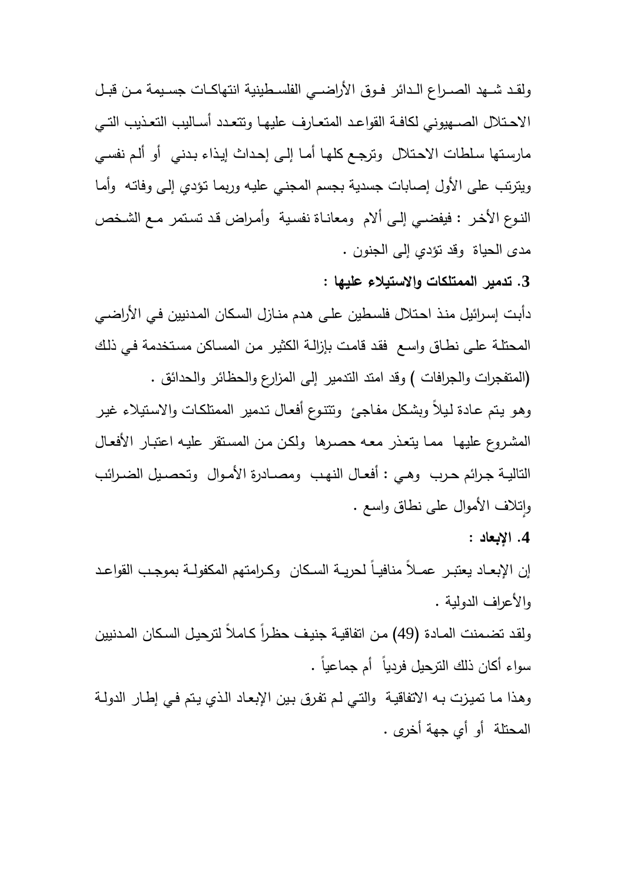ولقد شهد الصراع الدائر فوق الأراضي الفلسطينية انتهاكات جسيمة من قبل الاحتلال الصهيوني لكافة القواعد المتعارف عليها وتتعدد أساليب التعذيب التي مارستها سلطات الاحتلال وترجع كلها أما إلى إحداث إيذاء بدني أو ألم نفسي ويترتب على الأول إصابات جسدية بجسم المجني عليه وربما تؤدي إلى وفاته وأما النوع الأخر : فيفضي إلى ألام ومعاناة نفسية وأمراض قد تستمر مع الشخص مدى الحياة وقد تؤدي إلى الجنون .

**3. تدمير الممتلكات والاستيلاء عليها :**

دأبت إسرائيل منذ احتلال فلسطين على هدم منازل السكان المدنيين في الأراضي المحتلة على نطاق واسع فقد قامت بإزالة الكثير من المساكن مستخدمة في ذلك (المتفجرات والجرافات ) وقد امتد التدمير إلى المزارع والحظائر والحدائق .

وهو يتم عادة ليلاً وبشكل مفاجئ وتتنوع أفعال تدمير الممتلكات والاستيلاء غير المشروع عليها مما يتعذر معه حصرها ولكن من المستقر عليه اعتبار الأفعال التالية جرائم حرب وهي : أفعال النهب ومصادرة الأموال وتحصيل الضرائب وإتلاف الأموال على نطاق واسع .

**4. الإبعاد :**

إن الإبعاد يعتبر عملاً منافياً لحرية السكان وكرامتهم المكفولة بموجب القواعد والأعراف الدولية .

ولقد تضمنت المادة (49) من اتفاقية جنيف حظراً كاملاً لترحيل السكان المدنيين سواء أكان ذلك الترحيل فردياً أم جماعياً .

وهذا ما تميزت به الاتفاقية والتي لم تفرق بين الإبعاد الذي يتم في إطار الدولة المحتلة أو أي جهة أخرى .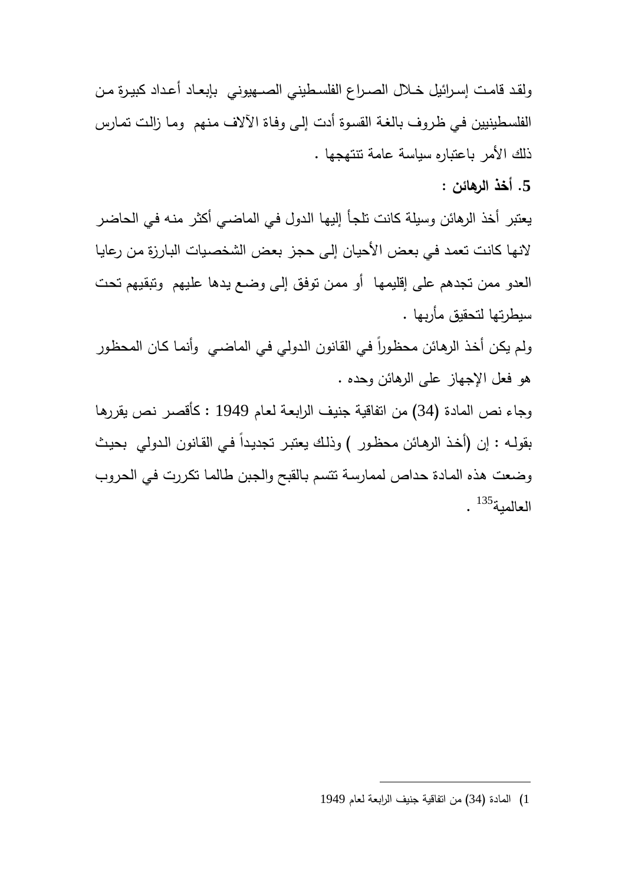ولقد قامت إسرائيل خلال الصراع الفلسطيني الصهيوني بإبعاد أعداد كبيرة من الفلسطينيين في ظروف بالغة القسوة أدت إلى وفاة الآلاف منهم وما زالت تمارس ذلك الأمر باعتباره سياسة عامة تنتهجها .

**5. أخذ الرهائن :**

يعتبر أخذ الرهائن وسيلة كانت تلجأ إليها الدول في الماضي أكثر منه في الحاضر لانها كانت تعمد في بعض الأحيان إلى حجز بعض الشخصيات البارزة من رعايا العدو ممن تجدهم على إقليمها أو ممن توفق إلى وضع يدها عليهم وتبقيهم تحت سيطرتها لتحقيق مأربها .

ولم يكن أخذ الرهائن محظوراً في القانون الدولي في الماضي وأنما كان المحظور هو فعل الإجهاز على الرهائن وحده .

وجاء نص المادة (34) من اتفاقية جنيف الرابعة لعام 1949 : كأقصر نص يقررها بقوله : إن (أخذ الرهائن محظور ) وذلك يعتبر تجديداً في القانون الدولي بحيث وضعت هذه المادة حداص لممارسة تتسم بالقبح والجبن طالما تكررت في الحروب العالمية[135] .

---

1) المادة (34) من اتفاقية جنيف الرابعة لعام 1949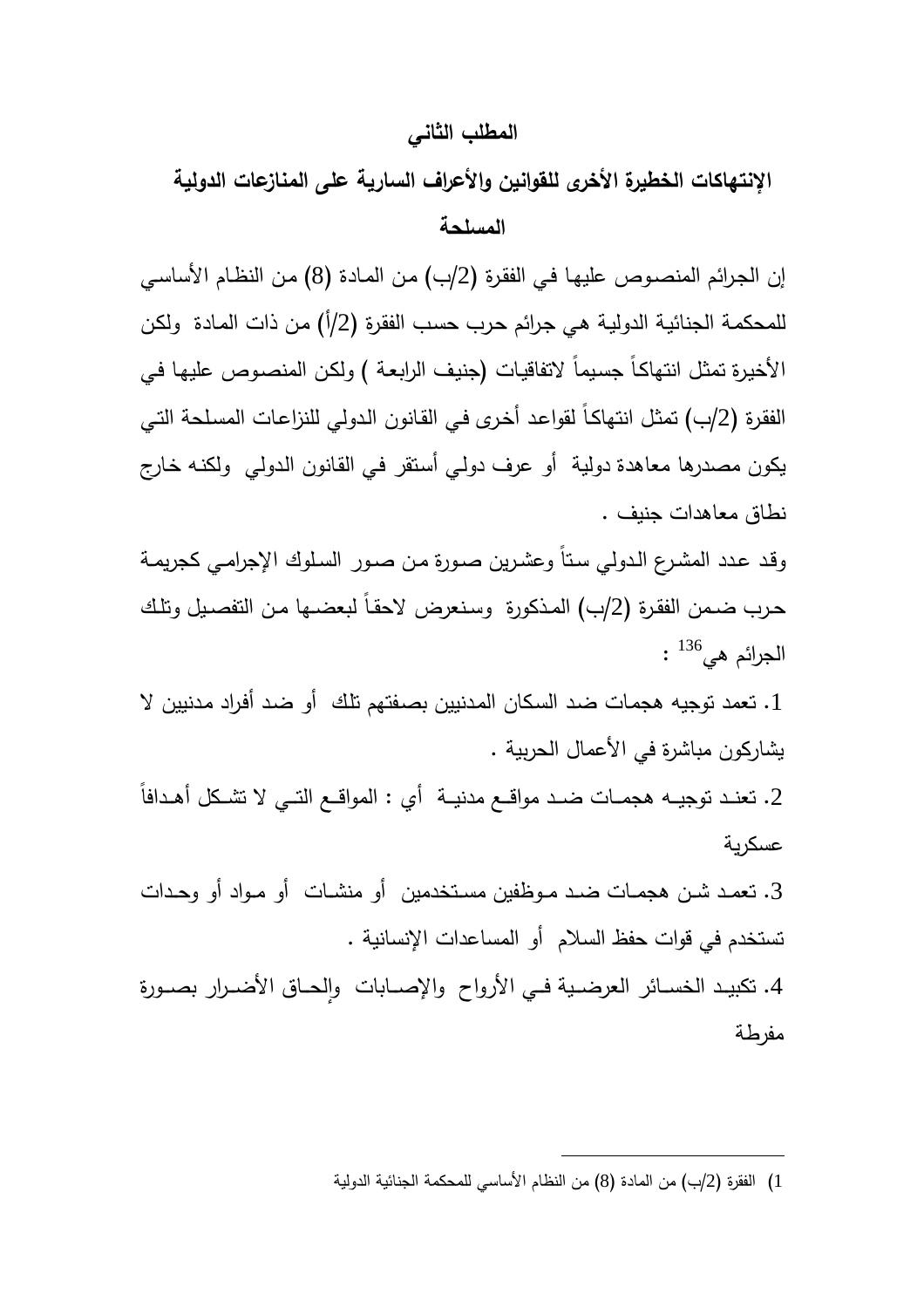## المطلب الثاني

## الإنتهاكات الخطيرة الأخرى للقوانين والأعراف السارية على المنازعات الدولية المسلحة

إن الجرائم المنصوص عليها في الفقرة (2/ب) من المادة (8) من النظام الأساسي للمحكمة الجنائية الدولية هي جرائم حرب حسب الفقرة (2/أ) من ذات المادة ولكن الأخيرة تمثل انتهاكاً جسيماً لاتفاقيات (جنيف الرابعة ) ولكن المنصوص عليها في الفقرة (2/ب) تمثل انتهاكاً لقواعد أخرى في القانون الدولي للنزاعات المسلحة التي يكون مصدرها معاهدة دولية أو عرف دولي أستقر في القانون الدولي ولكنه خارج نطاق معاهدات جنيف .

وقد عدد المشرع الدولي ستاً وعشرين صورة من صور السلوك الإجرامي كجريمة حرب ضمن الفقرة (2/ب) المذكورة وسنعرض لاحقاً لبعضها من التفصيل وتلك الجرائم هي[136] :

1. تعمد توجيه هجمات ضد السكان المدنيين بصفتهم تلك أو ضد أفراد مدنيين لا يشاركون مباشرة في الأعمال الحربية .

2. تعند توجيه هجمات ضد مواقع مدنية أي : المواقع التي لا تشكل أهدافاً عسكرية

3. تعمد شن هجمات ضد موظفين مستخدمين أو منشات أو مواد أو وحدات تستخدم في قوات حفظ السلام أو المساعدات الإنسانية .

4. تكبيد الخسائر العرضية في الأرواح والإصابات وإلحاق الأضرار بصورة مفرطة

---

1) الفقرة (2/ب) من المادة (8) من النظام الأساسي للمحكمة الجنائية الدولية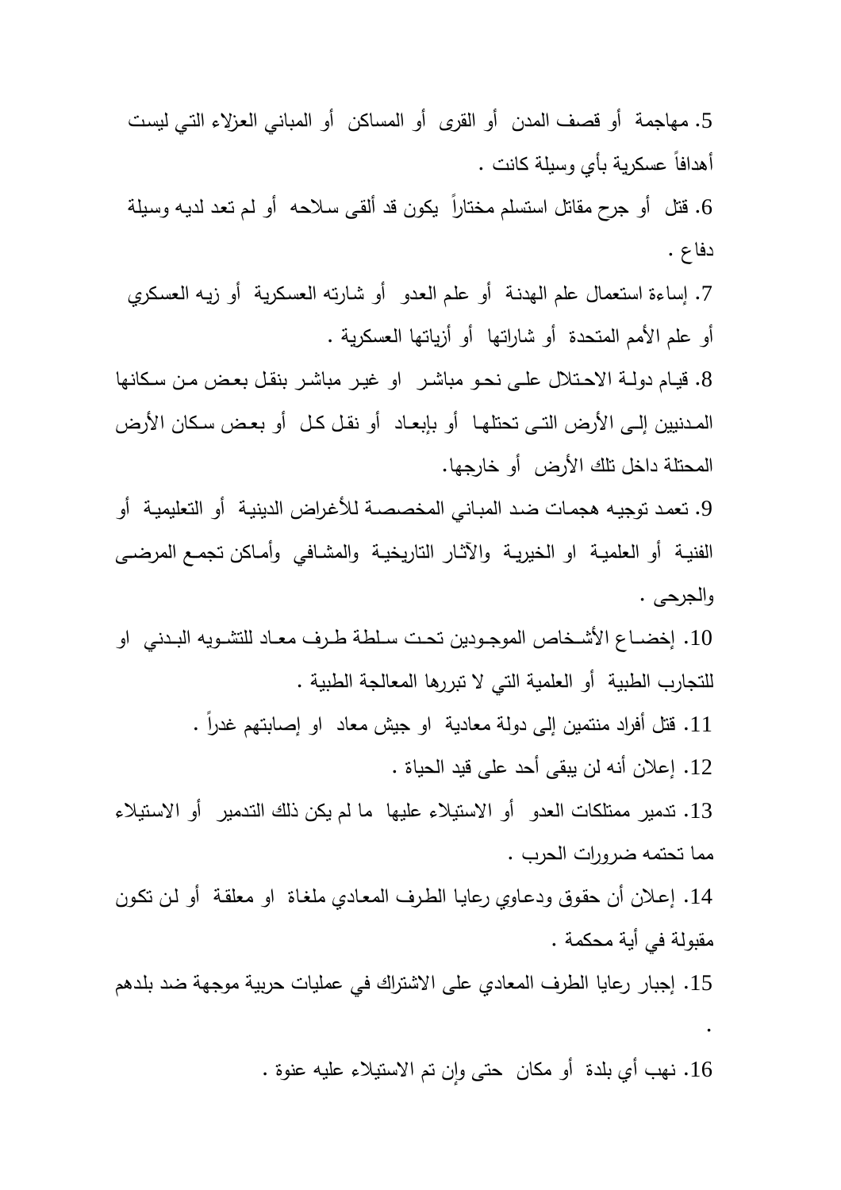5. مهاجمة أو قصف المدن أو القرى أو المساكن أو المباني العزلاء التي ليست أهدافاً عسكرية بأي وسيلة كانت .

6. قتل أو جرح مقاتل استسلم مختاراً يكون قد ألقى سلاحه أو لم تعد لديه وسيلة دفاع .

7. إساءة استعمال علم الهدنة أو علم العدو أو شارته العسكرية أو زيه العسكري أو علم الأمم المتحدة أو شاراتها أو أزياتها العسكرية .

8. قيام دولة الاحتلال على نحو مباشر او غير مباشر بنقل بعض من سكانها المدنيين إلى الأرض التي تحتلها أو بإبعاد أو نقل كل أو بعض سكان الأرض المحتلة داخل تلك الأرض أو خارجها.

9. تعمد توجيه هجمات ضد المباني المخصصة للأغراض الدينية أو التعليمية أو الفنية أو العلمية او الخيرية والآثار التاريخية والمشافي وأماكن تجمع المرضى والجرحى .

10. إخضاع الأشخاص الموجودين تحت سلطة طرف معاد للتشويه البدني او للتجارب الطبية أو العلمية التي لا تبررها المعالجة الطبية .

11. قتل أفراد منتمين إلى دولة معادية او جيش معاد او إصابتهم غدراً .

12. إعلان أنه لن يبقى أحد على قيد الحياة .

13. تدمير ممتلكات العدو أو الاستيلاء عليها ما لم يكن ذلك التدمير أو الاستيلاء مما تحتمه ضرورات الحرب .

14. إعلان أن حقوق ودعاوي رعايا الطرف المعادي ملغاة او معلقة أو لن تكون مقبولة في أية محكمة .

15. إجبار رعايا الطرف المعادي على الاشتراك في عمليات حربية موجهة ضد بلدهم .

16. نهب أي بلدة أو مكان حتى وإن تم الاستيلاء عليه عنوة .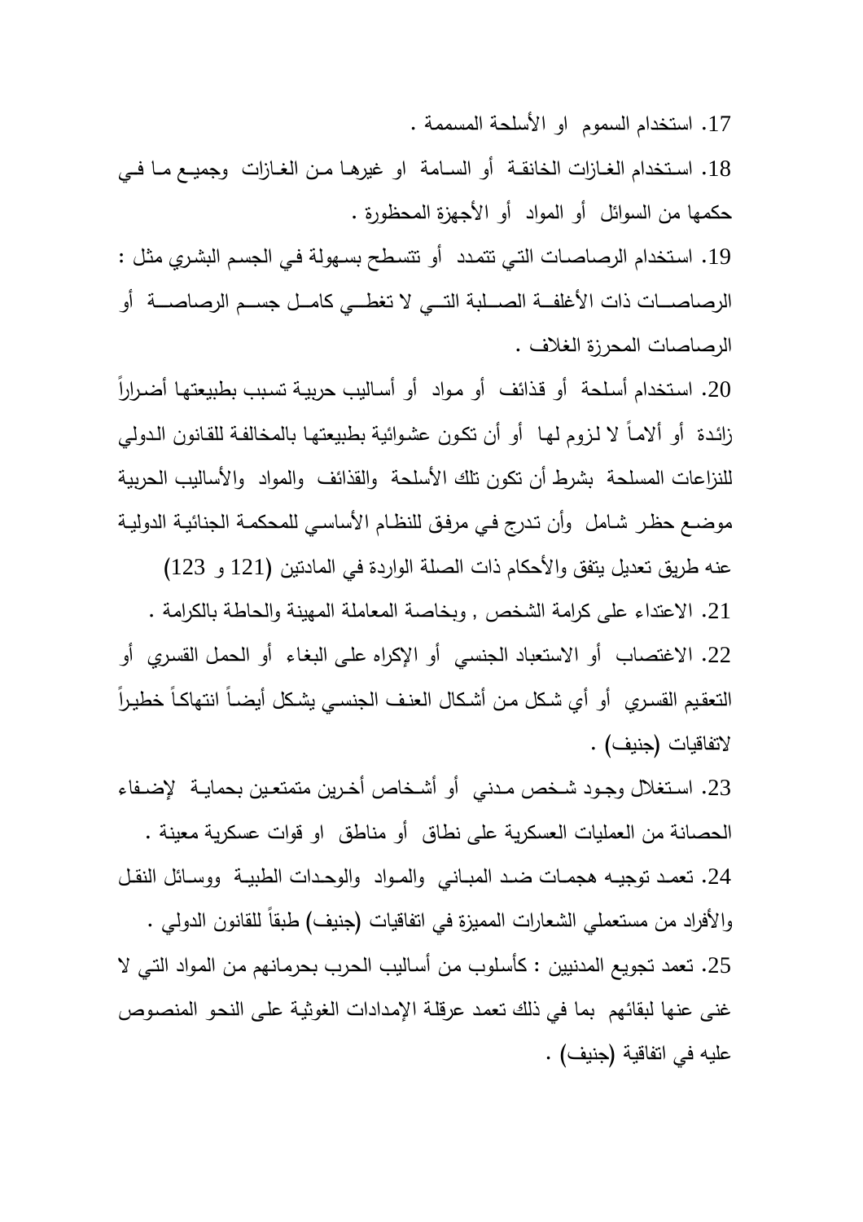17. استخدام السموم او الأسلحة المسممة .

18. استخدام الغازات الخانقة أو السامة او غيرها من الغازات وجميع ما في حكمها من السوائل أو المواد أو الأجهزة المحظورة .

19. استخدام الرصاصات التي تتمدد أو تتسطح بسهولة في الجسم البشري مثل : الرصاصات ذات الأغلفة الصلبة التي لا تغطي كامل جسم الرصاصة أو الرصاصات المحززة الغلاف .

20. استخدام أسلحة أو قذائف أو مواد أو أساليب حربية تسبب بطبيعتها أضراراً زائدة أو ألاماً لا لزوم لها أو أن تكون عشوائية بطبيعتها بالمخالفة للقانون الدولي للنزاعات المسلحة بشرط أن تكون تلك الأسلحة والقذائف والمواد والأساليب الحربية موضع حظر شامل وأن تدرج في مرفق للنظام الأساسي للمحكمة الجنائية الدولية عنه طريق تعديل يتفق والأحكام ذات الصلة الواردة في المادتين (121 و 123)

21. الاعتداء على كرامة الشخص , وبخاصة المعاملة المهينة والحاطة بالكرامة .

22. الاغتصاب أو الاستعباد الجنسي أو الإكراه على البغاء أو الحمل القسري أو التعقيم القسري أو أي شكل من أشكال العنف الجنسي يشكل أيضاً انتهاكاً خطيراً لاتفاقيات (جنيف) .

23. استغلال وجود شخص مدني أو أشخاص أخرين متمتعين بحماية لإضفاء الحصانة من العمليات العسكرية على نطاق أو مناطق او قوات عسكرية معينة .

24. تعمد توجيه هجمات ضد المباني والمواد والوحدات الطبية ووسائل النقل والأفراد من مستعملي الشعارات المميزة في اتفاقيات (جنيف) طبقاً للقانون الدولي .

25. تعمد تجويع المدنيين : كأسلوب من أساليب الحرب بحرمانهم من المواد التي لا غنى عنها لبقائهم بما في ذلك تعمد عرقلة الإمدادات الغوثية على النحو المنصوص عليه في اتفاقية (جنيف) .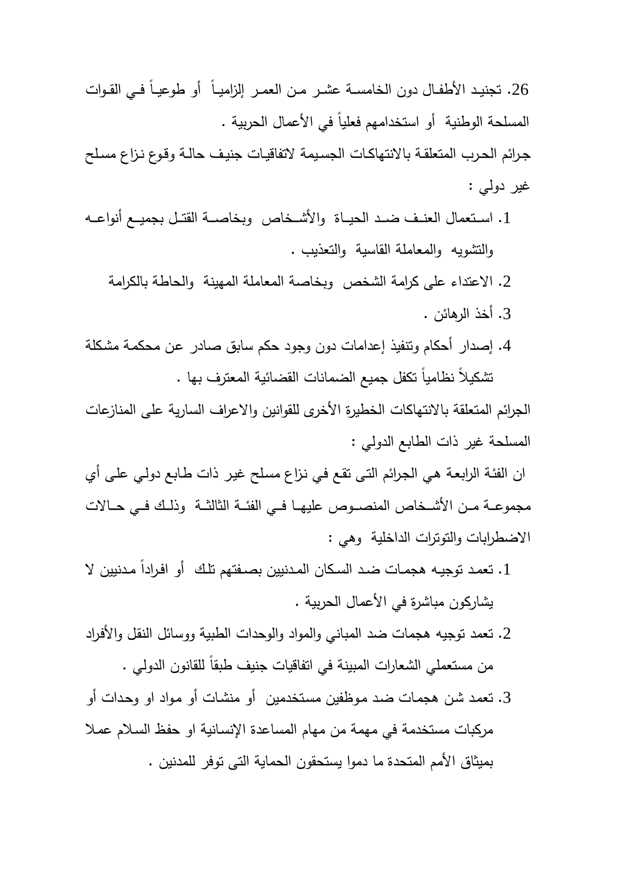26. تجنيد الأطفال دون الخامسة عشر من العمر إلزامياً أو طوعياً في القوات المسلحة الوطنية أو استخدامهم فعلياً في الأعمال الحربية .

جرائم الحرب المتعلقة بالانتهاكات الجسيمة لاتفاقيات جنيف حالة وقوع نزاع مسلح غير دولي :

1. استعمال العنف ضد الحياة والأشخاص وبخاصة القتل بجميع أنواعه والتشويه والمعاملة القاسية والتعذيب .
2. الاعتداء على كرامة الشخص وبخاصة المعاملة المهينة والحاطة بالكرامة
3. أخذ الرهائن .
4. إصدار أحكام وتنفيذ إعدامات دون وجود حكم سابق صادر عن محكمة مشكلة تشكيلاً نظامياً تكفل جميع الضمانات القضائية المعترف بها .

الجرائم المتعلقة بالانتهاكات الخطيرة الأخرى للقوانين والاعراف السارية على المنازعات المسلحة غير ذات الطابع الدولي :

ان الفئة الرابعة هي الجرائم التى تقع في نزاع مسلح غير ذات طابع دولي على أي مجموعة من الأشخاص المنصوص عليها في الفئة الثالثة وذلك في حالات الاضطرابات والتوترات الداخلية وهي :

1. تعمد توجيه هجمات ضد السكان المدنيين بصفتهم تلك أو افراداً مدنيين لا يشاركون مباشرة في الأعمال الحربية .
2. تعمد توجيه هجمات ضد المباني والمواد والوحدات الطبية ووسائل النقل والأفراد من مستعملي الشعارات المبينة في اتفاقيات جنيف طبقاً للقانون الدولي .
3. تعمد شن هجمات ضد موظفين مستخدمين أو منشات أو مواد او وحدات أو مركبات مستخدمة في مهمة من مهام المساعدة الإنسانية او حفظ السلام عملا بميثاق الأمم المتحدة ما دموا يستحقون الحماية التى توفر للمدنين .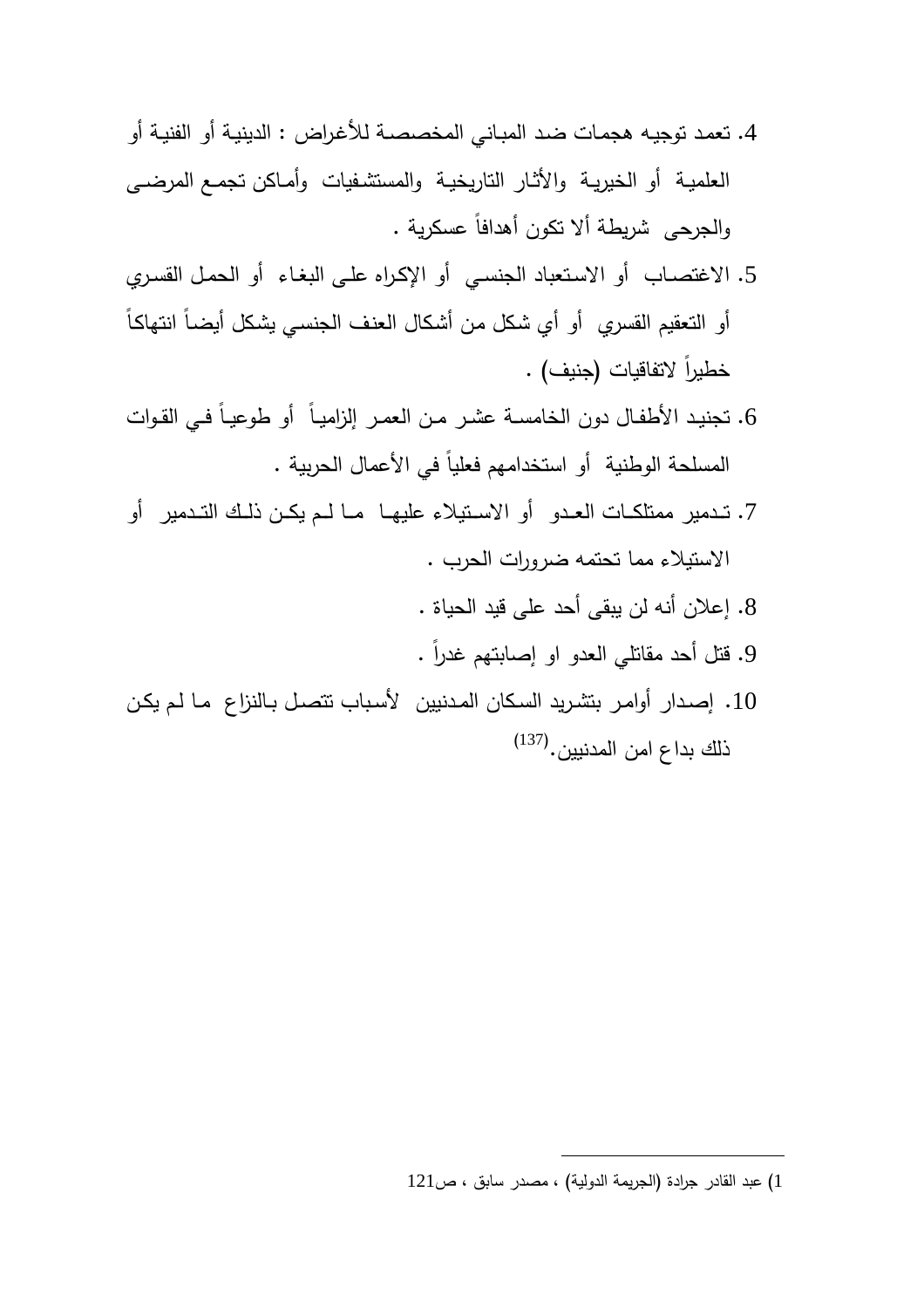4. تعمد توجيه هجمات ضد المباني المخصصة للأغراض : الدينية أو الفنية أو العلمية أو الخيرية والأثار التاريخية والمستشفيات وأماكن تجمع المرضى والجرحى شريطة ألا تكون أهدافاً عسكرية .
5. الاغتصاب أو الاستعباد الجنسي أو الإكراه على البغاء أو الحمل القسري أو التعقيم القسري أو أي شكل من أشكال العنف الجنسي يشكل أيضاً انتهاكاً خطيراً لاتفاقيات (جنيف) .
6. تجنيد الأطفال دون الخامسة عشر من العمر إلزامياً أو طوعياً في القوات المسلحة الوطنية أو استخدامهم فعلياً في الأعمال الحربية .
7. تدمير ممتلكات العدو أو الاستيلاء عليها ما لم يكن ذلك التدمير أو الاستيلاء مما تحتمه ضرورات الحرب .
8. إعلان أنه لن يبقى أحد على قيد الحياة .
9. قتل أحد مقاتلي العدو او إصابتهم غدراً .
10. إصدار أوامر بتشريد السكان المدنيين لأسباب تتصل بالنزاع ما لم يكن ذلك بداع امن المدنيين.[137]

---

1) عبد القادر جرادة (الجريمة الدولية) ، مصدر سابق ، ص121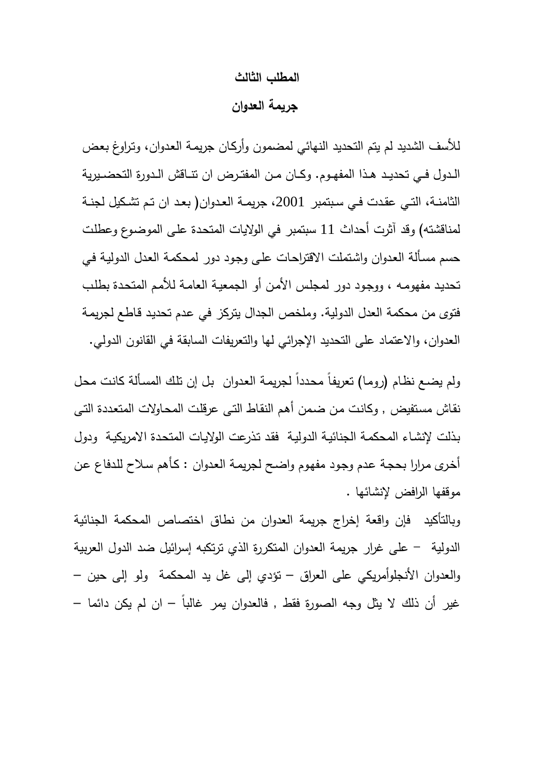## المطلب الثالث

## جريمة العدوان

للأسف الشديد لم يتم التحديد النهائي لمضمون وأركان جريمة العدوان، وتراوغ بعض الدول في تحديد هذا المفهوم. وكان من المفترض ان تناقش الدورة التحضيرية الثامنة، التي عقدت في سبتمبر 2001، جريمة العدوان( بعد ان تم تشكيل لجنة لمناقشته) وقد آثرت أحداث 11 سبتمبر في الولايات المتحدة على الموضوع وعطلت حسم مسألة العدوان واشتملت الاقتراحات على وجود دور لمحكمة العدل الدولية في تحديد مفهومه ، ووجود دور لمجلس الأمن أو الجمعية العامة للأمم المتحدة بطلب فتوى من محكمة العدل الدولية. وملخص الجدال يتركز في عدم تحديد قاطع لجريمة العدوان، والاعتماد على التحديد الإجرائي لها والتعريفات السابقة في القانون الدولي.

ولم يضع نظام (روما) تعريفاً محدداً لجريمة العدوان بل إن تلك المسألة كانت محل نقاش مستفيض , وكانت من ضمن أهم النقاط التى عرقلت المحاولات المتعددة التى بذلت لإنشاء المحكمة الجنائية الدولية فقد تذرعت الولايات المتحدة الامريكية ودول أخرى مرارا بحجة عدم وجود مفهوم واضح لجريمة العدوان : كأهم سلاح للدفاع عن موقفها الرافض لإنشائها .

وبالتأكيد فإن واقعة إخراج جريمة العدوان من نطاق اختصاص المحكمة الجنائية الدولية – على غرار جريمة العدوان المتكررة الذي ترتكبه إسرائيل ضد الدول العربية والعدوان الأنجلوأمريكي على العراق – تؤدي إلى غل يد المحكمة ولو إلى حين – غير أن ذلك لا يثل وجه الصورة فقط , فالعدوان يمر غالباً – ان لم يكن دائما –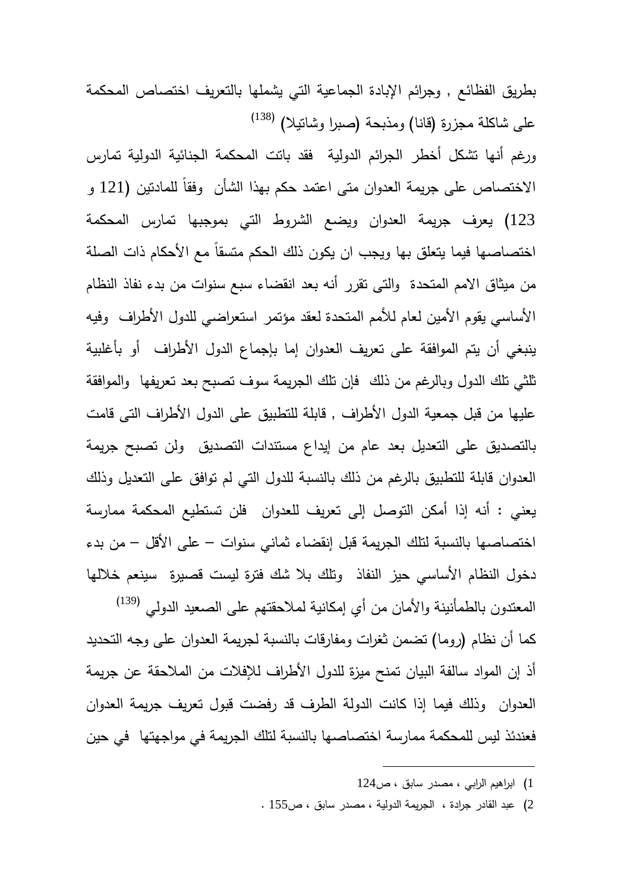بطريق الفظائع , وجرائم الإبادة الجماعية التي يشملها بالتعريف اختصاص المحكمة على شاكلة مجزرة (قانا) ومذبحة (صبرا وشاتيلا) [138]

ورغم أنها تشكل أخطر الجرائم الدولية فقد باتت المحكمة الجنائية الدولية تمارس الاختصاص على جريمة العدوان متى اعتمد حكم بهذا الشأن وفقاً للمادتين (121 و 123) يعرف جريمة العدوان ويضع الشروط التي بموجبها تمارس المحكمة اختصاصها فيما يتعلق بها ويجب ان يكون ذلك الحكم متسقاً مع الأحكام ذات الصلة من ميثاق الامم المتحدة والتى تقرر أنه بعد انقضاء سبع سنوات من بدء نفاذ النظام الأساسي يقوم الأمين لعام للأمم المتحدة لعقد مؤتمر استعراضي للدول الأطراف وفيه ينبغي أن يتم الموافقة على تعريف العدوان إما بإجماع الدول الأطراف أو بأغلبية ثلثي تلك الدول وبالرغم من ذلك فإن تلك الجريمة سوف تصبح بعد تعريفها والموافقة عليها من قبل جمعية الدول الأطراف , قابلة للتطبيق على الدول الأطراف التى قامت بالتصديق على التعديل بعد عام من إيداع مستندات التصديق ولن تصبح جريمة العدوان قابلة للتطبيق بالرغم من ذلك بالنسبة للدول التي لم توافق على التعديل وذلك يعني : أنه إذا أمكن التوصل إلى تعريف للعدوان فلن تستطيع المحكمة ممارسة اختصاصها بالنسبة لتلك الجريمة قبل إنقضاء ثماني سنوات – على الأقل – من بدء دخول النظام الأساسي حيز النفاذ وتلك بلا شك فترة ليست قصيرة سينعم خلالها المعتدون بالطمأنينة والأمان من أي إمكانية لملاحقتهم على الصعيد الدولي [139]

كما أن نظام (روما) تضمن ثغرات ومفارقات بالنسبة لجريمة العدوان على وجه التحديد أذ إن المواد سالفة البيان تمنح ميزة للدول الأطراف للإفلات من الملاحقة عن جريمة العدوان وذلك فيما إذا كانت الدولة الطرف قد رفضت قبول تعريف جريمة العدوان فعندئذ ليس للمحكمة ممارسة اختصاصها بالنسبة لتلك الجريمة في مواجهتها في حين

---

1) ابراهيم الرابي ، مصدر سابق ، ص124

2) عبد القادر جرادة ، الجريمة الدولية ، مصدر سابق ، ص155 .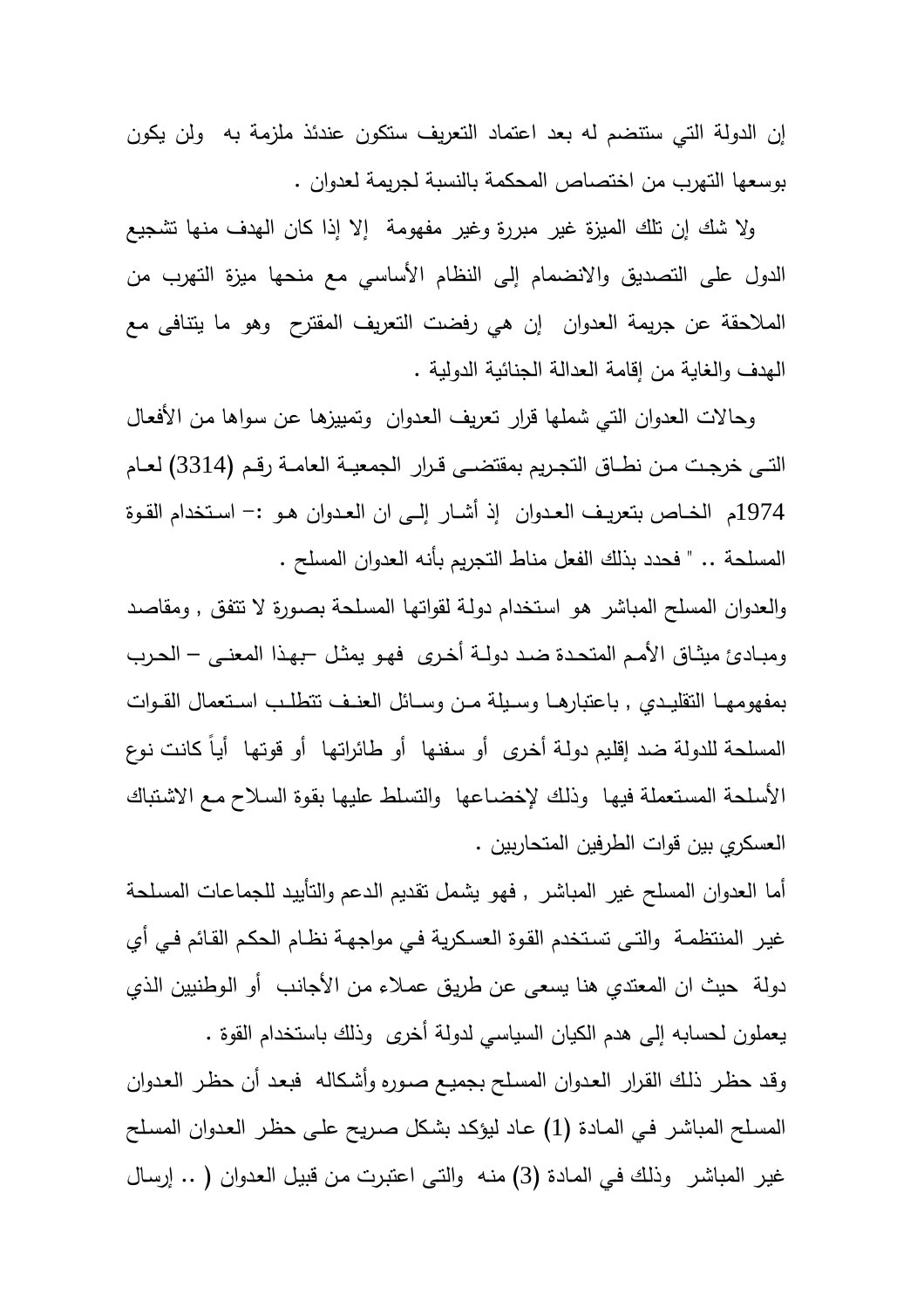إن الدولة التي ستنضم له بعد اعتماد التعريف ستكون عندئذ ملزمة به  ولن يكون بوسعها التهرب من اختصاص المحكمة بالنسبة لجريمة لعدوان .

ولا شك إن تلك الميزة غير مبررة وغير مفهومة  إلا إذا كان الهدف منها تشجيع الدول على التصديق والانضمام إلى النظام الأساسي مع منحها ميزة التهرب من الملاحقة عن جريمة العدوان  إن هي رفضت التعريف المقترح  وهو ما يتنافى مع الهدف والغاية من إقامة العدالة الجنائية الدولية .

وحالات العدوان التي شملها قرار تعريف العدوان  وتمييزها عن سواها من الأفعال التـي خرجـت مـن نطـاق التجـريم بمقتضـى قـرار الجمعيـة العامـة رقـم (3314) لعـام 1974م  الخـاص بتعريـف العـدوان  إذ أشـار إلـى ان العـدوان هـو :– اسـتخدام القـوة المسلحة .. " فحدد بذلك الفعل مناط التجريم بأنه العدوان المسلح .

والعدوان المسلح المباشر  هو استخدام دولة لقواتها المسلحة بصورة لا تتفق , ومقاصد ومبـادئ ميثـاق الأمـم المتحـدة ضـد دولـة أخرى  فهـو يمثـل –بهـذا المعنـى – الحـرب بمفهومهـا التقليـدي , باعتبارهـا وسـيلة مـن وسـائل العنـف تتطلـب اسـتعمال القـوات المسلحة للدولة ضد إقليم دولـة أخرى  أو سفنها  أو طائراتها  أو قوتها  أياً كانت نوع الأسلحة المستعملة فيها  وذلك لإخضـاعها  والتسلط عليها بقوة السلاح مـع الاشتباك العسكري بين قوات الطرفين المتحاربين .

أما العدوان المسلح غير المباشر , فهو يشمل تقديم الدعم والتأييد للجماعات المسلحة غيـر المنتظمـة  والتـي تسـتخدم القوة العسكرية فـي مواجهـة نظـام الحكم القـائم فـي أي دولة  حيث ان المعتدي هنا يسعى عن طريق عملاء من الأجانب  أو الوطنيين الذي يعملون لحسابه إلى هدم الكيان السياسي لدولة أخرى  وذلك باستخدام القوة .

وقد حظـر ذلك القرار العدوان المسلح بجميـع صـوره وأشكاله  فبعد أن حظـر العـدوان المسلح المباشر فـي المـادة (1) عـاد ليؤكد بشكل صريح علـى حظـر العدوان المسلح غير المباشر  وذلك في المادة (3) منه  والتي اعتبرت من قبيل العدوان ( .. إرسال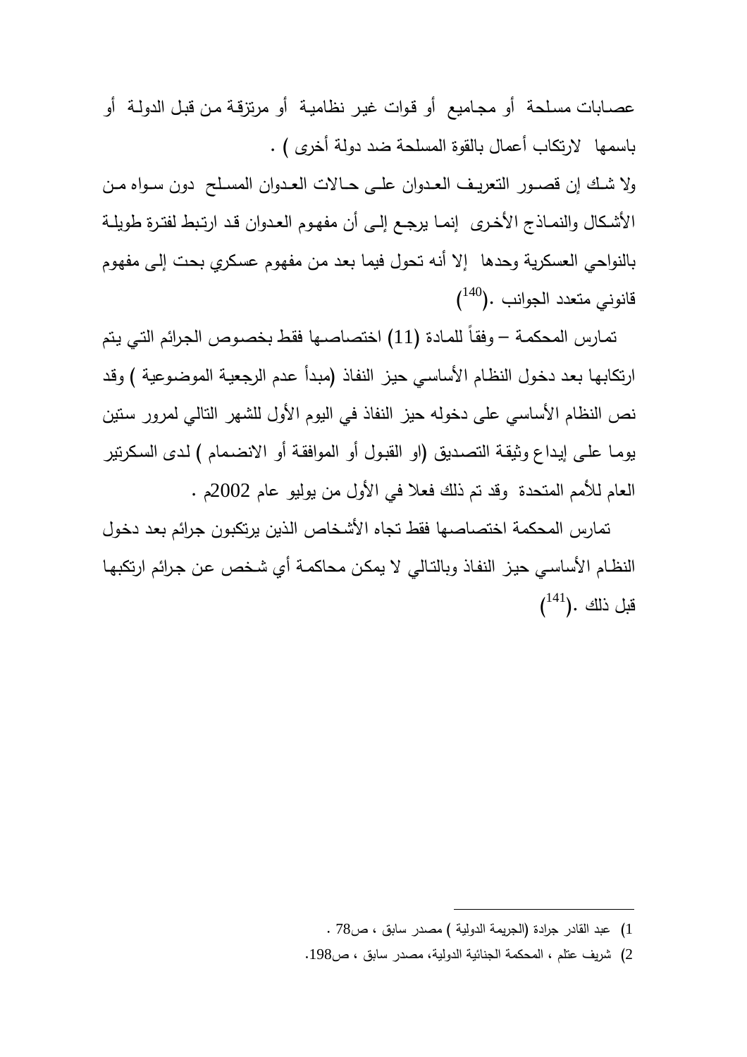عصابات مسلحة أو مجاميع أو قوات غير نظامية أو مرتزقة من قبل الدولة أو باسمها لارتكاب أعمال بالقوة المسلحة ضد دولة أخرى ) .

ولا شك إن قصور التعريف العدوان على حالات العدوان المسلح دون سواه من الأشكال والنماذج الأخرى إنما يرجع إلى أن مفهوم العدوان قد ارتبط لفترة طويلة بالنواحي العسكرية وحدها إلا أنه تحول فيما بعد من مفهوم عسكري بحت إلى مفهوم قانوني متعدد الجوانب .([140])

تمارس المحكمة – وفقاً للمادة (11) اختصاصها فقط بخصوص الجرائم التي يتم ارتكابها بعد دخول النظام الأساسي حيز النفاذ (مبدأ عدم الرجعية الموضوعية ) وقد نص النظام الأساسي على دخوله حيز النفاذ في اليوم الأول للشهر التالي لمرور ستين يوما على إيداع وثيقة التصديق (او القبول أو الموافقة أو الانضمام ) لدى السكرتير العام للأمم المتحدة وقد تم ذلك فعلا في الأول من يوليو عام 2002م .

تمارس المحكمة اختصاصها فقط تجاه الأشخاص الذين يرتكبون جرائم بعد دخول النظام الأساسي حيز النفاذ وبالتالي لا يمكن محاكمة أي شخص عن جرائم ارتكبها قبل ذلك .([141])

---

1) عبد القادر جرادة (الجريمة الدولية ) مصدر سابق ، ص78 .

2) شريف عتلم ، المحكمة الجنائية الدولية، مصدر سابق ، ص198.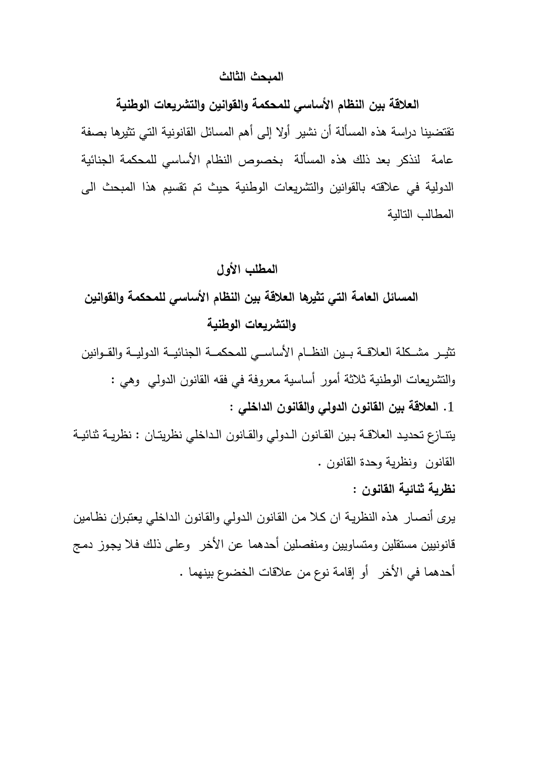## المبحث الثالث

## العلاقة بين النظام الأساسي للمحكمة والقوانين والتشريعات الوطنية

تقتضينا دراسة هذه المسألة أن نشير أولا إلى أهم المسائل القانونية التي تثيرها بصفة عامة لنذكر بعد ذلك هذه المسألة بخصوص النظام الأساسي للمحكمة الجنائية الدولية في علاقته بالقوانين والتشريعات الوطنية حيث تم تقسيم هذا المبحث الى المطالب التالية

### المطلب الأول

### المسائل العامة التي تثيرها العلاقة بين النظام الأساسي للمحكمة والقوانين والتشريعات الوطنية

تثيـر مشـكلة العلاقـة بـين النظـام الأساسـي للمحكمـة الجنائيـة الدوليـة والقـوانين والتشريعات الوطنية ثلاثة أمور أساسية معروفة في فقه القانون الدولي وهي :

**1. العلاقة بين القانون الدولي والقانون الداخلي :**

يتنـازع تحديد العلاقـة بـين القـانون الـدولي والقـانون الـداخلي نظريتـان : نظريـة ثنائيـة القانون ونظرية وحدة القانون .

**نظرية ثنائية القانون :**

يرى أنصـار هذه النظريـة ان كلا من القانون الدولي والقانون الداخلي يعتبران نظامين قانونيين مستقلين ومتساويين ومنفصلين أحدهما عن الأخر وعلى ذلك فلا يجوز دمج أحدهما في الأخر أو إقامة نوع من علاقات الخضوع بينهما .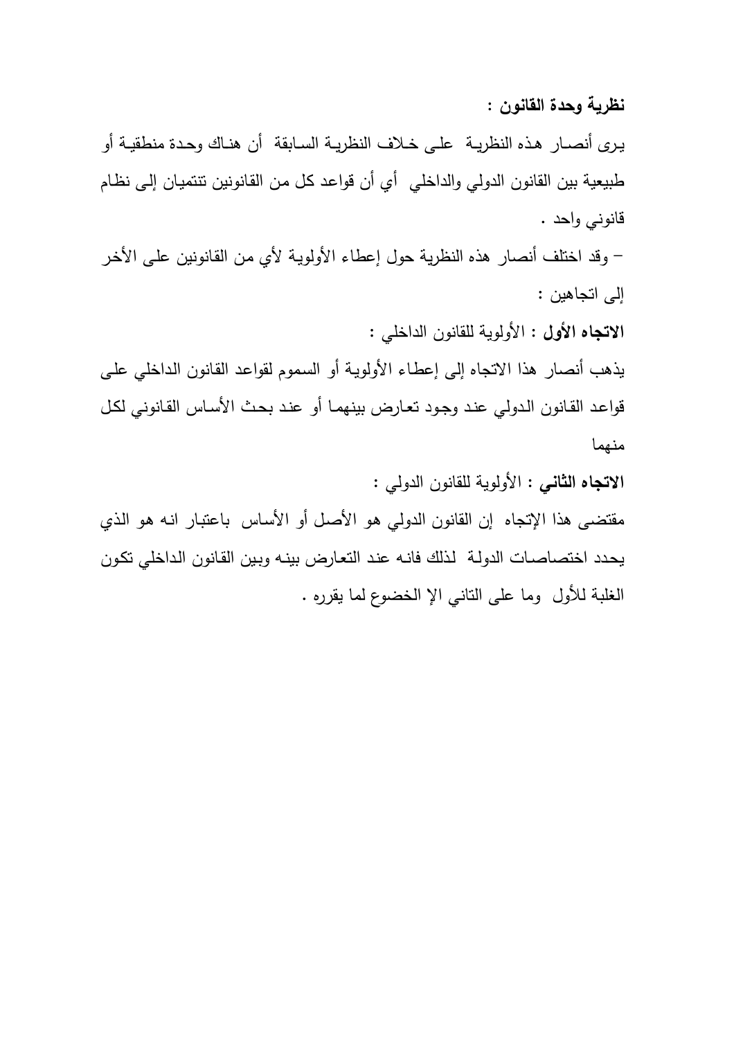**نظرية وحدة القانون :**

يرى أنصار هذه النظرية على خلاف النظرية السابقة أن هناك وحدة منطقية أو طبيعية بين القانون الدولي والداخلي أي أن قواعد كل من القانونين تنتميان إلى نظام قانوني واحد .

– وقد اختلف أنصار هذه النظرية حول إعطاء الأولوية لأي من القانونين على الأخر إلى اتجاهين :

**الاتجاه الأول** : الأولوية للقانون الداخلي :

يذهب أنصار هذا الاتجاه إلى إعطاء الأولوية أو السموم لقواعد القانون الداخلي على قواعد القانون الدولي عند وجود تعارض بينهما أو عند بحث الأساس القانوني لكل منهما

**الاتجاه الثاني** : الأولوية للقانون الدولي :

مقتضى هذا الإتجاه إن القانون الدولي هو الأصل أو الأساس باعتبار انه هو الذي يحدد اختصاصات الدولة لذلك فانه عند التعارض بينه وبين القانون الداخلي تكون الغلبة للأول وما على الثاني إلا الخضوع لما يقرره .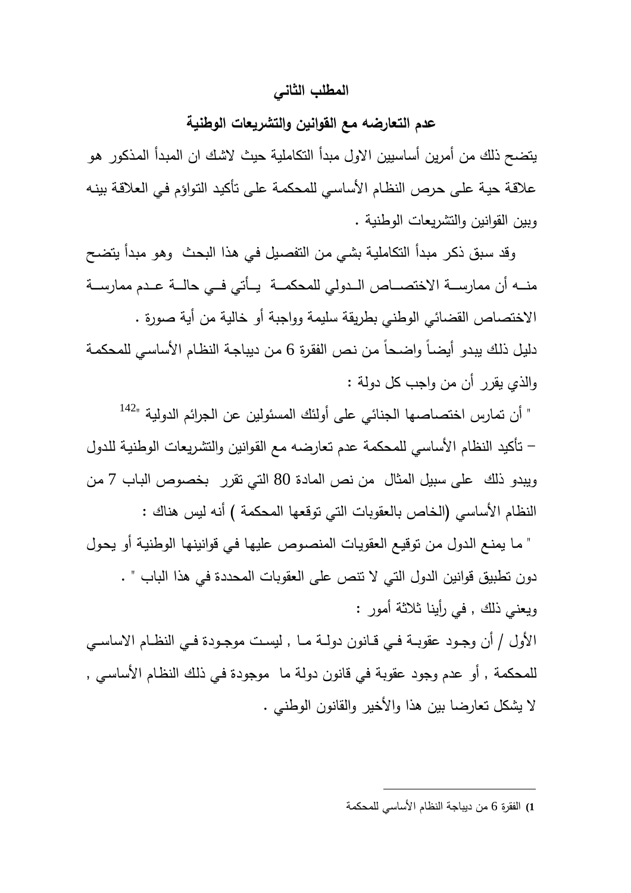## المطلب الثاني

## عدم التعارضه مع القوانين والتشريعات الوطنية

يتضح ذلك من أمرين أساسيين الاول مبدأ التكاملية حيث لاشك ان المبدأ المذكور هو علاقة حية على حرص النظام الأساسي للمحكمة على تأكيد التواؤم في العلاقة بينه وبين القوانين والتشريعات الوطنية .

وقد سبق ذكر مبدأ التكاملية بشي من التفصيل في هذا البحث وهو مبدأ يتضح منه أن ممارسة الاختصاص الدولي للمحكمة يأتي في حالة عدم ممارسة الاختصاص القضائي الوطني بطريقة سليمة وواجبة أو خالية من أية صورة .

دليل ذلك يبدو أيضاً واضحاً من نص الفقرة 6 من ديباجة النظام الأساسي للمحكمة والذي يقرر أن من واجب كل دولة :

" أن تمارس اختصاصها الجنائي على أولئك المسئولين عن الجرائم الدولية "[142]

– تأكيد النظام الأساسي للمحكمة عدم تعارضه مع القوانين والتشريعات الوطنية للدول ويبدو ذلك على سبيل المثال من نص المادة 80 التي تقرر بخصوص الباب 7 من النظام الأساسي (الخاص بالعقوبات التي توقعها المحكمة ) أنه ليس هناك :

" ما يمنع الدول من توقيع العقوبات المنصوص عليها في قوانينها الوطنية أو يحول دون تطبيق قوانين الدول التي لا تنص على العقوبات المحددة في هذا الباب " .

ويعني ذلك , في رأينا ثلاثة أمور :

الأول / أن وجود عقوبة في قانون دولة ما , ليست موجودة في النظام الاساسي للمحكمة , أو عدم وجود عقوبة في قانون دولة ما موجودة في ذلك النظام الأساسي , لا يشكل تعارضا بين هذا والأخير والقانون الوطني .

---

1) الفقرة 6 من ديباجة النظام الأساسي للمحكمة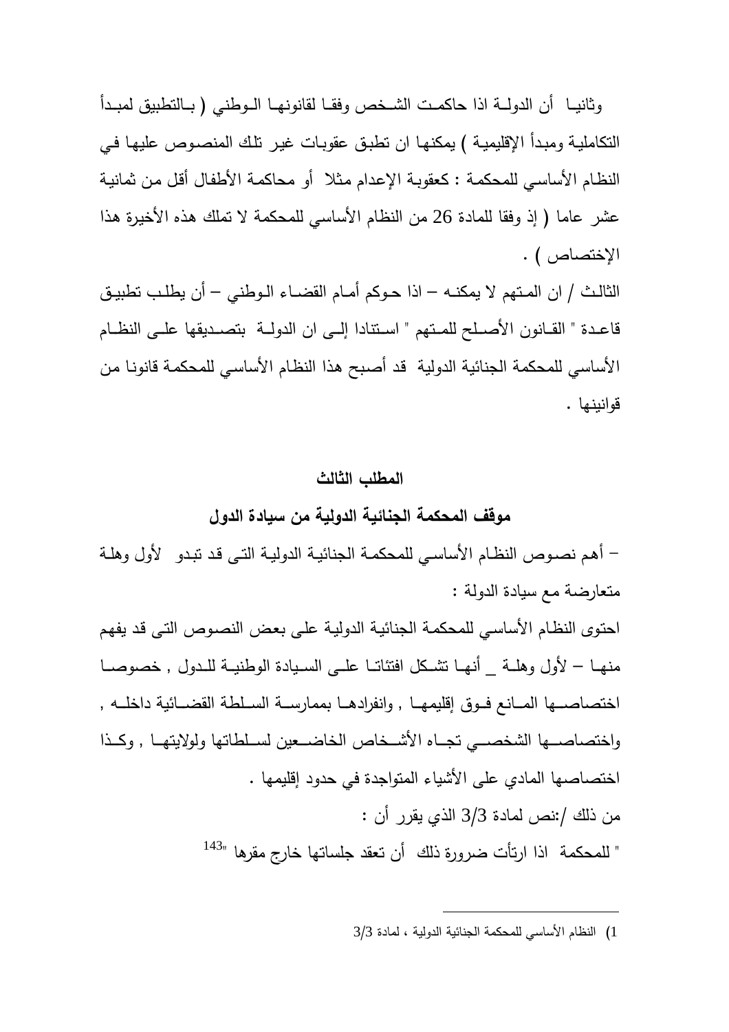وثانيا أن الدولة اذا حاكمت الشخص وفقا لقانونها الوطني ( بالتطبيق لمبدأ التكاملية ومبدأ الإقليمية ) يمكنها ان تطبق عقوبات غير تلك المنصوص عليها في النظام الأساسي للمحكمة : كعقوبة الإعدام مثلا أو محاكمة الأطفال أقل من ثمانية عشر عاما ( إذ وفقا للمادة 26 من النظام الأساسي للمحكمة لا تملك هذه الأخيرة هذا الإختصاص ) .

الثالث / ان المتهم لا يمكنه – اذا حوكم أمام القضاء الوطني – أن يطلب تطبيق قاعدة " القانون الأصلح للمتهم " استنادا إلى ان الدولة بتصديقها على النظام الأساسي للمحكمة الجنائية الدولية قد أصبح هذا النظام الأساسي للمحكمة قانونا من قوانينها .

## المطلب الثالث

## موقف المحكمة الجنائية الدولية من سيادة الدول

– أهم نصوص النظام الأساسي للمحكمة الجنائية الدولية التى قد تبدو لأول وهلة متعارضة مع سيادة الدولة :

احتوى النظام الأساسي للمحكمة الجنائية الدولية على بعض النصوص التى قد يفهم منها – لأول وهلة _ أنها تشكل افتئاتا على السيادة الوطنية للدول , خصوصا اختصاصها المانع فوق إقليمها , وانفرادها بممارسة السلطة القضائية داخله , واختصاصها الشخصي تجاه الأشخاص الخاضعين لسلطاتها ولولايتها , وكذا اختصاصها المادي على الأشياء المتواجدة في حدود إقليمها .

من ذلك /:نص لمادة 3/3 الذي يقرر أن :

" للمحكمة اذا ارتأت ضرورة ذلك أن تعقد جلساتها خارج مقرها "[143]

---

1) النظام الأساسي للمحكمة الجنائية الدولية ، لمادة 3/3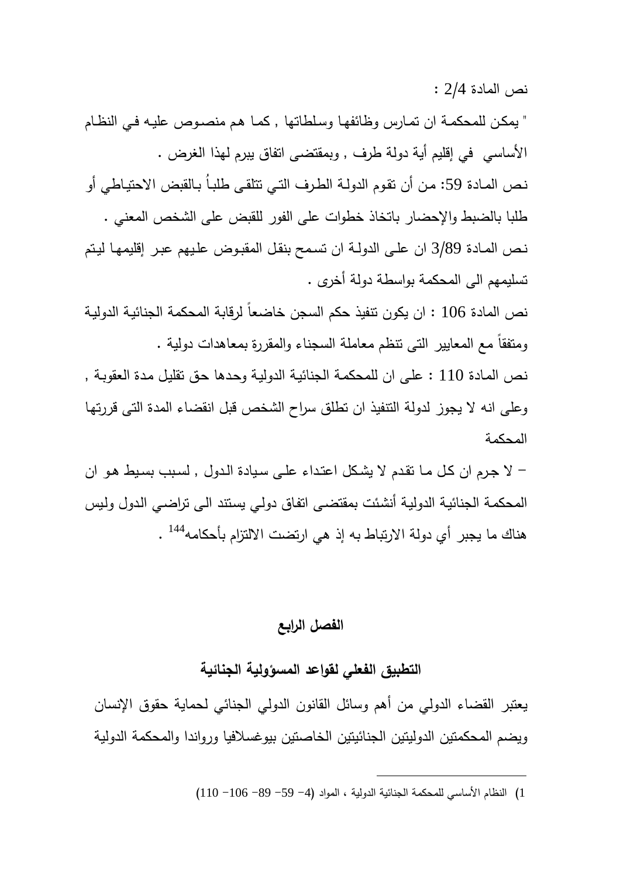نص المادة 2/4 :

" يمكن للمحكمة ان تمارس وظائفها وسلطاتها , كما هم منصوص عليه في النظام الأساسي في إقليم أية دولة طرف , وبمقتضى اتفاق يبرم لهذا الغرض .

نص المادة 59: من أن تقوم الدولة الطرف التي تتلقى طلباً بالقبض الاحتياطي أو طلبا بالضبط والإحضار باتخاذ خطوات على الفور للقبض على الشخص المعني .

نص المادة 3/89 ان على الدولة ان تسمح بنقل المقبوض عليهم عبر إقليمها ليتم تسليمهم الى المحكمة بواسطة دولة أخرى .

نص المادة 106 : ان يكون تنفيذ حكم السجن خاضعاً لرقابة المحكمة الجنائية الدولية ومتفقاً مع المعايير التى تنظم معاملة السجناء والمقررة بمعاهدات دولية .

نص المادة 110 : على ان للمحكمة الجنائية الدولية وحدها حق تقليل مدة العقوبة , وعلى انه لا يجوز لدولة التنفيذ ان تطلق سراح الشخص قبل انقضاء المدة التى قررتها المحكمة

– لا جرم ان كل ما تقدم لا يشكل اعتداء على سيادة الدول , لسبب بسيط هو ان المحكمة الجنائية الدولية أنشئت بمقتضى اتفاق دولي يستند الى تراضي الدول وليس هناك ما يجبر أي دولة الارتباط به إذ هي ارتضت الالتزام بأحكامه[144] .

## الفصل الرابع

## التطبيق الفعلي لقواعد المسؤولية الجنائية

يعتبر القضاء الدولي من أهم وسائل القانون الدولي الجنائي لحماية حقوق الإنسان ويضم المحكمتين الدوليتين الجنائيتين الخاصتين بيوغسلافيا ورواندا والمحكمة الدولية

---

1) النظام الأساسي للمحكمة الجنائية الدولية ، المواد (4– 59– 89– 106– 110)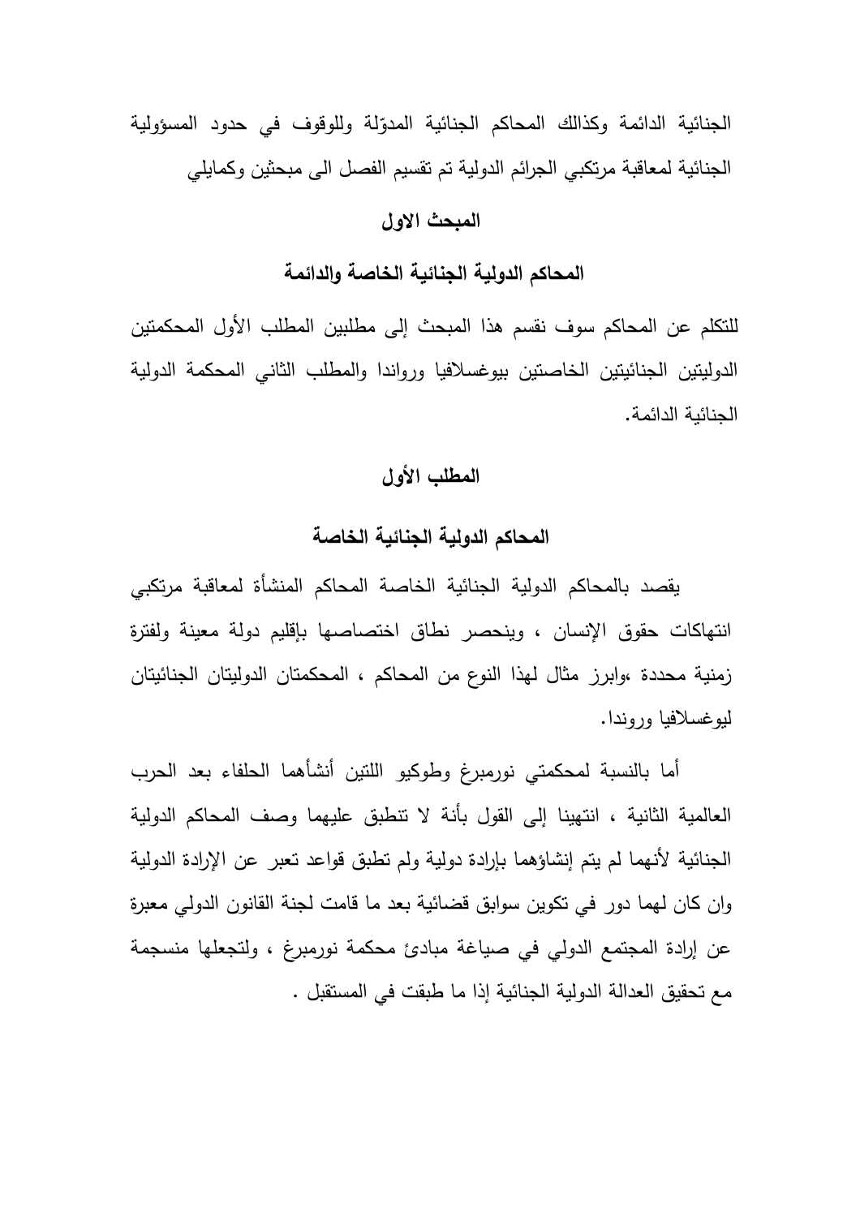الجنائية الدائمة وكذالك المحاكم الجنائية المدوّلة وللوقوف في حدود المسؤولية الجنائية لمعاقبة مرتكبي الجرائم الدولية تم تقسيم الفصل الى مبحثين وكمايلي

## المبحث الاول

## المحاكم الدولية الجنائية الخاصة والدائمة

للتكلم عن المحاكم سوف نقسم هذا المبحث إلى مطلبين المطلب الأول المحكمتين الدوليتين الجنائيتين الخاصتين بيوغسلافيا ورواندا والمطلب الثاني المحكمة الدولية الجنائية الدائمة.

### المطلب الأول

### المحاكم الدولية الجنائية الخاصة

يقصد بالمحاكم الدولية الجنائية الخاصة المحاكم المنشأة لمعاقبة مرتكبي انتهاكات حقوق الإنسان ، وينحصر نطاق اختصاصها بإقليم دولة معينة ولفترة زمنية محددة ،وابرز مثال لهذا النوع من المحاكم ، المحكمتان الدوليتان الجنائيتان ليوغسلافيا وروندا.

أما بالنسبة لمحكمتي نورمبرغ وطوكيو اللتين أنشأهما الحلفاء بعد الحرب العالمية الثانية ، انتهينا إلى القول بأنة لا تنطبق عليهما وصف المحاكم الدولية الجنائية لأنهما لم يتم إنشاؤهما بإرادة دولية ولم تطبق قواعد تعبر عن الإرادة الدولية وان كان لهما دور في تكوين سوابق قضائية بعد ما قامت لجنة القانون الدولي معبرة عن إرادة المجتمع الدولي في صياغة مبادئ محكمة نورمبرغ ، ولتجعلها منسجمة مع تحقيق العدالة الدولية الجنائية إذا ما طبقت في المستقبل .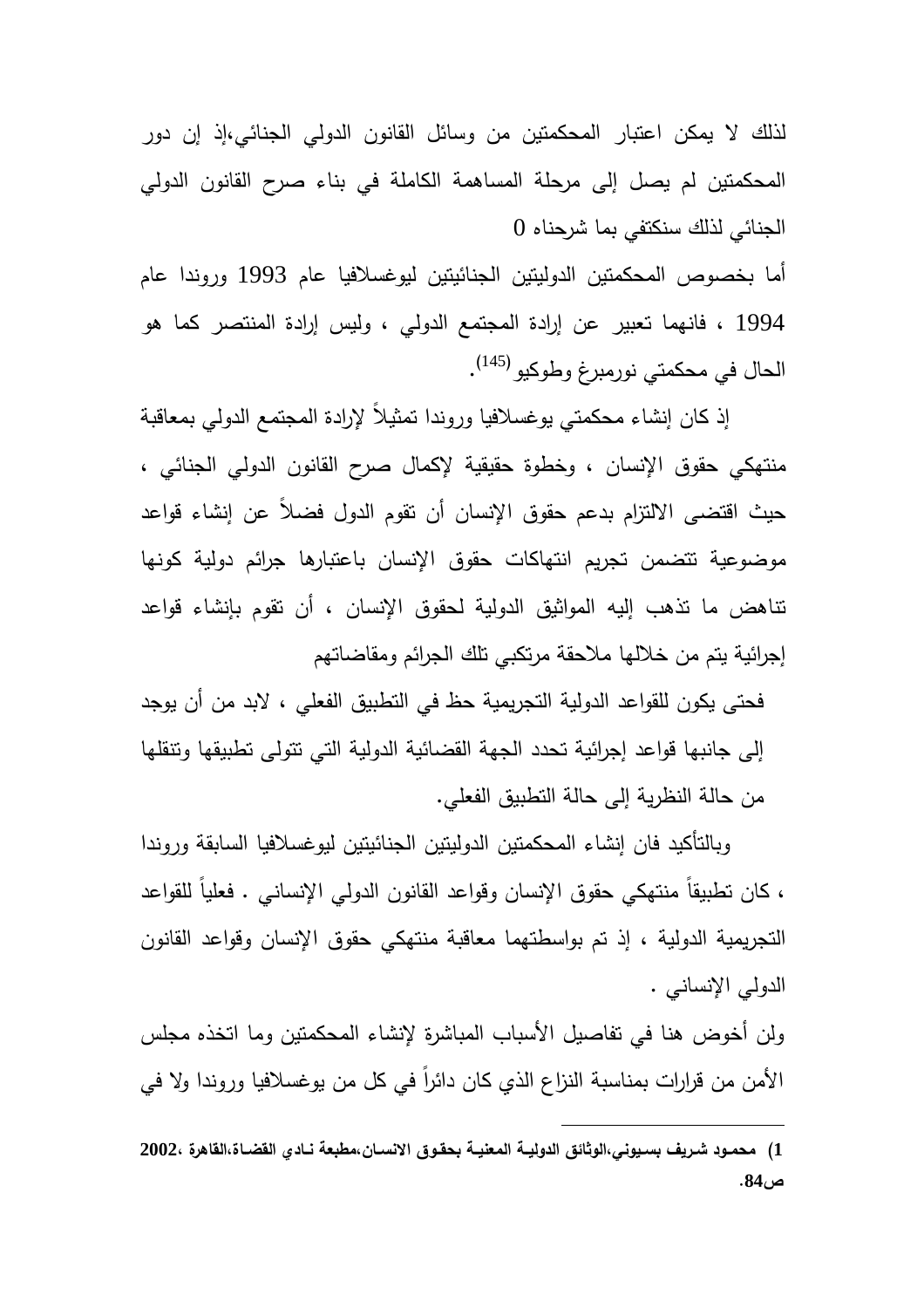لذلك لا يمكن اعتبار المحكمتين من وسائل القانون الدولي الجنائي،إذ إن دور المحكمتين لم يصل إلى مرحلة المساهمة الكاملة في بناء صرح القانون الدولي الجنائي لذلك سنكتفي بما شرحناه 0

أما بخصوص المحكمتين الدوليتين الجنائيتين ليوغسلافيا عام 1993 ورواندا عام 1994 ، فانهما تعبير عن إرادة المجتمع الدولي ، وليس إرادة المنتصر كما هو الحال في محكمتي نورمبرغ وطوكيو[145].

إذ كان إنشاء محكمتي يوغسلافيا ورواندا تمثيلاً لإرادة المجتمع الدولي بمعاقبة منتهكي حقوق الإنسان ، وخطوة حقيقية لإكمال صرح القانون الدولي الجنائي ، حيث اقتضى الالتزام بدعم حقوق الإنسان أن تقوم الدول فضلاً عن إنشاء قواعد موضوعية تتضمن تجريم انتهاكات حقوق الإنسان باعتبارها جرائم دولية كونها تناهض ما تذهب إليه المواثيق الدولية لحقوق الإنسان ، أن تقوم بإنشاء قواعد إجرائية يتم من خلالها ملاحقة مرتكبي تلك الجرائم ومقاضاتهم

فحتى يكون للقواعد الدولية التجريمية حظ في التطبيق الفعلي ، لابد من أن يوجد إلى جانبها قواعد إجرائية تحدد الجهة القضائية الدولية التي تتولى تطبيقها وتنقلها من حالة النظرية إلى حالة التطبيق الفعلي.

وبالتأكيد فان إنشاء المحكمتين الدوليتين الجنائيتين ليوغسلافيا السابقة ورواندا ، كان تطبيقاً منتهكي حقوق الإنسان وقواعد القانون الدولي الإنساني . فعلياً للقواعد التجريمية الدولية ، إذ تم بواسطتهما معاقبة منتهكي حقوق الإنسان وقواعد القانون الدولي الإنساني .

ولن أخوض هنا في تفاصيل الأسباب المباشرة لإنشاء المحكمتين وما اتخذه مجلس الأمن من قرارات بمناسبة النزاع الذي كان دائراً في كل من يوغسلافيا ورواندا ولا في

---

**1) محمود شريف بسيوني،الوثائق الدولية المعنية بحقوق الانسان،مطبعة نادي القضاة،القاهرة ،2002، ص84.**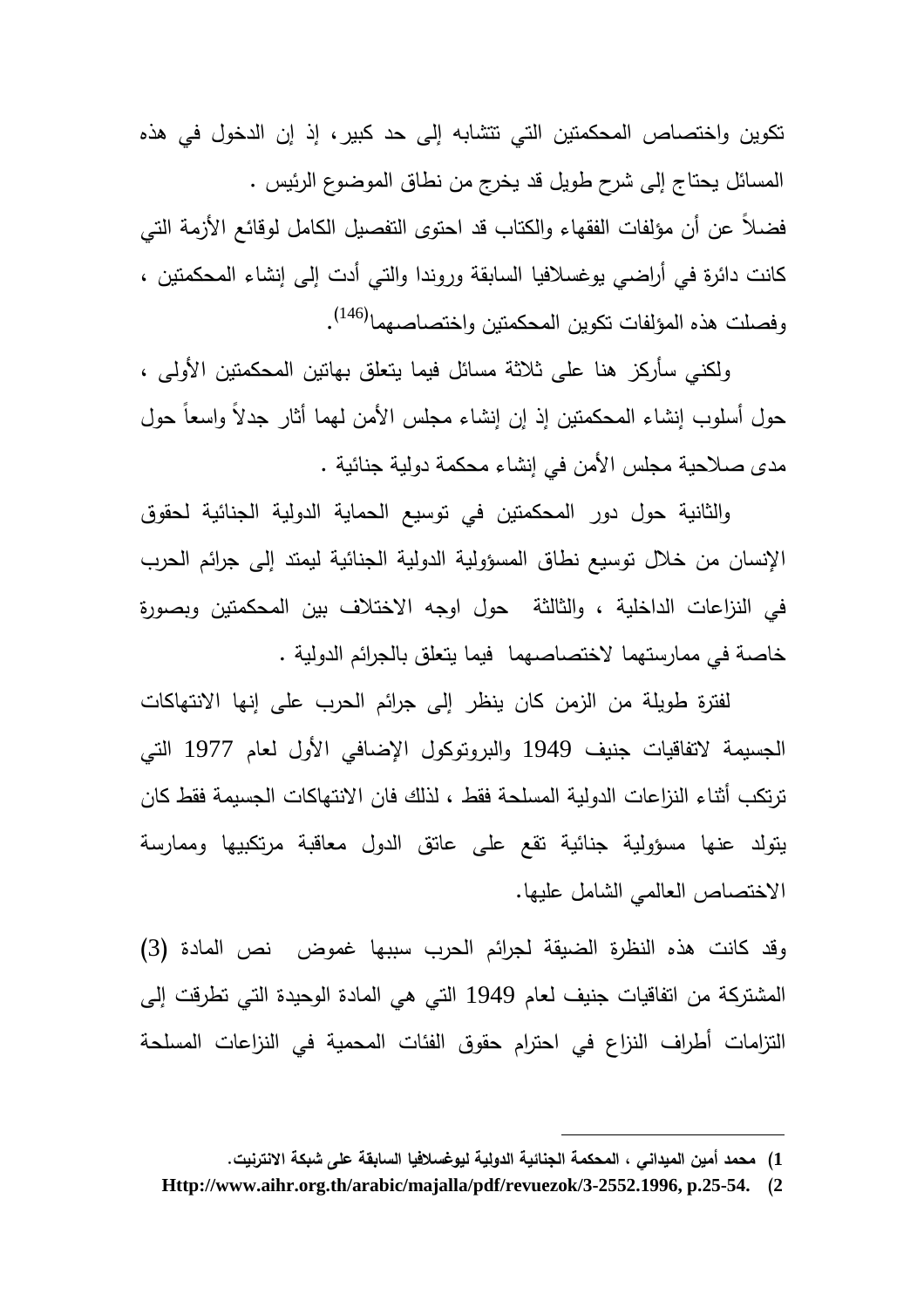تكوين واختصاص المحكمتين التي تتشابه إلى حد كبير، إذ إن الدخول في هذه المسائل يحتاج إلى شرح طويل قد يخرج من نطاق الموضوع الرئيس .

فضلاً عن أن مؤلفات الفقهاء والكتاب قد احتوى التفصيل الكامل لوقائع الأزمة التي كانت دائرة في أراضي يوغسلافيا السابقة وروندا والتي أدت إلى إنشاء المحكمتين ، وفصلت هذه المؤلفات تكوين المحكمتين واختصاصهما(146).

ولكني سأركز هنا على ثلاثة مسائل فيما يتعلق بهاتين المحكمتين الأولى ، حول أسلوب إنشاء المحكمتين إذ إن إنشاء مجلس الأمن لهما أثار جدلاً واسعاً حول مدى صلاحية مجلس الأمن في إنشاء محكمة دولية جنائية .

والثانية حول دور المحكمتين في توسيع الحماية الدولية الجنائية لحقوق الإنسان من خلال توسيع نطاق المسؤولية الدولية الجنائية ليمتد إلى جرائم الحرب في النزاعات الداخلية ، والثالثة حول اوجه الاختلاف بين المحكمتين وبصورة خاصة في ممارستهما لاختصاصهما فيما يتعلق بالجرائم الدولية .

لفترة طويلة من الزمن كان ينظر إلى جرائم الحرب على إنها الانتهاكات الجسيمة لاتفاقيات جنيف 1949 والبروتوكول الإضافي الأول لعام 1977 التي ترتكب أثناء النزاعات الدولية المسلحة فقط ، لذلك فان الانتهاكات الجسيمة فقط كان يتولد عنها مسؤولية جنائية تقع على عاتق الدول معاقبة مرتكبيها وممارسة الاختصاص العالمي الشامل عليها.

وقد كانت هذه النظرة الضيقة لجرائم الحرب سببها غموض نص المادة (3) المشتركة من اتفاقيات جنيف لعام 1949 التي هي المادة الوحيدة التي تطرقت إلى التزامات أطراف النزاع في احترام حقوق الفئات المحمية في النزاعات المسلحة

---

1) محمد أمين الميداني ، المحكمة الجنائية الدولية ليوغسلافيا السابقة على شبكة الانترنيت.

2) Http://www.aihr.org.th/arabic/majalla/pdf/revuezok/3-2552.1996, p.25-54.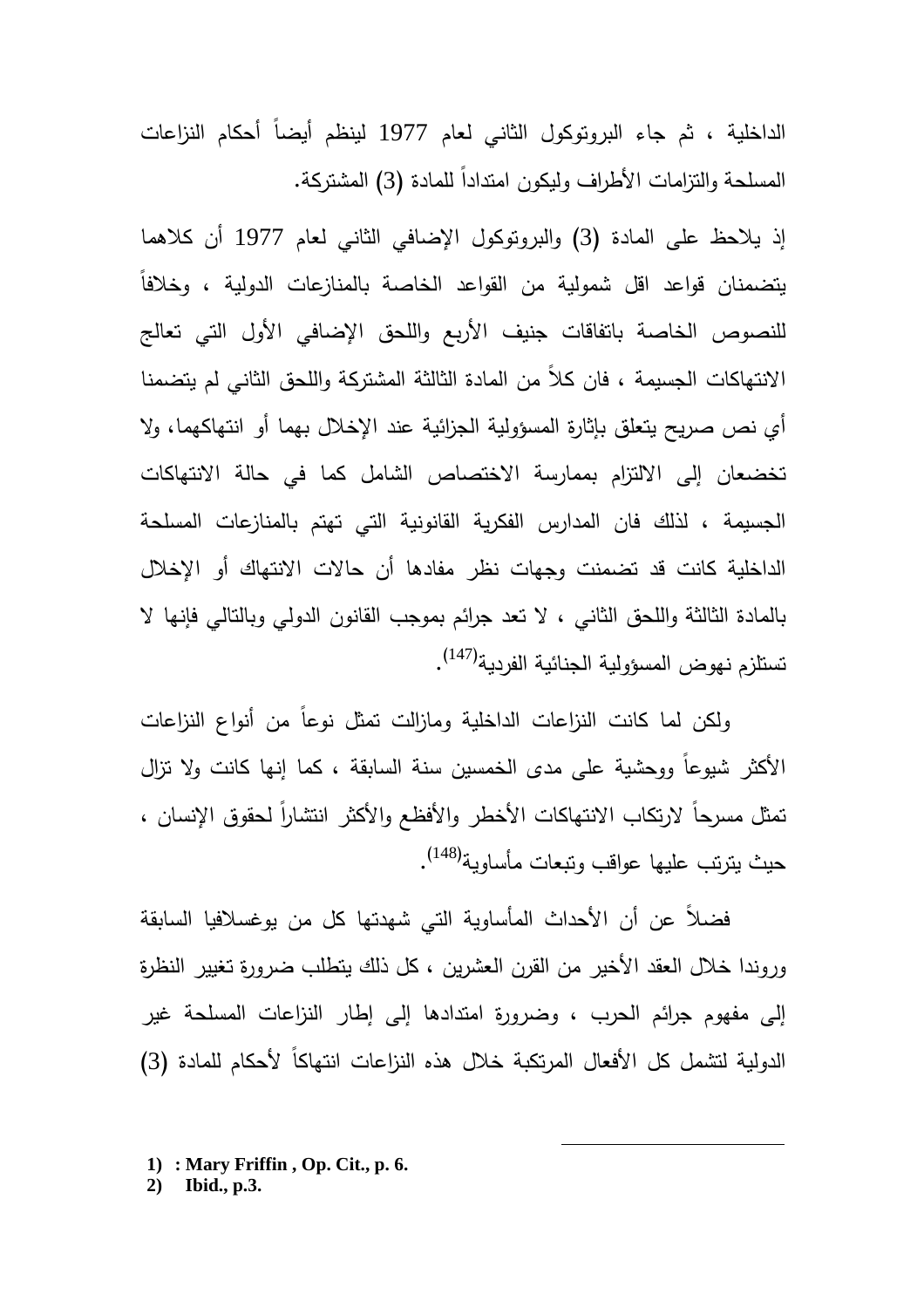الداخلية ، ثم جاء البروتوكول الثاني لعام 1977 لينظم أيضاً أحكام النزاعات المسلحة والتزامات الأطراف وليكون امتداداً للمادة (3) المشتركة.

إذ يلاحظ على المادة (3) والبروتوكول الإضافي الثاني لعام 1977 أن كلاهما يتضمنان قواعد اقل شمولية من القواعد الخاصة بالمنازعات الدولية ، وخلافاً للنصوص الخاصة باتفاقات جنيف الأربع واللحق الإضافي الأول التي تعالج الانتهاكات الجسيمة ، فان كلاً من المادة الثالثة المشتركة واللحق الثاني لم يتضمنا أي نص صريح يتعلق بإثارة المسؤولية الجزائية عند الإخلال بهما أو انتهاكهما، ولا تخضعان إلى الالتزام بممارسة الاختصاص الشامل كما في حالة الانتهاكات الجسيمة ، لذلك فان المدارس الفكرية القانونية التي تهتم بالمنازعات المسلحة الداخلية كانت قد تضمنت وجهات نظر مفادها أن حالات الانتهاك أو الإخلال بالمادة الثالثة واللحق الثاني ، لا تعد جرائم بموجب القانون الدولي وبالتالي فإنها لا تستلزم نهوض المسؤولية الجنائية الفردية[147].

ولكن لما كانت النزاعات الداخلية ومازالت تمثل نوعاً من أنواع النزاعات الأكثر شيوعاً ووحشية على مدى الخمسين سنة السابقة ، كما إنها كانت ولا تزال تمثل مسرحاً لارتكاب الانتهاكات الأخطر والأفظع والأكثر انتشاراً لحقوق الإنسان ، حيث يترتب عليها عواقب وتبعات مأساوية[148].

فضلاً عن أن الأحداث المأساوية التي شهدتها كل من يوغسلافيا السابقة ورواندا خلال العقد الأخير من القرن العشرين ، كل ذلك يتطلب ضرورة تغيير النظرة إلى مفهوم جرائم الحرب ، وضرورة امتدادها إلى إطار النزاعات المسلحة غير الدولية لتشمل كل الأفعال المرتكبة خلال هذه النزاعات انتهاكاً لأحكام للمادة (3)

---

1) : Mary Friffin , Op. Cit., p. 6.
2) Ibid., p.3.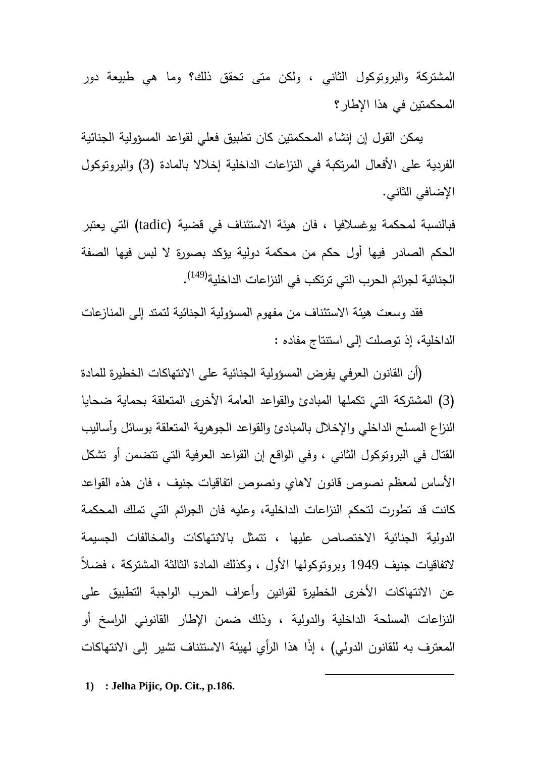المشتركة والبروتوكول الثاني ، ولكن متى تحقق ذلك؟ وما هي طبيعة دور المحكمتين في هذا الإطار؟

يمكن القول إن إنشاء المحكمتين كان تطبيق فعلي لقواعد المسؤولية الجنائية الفردية على الأفعال المرتكبة في النزاعات الداخلية إخلالا بالمادة (3) والبروتوكول الإضافي الثاني.

فبالنسبة لمحكمة يوغسلافيا ، فان هيئة الاستئناف في قضية (tadic) التي يعتبر الحكم الصادر فيها أول حكم من محكمة دولية يؤكد بصورة لا لبس فيها الصفة الجنائية لجرائم الحرب التي ترتكب في النزاعات الداخلية[149].

فقد وسعت هيئة الاستئناف من مفهوم المسؤولية الجنائية لتمتد إلى المنازعات الداخلية، إذ توصلت إلى استنتاج مفاده :

(أن القانون العرفي يفرض المسؤولية الجنائية على الانتهاكات الخطيرة للمادة (3) المشتركة التي تكملها المبادئ والقواعد العامة الأخرى المتعلقة بحماية ضحايا النزاع المسلح الداخلي والإخلال بالمبادئ والقواعد الجوهرية المتعلقة بوسائل وأساليب القتال في البروتوكول الثاني ، وفي الواقع إن القواعد العرفية التي تتضمن أو تشكل الأساس لمعظم نصوص قانون لاهاي ونصوص اتفاقيات جنيف ، فان هذه القواعد كانت قد تطورت لتحكم النزاعات الداخلية، وعليه فان الجرائم التي تملك المحكمة الدولية الجنائية الاختصاص عليها ، تتمثل بالانتهاكات والمخالفات الجسيمة لاتفاقيات جنيف 1949 وبروتوكولها الأول ، وكذلك المادة الثالثة المشتركة ، فضلاً عن الانتهاكات الأخرى الخطيرة لقوانين وأعراف الحرب الواجبة التطبيق على النزاعات المسلحة الداخلية والدولية ، وذلك ضمن الإطار القانوني الراسخ أو المعترف به للقانون الدولي) ، إذًا هذا الرأي لهيئة الاستئناف تشير إلى الانتهاكات

---

1) : Jelha Pijic, Op. Cit., p.186.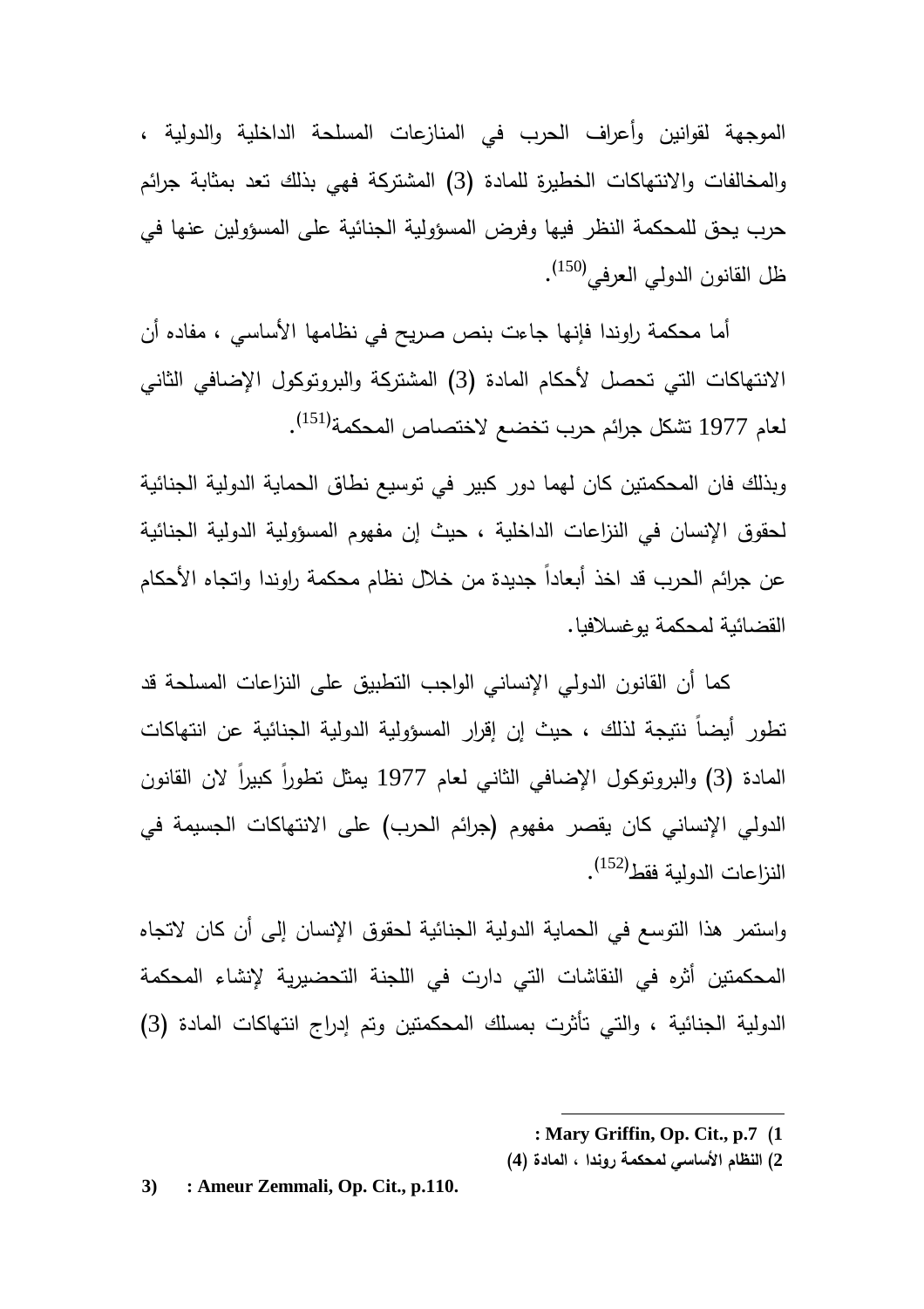الموجهة لقوانين وأعراف الحرب في المنازعات المسلحة الداخلية والدولية ، والمخالفات والانتهاكات الخطيرة للمادة (3) المشتركة فهي بذلك تعد بمثابة جرائم حرب يحق للمحكمة النظر فيها وفرض المسؤولية الجنائية على المسؤولين عنها في ظل القانون الدولي العرفي[(150)].

أما محكمة راوندا فإنها جاءت بنص صريح في نظامها الأساسي ، مفاده أن الانتهاكات التي تحصل لأحكام المادة (3) المشتركة والبروتوكول الإضافي الثاني لعام 1977 تشكل جرائم حرب تخضع لاختصاص المحكمة[(151)].

وبذلك فان المحكمتين كان لهما دور كبير في توسيع نطاق الحماية الدولية الجنائية لحقوق الإنسان في النزاعات الداخلية ، حيث إن مفهوم المسؤولية الدولية الجنائية عن جرائم الحرب قد اخذ أبعاداً جديدة من خلال نظام محكمة راوندا واتجاه الأحكام القضائية لمحكمة يوغسلافيا.

كما أن القانون الدولي الإنساني الواجب التطبيق على النزاعات المسلحة قد تطور أيضاً نتيجة لذلك ، حيث إن إقرار المسؤولية الدولية الجنائية عن انتهاكات المادة (3) والبروتوكول الإضافي الثاني لعام 1977 يمثل تطوراً كبيراً لان القانون الدولي الإنساني كان يقصر مفهوم (جرائم الحرب) على الانتهاكات الجسيمة في النزاعات الدولية فقط[(152)].

واستمر هذا التوسع في الحماية الدولية الجنائية لحقوق الإنسان إلى أن كان لاتجاه المحكمتين أثره في النقاشات التي دارت في اللجنة التحضيرية لإنشاء المحكمة الدولية الجنائية ، والتي تأثرت بمسلك المحكمتين وتم إدراج انتهاكات المادة (3)

---

1) : Mary Griffin, Op. Cit., p.7

2) النظام الأساسي لمحكمة روندا ، المادة (4)

3) : Ameur Zemmali, Op. Cit., p.110.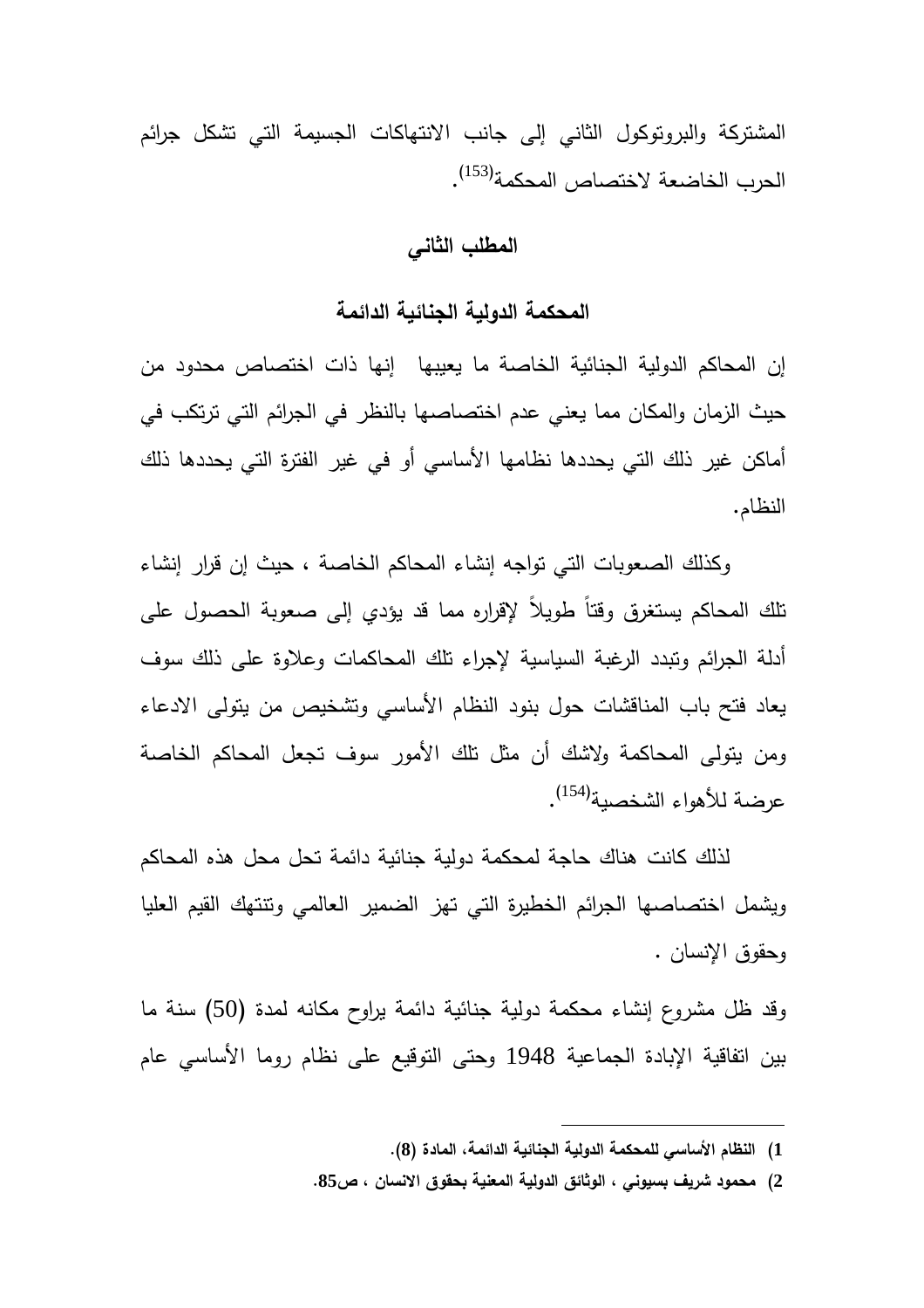المشتركة والبروتوكول الثاني إلى جانب الانتهاكات الجسيمة التي تشكل جرائم الحرب الخاضعة لاختصاص المحكمة[153].

## المطلب الثاني

### المحكمة الدولية الجنائية الدائمة

إن المحاكم الدولية الجنائية الخاصة ما يعيبها إنها ذات اختصاص محدود من حيث الزمان والمكان مما يعني عدم اختصاصها بالنظر في الجرائم التي ترتكب في أماكن غير ذلك التي يحددها نظامها الأساسي أو في غير الفترة التي يحددها ذلك النظام.

وكذلك الصعوبات التي تواجه إنشاء المحاكم الخاصة ، حيث إن قرار إنشاء تلك المحاكم يستغرق وقتاً طويلاً لإقراره مما قد يؤدي إلى صعوبة الحصول على أدلة الجرائم وتبدد الرغبة السياسية لإجراء تلك المحاكمات وعلاوة على ذلك سوف يعاد فتح باب المناقشات حول بنود النظام الأساسي وتشخيص من يتولى الادعاء ومن يتولى المحاكمة ولاشك أن مثل تلك الأمور سوف تجعل المحاكم الخاصة عرضة للأهواء الشخصية[154].

لذلك كانت هناك حاجة لمحكمة دولية جنائية دائمة تحل محل هذه المحاكم ويشمل اختصاصها الجرائم الخطيرة التي تهز الضمير العالمي وتنتهك القيم العليا وحقوق الإنسان .

وقد ظل مشروع إنشاء محكمة دولية جنائية دائمة يراوح مكانه لمدة (50) سنة ما بين اتفاقية الإبادة الجماعية 1948 وحتى التوقيع على نظام روما الأساسي عام

---

1) **النظام الأساسي للمحكمة الدولية الجنائية الدائمة، المادة (8).**

2) **محمود شريف بسيوني ، الوثائق الدولية المعنية بحقوق الانسان ، ص85.**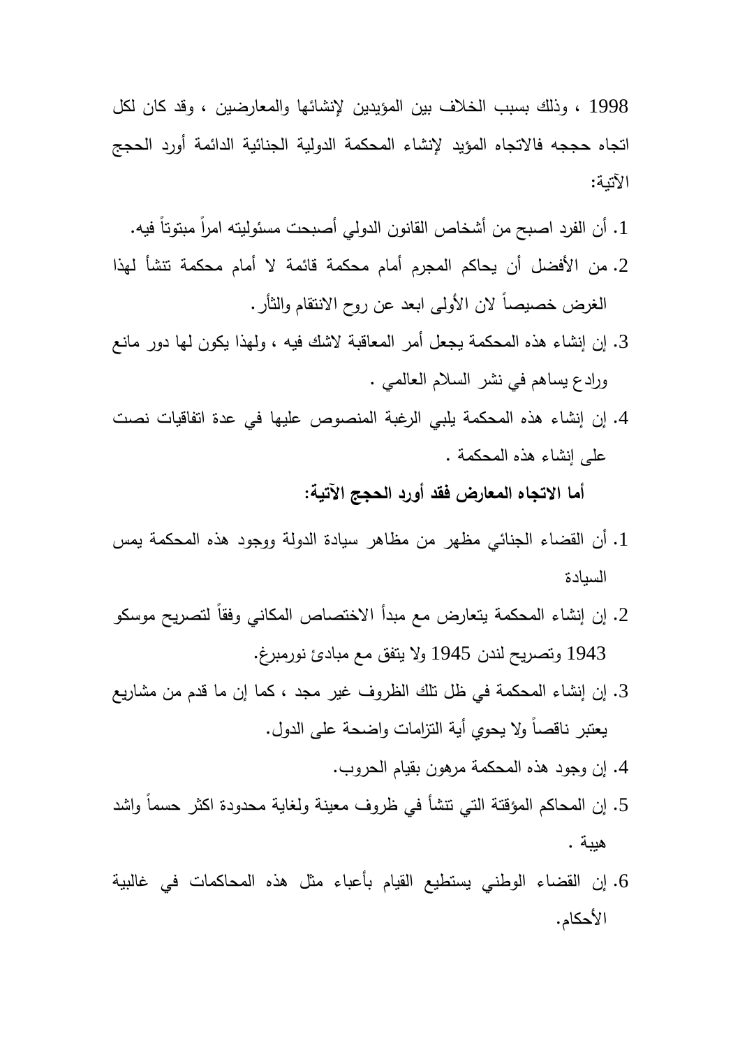1998 ، وذلك بسبب الخلاف بين المؤيدين لإنشائها والمعارضين ، وقد كان لكل اتجاه حججه فالاتجاه المؤيد لإنشاء المحكمة الدولية الجنائية الدائمة أورد الحجج الآتية:

1. أن الفرد اصبح من أشخاص القانون الدولي أصبحت مسئوليته امراً مبتوتاً فيه.
2. من الأفضل أن يحاكم المجرم أمام محكمة قائمة لا أمام محكمة تنشأ لهذا الغرض خصيصاً لان الأولى ابعد عن روح الانتقام والثأر.
3. إن إنشاء هذه المحكمة يجعل أمر المعاقبة لاشك فيه ، ولهذا يكون لها دور مانع ورادع يساهم في نشر السلام العالمي .
4. إن إنشاء هذه المحكمة يلبي الرغبة المنصوص عليها في عدة اتفاقيات نصت على إنشاء هذه المحكمة .

**أما الاتجاه المعارض فقد أورد الحجج الآتية:**

1. أن القضاء الجنائي مظهر من مظاهر سيادة الدولة ووجود هذه المحكمة يمس السيادة
2. إن إنشاء المحكمة يتعارض مع مبدأ الاختصاص المكاني وفقاً لتصريح موسكو 1943 وتصريح لندن 1945 ولا يتفق مع مبادئ نورمبرغ.
3. إن إنشاء المحكمة في ظل تلك الظروف غير مجد ، كما إن ما قدم من مشاريع يعتبر ناقصاً ولا يحوي أية التزامات واضحة على الدول.
4. إن وجود هذه المحكمة مرهون بقيام الحروب.
5. إن المحاكم المؤقتة التي تنشأ في ظروف معينة ولغاية محدودة اكثر حسماً واشد هيبة .
6. إن القضاء الوطني يستطيع القيام بأعباء مثل هذه المحاكمات في غالبية الأحكام.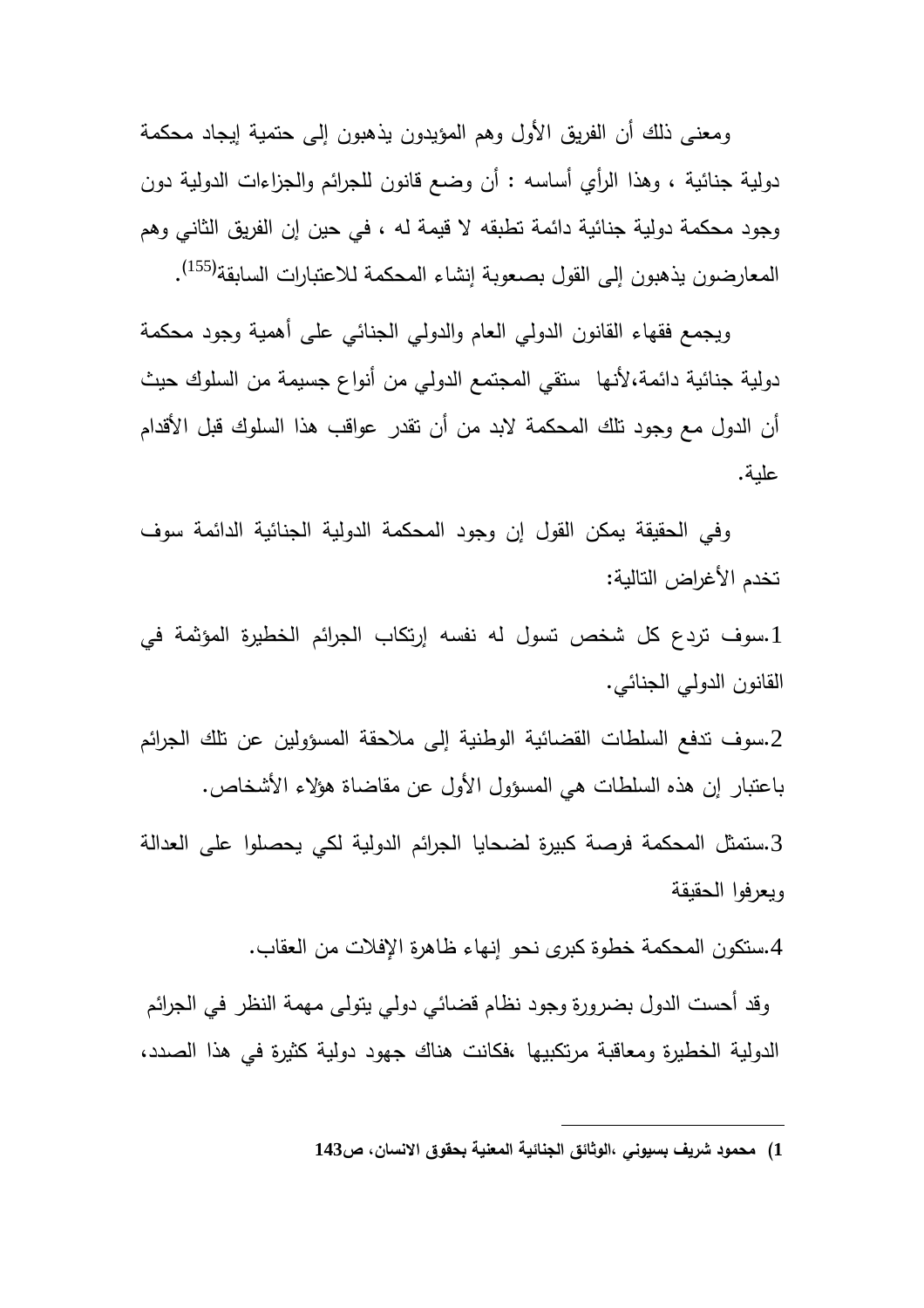ومعنى ذلك أن الفريق الأول وهم المؤيدون يذهبون إلى حتمية إيجاد محكمة دولية جنائية ، وهذا الرأي أساسه : أن وضع قانون للجرائم والجزاءات الدولية دون وجود محكمة دولية جنائية دائمة تطبقه لا قيمة له ، في حين إن الفريق الثاني وهم المعارضون يذهبون إلى القول بصعوبة إنشاء المحكمة للاعتبارات السابقة[155].

ويجمع فقهاء القانون الدولي العام والدولي الجنائي على أهمية وجود محكمة دولية جنائية دائمة،لأنها ستقي المجتمع الدولي من أنواع جسيمة من السلوك حيث أن الدول مع وجود تلك المحكمة لابد من أن تقدر عواقب هذا السلوك قبل الأقدام علية.

وفي الحقيقة يمكن القول إن وجود المحكمة الدولية الجنائية الدائمة سوف تخدم الأغراض التالية:

1.سوف تردع كل شخص تسول له نفسه إرتكاب الجرائم الخطيرة المؤثمة في القانون الدولي الجنائي.

2.سوف تدفع السلطات القضائية الوطنية إلى ملاحقة المسؤولين عن تلك الجرائم باعتبار إن هذه السلطات هي المسؤول الأول عن مقاضاة هؤلاء الأشخاص.

3.ستمثل المحكمة فرصة كبيرة لضحايا الجرائم الدولية لكي يحصلوا على العدالة ويعرفوا الحقيقة

4.ستكون المحكمة خطوة كبرى نحو إنهاء ظاهرة الإفلات من العقاب.

وقد أحست الدول بضرورة وجود نظام قضائي دولي يتولى مهمة النظر في الجرائم الدولية الخطيرة ومعاقبة مرتكبيها ،فكانت هناك جهود دولية كثيرة في هذا الصدد،

---

**1) محمود شريف بسيوني ،الوثائق الجنائية المعنية بحقوق الانسان، ص143**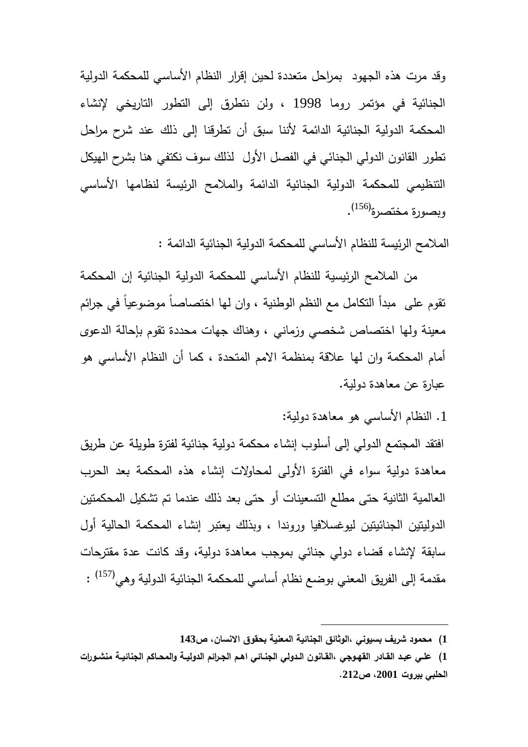وقد مرت هذه الجهود بمراحل متعددة لحين إقرار النظام الأساسي للمحكمة الدولية الجنائية في مؤتمر روما 1998 ، ولن نتطرق إلى التطور التاريخي لإنشاء المحكمة الدولية الجنائية الدائمة لأننا سبق أن تطرقنا إلى ذلك عند شرح مراحل تطور القانون الدولي الجنائي في الفصل الأول لذلك سوف نكتفي هنا بشرح الهيكل التنظيمي للمحكمة الدولية الجنائية الدائمة والملامح الرئيسة لنظامها الأساسي وبصورة مختصرة[156].

الملامح الرئيسة للنظام الأساسي للمحكمة الدولية الجنائية الدائمة :

من الملامح الرئيسية للنظام الأساسي للمحكمة الدولية الجنائية إن المحكمة تقوم على مبدأ التكامل مع النظم الوطنية ، وان لها اختصاصاً موضوعياً في جرائم معينة ولها اختصاص شخصي وزماني ، وهناك جهات محددة تقوم بإحالة الدعوى أمام المحكمة وان لها علاقة بمنظمة الامم المتحدة ، كما أن النظام الأساسي هو عبارة عن معاهدة دولية.

1. النظام الأساسي هو معاهدة دولية:

افتقد المجتمع الدولي إلى أسلوب إنشاء محكمة دولية جنائية لفترة طويلة عن طريق معاهدة دولية سواء في الفترة الأولى لمحاولات إنشاء هذه المحكمة بعد الحرب العالمية الثانية حتى مطلع التسعينات أو حتى بعد ذلك عندما تم تشكيل المحكمتين الدوليتين الجنائيتين ليوغسلافيا ورواندا ، وبذلك يعتبر إنشاء المحكمة الحالية أول سابقة لإنشاء قضاء دولي جنائي بموجب معاهدة دولية، وقد كانت عدة مقترحات مقدمة إلى الفريق المعني بوضع نظام أساسي للمحكمة الجنائية الدولية وهي[157] :

---

1) **محمود شريف بسيوني ،الوثائق الجنائية المعنية بحقوق الانسان، ص143**

1) **علي عبد القادر القهوجي ،القانون الدولي الجنائي اهم الجرائم الدولية والمحاكم الجنائية منشورات الحلبي بيروت 2001، ص212.**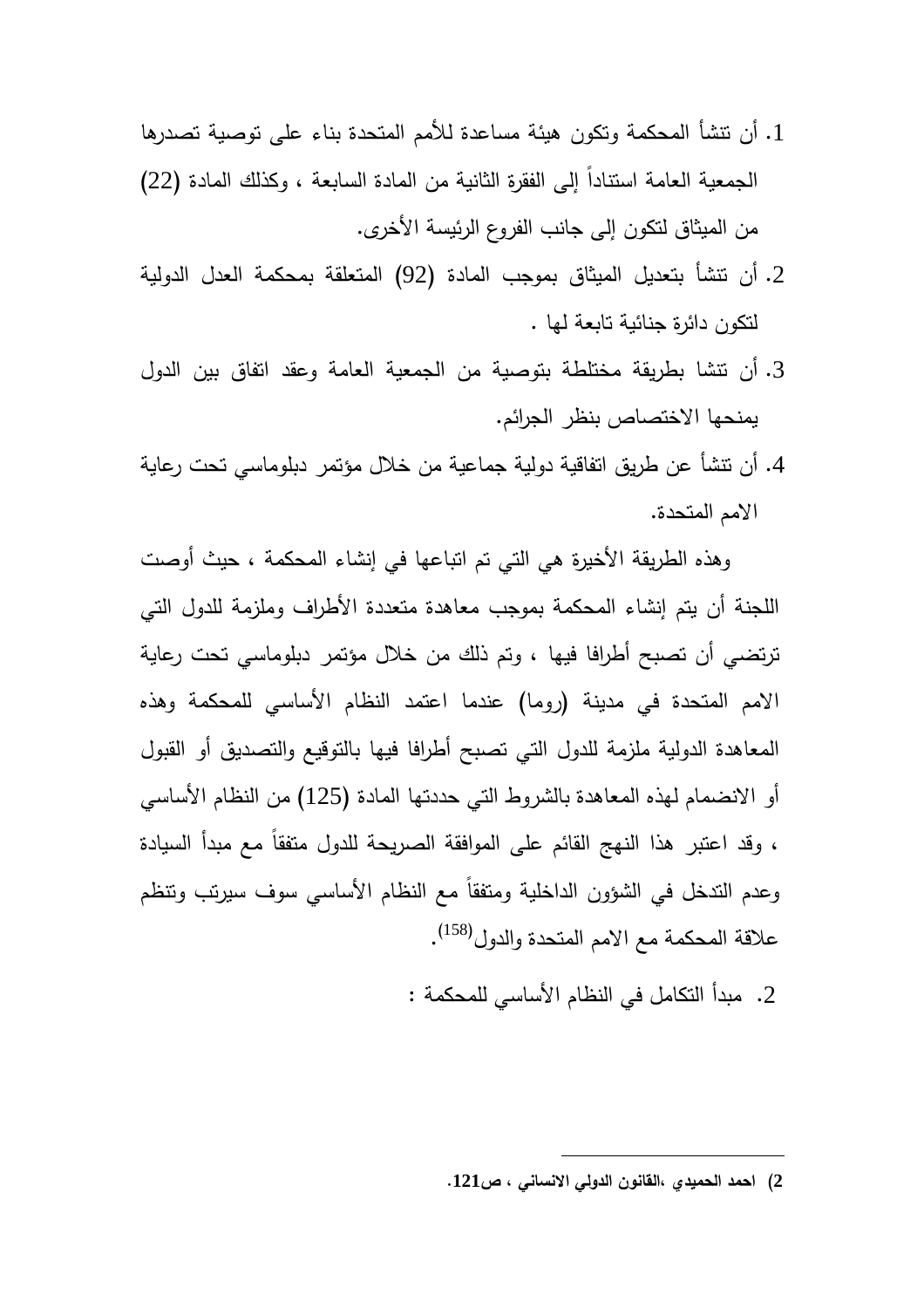1. أن تنشأ المحكمة وتكون هيئة مساعدة للأمم المتحدة بناء على توصية تصدرها الجمعية العامة استناداً إلى الفقرة الثانية من المادة السابعة ، وكذلك المادة (22) من الميثاق لتكون إلى جانب الفروع الرئيسة الأخرى.
2. أن تنشأ بتعديل الميثاق بموجب المادة (92) المتعلقة بمحكمة العدل الدولية لتكون دائرة جنائية تابعة لها .
3. أن تنشا بطريقة مختلطة بتوصية من الجمعية العامة وعقد اتفاق بين الدول يمنحها الاختصاص بنظر الجرائم.
4. أن تنشأ عن طريق اتفاقية دولية جماعية من خلال مؤتمر دبلوماسي تحت رعاية الامم المتحدة.

وهذه الطريقة الأخيرة هي التي تم اتباعها في إنشاء المحكمة ، حيث أوصت اللجنة أن يتم إنشاء المحكمة بموجب معاهدة متعددة الأطراف وملزمة للدول التي ترتضي أن تصبح أطرافا فيها ، وتم ذلك من خلال مؤتمر دبلوماسي تحت رعاية الامم المتحدة في مدينة (روما) عندما اعتمد النظام الأساسي للمحكمة وهذه المعاهدة الدولية ملزمة للدول التي تصبح أطرافا فيها بالتوقيع والتصديق أو القبول أو الانضمام لهذه المعاهدة بالشروط التي حددتها المادة (125) من النظام الأساسي ، وقد اعتبر هذا النهج القائم على الموافقة الصريحة للدول متفقاً مع مبدأ السيادة وعدم التدخل في الشؤون الداخلية ومتفقاً مع النظام الأساسي سوف سيرتب وتنظم علاقة المحكمة مع الامم المتحدة والدول[158].

2. مبدأ التكامل في النظام الأساسي للمحكمة :

---

**2) احمد الحميدي ،القانون الدولي الانساني ، ص121.**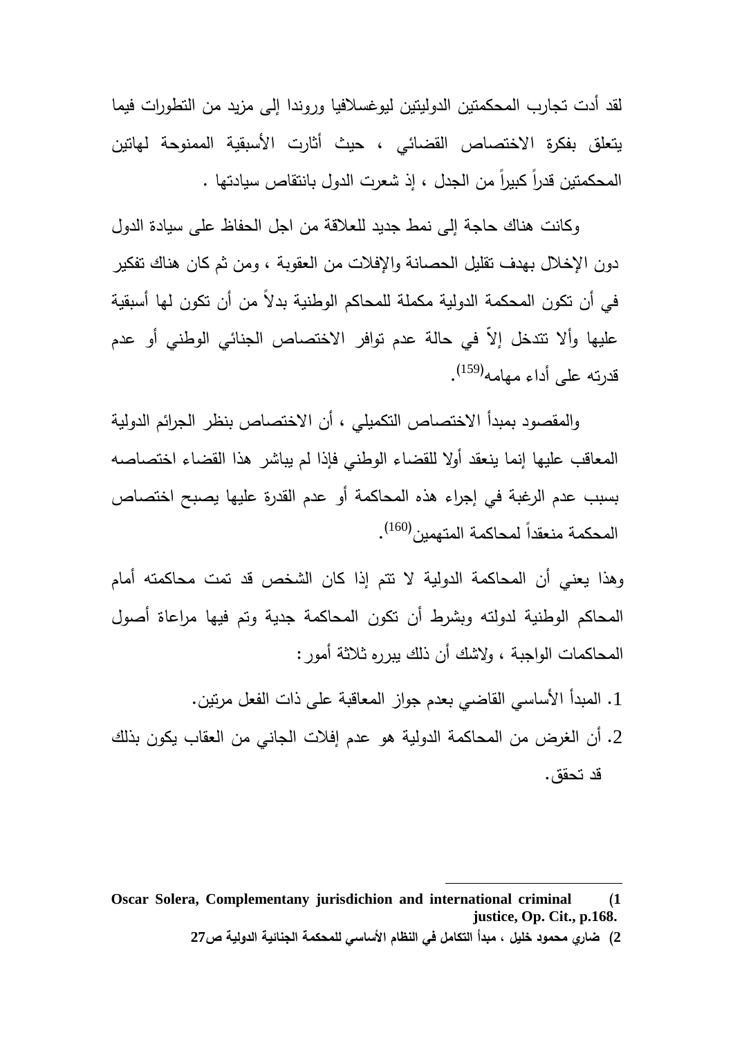لقد أدت تجارب المحكمتين الدوليتين ليوغسلافيا ورواندا إلى مزيد من التطورات فيما يتعلق بفكرة الاختصاص القضائي ، حيث أثارت الأسبقية الممنوحة لهاتين المحكمتين قدراً كبيراً من الجدل ، إذ شعرت الدول بانتقاص سيادتها .

وكانت هناك حاجة إلى نمط جديد للعلاقة من اجل الحفاظ على سيادة الدول دون الإخلال بهدف تقليل الحصانة والإفلات من العقوبة ، ومن ثم كان هناك تفكير في أن تكون المحكمة الدولية مكملة للمحاكم الوطنية بدلاً من أن تكون لها أسبقية عليها وألا تتدخل إلاّ في حالة عدم توافر الاختصاص الجنائي الوطني أو عدم قدرته على أداء مهامه[159].

والمقصود بمبدأ الاختصاص التكميلي ، أن الاختصاص بنظر الجرائم الدولية المعاقب عليها إنما ينعقد أولا للقضاء الوطني فإذا لم يباشر هذا القضاء اختصاصه بسبب عدم الرغبة في إجراء هذه المحاكمة أو عدم القدرة عليها يصبح اختصاص المحكمة منعقداً لمحاكمة المتهمين[160].

وهذا يعني أن المحاكمة الدولية لا تتم إذا كان الشخص قد تمت محاكمته أمام المحاكم الوطنية لدولته وبشرط أن تكون المحاكمة جدية وتم فيها مراعاة أصول المحاكمات الواجبة ، ولاشك أن ذلك يبرره ثلاثة أمور :

1. المبدأ الأساسي القاضي بعدم جواز المعاقبة على ذات الفعل مرتين.
2. أن الغرض من المحاكمة الدولية هو عدم إفلات الجاني من العقاب يكون بذلك قد تحقق.

---

1) Oscar Solera, Complementany jurisdichion and international criminal justice, Op. Cit., p.168.

2) ضاري محمود خليل ، مبدأ التكامل في النظام الأساسي للمحكمة الجنائية الدولية ص27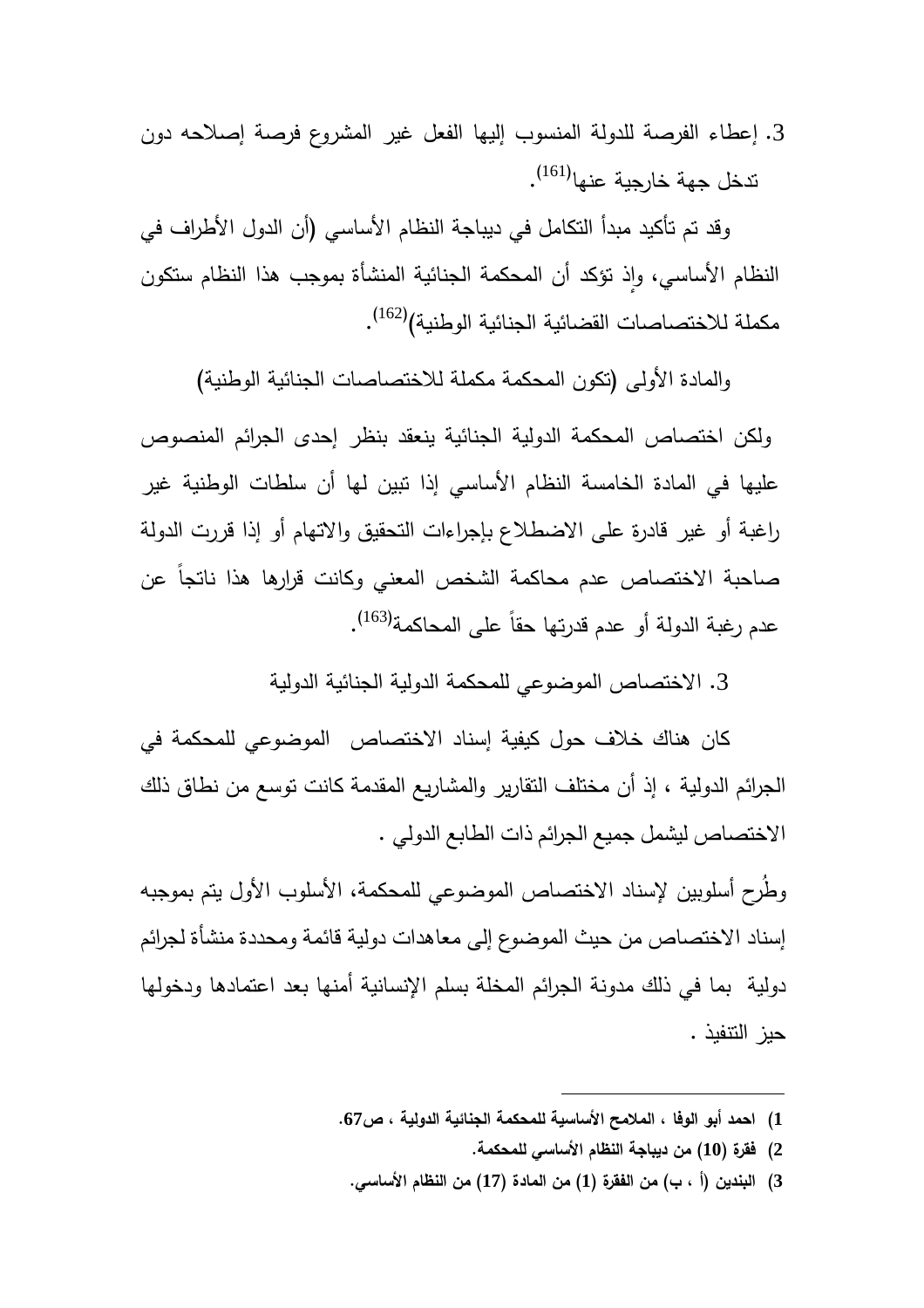3. إعطاء الفرصة للدولة المنسوب إليها الفعل غير المشروع فرصة إصلاحه دون تدخل جهة خارجية عنها[161].

وقد تم تأكيد مبدأ التكامل في ديباجة النظام الأساسي (أن الدول الأطراف في النظام الأساسي، وإذ تؤكد أن المحكمة الجنائية المنشأة بموجب هذا النظام ستكون مكملة للاختصاصات القضائية الجنائية الوطنية)[162].

والمادة الأولى (تكون المحكمة مكملة للاختصاصات الجنائية الوطنية)

ولكن اختصاص المحكمة الدولية الجنائية ينعقد بنظر إحدى الجرائم المنصوص عليها في المادة الخامسة النظام الأساسي إذا تبين لها أن سلطات الوطنية غير راغبة أو غير قادرة على الاضطلاع بإجراءات التحقيق والاتهام أو إذا قررت الدولة صاحبة الاختصاص عدم محاكمة الشخص المعني وكانت قرارها هذا ناتجاً عن عدم رغبة الدولة أو عدم قدرتها حقاً على المحاكمة[163].

3. الاختصاص الموضوعي للمحكمة الدولية الجنائية الدولية

كان هناك خلاف حول كيفية إسناد الاختصاص الموضوعي للمحكمة في الجرائم الدولية ، إذ أن مختلف التقارير والمشاريع المقدمة كانت توسع من نطاق ذلك الاختصاص ليشمل جميع الجرائم ذات الطابع الدولي .

وطُرح أسلوبين لإسناد الاختصاص الموضوعي للمحكمة، الأسلوب الأول يتم بموجبه إسناد الاختصاص من حيث الموضوع إلى معاهدات دولية قائمة ومحددة منشأة لجرائم دولية بما في ذلك مدونة الجرائم المخلة بسلم الإنسانية أمنها بعد اعتمادها ودخولها حيز التنفيذ .

---

1) **احمد أبو الوفا ، الملامح الأساسية للمحكمة الجنائية الدولية ، ص67.**

2) **فقرة (10) من ديباجة النظام الأساسي للمحكمة.**

3) **البندين (أ ، ب) من الفقرة (1) من المادة (17) من النظام الأساسي.**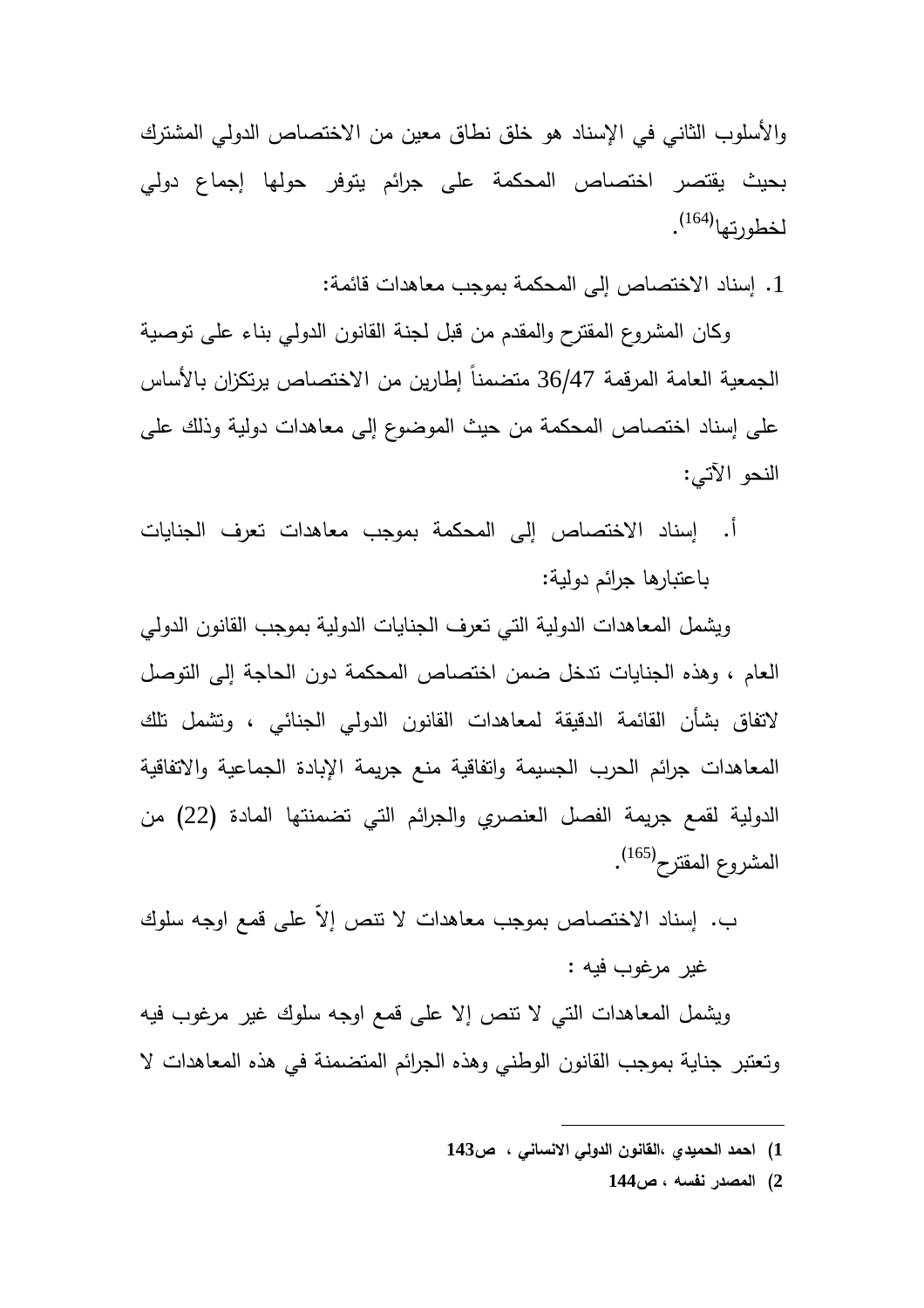والأسلوب الثاني في الإسناد هو خلق نطاق معين من الاختصاص الدولي المشترك بحيث يقتصر اختصاص المحكمة على جرائم يتوفر حولها إجماع دولي لخطورتها[164].

1. إسناد الاختصاص إلى المحكمة بموجب معاهدات قائمة:

وكان المشروع المقترح والمقدم من قبل لجنة القانون الدولي بناء على توصية الجمعية العامة المرقمة 36/47 متضمناً إطارين من الاختصاص يرتكزان بالأساس على إسناد اختصاص المحكمة من حيث الموضوع إلى معاهدات دولية وذلك على النحو الآتي:

أ. إسناد الاختصاص إلى المحكمة بموجب معاهدات تعرف الجنايات باعتبارها جرائم دولية:

ويشمل المعاهدات الدولية التي تعرف الجنايات الدولية بموجب القانون الدولي العام ، وهذه الجنايات تدخل ضمن اختصاص المحكمة دون الحاجة إلى التوصل لاتفاق بشأن القائمة الدقيقة لمعاهدات القانون الدولي الجنائي ، وتشمل تلك المعاهدات جرائم الحرب الجسيمة واتفاقية منع جريمة الإبادة الجماعية والاتفاقية الدولية لقمع جريمة الفصل العنصري والجرائم التي تضمنتها المادة (22) من المشروع المقترح[165].

ب. إسناد الاختصاص بموجب معاهدات لا تنص إلاّ على قمع اوجه سلوك غير مرغوب فيه :

ويشمل المعاهدات التي لا تنص إلا على قمع اوجه سلوك غير مرغوب فيه وتعتبر جناية بموجب القانون الوطني وهذه الجرائم المتضمنة في هذه المعاهدات لا

---

1) **احمد الحميدي ،القانون الدولي الانساني ، ص143**

2) **المصدر نفسه ، ص144**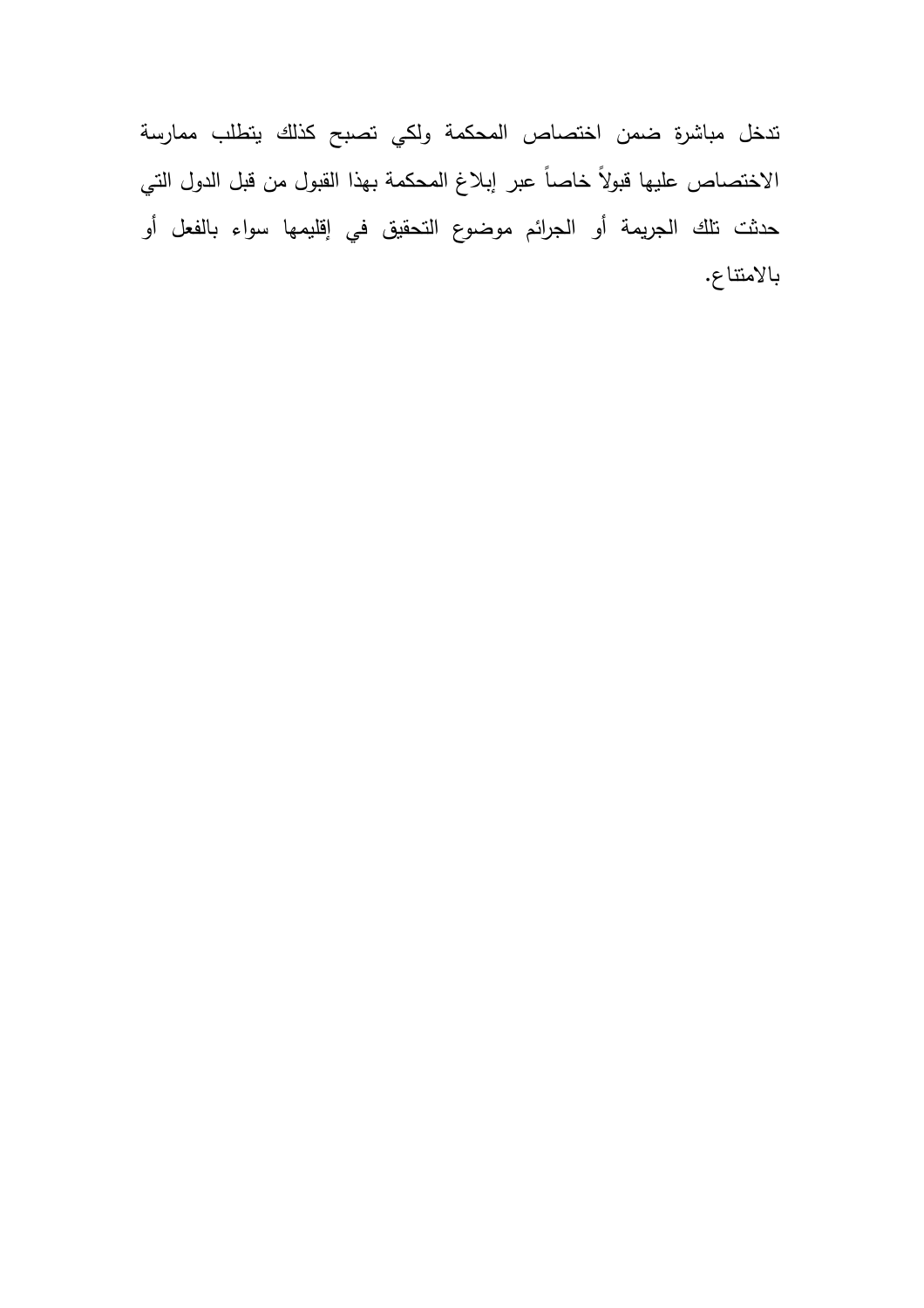تدخل مباشرة ضمن اختصاص المحكمة ولكي تصبح كذلك يتطلب ممارسة الاختصاص عليها قبولاً خاصاً عبر إبلاغ المحكمة بهذا القبول من قبل الدول التي حدثت تلك الجريمة أو الجرائم موضوع التحقيق في إقليمها سواء بالفعل أو بالامتناع.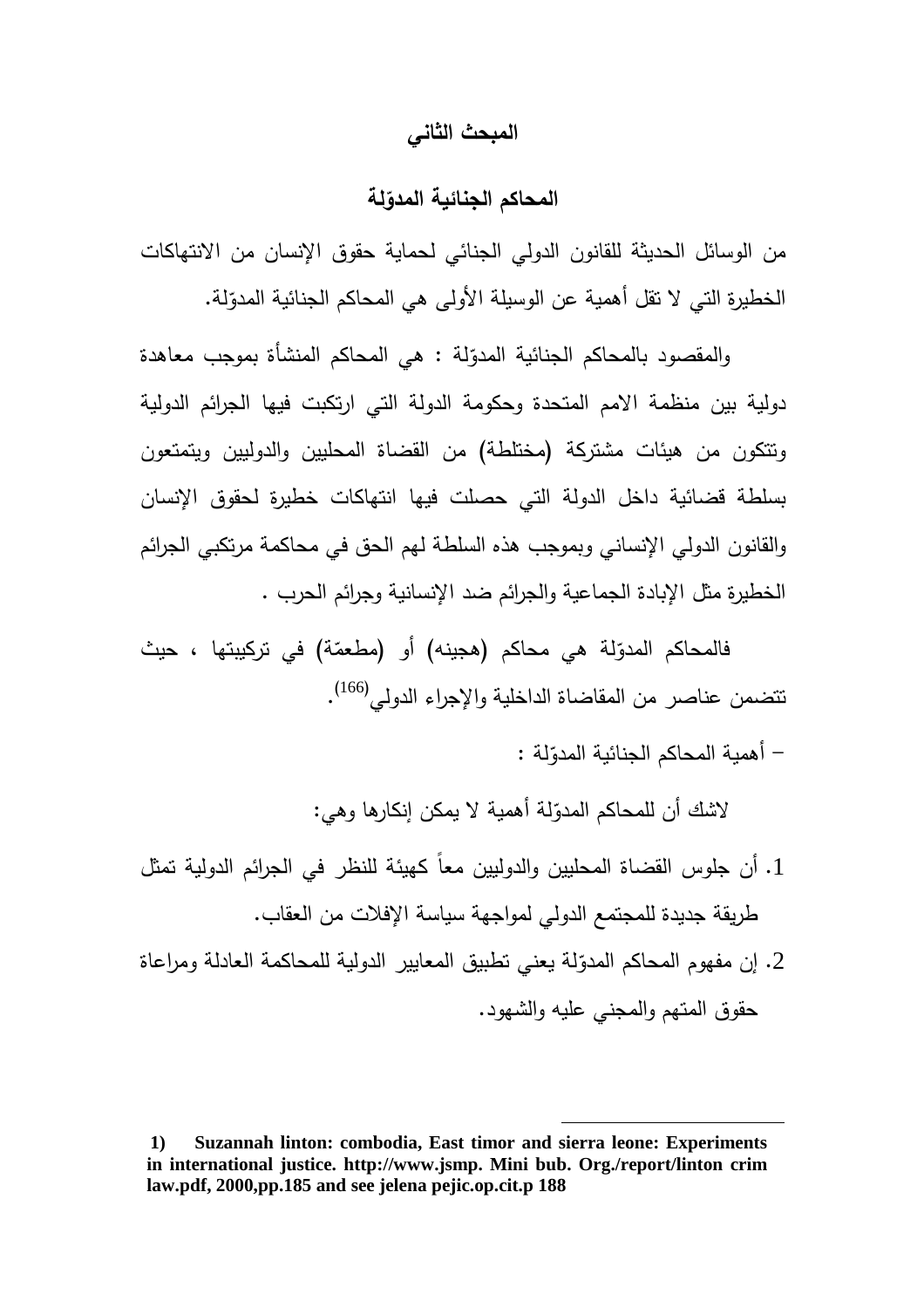## المبحث الثاني

## المحاكم الجنائية المدوّلة

من الوسائل الحديثة للقانون الدولي الجنائي لحماية حقوق الإنسان من الانتهاكات الخطيرة التي لا تقل أهمية عن الوسيلة الأولى هي المحاكم الجنائية المدوّلة.

والمقصود بالمحاكم الجنائية المدوّلة : هي المحاكم المنشأة بموجب معاهدة دولية بين منظمة الامم المتحدة وحكومة الدولة التي ارتكبت فيها الجرائم الدولية وتتكون من هيئات مشتركة (مختلطة) من القضاة المحليين والدوليين ويتمتعون بسلطة قضائية داخل الدولة التي حصلت فيها انتهاكات خطيرة لحقوق الإنسان والقانون الدولي الإنساني وبموجب هذه السلطة لهم الحق في محاكمة مرتكبي الجرائم الخطيرة مثل الإبادة الجماعية والجرائم ضد الإنسانية وجرائم الحرب .

فالمحاكم المدوّلة هي محاكم (هجينه) أو (مطعمّة) في تركيبتها ، حيث تتضمن عناصر من المقاضاة الداخلية والإجراء الدولي[166].

– أهمية المحاكم الجنائية المدوّلة :

لاشك أن للمحاكم المدوّلة أهمية لا يمكن إنكارها وهي:

1. أن جلوس القضاة المحليين والدوليين معاً كهيئة للنظر في الجرائم الدولية تمثل طريقة جديدة للمجتمع الدولي لمواجهة سياسة الإفلات من العقاب.
2. إن مفهوم المحاكم المدوّلة يعني تطبيق المعايير الدولية للمحاكمة العادلة ومراعاة حقوق المتهم والمجني عليه والشهود.

---

**1) Suzannah linton: combodia, East timor and sierra leone: Experiments in international justice. http://www.jsmp. Mini bub. Org./report/linton crim law.pdf, 2000,pp.185 and see jelena pejic.op.cit.p 188**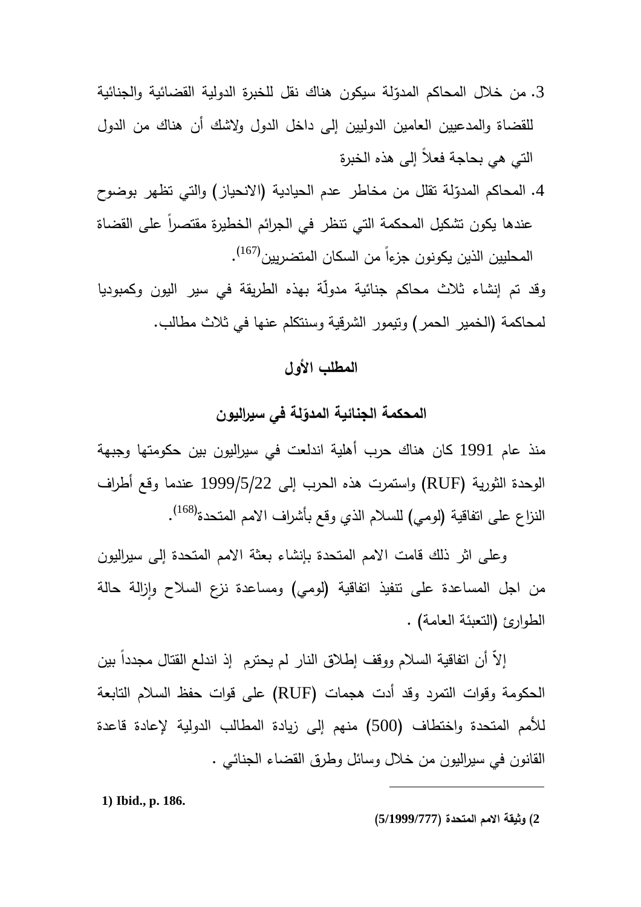3. من خلال المحاكم المدوّلة سيكون هناك نقل للخبرة الدولية القضائية والجنائية للقضاة والمدعيين العامين الدوليين إلى داخل الدول ولاشك أن هناك من الدول التي هي بحاجة فعلاً إلى هذه الخبرة

4. المحاكم المدوّلة تقلل من مخاطر عدم الحيادية (الانحياز) والتي تظهر بوضوح عندها يكون تشكيل المحكمة التي تنظر في الجرائم الخطيرة مقتصراً على القضاة المحليين الذين يكونون جزءاً من السكان المتضررين[167].

وقد تم إنشاء ثلاث محاكم جنائية مدولّة بهذه الطريقة في سير اليون وكمبوديا لمحاكمة (الخمير الحمر) وتيمور الشرقية وسنتكلم عنها في ثلاث مطالب.

## المطلب الأول

## المحكمة الجنائية المدوّلة في سيراليون

منذ عام 1991 كان هناك حرب أهلية اندلعت في سيراليون بين حكومتها وجبهة الوحدة الثورية (RUF) واستمرت هذه الحرب إلى 1999/5/22 عندما وقع أطراف النزاع على اتفاقية (لومي) للسلام الذي وقع بأشراف الامم المتحدة[168].

وعلى اثر ذلك قامت الامم المتحدة بإنشاء بعثة الامم المتحدة إلى سيراليون من اجل المساعدة على تنفيذ اتفاقية (لومي) ومساعدة نزع السلاح وإزالة حالة الطوارئ (التعبئة العامة) .

إلاّ أن اتفاقية السلام ووقف إطلاق النار لم يحترم إذ اندلع القتال مجدداً بين الحكومة وقوات التمرد وقد أدت هجمات (RUF) على قوات حفظ السلام التابعة للأمم المتحدة واختطاف (500) منهم إلى زيادة المطالب الدولية لإعادة قاعدة القانون في سيراليون من خلال وسائل وطرق القضاء الجنائي .

---

**1) Ibid., p. 186.**

**2) وثيقة الامم المتحدة (5/1999/777)**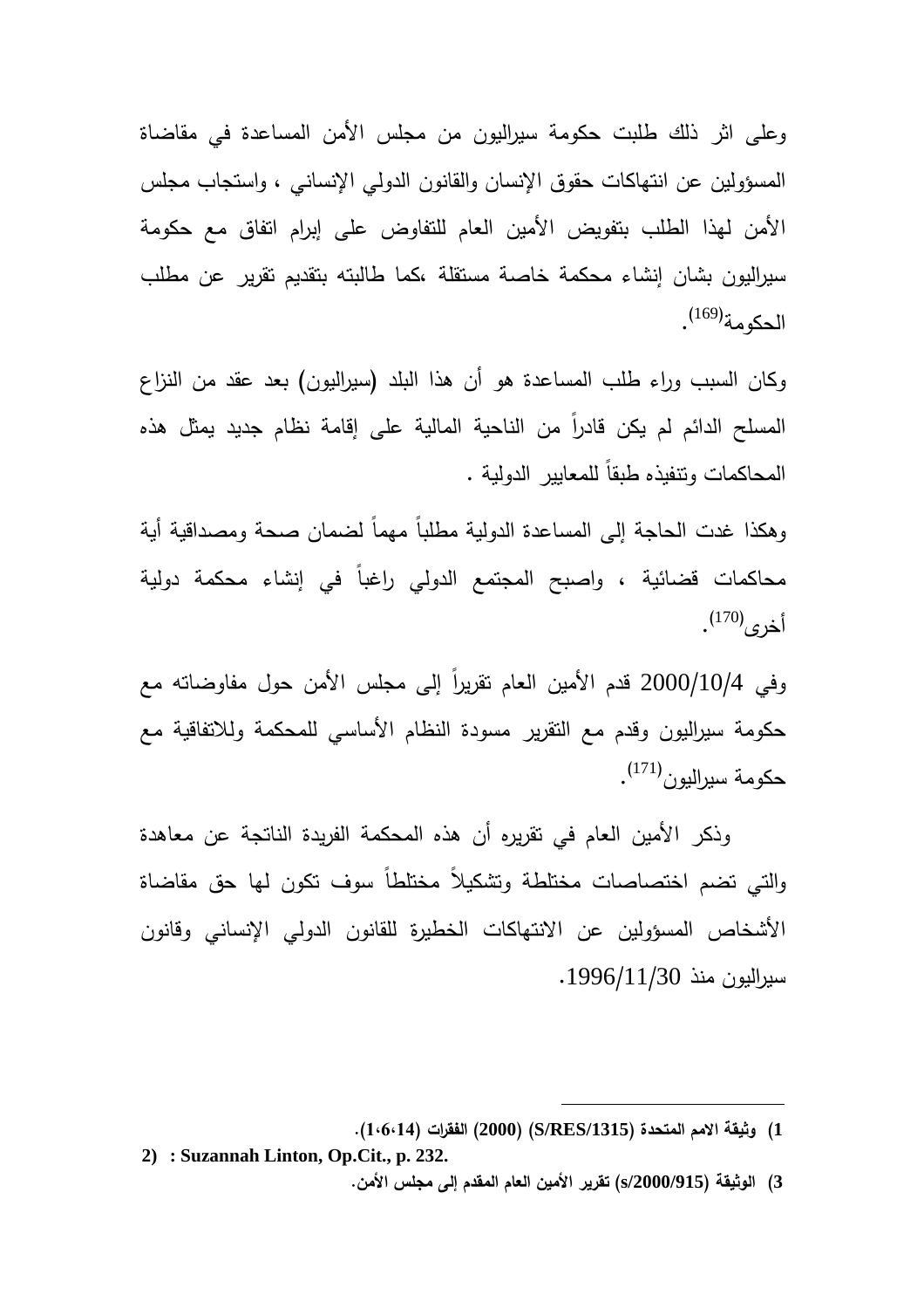وعلى اثر ذلك طلبت حكومة سيراليون من مجلس الأمن المساعدة في مقاضاة المسؤولين عن انتهاكات حقوق الإنسان والقانون الدولي الإنساني ، واستجاب مجلس الأمن لهذا الطلب بتفويض الأمين العام للتفاوض على إبرام اتفاق مع حكومة سيراليون بشان إنشاء محكمة خاصة مستقلة ،كما طالبته بتقديم تقرير عن مطلب الحكومة[169].

وكان السبب وراء طلب المساعدة هو أن هذا البلد (سيراليون) بعد عقد من النزاع المسلح الدائم لم يكن قادراً من الناحية المالية على إقامة نظام جديد يمثل هذه المحاكمات وتنفيذه طبقاً للمعايير الدولية .

وهكذا غدت الحاجة إلى المساعدة الدولية مطلباً مهماً لضمان صحة ومصداقية أية محاكمات قضائية ، واصبح المجتمع الدولي راغباً في إنشاء محكمة دولية أخرى[170].

وفي 2000/10/4 قدم الأمين العام تقريراً إلى مجلس الأمن حول مفاوضاته مع حكومة سيراليون وقدم مع التقرير مسودة النظام الأساسي للمحكمة وللاتفاقية مع حكومة سيراليون[171].

وذكر الأمين العام في تقريره أن هذه المحكمة الفريدة الناتجة عن معاهدة والتي تضم اختصاصات مختلطة وتشكيلاً مختلطاً سوف تكون لها حق مقاضاة الأشخاص المسؤولين عن الانتهاكات الخطيرة للقانون الدولي الإنساني وقانون سيراليون منذ 1996/11/30.

---

1) وثيقة الامم المتحدة (S/RES/1315) (2000) الفقرات (1،6،14).

2) : Suzannah Linton, Op.Cit., p. 232.

3) الوثيقة (s/2000/915) تقرير الأمين العام المقدم إلى مجلس الأمن.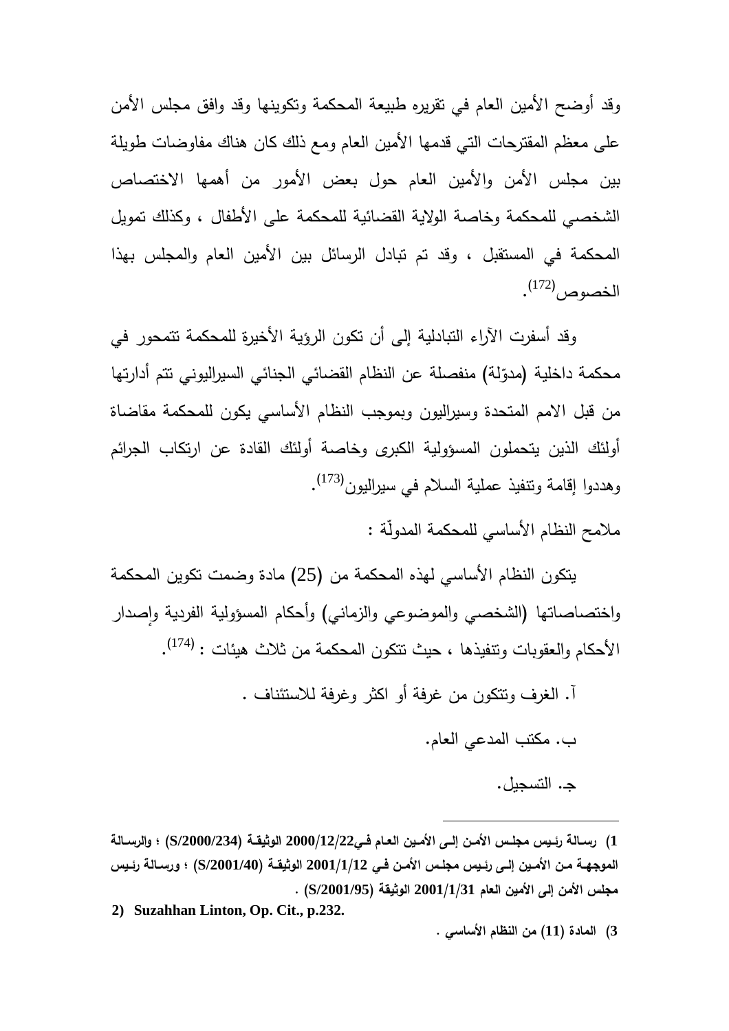وقد أوضح الأمين العام في تقريره طبيعة المحكمة وتكوينها وقد وافق مجلس الأمن على معظم المقترحات التي قدمها الأمين العام ومع ذلك كان هناك مفاوضات طويلة بين مجلس الأمن والأمين العام حول بعض الأمور من أهمها الاختصاص الشخصي للمحكمة وخاصة الولاية القضائية للمحكمة على الأطفال ، وكذلك تمويل المحكمة في المستقبل ، وقد تم تبادل الرسائل بين الأمين العام والمجلس بهذا الخصوص[172].

وقد أسفرت الآراء التبادلية إلى أن تكون الرؤية الأخيرة للمحكمة تتمحور في محكمة داخلية (مدوّلة) منفصلة عن النظام القضائي الجنائي السيراليوني تتم أدارتها من قبل الامم المتحدة وسيراليون وبموجب النظام الأساسي يكون للمحكمة مقاضاة أولئك الذين يتحملون المسؤولية الكبرى وخاصة أولئك القادة عن ارتكاب الجرائم وهددوا إقامة وتنفيذ عملية السلام في سيراليون[173].

ملامح النظام الأساسي للمحكمة المدولّة :

يتكون النظام الأساسي لهذه المحكمة من (25) مادة وضمت تكوين المحكمة واختصاصاتها (الشخصي والموضوعي والزماني) وأحكام المسؤولية الفردية وإصدار الأحكام والعقوبات وتنفيذها ، حيث تتكون المحكمة من ثلاث هيئات : [174].

آ. الغرف وتتكون من غرفة أو اكثر وغرفة للاستئناف .

ب. مكتب المدعي العام.

ج. التسجيل.

---

**1) رسالة رئيس مجلس الأمن إلى الأمين العام في2000/12/22 الوثيقة (S/2000/234) ؛ والرسالة الموجهة من الأمين إلى رئيس مجلس الأمن في 2001/1/12 الوثيقة (S/2001/40) ؛ ورسالة رئيس مجلس الأمن إلى الأمين العام 2001/1/31 الوثيقة (S/2001/95) .**

**2) Suzahhan Linton, Op. Cit., p.232.**

**3) المادة (11) من النظام الأساسي .**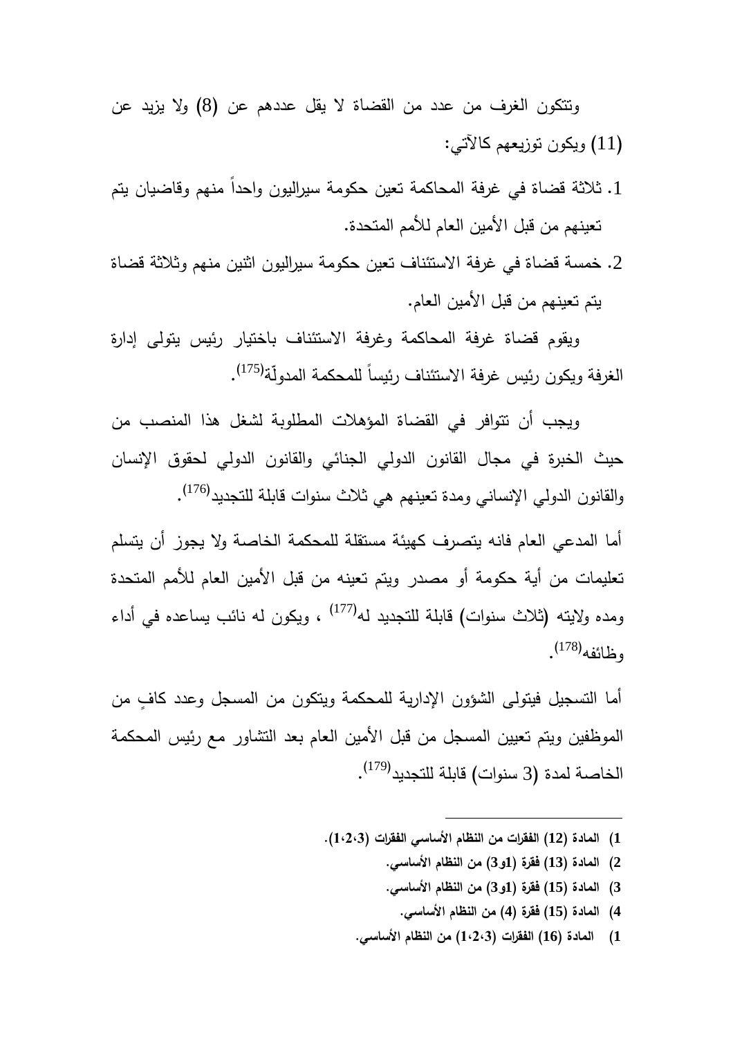وتتكون الغرف من عدد من القضاة لا يقل عددهم عن (8) ولا يزيد عن (11) ويكون توزيعهم كالآتي:

1. ثلاثة قضاة في غرفة المحاكمة تعين حكومة سيراليون واحداً منهم وقاضيان يتم تعينهم من قبل الأمين العام للأمم المتحدة.
2. خمسة قضاة في غرفة الاستئناف تعين حكومة سيراليون اثنين منهم وثلاثة قضاة يتم تعينهم من قبل الأمين العام.

ويقوم قضاة غرفة المحاكمة وغرفة الاستئناف باختيار رئيس يتولى إدارة الغرفة ويكون رئيس غرفة الاستئناف رئيساً للمحكمة المدولّة[175].

ويجب أن تتوافر في القضاة المؤهلات المطلوبة لشغل هذا المنصب من حيث الخبرة في مجال القانون الدولي الجنائي والقانون الدولي لحقوق الإنسان والقانون الدولي الإنساني ومدة تعينهم هي ثلاث سنوات قابلة للتجديد[176].

أما المدعي العام فانه يتصرف كهيئة مستقلة للمحكمة الخاصة ولا يجوز أن يتسلم تعليمات من أية حكومة أو مصدر ويتم تعينه من قبل الأمين العام للأمم المتحدة ومده ولايته (ثلاث سنوات) قابلة للتجديد له[177] ، ويكون له نائب يساعده في أداء وظائفه[178].

أما التسجيل فيتولى الشؤون الإدارية للمحكمة ويتكون من المسجل وعدد كافٍ من الموظفين ويتم تعيين المسجل من قبل الأمين العام بعد التشاور مع رئيس المحكمة الخاصة لمدة (3 سنوات) قابلة للتجديد[179].

---

**1) المادة (12) الفقرات من النظام الأساسي الفقرات (1،2،3).**

**2) المادة (13) فقرة (1و3) من النظام الأساسي.**

**3) المادة (15) فقرة (1و3) من النظام الأساسي.**

**4) المادة (15) فقرة (4) من النظام الأساسي.**

**1) المادة (16) الفقرات (1،2،3) من النظام الأساسي.**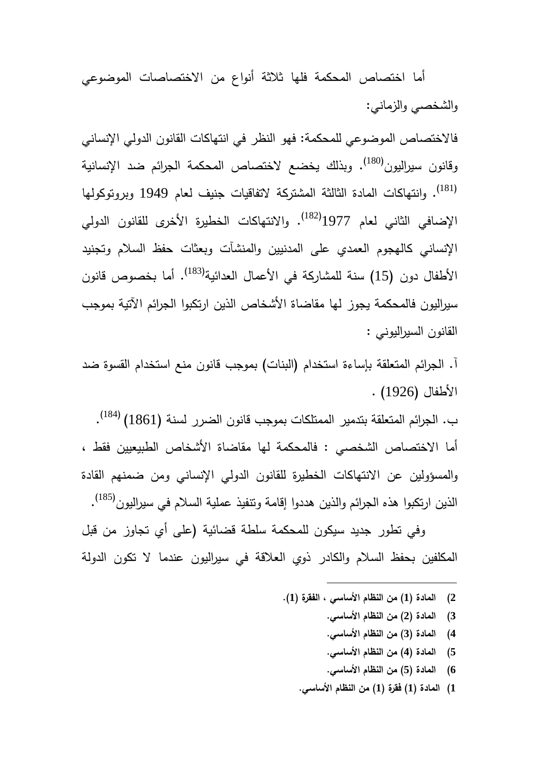أما اختصاص المحكمة فلها ثلاثة أنواع من الاختصاصات الموضوعي والشخصي والزماني:

فالاختصاص الموضوعي للمحكمة: فهو النظر في انتهاكات القانون الدولي الإنساني وقانون سيراليون[180]. وبذلك يخضع لاختصاص المحكمة الجرائم ضد الإنسانية [181]. وانتهاكات المادة الثالثة المشتركة لاتفاقيات جنيف لعام 1949 وبروتوكولها الإضافي الثاني لعام 1977[182]. والانتهاكات الخطيرة الأخرى للقانون الدولي الإنساني كالهجوم العمدي على المدنيين والمنشآت وبعثات حفظ السلام وتجنيد الأطفال دون (15) سنة للمشاركة في الأعمال العدائية[183]. أما بخصوص قانون سيراليون فالمحكمة يجوز لها مقاضاة الأشخاص الذين ارتكبوا الجرائم الآتية بموجب القانون السيراليوني :

آ. الجرائم المتعلقة بإساءة استخدام (البنات) بموجب قانون منع استخدام القسوة ضد الأطفال (1926) .

ب. الجرائم المتعلقة بتدمير الممتلكات بموجب قانون الضرر لسنة (1861) [184].

أما الاختصاص الشخصي : فالمحكمة لها مقاضاة الأشخاص الطبيعيين فقط ، والمسؤولين عن الانتهاكات الخطيرة للقانون الدولي الإنساني ومن ضمنهم القادة الذين ارتكبوا هذه الجرائم والذين هددوا إقامة وتنفيذ عملية السلام في سيراليون[185].

وفي تطور جديد سيكون للمحكمة سلطة قضائية (على أي تجاوز من قبل المكلفين بحفظ السلام والكادر ذوي العلاقة في سيراليون عندما لا تكون الدولة

---

**2) المادة (1) من النظام الأساسي ، الفقرة (1).**

**3) المادة (2) من النظام الأساسي.**

**4) المادة (3) من النظام الأساسي.**

**5) المادة (4) من النظام الأساسي.**

**6) المادة (5) من النظام الأساسي.**

**1) المادة (1) فقرة (1) من النظام الأساسي.**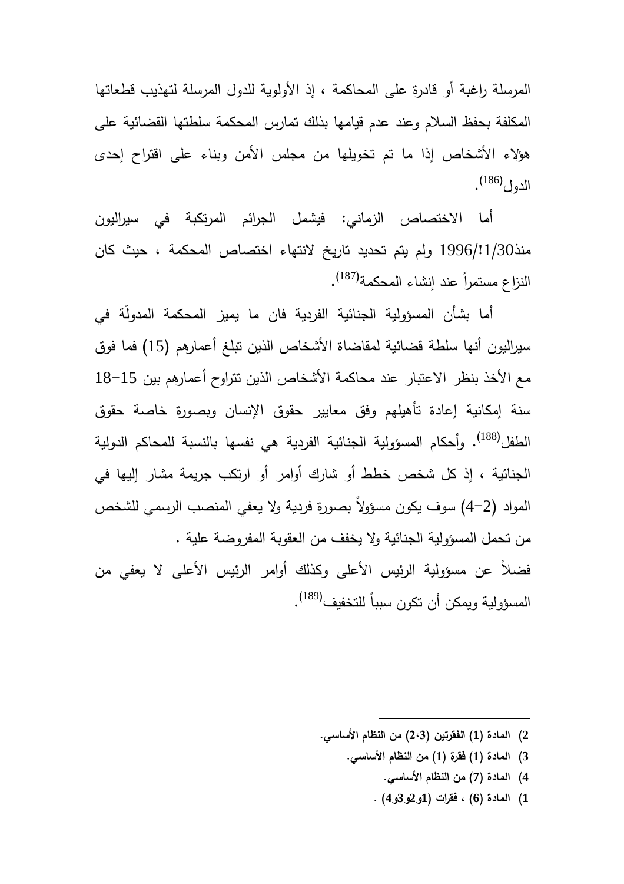المرسلة راغبة أو قادرة على المحاكمة ، إذ الأولوية للدول المرسلة لتهذيب قطعاتها المكلفة بحفظ السلام وعند عدم قيامها بذلك تمارس المحكمة سلطتها القضائية على هؤلاء الأشخاص إذا ما تم تخويلها من مجلس الأمن وبناء على اقتراح إحدى الدول[186].

أما الاختصاص الزماني: فيشمل الجرائم المرتكبة في سيراليون منذ1/30!/1996 ولم يتم تحديد تاريخ لانتهاء اختصاص المحكمة ، حيث كان النزاع مستمراً عند إنشاء المحكمة[187].

أما بشأن المسؤولية الجنائية الفردية فان ما يميز المحكمة المدولّة في سيراليون أنها سلطة قضائية لمقاضاة الأشخاص الذين تبلغ أعمارهم (15) فما فوق مع الأخذ بنظر الاعتبار عند محاكمة الأشخاص الذين تتراوح أعمارهم بين 15–18 سنة إمكانية إعادة تأهيلهم وفق معايير حقوق الإنسان وبصورة خاصة حقوق الطفل[188]. وأحكام المسؤولية الجنائية الفردية هي نفسها بالنسبة للمحاكم الدولية الجنائية ، إذ كل شخص خطط أو شارك أوامر أو ارتكب جريمة مشار إليها في المواد (2–4) سوف يكون مسؤولاً بصورة فردية ولا يعفي المنصب الرسمي للشخص من تحمل المسؤولية الجنائية ولا يخفف من العقوبة المفروضة علية .

فضلاً عن مسؤولية الرئيس الأعلى وكذلك أوامر الرئيس الأعلى لا يعفي من المسؤولية ويمكن أن تكون سبباً للتخفيف[189].

---

2) المادة (1) الفقرتين (2،3) من النظام الأساسي.

3) المادة (1) فقرة (1) من النظام الأساسي.

4) المادة (7) من النظام الأساسي.

1) المادة (6) ، فقرات (1و2و3و4) .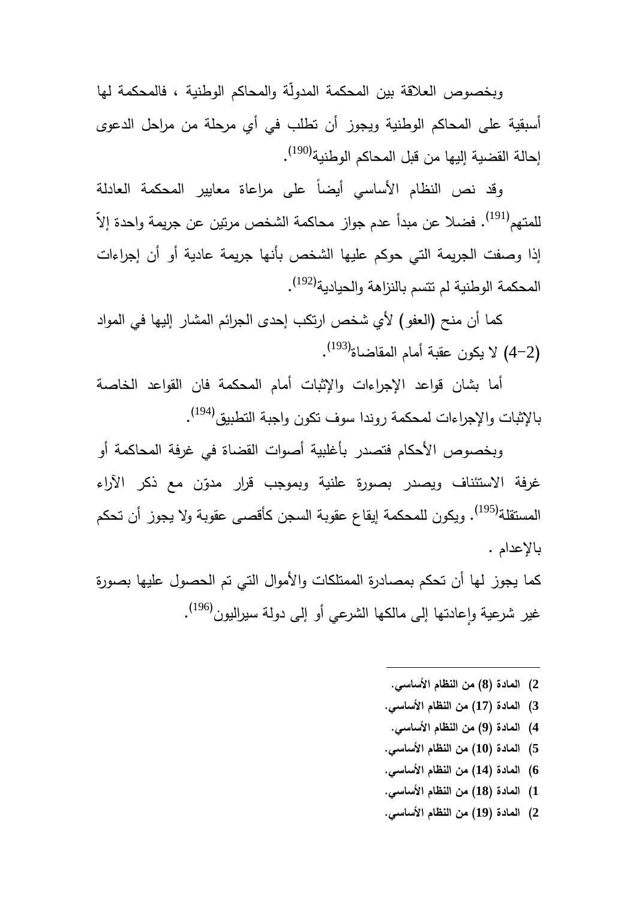وبخصوص العلاقة بين المحكمة المدوّلة والمحاكم الوطنية ، فالمحكمة لها أسبقية على المحاكم الوطنية ويجوز أن تطلب في أي مرحلة من مراحل الدعوى إحالة القضية إليها من قبل المحاكم الوطنية[190].

وقد نص النظام الأساسي أيضاً على مراعاة معايير المحكمة العادلة للمتهم[191]. فضلا عن مبدأ عدم جواز محاكمة الشخص مرتين عن جريمة واحدة إلاّ إذا وصفت الجريمة التي حوكم عليها الشخص بأنها جريمة عادية أو أن إجراءات المحكمة الوطنية لم تتسم بالنزاهة والحيادية[192].

كما أن منح (العفو) لأي شخص ارتكب إحدى الجرائم المشار إليها في المواد (2-4) لا يكون عقبة أمام المقاضاة[193].

أما بشان قواعد الإجراءات والإثبات أمام المحكمة فان القواعد الخاصة بالإثبات والإجراءات لمحكمة روندا سوف تكون واجبة التطبيق[194].

وبخصوص الأحكام فتصدر بأغلبية أصوات القضاة في غرفة المحاكمة أو غرفة الاستئناف ويصدر بصورة علنية وبموجب قرار مدوّن مع ذكر الآراء المستقلة[195]. ويكون للمحكمة إيقاع عقوبة السجن كأقصى عقوبة ولا يجوز أن تحكم بالإعدام .

كما يجوز لها أن تحكم بمصادرة الممتلكات والأموال التي تم الحصول عليها بصورة غير شرعية وإعادتها إلى مالكها الشرعي أو إلى دولة سيراليون[196].

---

2) المادة (8) من النظام الأساسي.

3) المادة (17) من النظام الأساسي.

4) المادة (9) من النظام الأساسي.

5) المادة (10) من النظام الأساسي.

6) المادة (14) من النظام الأساسي.

1) المادة (18) من النظام الأساسي.

2) المادة (19) من النظام الأساسي.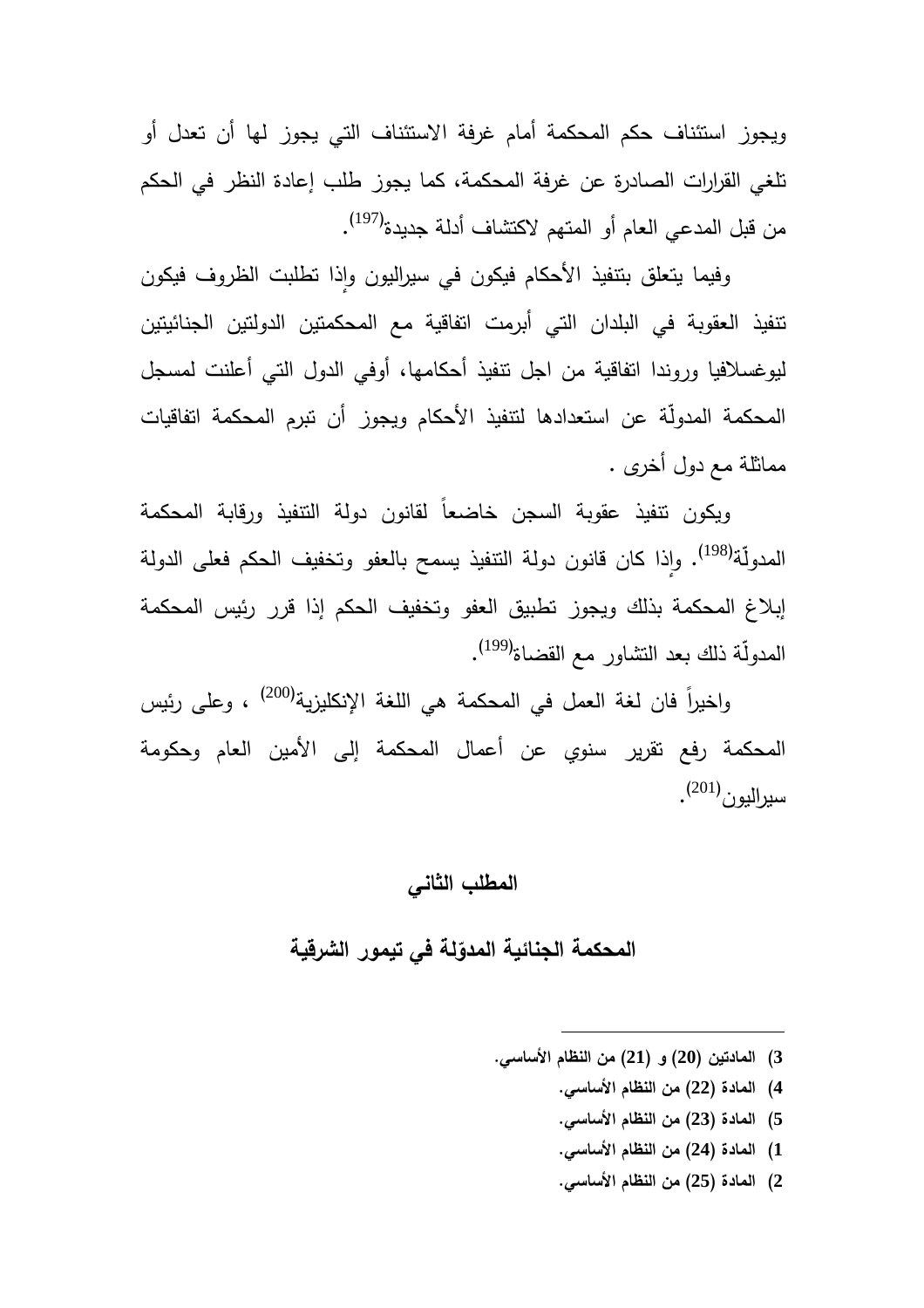ويجوز استئناف حكم المحكمة أمام غرفة الاستئناف التي يجوز لها أن تعدل أو تلغي القرارات الصادرة عن غرفة المحكمة، كما يجوز طلب إعادة النظر في الحكم من قبل المدعي العام أو المتهم لاكتشاف أدلة جديدة[197].

وفيما يتعلق بتنفيذ الأحكام فيكون في سيراليون وإذا تطلبت الظروف فيكون تنفيذ العقوبة في البلدان التي أبرمت اتفاقية مع المحكمتين الدولتين الجنائيتين ليوغسلافيا ورواندا اتفاقية من اجل تنفيذ أحكامها، أوفي الدول التي أعلنت لمسجل المحكمة المدولّة عن استعدادها لتنفيذ الأحكام ويجوز أن تبرم المحكمة اتفاقيات مماثلة مع دول أخرى .

ويكون تنفيذ عقوبة السجن خاضعاً لقانون دولة التنفيذ ورقابة المحكمة المدولّة[198]. وإذا كان قانون دولة التنفيذ يسمح بالعفو وتخفيف الحكم فعلى الدولة إبلاغ المحكمة بذلك ويجوز تطبيق العفو وتخفيف الحكم إذا قرر رئيس المحكمة المدولّة ذلك بعد التشاور مع القضاة[199].

واخيراً فان لغة العمل في المحكمة هي اللغة الإنكليزية[200] ، وعلى رئيس المحكمة رفع تقرير سنوي عن أعمال المحكمة إلى الأمين العام وحكومة سيراليون[201].

## المطلب الثاني

## المحكمة الجنائية المدوّلة في تيمور الشرقية

---

**3) المادتين (20) و (21) من النظام الأساسي.**

**4) المادة (22) من النظام الأساسي.**

**5) المادة (23) من النظام الأساسي.**

**1) المادة (24) من النظام الأساسي.**

**2) المادة (25) من النظام الأساسي.**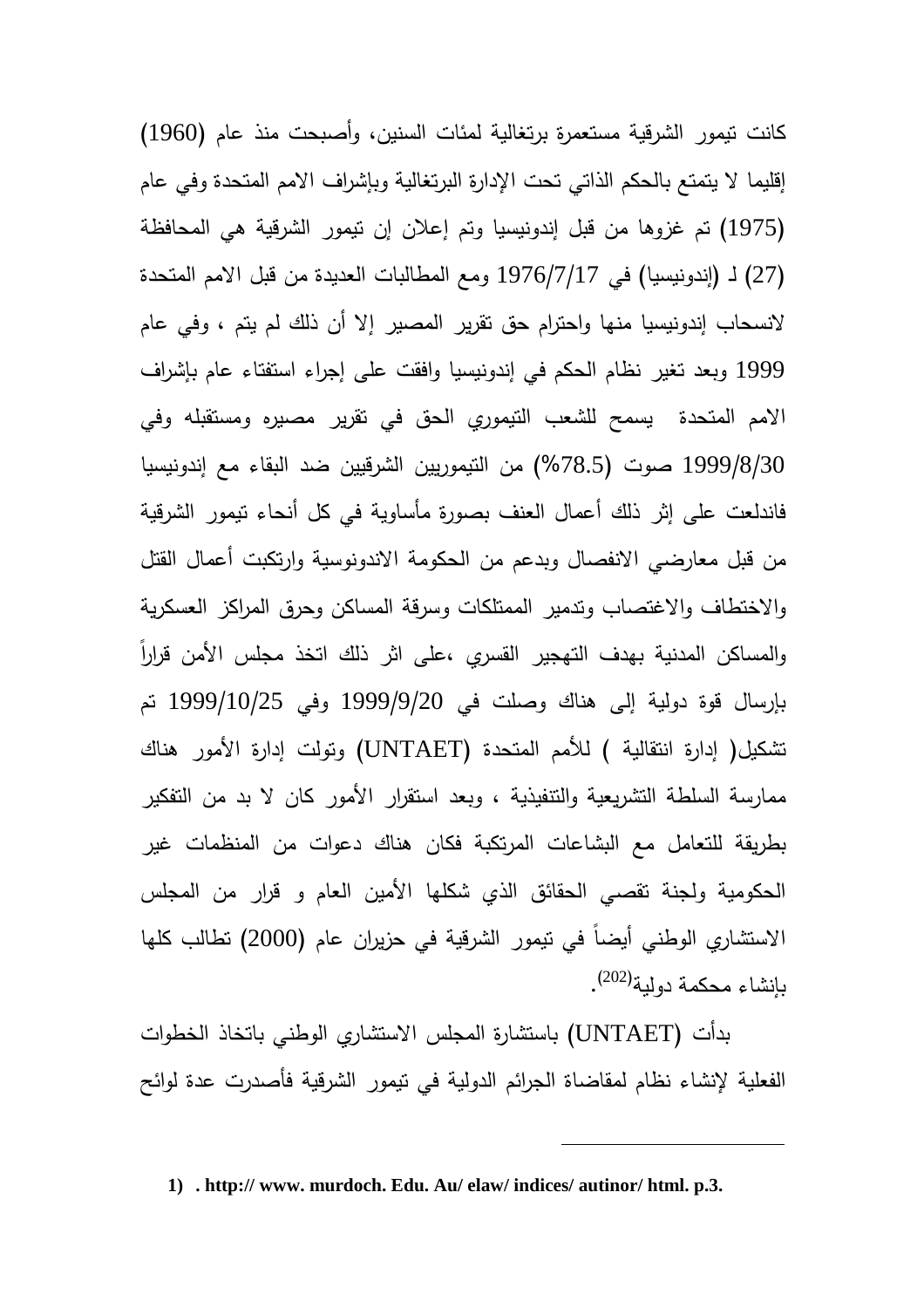كانت تيمور الشرقية مستعمرة برتغالية لمئات السنين، وأصبحت منذ عام (1960) إقليما لا يتمتع بالحكم الذاتي تحت الإدارة البرتغالية وبإشراف الامم المتحدة وفي عام (1975) تم غزوها من قبل إندونيسيا وتم إعلان إن تيمور الشرقية هي المحافظة (27) لـ (إندونيسيا) في 1976/7/17 ومع المطالبات العديدة من قبل الامم المتحدة لانسحاب إندونيسيا منها واحترام حق تقرير المصير إلا أن ذلك لم يتم ، وفي عام 1999 وبعد تغير نظام الحكم في إندونيسيا وافقت على إجراء استفتاء عام بإشراف الامم المتحدة يسمح للشعب التيموري الحق في تقرير مصيره ومستقبله وفي 1999/8/30 صوت (78.5%) من التيموريين الشرقيين ضد البقاء مع إندونيسيا فاندلعت على إثر ذلك أعمال العنف بصورة مأساوية في كل أنحاء تيمور الشرقية من قبل معارضي الانفصال وبدعم من الحكومة الاندونوسية وارتكبت أعمال القتل والاختطاف والاغتصاب وتدمير الممتلكات وسرقة المساكن وحرق المراكز العسكرية والمساكن المدنية بهدف التهجير القسري ،على اثر ذلك اتخذ مجلس الأمن قراراً بإرسال قوة دولية إلى هناك وصلت في 1999/9/20 وفي 1999/10/25 تم تشكيل( إدارة انتقالية ) للأمم المتحدة (UNTAET) وتولت إدارة الأمور هناك ممارسة السلطة التشريعية والتنفيذية ، وبعد استقرار الأمور كان لا بد من التفكير بطريقة للتعامل مع البشاعات المرتكبة فكان هناك دعوات من المنظمات غير الحكومية ولجنة تقصي الحقائق الذي شكلها الأمين العام و قرار من المجلس الاستشاري الوطني أيضاً في تيمور الشرقية في حزيران عام (2000) تطالب كلها بإنشاء محكمة دولية[202].

بدأت (UNTAET) باستشارة المجلس الاستشاري الوطني باتخاذ الخطوات الفعلية لإنشاء نظام لمقاضاة الجرائم الدولية في تيمور الشرقية فأصدرت عدة لوائح

---

**1) . http:// www. murdoch. Edu. Au/ elaw/ indices/ autinor/ html. p.3.**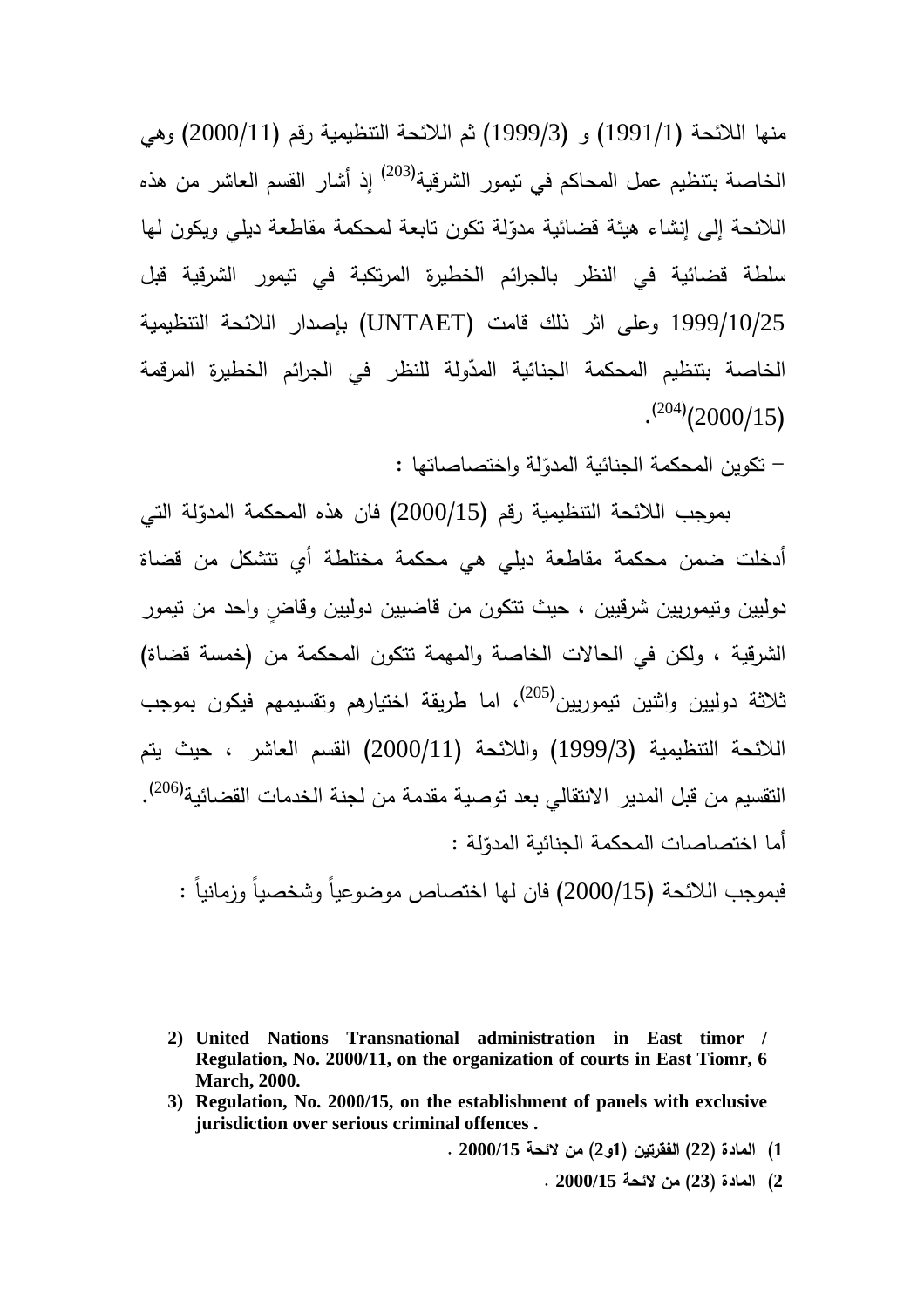منها اللائحة (1991/1) و (1999/3) ثم اللائحة التنظيمية رقم (2000/11) وهي الخاصة بتنظيم عمل المحاكم في تيمور الشرقية[203] إذ أشار القسم العاشر من هذه اللائحة إلى إنشاء هيئة قضائية مدوّلة تكون تابعة لمحكمة مقاطعة ديلي ويكون لها سلطة قضائية في النظر بالجرائم الخطيرة المرتكبة في تيمور الشرقية قبل 1999/10/25 وعلى اثر ذلك قامت (UNTAET) بإصدار اللائحة التنظيمية الخاصة بتنظيم المحكمة الجنائية المدّولة للنظر في الجرائم الخطيرة المرقمة (2000/15)[204].

– تكوين المحكمة الجنائية المدوّلة واختصاصاتها :

بموجب اللائحة التنظيمية رقم (2000/15) فان هذه المحكمة المدوّلة التي أدخلت ضمن محكمة مقاطعة ديلي هي محكمة مختلطة أي تتشكل من قضاة دوليين وتيموريين شرقيين ، حيث تتكون من قاضيين دوليين وقاضٍ واحد من تيمور الشرقية ، ولكن في الحالات الخاصة والمهمة تتكون المحكمة من (خمسة قضاة) ثلاثة دوليين واثنين تيموريين[205]، اما طريقة اختيارهم وتقسيمهم فيكون بموجب اللائحة التنظيمية (1999/3) واللائحة (2000/11) القسم العاشر ، حيث يتم التقسيم من قبل المدير الانتقالي بعد توصية مقدمة من لجنة الخدمات القضائية[206].

أما اختصاصات المحكمة الجنائية المدوّلة :

فبموجب اللائحة (2000/15) فان لها اختصاص موضوعياً وشخصياً وزمانياً :

---

**2) United Nations Transnational administration in East timor / Regulation, No. 2000/11, on the organization of courts in East Tiomr, 6 March, 2000.**

**3) Regulation, No. 2000/15, on the establishment of panels with exclusive jurisdiction over serious criminal offences .**

**1) المادة (22) الفقرتين (1و2) من لائحة 2000/15 .**

**2) المادة (23) من لائحة 2000/15 .**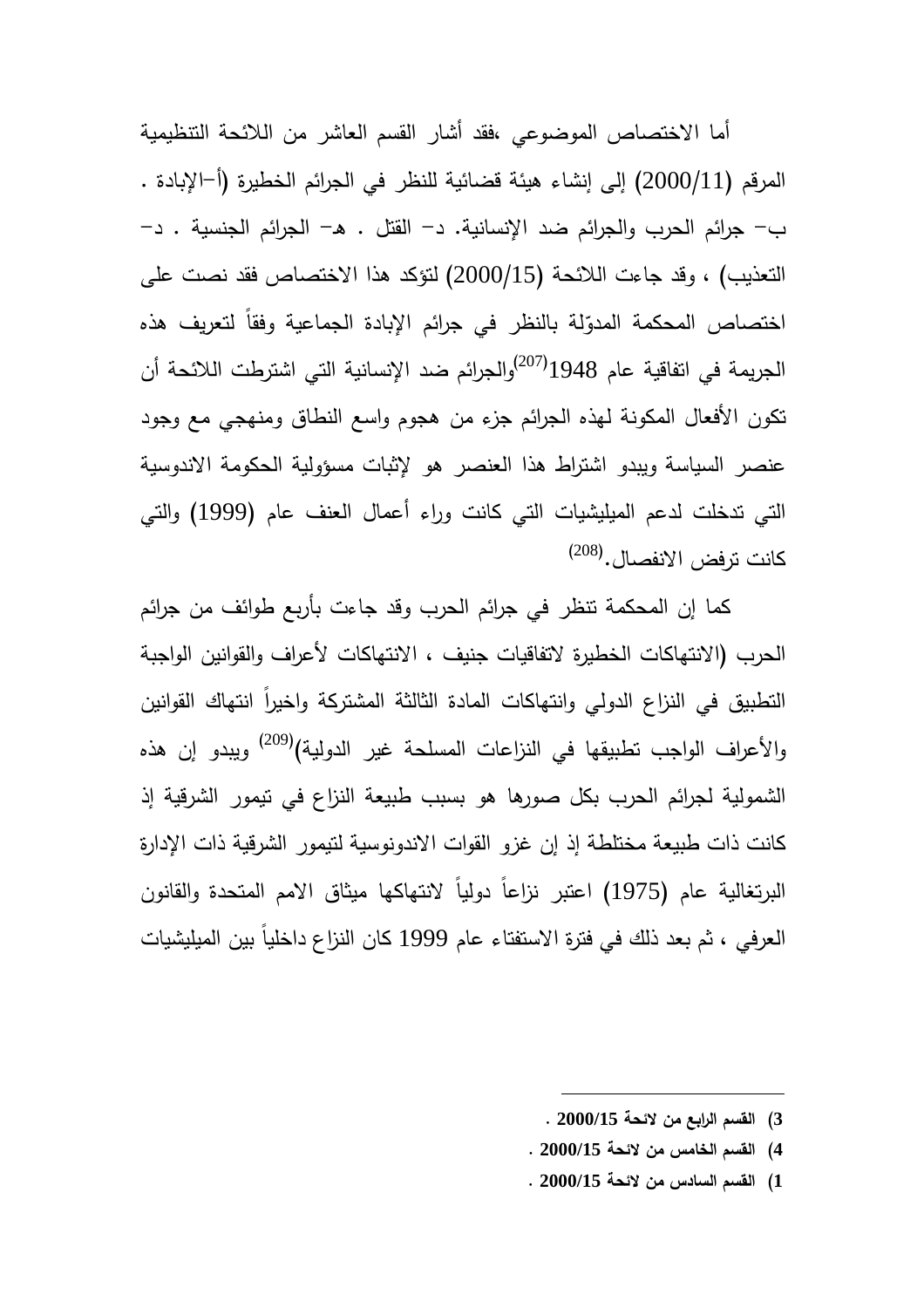أما الاختصاص الموضوعي ،فقد أشار القسم العاشر من اللائحة التنظيمية المرقم (2000/11) إلى إنشاء هيئة قضائية للنظر في الجرائم الخطيرة (أ–الإبادة . ب– جرائم الحرب والجرائم ضد الإنسانية. د– القتل . هـ– الجرائم الجنسية . د– التعذيب) ، وقد جاءت اللائحة (2000/15) لتؤكد هذا الاختصاص فقد نصت على اختصاص المحكمة المدوّلة بالنظر في جرائم الإبادة الجماعية وفقاً لتعريف هذه الجريمة في اتفاقية عام 1948[207]والجرائم ضد الإنسانية التي اشترطت اللائحة أن تكون الأفعال المكونة لهذه الجرائم جزء من هجوم واسع النطاق ومنهجي مع وجود عنصر السياسة ويبدو اشتراط هذا العنصر هو لإثبات مسؤولية الحكومة الاندوسية التي تدخلت لدعم الميليشيات التي كانت وراء أعمال العنف عام (1999) والتي كانت ترفض الانفصال.[208]

كما إن المحكمة تنظر في جرائم الحرب وقد جاءت بأربع طوائف من جرائم الحرب (الانتهاكات الخطيرة لاتفاقيات جنيف ، الانتهاكات لأعراف والقوانين الواجبة التطبيق في النزاع الدولي وانتهاكات المادة الثالثة المشتركة واخيراً انتهاك القوانين والأعراف الواجب تطبيقها في النزاعات المسلحة غير الدولية)[209] ويبدو إن هذه الشمولية لجرائم الحرب بكل صورها هو بسبب طبيعة النزاع في تيمور الشرقية إذ كانت ذات طبيعة مختلطة إذ إن غزو القوات الاندونوسية لتيمور الشرقية ذات الإدارة البرتغالية عام (1975) اعتبر نزاعاً دولياً لانتهاكها ميثاق الامم المتحدة والقانون العرفي ، ثم بعد ذلك في فترة الاستفتاء عام 1999 كان النزاع داخلياً بين الميليشيات

---

3) القسم الرابع من لائحة 2000/15 .

4) القسم الخامس من لائحة 2000/15 .

1) القسم السادس من لائحة 2000/15 .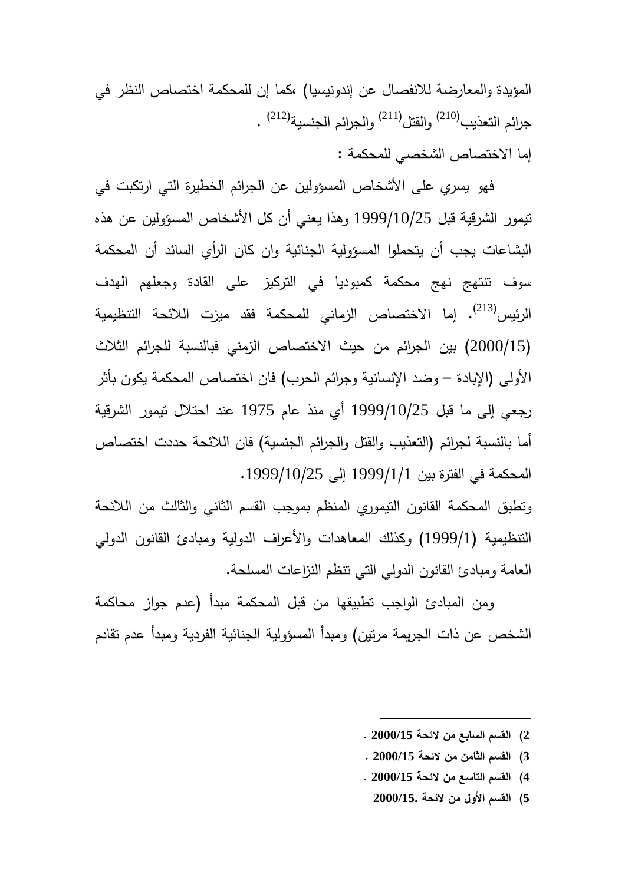المؤيدة والمعارضة للانفصال عن إندونيسيا) ،كما إن للمحكمة اختصاص النظر في جرائم التعذيب[210] والقتل[211] والجرائم الجنسية[212] .

إما الاختصاص الشخصي للمحكمة :

فهو يسري على الأشخاص المسؤولين عن الجرائم الخطيرة التي ارتكبت في تيمور الشرقية قبل 1999/10/25 وهذا يعني أن كل الأشخاص المسؤولين عن هذه البشاعات يجب أن يتحملوا المسؤولية الجنائية وان كان الرأي السائد أن المحكمة سوف تنتهج نهج محكمة كمبوديا في التركيز على القادة وجعلهم الهدف الرئيس[213]. إما الاختصاص الزماني للمحكمة فقد ميزت اللائحة التنظيمية (2000/15) بين الجرائم من حيث الاختصاص الزمني فبالنسبة للجرائم الثلاث الأولى (الإبادة – وضد الإنسانية وجرائم الحرب) فان اختصاص المحكمة يكون بأثر رجعي إلى ما قبل 1999/10/25 أي منذ عام 1975 عند احتلال تيمور الشرقية أما بالنسبة لجرائم (التعذيب والقتل والجرائم الجنسية) فان اللائحة حددت اختصاص المحكمة في الفترة بين 1999/1/1 إلى 1999/10/25.

وتطبق المحكمة القانون التيموري المنظم بموجب القسم الثاني والثالث من اللائحة التنظيمية (1999/1) وكذلك المعاهدات والأعراف الدولية ومبادئ القانون الدولي العامة ومبادئ القانون الدولي التي تنظم النزاعات المسلحة.

ومن المبادئ الواجب تطبيقها من قبل المحكمة مبدأ (عدم جواز محاكمة الشخص عن ذات الجريمة مرتين) ومبدأ المسؤولية الجنائية الفردية ومبدأ عدم تقادم

---

2) القسم السابع من لائحة 2000/15 .

3) القسم الثامن من لائحة 2000/15 .

4) القسم التاسع من لائحة 2000/15 .

5) القسم الأول من لائحة 2000/15.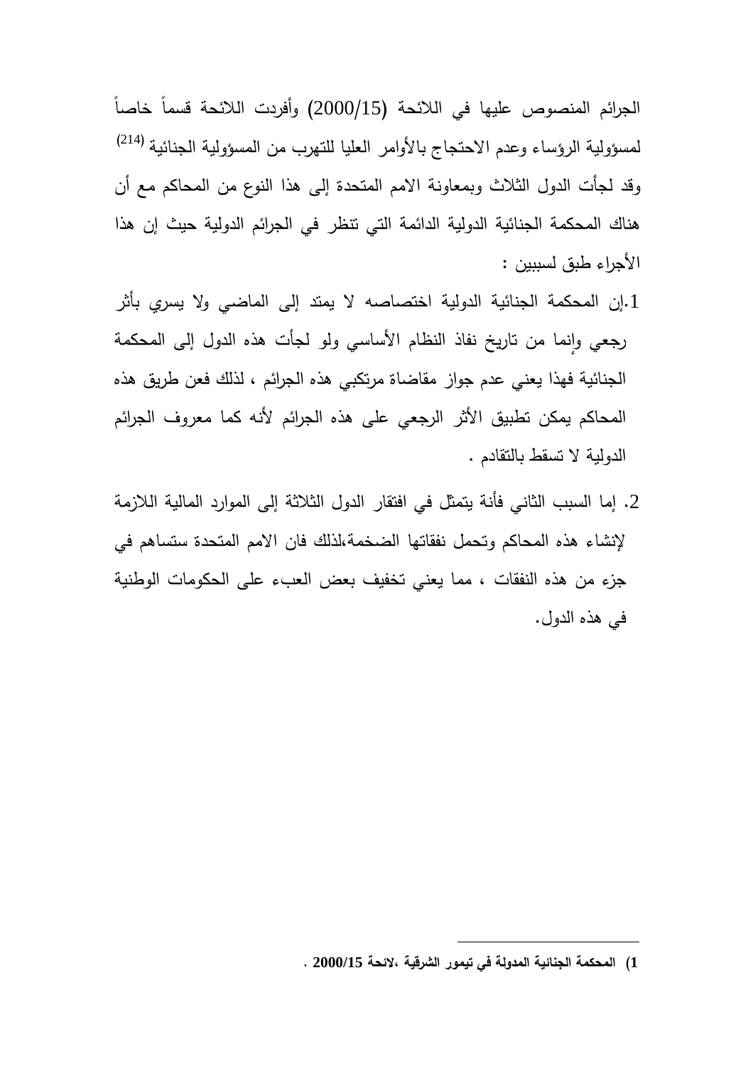الجرائم المنصوص عليها في اللائحة (2000/15) وأفردت اللائحة قسماً خاصاً لمسؤولية الرؤساء وعدم الاحتجاج بالأوامر العليا للتهرب من المسؤولية الجنائية [(214)] وقد لجأت الدول الثلاث وبمعاونة الامم المتحدة إلى هذا النوع من المحاكم مع أن هناك المحكمة الجنائية الدولية الدائمة التي تنظر في الجرائم الدولية حيث إن هذا الأجراء طبق لسببين :

1. إن المحكمة الجنائية الدولية اختصاصه لا يمتد إلى الماضي ولا يسري بأثر رجعي وإنما من تاريخ نفاذ النظام الأساسي ولو لجأت هذه الدول إلى المحكمة الجنائية فهذا يعني عدم جواز مقاضاة مرتكبي هذه الجرائم ، لذلك فعن طريق هذه المحاكم يمكن تطبيق الأثر الرجعي على هذه الجرائم لأنه كما معروف الجرائم الدولية لا تسقط بالتقادم .

2. إما السبب الثاني فأنة يتمثل في افتقار الدول الثلاثة إلى الموارد المالية اللازمة لإنشاء هذه المحاكم وتحمل نفقاتها الضخمة،لذلك فان الامم المتحدة ستساهم في جزء من هذه النفقات ، مما يعني تخفيف بعض العبء على الحكومات الوطنية في هذه الدول.

---

**1) المحكمة الجنائية المدولة في تيمور الشرقية ،لائحة 2000/15 .**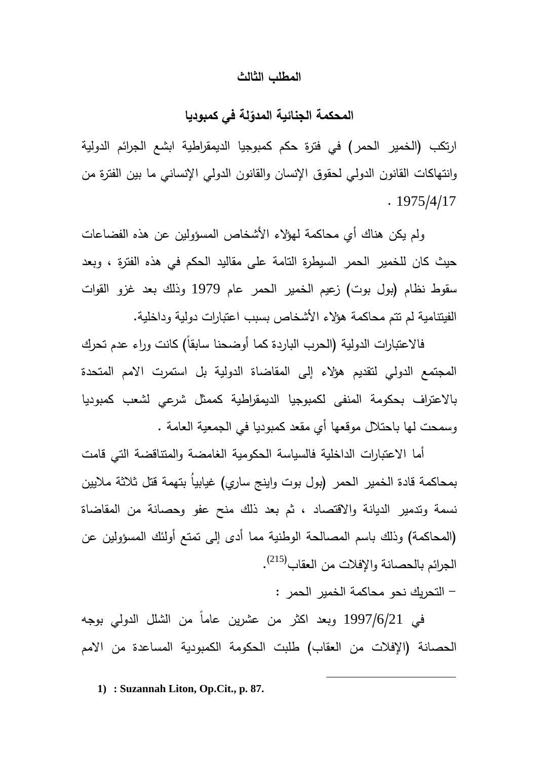## المطلب الثالث

## المحكمة الجنائية المدوّلة في كمبوديا

ارتكب (الخمير الحمر) في فترة حكم كمبوجيا الديمقراطية ابشع الجرائم الدولية وانتهاكات القانون الدولي لحقوق الإنسان والقانون الدولي الإنساني ما بين الفترة من 1975/4/17 .

ولم يكن هناك أي محاكمة لهؤلاء الأشخاص المسؤولين عن هذه الفضاعات حيث كان للخمير الحمر السيطرة التامة على مقاليد الحكم في هذه الفترة ، وبعد سقوط نظام (بول بوت) زعيم الخمير الحمر عام 1979 وذلك بعد غزو القوات الفيتنامية لم تتم محاكمة هؤلاء الأشخاص بسبب اعتبارات دولية وداخلية.

فالاعتبارات الدولية (الحرب الباردة كما أوضحنا سابقاً) كانت وراء عدم تحرك المجتمع الدولي لتقديم هؤلاء إلى المقاضاة الدولية بل استمرت الامم المتحدة بالاعتراف بحكومة المنفى لكمبوجيا الديمقراطية كممثل شرعي لشعب كمبوديا وسمحت لها باحتلال موقعها أي مقعد كمبوديا في الجمعية العامة .

أما الاعتبارات الداخلية فالسياسة الحكومية الغامضة والمتناقضة التي قامت بمحاكمة قادة الخمير الحمر (بول بوت واينج ساري) غيابياً بتهمة قتل ثلاثة ملايين نسمة وتدمير الديانة والاقتصاد ، ثم بعد ذلك منح عفو وحصانة من المقاضاة (المحاكمة) وذلك باسم المصالحة الوطنية مما أدى إلى تمتع أولئك المسؤولين عن الجرائم بالحصانة والإفلات من العقاب[215].

– التحريك نحو محاكمة الخمير الحمر :

في 1997/6/21 وبعد اكثر من عشرين عاماً من الشلل الدولي بوجه الحصانة (الإفلات من العقاب) طلبت الحكومة الكمبودية المساعدة من الامم

---

**1) : Suzannah Liton, Op.Cit., p. 87.**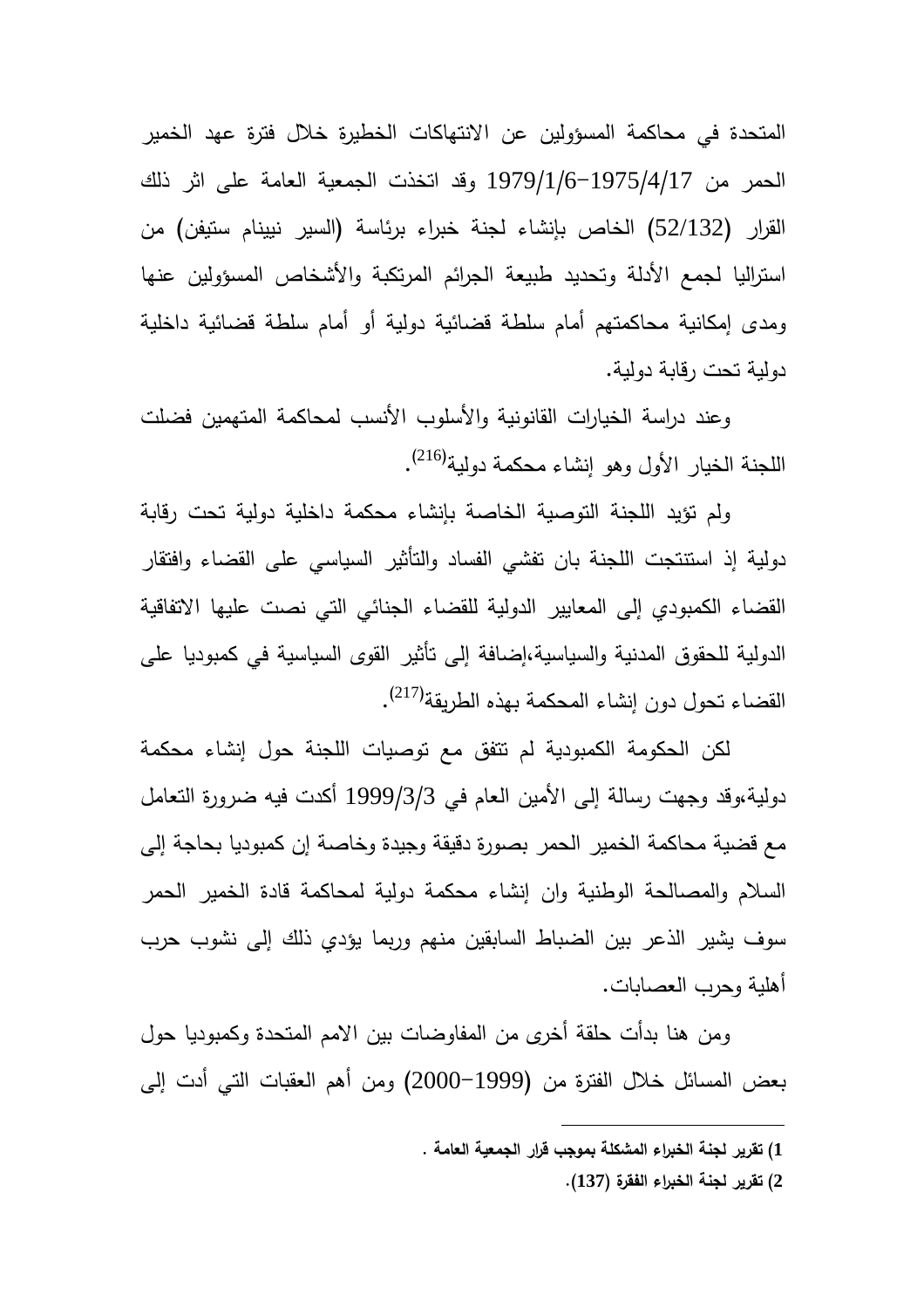المتحدة في محاكمة المسؤولين عن الانتهاكات الخطيرة خلال فترة عهد الخمير الحمر من 1975/4/17-1979/1/6 وقد اتخذت الجمعية العامة على اثر ذلك القرار (52/132) الخاص بإنشاء لجنة خبراء برئاسة (السير نيينام ستيفن) من استراليا لجمع الأدلة وتحديد طبيعة الجرائم المرتكبة والأشخاص المسؤولين عنها ومدى إمكانية محاكمتهم أمام سلطة قضائية دولية أو أمام سلطة قضائية داخلية دولية تحت رقابة دولية.

وعند دراسة الخيارات القانونية والأسلوب الأنسب لمحاكمة المتهمين فضلت اللجنة الخيار الأول وهو إنشاء محكمة دولية[216].

ولم تؤيد اللجنة التوصية الخاصة بإنشاء محكمة داخلية دولية تحت رقابة دولية إذ استنتجت اللجنة بان تفشي الفساد والتأثير السياسي على القضاء وافتقار القضاء الكمبودي إلى المعايير الدولية للقضاء الجنائي التي نصت عليها الاتفاقية الدولية للحقوق المدنية والسياسية،إضافة إلى تأثير القوى السياسية في كمبوديا على القضاء تحول دون إنشاء المحكمة بهذه الطريقة[217].

لكن الحكومة الكمبودية لم تتفق مع توصيات اللجنة حول إنشاء محكمة دولية،وقد وجهت رسالة إلى الأمين العام في 1999/3/3 أكدت فيه ضرورة التعامل مع قضية محاكمة الخمير الحمر بصورة دقيقة وجيدة وخاصة إن كمبوديا بحاجة إلى السلام والمصالحة الوطنية وان إنشاء محكمة دولية لمحاكمة قادة الخمير الحمر سوف يشير الذعر بين الضباط السابقين منهم وربما يؤدي ذلك إلى نشوب حرب أهلية وحرب العصابات.

ومن هنا بدأت حلقة أخرى من المفاوضات بين الامم المتحدة وكمبوديا حول بعض المسائل خلال الفترة من (1999-2000) ومن أهم العقبات التي أدت إلى

---

**1) تقرير لجنة الخبراء المشكلة بموجب قرار الجمعية العامة .**

**2) تقرير لجنة الخبراء الفقرة (137).**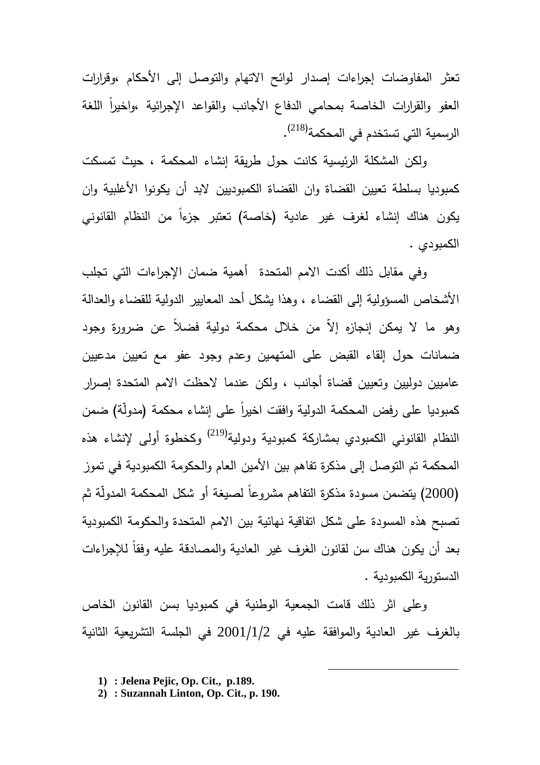تعثر المفاوضات إجراءات إصدار لوائح الاتهام والتوصل إلى الأحكام ،وقرارات العفو والقرارات الخاصة بمحامي الدفاع الأجانب والقواعد الإجرائية ،واخيراً اللغة الرسمية التي تستخدم في المحكمة[218].

ولكن المشكلة الرئيسية كانت حول طريقة إنشاء المحكمة ، حيث تمسكت كمبوديا بسلطة تعيين القضاة وان القضاة الكمبوديين لابد أن يكونوا الأغلبية وان يكون هناك إنشاء لغرف غير عادية (خاصة) تعتبر جزءاً من النظام القانوني الكمبودي .

وفي مقابل ذلك أكدت الامم المتحدة  أهمية ضمان الإجراءات التي تجلب الأشخاص المسؤولية إلى القضاء ، وهذا يشكل أحد المعايير الدولية للقضاء والعدالة وهو ما لا يمكن إنجازه إلاّ من خلال محكمة دولية فضلاً عن ضرورة وجود ضمانات حول إلقاء القبض على المتهمين وعدم وجود عفو مع تعيين مدعيين عاميين دوليين وتعيين قضاة أجانب ، ولكن عندما لاحظت الامم المتحدة إصرار كمبوديا على رفض المحكمة الدولية وافقت اخيراً على إنشاء محكمة (مدولّة) ضمن النظام القانوني الكمبودي بمشاركة كمبودية ودولية[219] وكخطوة أولى لإنشاء هذه المحكمة تم التوصل إلى مذكرة تفاهم بين الأمين العام والحكومة الكمبودية في تموز (2000) يتضمن مسودة مذكرة التفاهم مشروعاً لصيغة أو شكل المحكمة المدولّة ثم تصبح هذه المسودة على شكل اتفاقية نهائية بين الامم المتحدة والحكومة الكمبودية بعد أن يكون هناك سن لقانون الغرف غير العادية والمصادقة عليه وفقاً للإجراءات الدستورية الكمبودية .

وعلى اثر ذلك قامت الجمعية الوطنية في كمبوديا بسن القانون الخاص بالغرف غير العادية والموافقة عليه في 2001/1/2 في الجلسة التشريعية الثانية

---

1) : **Jelena Pejic, Op. Cit., p.189.**
2) : **Suzannah Linton, Op. Cit., p. 190.**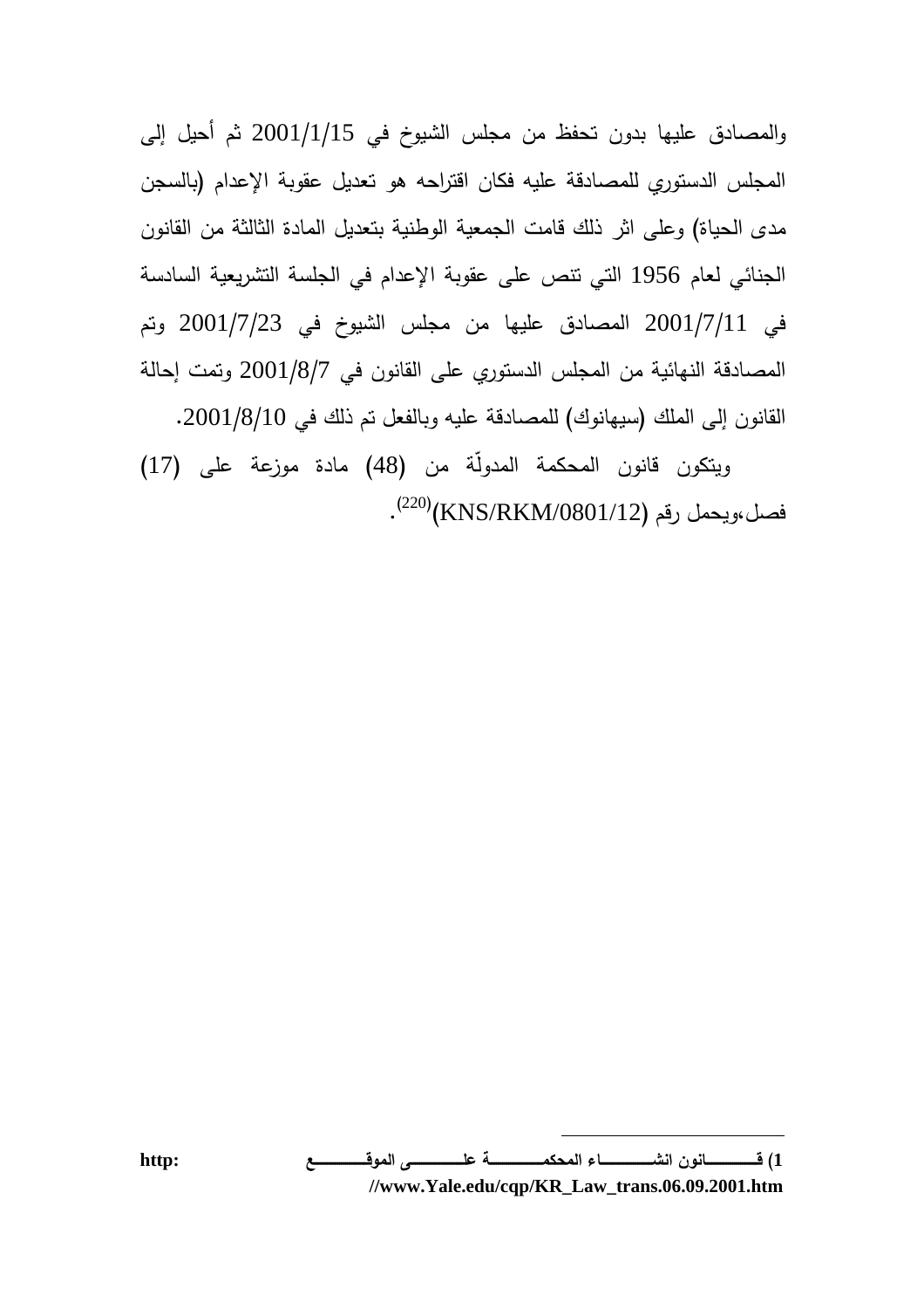والمصادق عليها بدون تحفظ من مجلس الشيوخ في 2001/1/15 ثم أحيل إلى المجلس الدستوري للمصادقة عليه فكان اقتراحه هو تعديل عقوبة الإعدام (بالسجن مدى الحياة) وعلى اثر ذلك قامت الجمعية الوطنية بتعديل المادة الثالثة من القانون الجنائي لعام 1956 التي تنص على عقوبة الإعدام في الجلسة التشريعية السادسة في 2001/7/11 المصادق عليها من مجلس الشيوخ في 2001/7/23 وتم المصادقة النهائية من المجلس الدستوري على القانون في 2001/8/7 وتمت إحالة القانون إلى الملك (سيهانوك) للمصادقة عليه وبالفعل تم ذلك في 2001/8/10.

ويتكون قانون المحكمة المدوّلة من (48) مادة موزعة على (17) فصل،ويحمل رقم (KNS/RKM/0801/12)[220].

---

1) قانون انشاء المحكمة على الموقع http: //www.Yale.edu/cqp/KR_Law_trans.06.09.2001.htm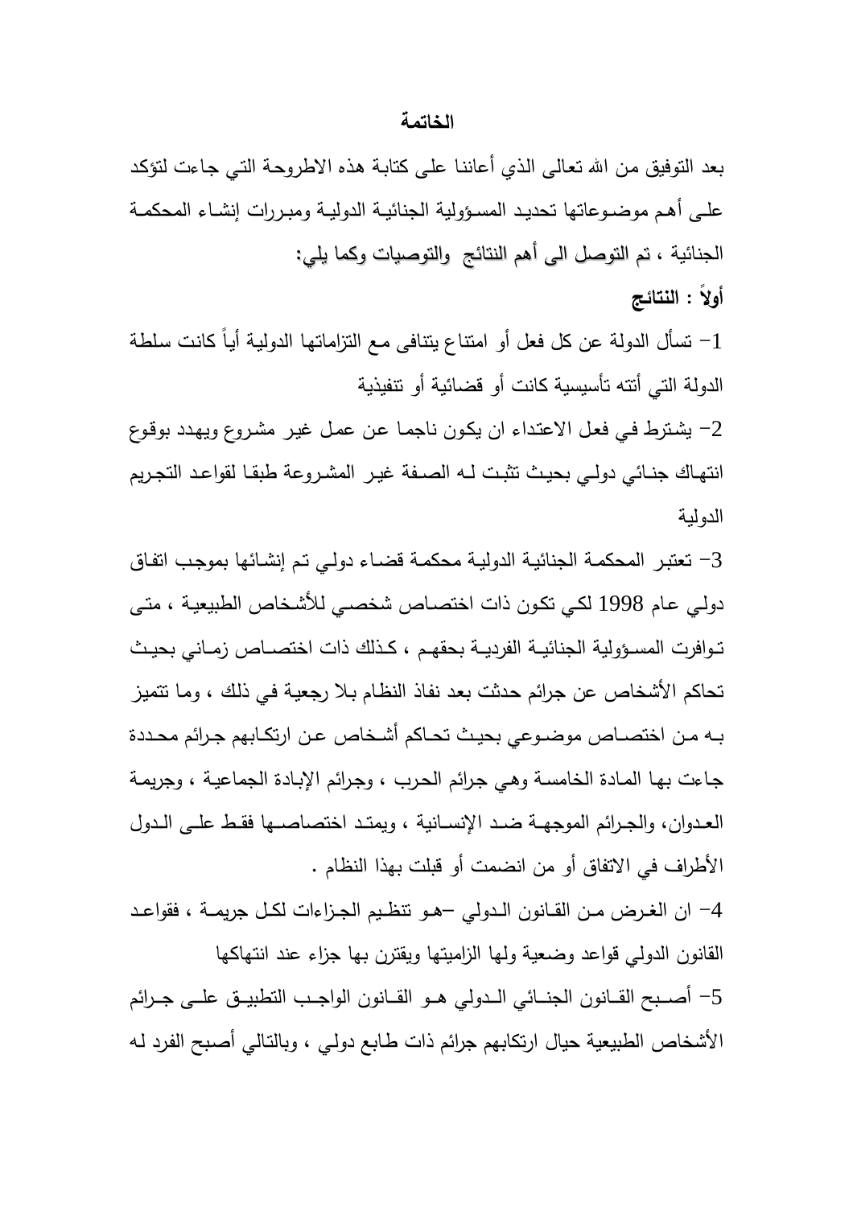## الخاتمة

بعد التوفيق من الله تعالى الذي أعاننا على كتابة هذه الاطروحة التي جاءت لتؤكد على أهم موضوعاتها تحديد المسؤولية الجنائية الدولية ومبررات إنشاء المحكمة الجنائية ، تم التوصل الى أهم النتائج والتوصيات وكما يلي:

**أولاً : النتائج**

1- تسأل الدولة عن كل فعل أو امتناع يتنافى مع التزاماتها الدولية أياً كانت سلطة الدولة التي أتته تأسيسية كانت أو قضائية أو تنفيذية

2- يشترط في فعل الاعتداء ان يكون ناجما عن عمل غير مشروع ويهدد بوقوع انتهاك جنائي دولي بحيث تثبت له الصفة غير المشروعة طبقا لقواعد التجريم الدولية

3- تعتبر المحكمة الجنائية الدولية محكمة قضاء دولي تم إنشائها بموجب اتفاق دولي عام 1998 لكي تكون ذات اختصاص شخصي للأشخاص الطبيعية ، متى توافرت المسؤولية الجنائية الفردية بحقهم ، كذلك ذات اختصاص زماني بحيث تحاكم الأشخاص عن جرائم حدثت بعد نفاذ النظام بلا رجعية في ذلك ، وما تتميز به من اختصاص موضوعي بحيث تحاكم أشخاص عن ارتكابهم جرائم محددة جاءت بها المادة الخامسة وهي جرائم الحرب ، وجرائم الإبادة الجماعية ، وجريمة العدوان، والجرائم الموجهة ضد الإنسانية ، ويمتد اختصاصها فقط على الدول الأطراف في الاتفاق أو من انضمت أو قبلت بهذا النظام .

4- ان الغرض من القانون الدولي –هو تنظيم الجزاءات لكل جريمة ، فقواعد القانون الدولي قواعد وضعية ولها الزاميتها ويقترن بها جزاء عند انتهاكها

5- أصبح القانون الجنائي الدولي هو القانون الواجب التطبيق على جرائم الأشخاص الطبيعية حيال ارتكابهم جرائم ذات طابع دولي ، وبالتالي أصبح الفرد له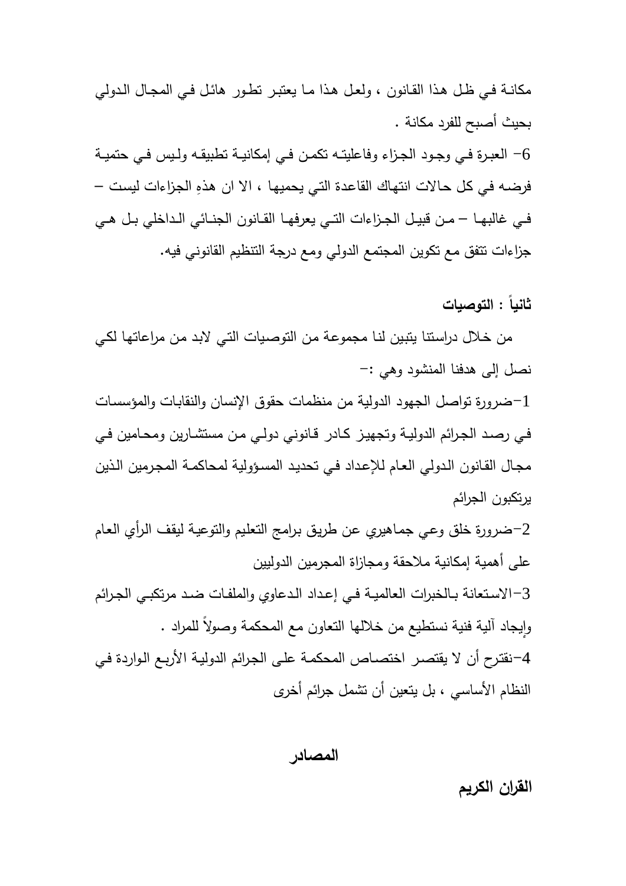مكانة في ظل هذا القانون ، ولعل هذا ما يعتبر تطور هائل في المجال الدولي بحيث أصبح للفرد مكانة .

6- العبرة في وجود الجزاء وفاعليته تكمن في إمكانية تطبيقه وليس في حتمية فرضه في كل حالات انتهاك القاعدة التي يحميها ، الا ان هذهِ الجزاءات ليست – في غالبها – من قبيل الجزاءات التي يعرفها القانون الجنائي الداخلي بل هي جزاءات تتفق مع تكوين المجتمع الدولي ومع درجة التنظيم القانوني فيه.

**ثانياً : التوصيات**

من خلال دراستنا يتبين لنا مجموعة من التوصيات التي لابد من مراعاتها لكي نصل إلى هدفنا المنشود وهي :-

1-ضرورة تواصل الجهود الدولية من منظمات حقوق الإنسان والنقابات والمؤسسات في رصد الجرائم الدولية وتجهيز كادر قانوني دولي من مستشارين ومحامين في مجال القانون الدولي العام للإعداد في تحديد المسؤولية لمحاكمة المجرمين الذين يرتكبون الجرائم

2-ضرورة خلق وعي جماهيري عن طريق برامج التعليم والتوعية ليقف الرأي العام على أهمية إمكانية ملاحقة ومجازاة المجرمين الدوليين

3-الاستعانة بالخبرات العالمية في إعداد الدعاوي والملفات ضد مرتكبي الجرائم وإيجاد آلية فنية نستطيع من خلالها التعاون مع المحكمة وصولاً للمراد .

4-نقترح أن لا يقتصر اختصاص المحكمة على الجرائم الدولية الأربع الواردة في النظام الأساسي ، بل يتعين أن تشمل جرائم أخرى

## المصادر

**القران الكريم**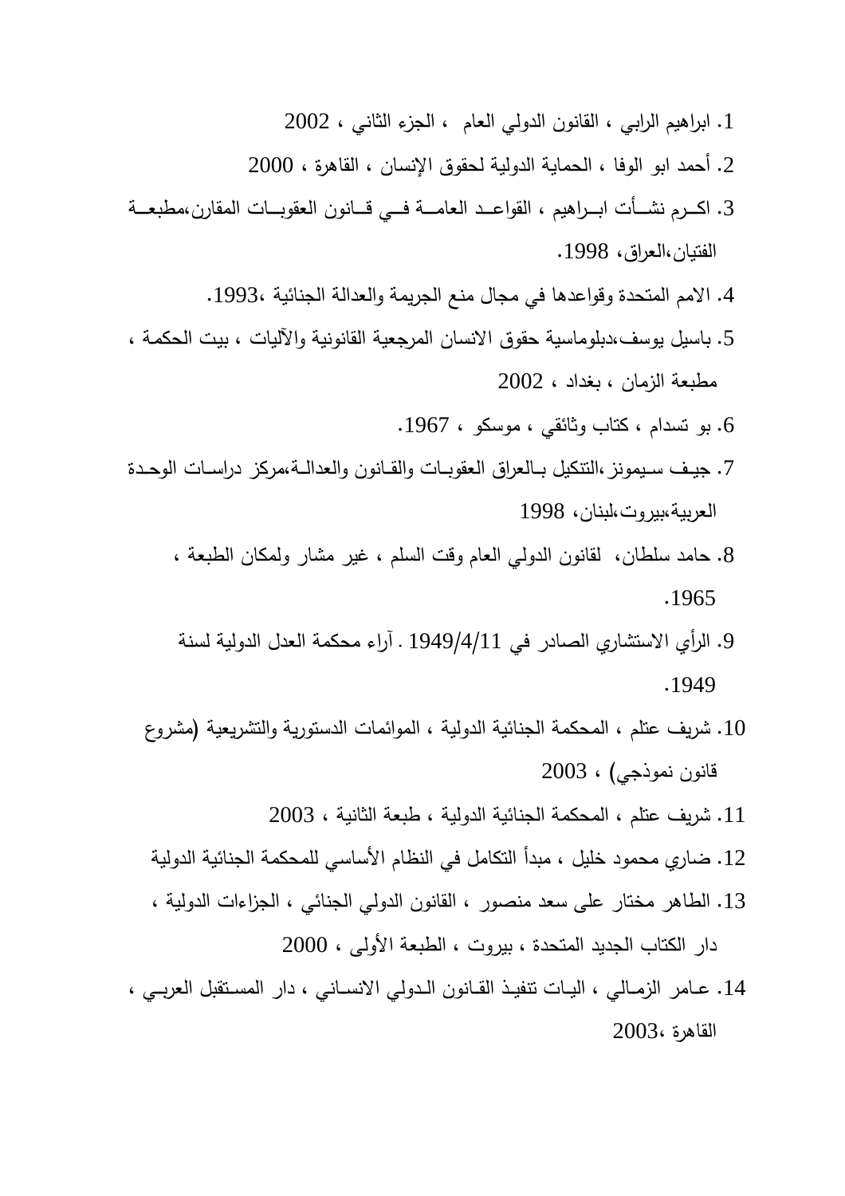1. ابراهيم الرابي ، القانون الدولي العام ، الجزء الثاني ، 2002
2. أحمد ابو الوفا ، الحماية الدولية لحقوق الإنسان ، القاهرة ، 2000
3. اكـرم نشـأت ابـراهيم ، القواعـد العامـة فـي قـانون العقوبـات المقارن،مطبعـة الفتيان،العراق، 1998.
4. الامم المتحدة وقواعدها في مجال منع الجريمة والعدالة الجنائية ،1993.
5. باسيل يوسف،دبلوماسية حقوق الانسان المرجعية القانونية والآليات ، بيت الحكمة ، مطبعة الزمان ، بغداد ، 2002
6. بو تسدام ، كتاب وثائقي ، موسكو ، 1967.
7. جيف سيمونز ،التنكيل بـالعراق العقوبـات والقـانون والعدالـة،مركز دراسـات الوحـدة العربية،بيروت،لبنان، 1998
8. حامد سلطان، لقانون الدولي العام وقت السلم ، غير مشار ولمكان الطبعة ، 1965.
9. الرأي الاستشاري الصادر في 1949/4/11 . آراء محكمة العدل الدولية لسنة 1949.
10. شريف عتلم ، المحكمة الجنائية الدولية ، الموائمات الدستورية والتشريعية (مشروع قانون نموذجي) ، 2003
11. شريف عتلم ، المحكمة الجنائية الدولية ، طبعة الثانية ، 2003
12. ضاري محمود خليل ، مبدأ التكامل في النظام الأساسي للمحكمة الجنائية الدولية
13. الطاهر مختار على سعد منصور ، القانون الدولي الجنائي ، الجزاءات الدولية ، دار الكتاب الجديد المتحدة ، بيروت ، الطبعة الأولى ، 2000
14. عـامر الزمـالي ، اليـات تنفيـذ القـانون الـدولي الانسـاني ، دار المسـتقبل العربـي ، القاهرة ،2003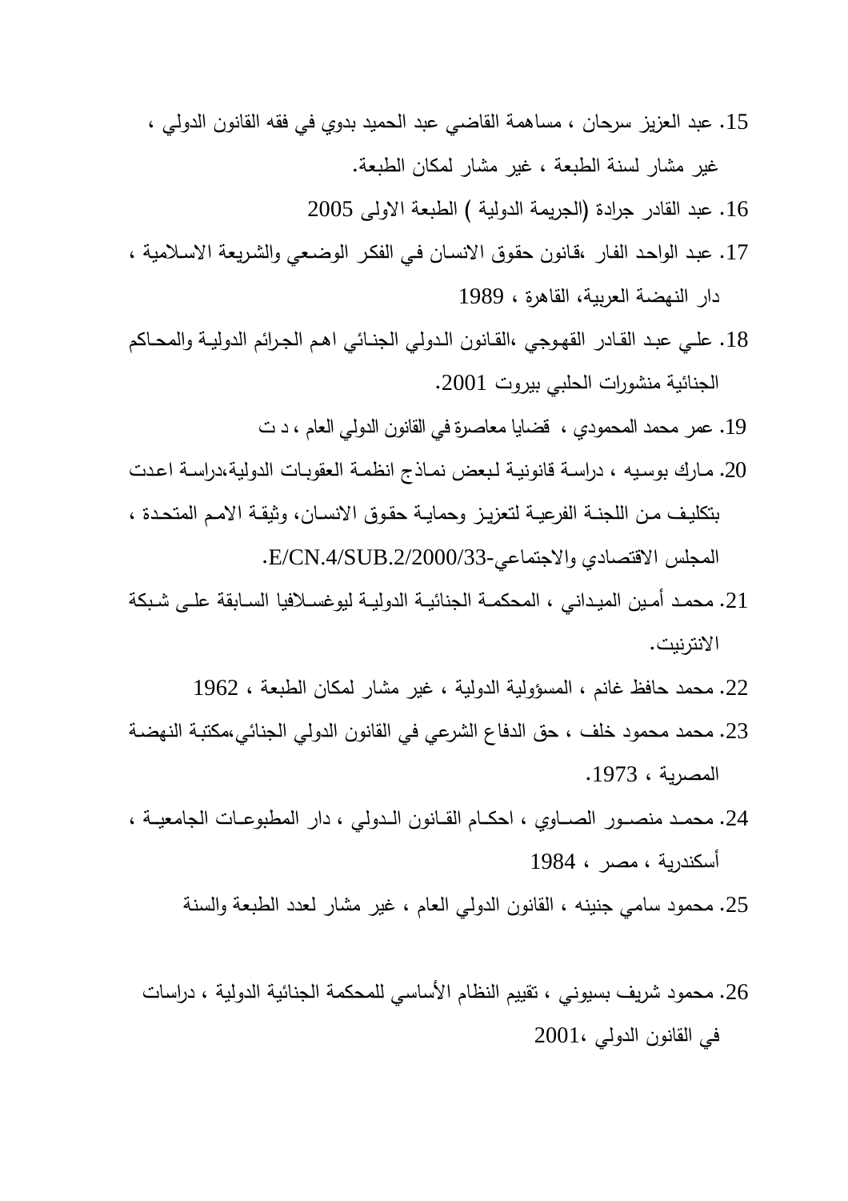15. عبد العزيز سرحان ، مساهمة القاضي عبد الحميد بدوي في فقه القانون الدولي ، غير مشار لسنة الطبعة ، غير مشار لمكان الطبعة.
16. عبد القادر جرادة (الجريمة الدولية ) الطبعة الاولى 2005
17. عبد الواحد الفار ،قانون حقوق الانسان في الفكر الوضعي والشريعة الاسلامية ، دار النهضة العربية، القاهرة ، 1989
18. علي عبد القادر القهوجي ،القانون الدولي الجنائي اهم الجرائم الدولية والمحاكم الجنائية منشورات الحلبي بيروت 2001.
19. عمر محمد المحمودي ، قضايا معاصرة في القانون الدولي العام ، د ت
20. مارك بوسيه ، دراسة قانونية لبعض نماذج انظمة العقوبات الدولية،دراسة اعدت بتكليف من اللجنة الفرعية لتعزيز وحماية حقوق الانسان، وثيقة الامم المتحدة ، المجلس الاقتصادي والاجتماعي-E/CN.4/SUB.2/2000/33.
21. محمد أمين الميداني ، المحكمة الجنائية الدولية ليوغسلافيا السابقة على شبكة الانترنيت.
22. محمد حافظ غانم ، المسؤولية الدولية ، غير مشار لمكان الطبعة ، 1962
23. محمد محمود خلف ، حق الدفاع الشرعي في القانون الدولي الجنائي،مكتبة النهضة المصرية ، 1973.
24. محمد منصور الصاوي ، احكام القانون الدولي ، دار المطبوعات الجامعية ، أسكندرية ، مصر ، 1984
25. محمود سامي جنينه ، القانون الدولي العام ، غير مشار لعدد الطبعة والسنة
26. محمود شريف بسيوني ، تقييم النظام الأساسي للمحكمة الجنائية الدولية ، دراسات في القانون الدولي ،2001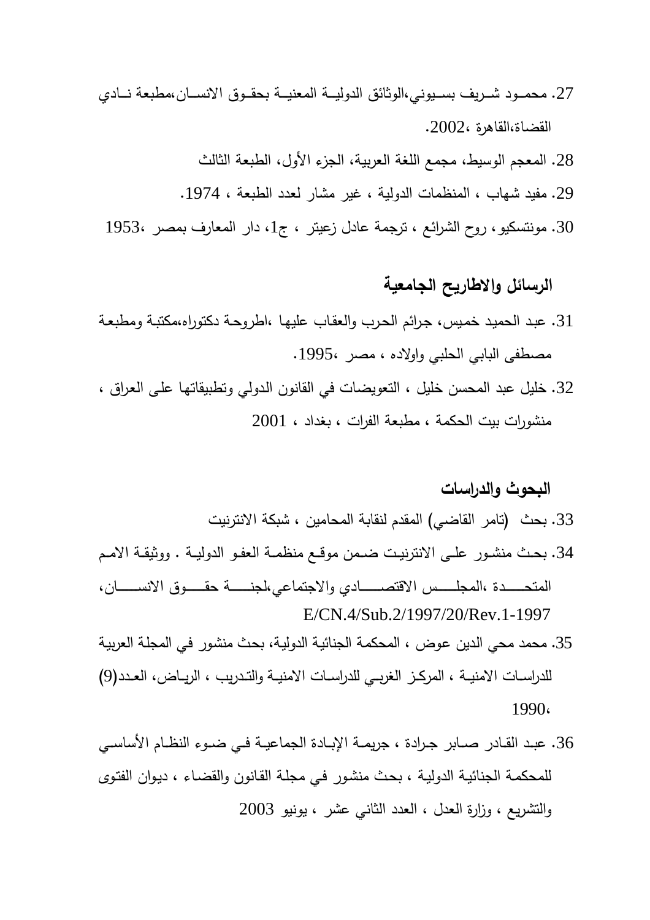27. محمـود شـريف بسـيوني،الوثائق الدوليـة المعنيـة بحقـوق الانسـان،مطبعة نـادي القضاة،القاهرة ،2002.

28. المعجم الوسيط، مجمع اللغة العربية، الجزء الأول، الطبعة الثالث

29. مفيد شهاب ، المنظمات الدولية ، غير مشار لعدد الطبعة ، 1974.

30. مونتسكيو، روح الشرائع ، ترجمة عادل زعيتر ، ج1، دار المعارف بمصر ،1953

### الرسائل والاطاريح الجامعية

31. عبد الحميد خميس، جرائم الحرب والعقاب عليها ،اطروحة دكتوراه،مكتبة ومطبعة مصطفى البابي الحلبي واولاده ، مصر ،1995.

32. خليل عبد المحسن خليل ، التعويضات في القانون الدولي وتطبيقاتها على العراق ، منشورات بيت الحكمة ، مطبعة الفرات ، بغداد ، 2001

### البحوث والدراسات

33. بحث (تامر القاضي) المقدم لنقابة المحامين ، شبكة الانترنيت

34. بحث منشور على الانترنيت ضمن موقع منظمة العفو الدولية . ووثيقة الامم المتحدة ،المجلس الاقتصادي والاجتماعي،لجنة حقوق الانسان، E/CN.4/Sub.2/1997/20/Rev.1-1997

35. محمد محي الدين عوض ، المحكمة الجنائية الدولية، بحث منشور في المجلة العربية للدراسات الامنية ، المركز الغربي للدراسات الامنية والتدريب ، الرياض، العدد(9) 1990،

36. عبد القادر صابر جرادة ، جريمة الإبادة الجماعية في ضوء النظام الأساسي للمحكمة الجنائية الدولية ، بحث منشور في مجلة القانون والقضاء ، ديوان الفتوى والتشريع ، وزارة العدل ، العدد الثاني عشر ، يونيو 2003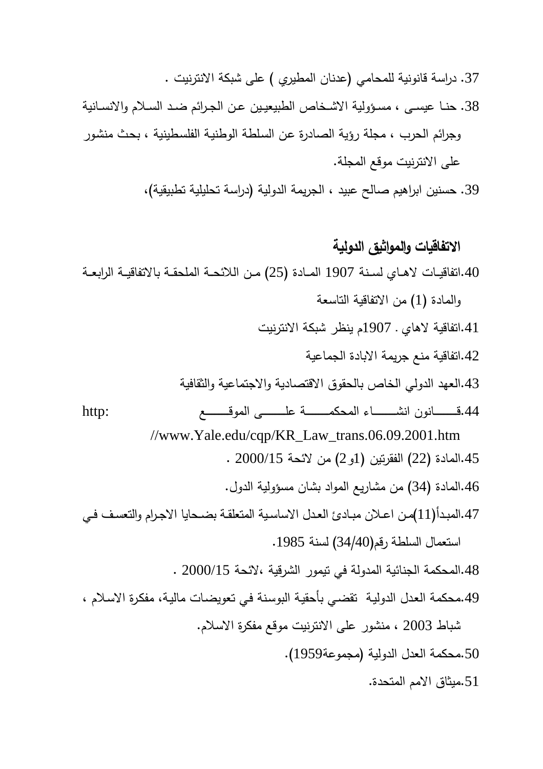37. دراسة قانونية للمحامي (عدنان المطيري ) على شبكة الانترنيت .

38. حنا عيسى ، مسؤولية الاشخاص الطبيعيين عن الجرائم ضد السلام والانسانية وجرائم الحرب ، مجلة رؤية الصادرة عن السلطة الوطنية الفلسطينية ، بحث منشور على الانترنيت موقع المجلة.

39. حسنين ابراهيم صالح عبيد ، الجريمة الدولية (دراسة تحليلية تطبيقية)،

## الاتفاقيات والمواثيق الدولية

40. اتفاقيات لاهاي لسنة 1907 المادة (25) من اللائحة الملحقة بالاتفاقية الرابعة والمادة (1) من الاتفاقية التاسعة

41. اتفاقية لاهاي . 1907م ينظر شبكة الانترنيت

42. اتفاقية منع جريمة الابادة الجماعية

43. العهد الدولي الخاص بالحقوق الاقتصادية والاجتماعية والثقافية

44. قانون انشاء المحكمة على الموقع http://www.Yale.edu/cqp/KR_Law_trans.06.09.2001.htm

45. المادة (22) الفقرتين (1و2) من لائحة 2000/15 .

46. المادة (34) من مشاريع المواد بشان مسؤولية الدول.

47. المبدأ(11)من اعلان مبادئ العدل الاساسية المتعلقة بضحايا الاجرام والتعسف في استعمال السلطة رقم(34/40) لسنة 1985.

48. المحكمة الجنائية المدولة في تيمور الشرقية ،لائحة 2000/15 .

49. محكمة العدل الدولية تقضي بأحقية البوسنة في تعويضات مالية، مفكرة الاسلام ، شباط 2003 ، منشور على الانترنيت موقع مفكرة الاسلام.

50. محكمة العدل الدولية (مجموعة1959).

51. ميثاق الامم المتحدة.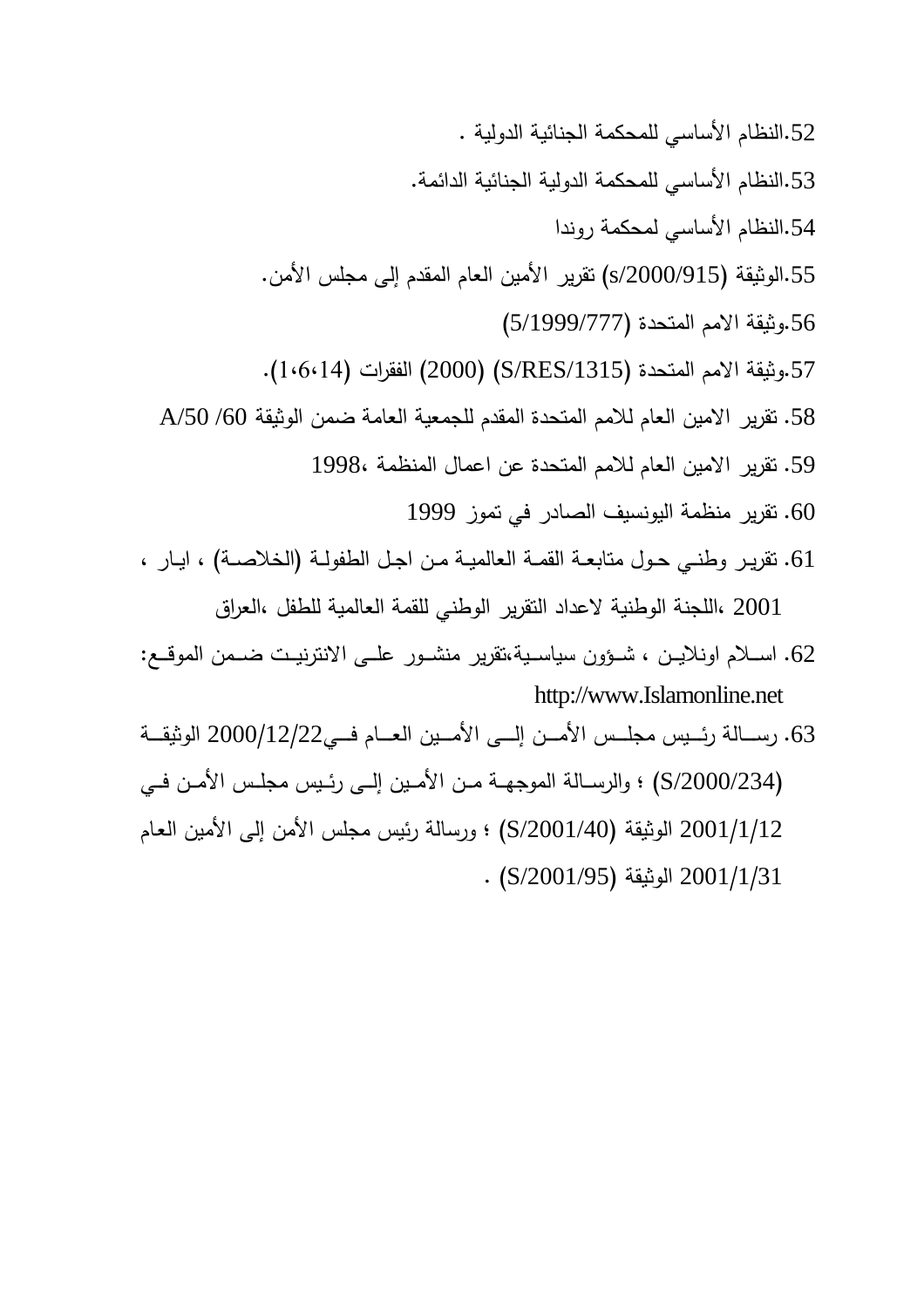52.النظام الأساسي للمحكمة الجنائية الدولية .

53.النظام الأساسي للمحكمة الدولية الجنائية الدائمة.

54.النظام الأساسي لمحكمة روندا

55.الوثيقة (s/2000/915) تقرير الأمين العام المقدم إلى مجلس الأمن.

56.وثيقة الامم المتحدة (5/1999/777)

57.وثيقة الامم المتحدة (S/RES/1315) (2000) الفقرات (14،6،1).

58. تقرير الامين العام للامم المتحدة المقدم للجمعية العامة ضمن الوثيقة 60/ A/50

59. تقرير الامين العام للامم المتحدة عن اعمال المنظمة ،1998

60. تقرير منظمة اليونسيف الصادر في تموز 1999

61. تقرير وطني حول متابعة القمة العالمية من اجل الطفولة (الخلاصة) ، ايار ، 2001 ،اللجنة الوطنية لاعداد التقرير الوطني للقمة العالمية للطفل ،العراق

62. اسلام اونلاين ، شؤون سياسية،تقرير منشور على الانترنيت ضمن الموقع: http://www.Islamonline.net

63. رسالة رئيس مجلس الأمن إلى الأمين العام في2000/12/22 الوثيقة (S/2000/234) ؛ والرسالة الموجهة من الأمين إلى رئيس مجلس الأمن في 2001/1/12 الوثيقة (S/2001/40) ؛ ورسالة رئيس مجلس الأمن إلى الأمين العام 2001/1/31 الوثيقة (S/2001/95) .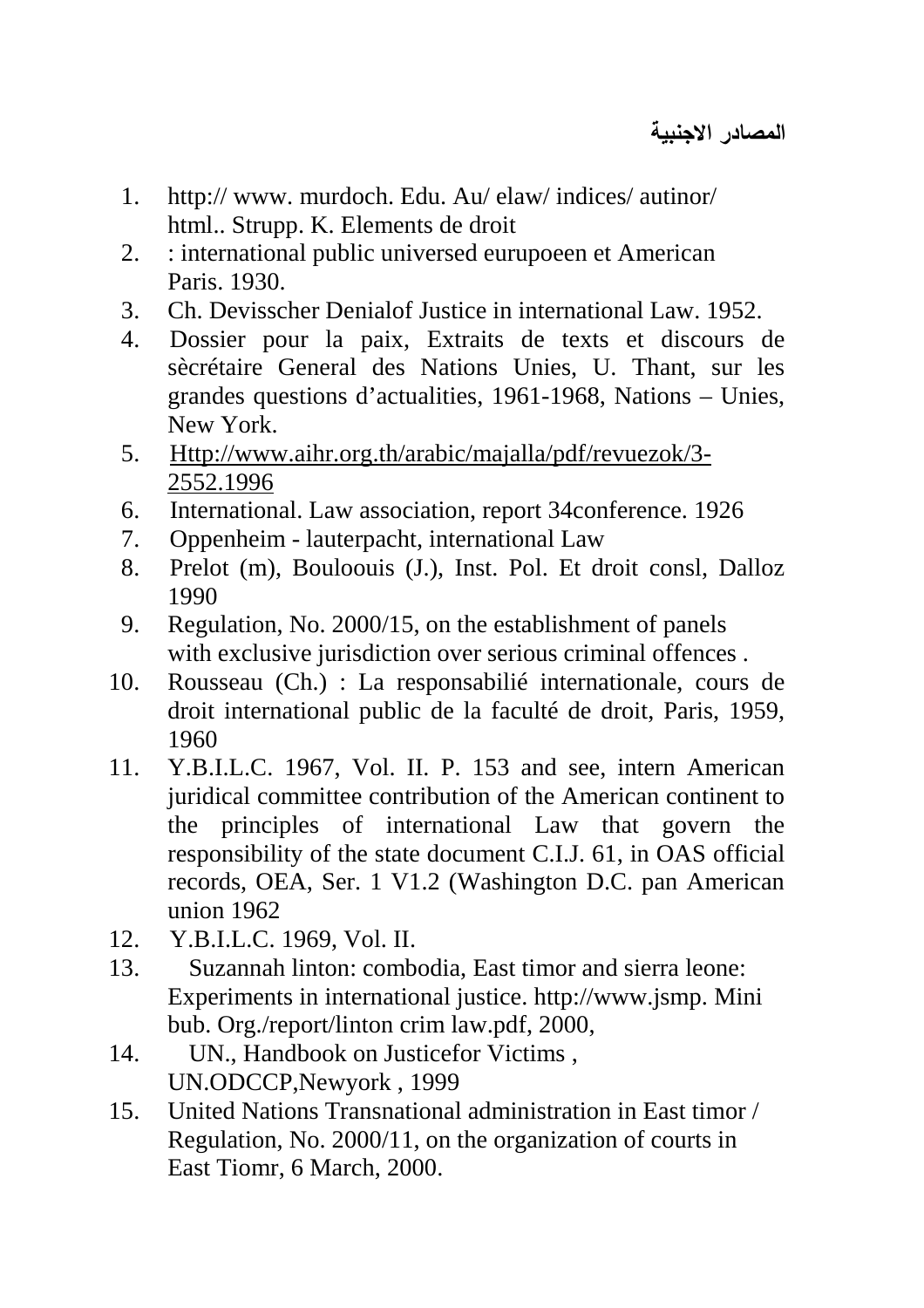## المصادر الاجنبية

1. http:// www. murdoch. Edu. Au/ elaw/ indices/ autinor/ html.. Strupp. K. Elements de droit
2. : international public universed eurupoeen et American Paris. 1930.
3. Ch. Devisscher Denialof Justice in international Law. 1952.
4. Dossier pour la paix, Extraits de texts et discours de sècrétaire General des Nations Unies, U. Thant, sur les grandes questions d'actualities, 1961-1968, Nations – Unies, New York.
5. Http://www.aihr.org.th/arabic/majalla/pdf/revuezok/3-2552.1996
6. International. Law association, report 34conference. 1926
7. Oppenheim - lauterpacht, international Law
8. Prelot (m), Bouloouis (J.), Inst. Pol. Et droit consl, Dalloz 1990
9. Regulation, No. 2000/15, on the establishment of panels with exclusive jurisdiction over serious criminal offences .
10. Rousseau (Ch.) : La responsabilié internationale, cours de droit international public de la faculté de droit, Paris, 1959, 1960
11. Y.B.I.L.C. 1967, Vol. II. P. 153 and see, intern American juridical committee contribution of the American continent to the principles of international Law that govern the responsibility of the state document C.I.J. 61, in OAS official records, OEA, Ser. 1 V1.2 (Washington D.C. pan American union 1962
12. Y.B.I.L.C. 1969, Vol. II.
13. Suzannah linton: combodia, East timor and sierra leone: Experiments in international justice. http://www.jsmp. Mini bub. Org./report/linton crim law.pdf, 2000,
14. UN., Handbook on Justicefor Victims , UN.ODCCP,Newyork , 1999
15. United Nations Transnational administration in East timor / Regulation, No. 2000/11, on the organization of courts in East Tiomr, 6 March, 2000.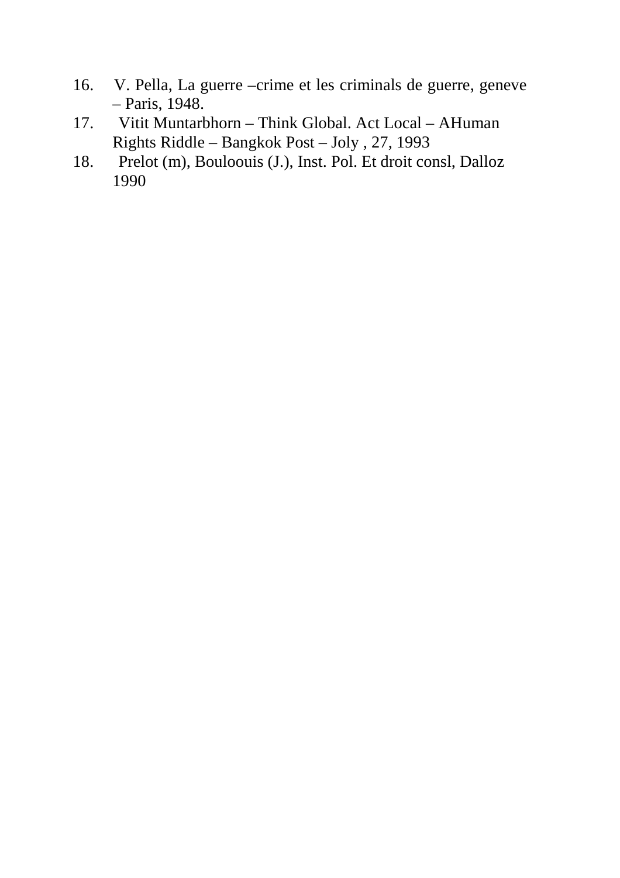16. V. Pella, La guerre –crime et les criminals de guerre, geneve – Paris, 1948.
17. Vitit Muntarbhorn – Think Global. Act Local – AHuman Rights Riddle – Bangkok Post – Joly , 27, 1993
18. Prelot (m), Bouloouis (J.), Inst. Pol. Et droit consl, Dalloz 1990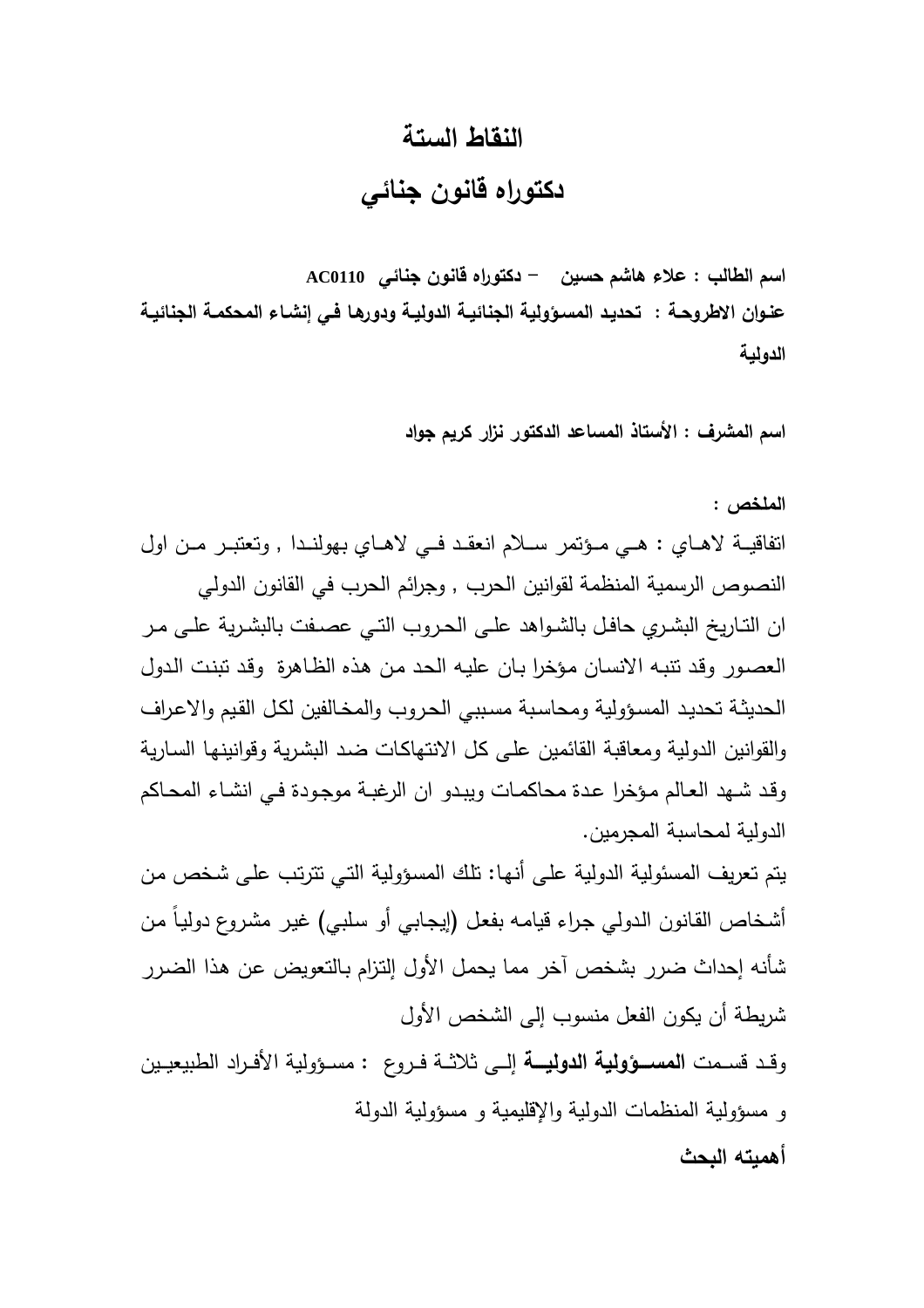# النقاط الستة

## دكتوراه قانون جنائي

**اسم الطالب : علاء هاشم حسين – دكتوراه قانون جنائي AC0110**

**عنوان الاطروحة : تحديد المسؤولية الجنائية الدولية ودورها في إنشاء المحكمة الجنائية الدولية**

**اسم المشرف : الأستاذ المساعد الدكتور نزار كريم جواد**

**الملخص :**

اتفاقية لاهاي : هي مؤتمر سلام انعقد في لاهاي بهولندا , وتعتبر من اول النصوص الرسمية المنظمة لقوانين الحرب , وجرائم الحرب في القانون الدولي

ان التاريخ البشري حافل بالشواهد على الحروب التي عصفت بالبشرية على مر العصور وقد تنبه الانسان مؤخرا بان عليه الحد من هذه الظاهرة وقد تبنت الدول الحديثة تحديد المسؤولية ومحاسبة مسببي الحروب والمخالفين لكل القيم والاعراف والقوانين الدولية ومعاقبة القائمين على كل الانتهاكات ضد البشرية وقوانينها السارية وقد شهد العالم مؤخرا عدة محاكمات ويبدو ان الرغبة موجودة في انشاء المحاكم الدولية لمحاسبة المجرمين.

يتم تعريف المسئولية الدولية على أنها: تلك المسؤولية التي تترتب على شخص من أشخاص القانون الدولي جراء قيامه بفعل (إيجابي أو سلبي) غير مشروع دولياً من شأنه إحداث ضرر بشخص آخر مما يحمل الأول إلتزام بالتعويض عن هذا الضرر شريطة أن يكون الفعل منسوب إلى الشخص الأول

وقد قسمت **المسؤولية الدولية** إلى ثلاثة فروع : مسؤولية الأفراد الطبيعيين و مسؤولية المنظمات الدولية والإقليمية و مسؤولية الدولة

**أهميته البحث**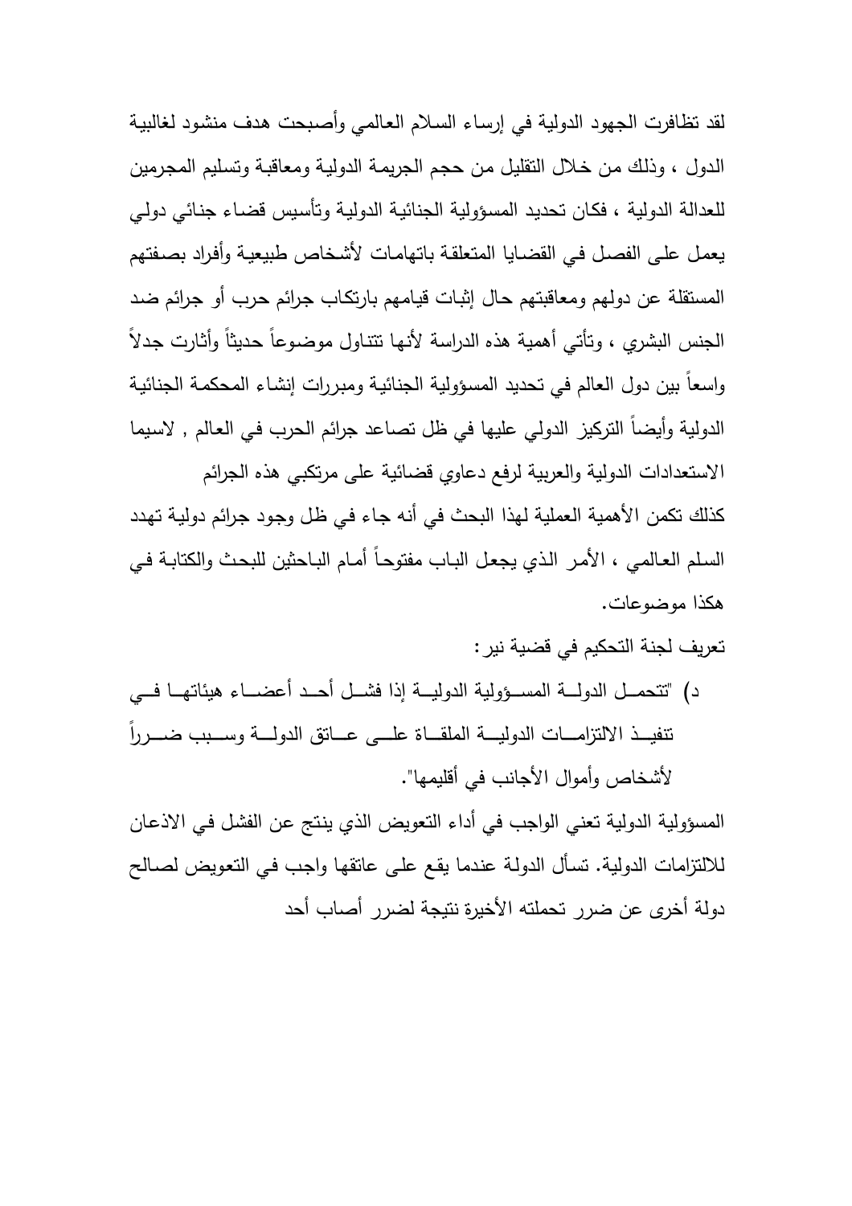لقد تظافرت الجهود الدولية في إرساء السلام العالمي وأصبحت هدف منشود لغالبية الدول ، وذلك من خلال التقليل من حجم الجريمة الدولية ومعاقبة وتسليم المجرمين للعدالة الدولية ، فكان تحديد المسؤولية الجنائية الدولية وتأسيس قضاء جنائي دولي يعمل على الفصل في القضايا المتعلقة باتهامات لأشخاص طبيعية وأفراد بصفتهم المستقلة عن دولهم ومعاقبتهم حال إثبات قيامهم بارتكاب جرائم حرب أو جرائم ضد الجنس البشري ، وتأتي أهمية هذه الدراسة لأنها تتناول موضوعاً حديثاً وأثارت جدلاً واسعاً بين دول العالم في تحديد المسؤولية الجنائية ومبررات إنشاء المحكمة الجنائية الدولية وأيضاً التركيز الدولي عليها في ظل تصاعد جرائم الحرب في العالم , لاسيما الاستعدادات الدولية والعربية لرفع دعاوي قضائية على مرتكبي هذه الجرائم

كذلك تكمن الأهمية العملية لهذا البحث في أنه جاء في ظل وجود جرائم دولية تهدد السلم العالمي ، الأمر الذي يجعل الباب مفتوحاً أمام الباحثين للبحث والكتابة في هكذا موضوعات.

تعريف لجنة التحكيم في قضية نير:

د) "تتحمل الدولة المسؤولية الدولية إذا فشل أحد أعضاء هيئاتها في تنفيذ الالتزامات الدولية الملقاة على عاتق الدولة وسبب ضرراً لأشخاص وأموال الأجانب في أقليمها".

المسؤولية الدولية تعني الواجب في أداء التعويض الذي ينتج عن الفشل في الاذعان للالتزامات الدولية. تسأل الدولة عندما يقع على عاتقها واجب في التعويض لصالح دولة أخرى عن ضرر تحملته الأخيرة نتيجة لضرر أصاب أحد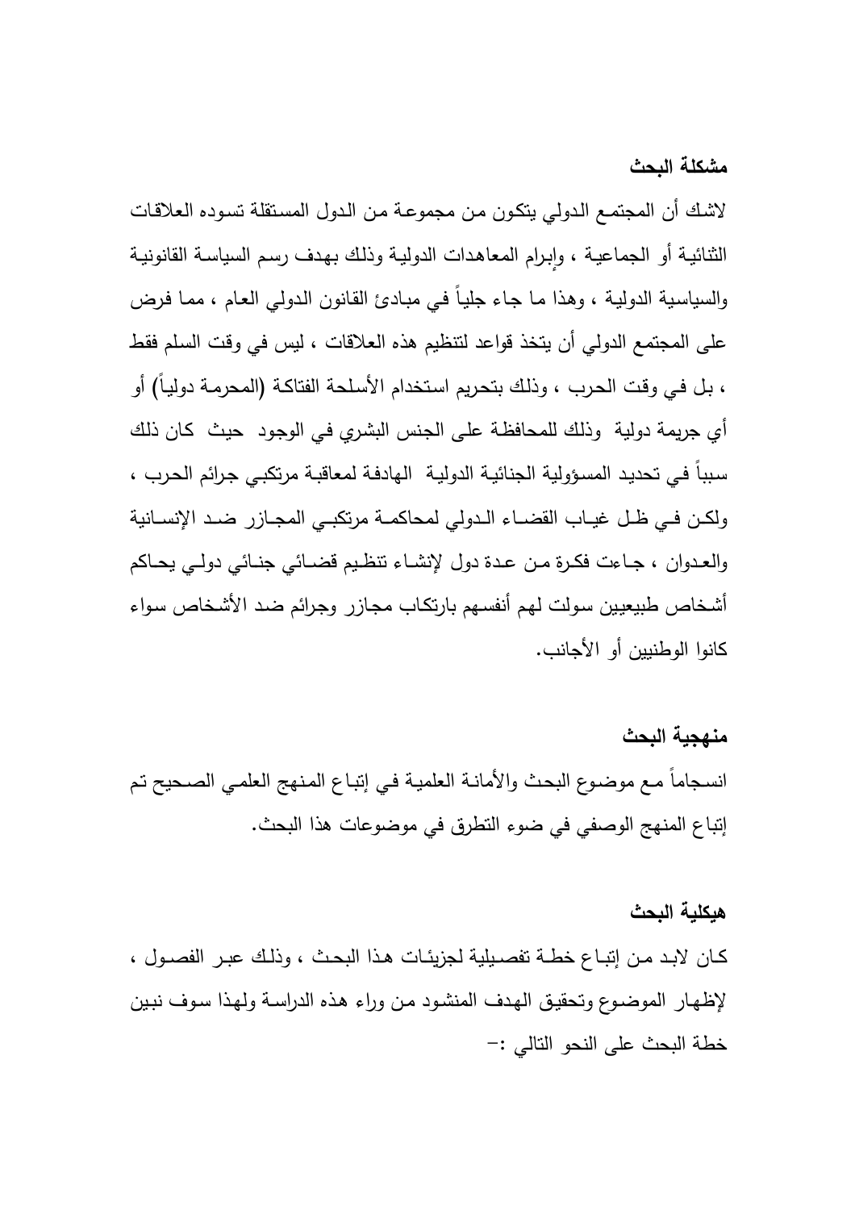### مشكلة البحث

لاشك أن المجتمع الدولي يتكون من مجموعة من الدول المستقلة تسوده العلاقات الثنائية أو الجماعية ، وإبرام المعاهدات الدولية وذلك بهدف رسم السياسة القانونية والسياسية الدولية ، وهذا ما جاء جلياً في مبادئ القانون الدولي العام ، مما فرض على المجتمع الدولي أن يتخذ قواعد لتنظيم هذه العلاقات ، ليس في وقت السلم فقط ، بل في وقت الحرب ، وذلك بتحريم استخدام الأسلحة الفتاكة (المحرمة دولياً) أو أي جريمة دولية وذلك للمحافظة على الجنس البشري في الوجود حيث كان ذلك سبباً في تحديد المسؤولية الجنائية الدولية الهادفة لمعاقبة مرتكبي جرائم الحرب ، ولكن في ظل غياب القضاء الدولي لمحاكمة مرتكبي المجازر ضد الإنسانية والعدوان ، جاءت فكرة من عدة دول لإنشاء تنظيم قضائي جنائي دولي يحاكم أشخاص طبيعيين سولت لهم أنفسهم بارتكاب مجازر وجرائم ضد الأشخاص سواء كانوا الوطنيين أو الأجانب.

### منهجية البحث

انسجاماً مع موضوع البحث والأمانة العلمية في إتباع المنهج العلمي الصحيح تم إتباع المنهج الوصفي في ضوء التطرق في موضوعات هذا البحث.

### هيكلية البحث

كان لابد من إتباع خطة تفصيلية لجزئيات هذا البحث ، وذلك عبر الفصول ، لإظهار الموضوع وتحقيق الهدف المنشود من وراء هذه الدراسة ولهذا سوف نبين خطة البحث على النحو التالي :-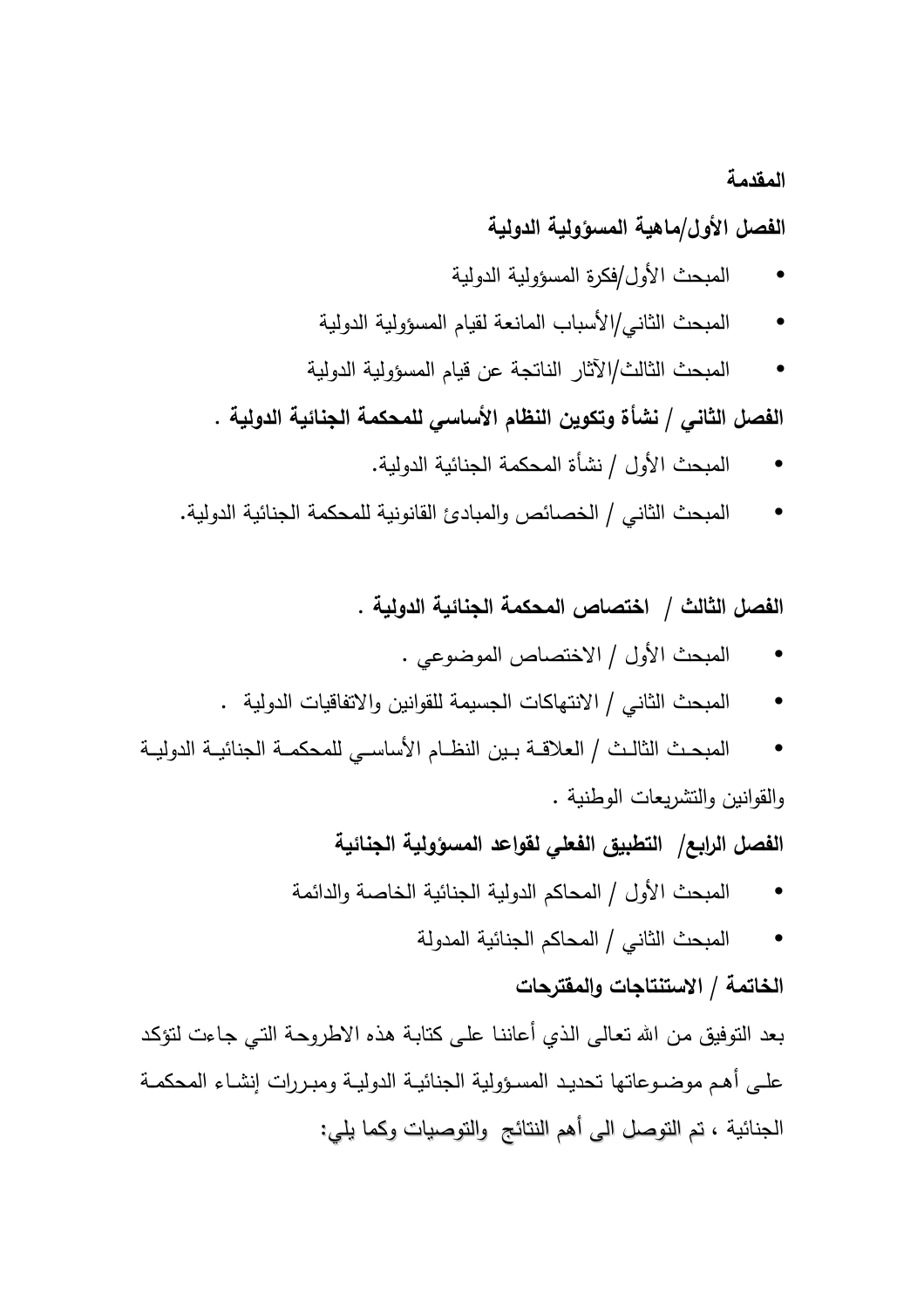**المقدمة**

**الفصل الأول/ماهية المسؤولية الدولية**

- المبحث الأول/فكرة المسؤولية الدولية
- المبحث الثاني/الأسباب المانعة لقيام المسؤولية الدولية
- المبحث الثالث/الآثار الناتجة عن قيام المسؤولية الدولية

**الفصل الثاني / نشأة وتكوين النظام الأساسي للمحكمة الجنائية الدولية .**

- المبحث الأول / نشأة المحكمة الجنائية الدولية.
- المبحث الثاني / الخصائص والمبادئ القانونية للمحكمة الجنائية الدولية.

**الفصل الثالث / اختصاص المحكمة الجنائية الدولية .**

- المبحث الأول / الاختصاص الموضوعي .
- المبحث الثاني / الانتهاكات الجسيمة للقوانين والاتفاقيات الدولية .
- المبحث الثالث / العلاقة بين النظام الأساسي للمحكمة الجنائية الدولية والقوانين والتشريعات الوطنية .

**الفصل الرابع/ التطبيق الفعلي لقواعد المسؤولية الجنائية**

- المبحث الأول / المحاكم الدولية الجنائية الخاصة والدائمة
- المبحث الثاني / المحاكم الجنائية المدولة

**الخاتمة / الاستنتاجات والمقترحات**

بعد التوفيق من الله تعالى الذي أعاننا على كتابة هذه الاطروحة التي جاءت لتؤكد على أهم موضوعاتها تحديد المسؤولية الجنائية الدولية ومبررات إنشاء المحكمة الجنائية ، تم التوصل الى أهم النتائج والتوصيات وكما يلي: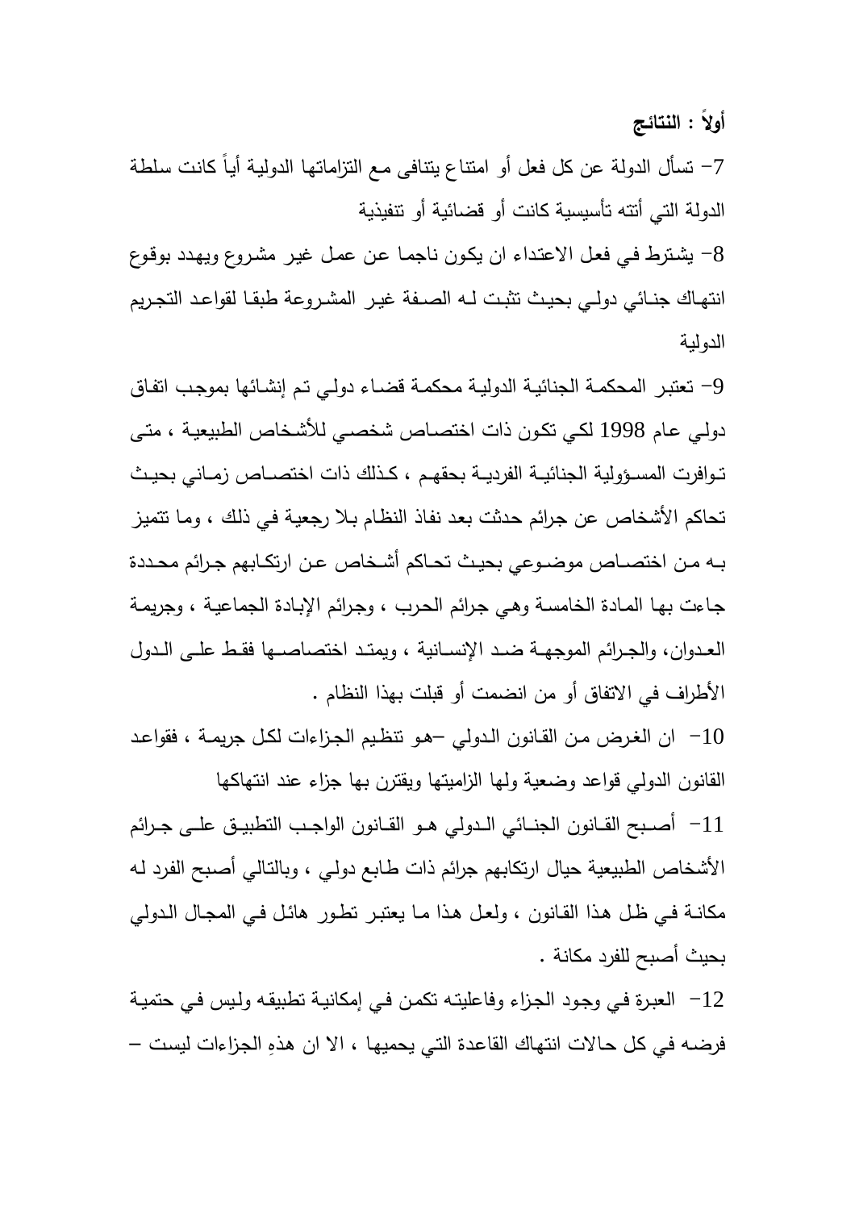**أولاً : النتائج**

7- تسأل الدولة عن كل فعل أو امتناع يتنافى مع التزاماتها الدولية أياً كانت سلطة الدولة التي أتته تأسيسية كانت أو قضائية أو تنفيذية

8- يشترط في فعل الاعتداء ان يكون ناجما عن عمل غير مشروع ويهدد بوقوع انتهاك جنائي دولي بحيث تثبت له الصفة غير المشروعة طبقا لقواعد التجريم الدولية

9- تعتبر المحكمة الجنائية الدولية محكمة قضاء دولي تم إنشائها بموجب اتفاق دولي عام 1998 لكي تكون ذات اختصاص شخصي للأشخاص الطبيعية ، متى توافرت المسؤولية الجنائية الفردية بحقهم ، كذلك ذات اختصاص زماني بحيث تحاكم الأشخاص عن جرائم حدثت بعد نفاذ النظام بلا رجعية في ذلك ، وما تتميز به من اختصاص موضوعي بحيث تحاكم أشخاص عن ارتكابهم جرائم محددة جاءت بها المادة الخامسة وهي جرائم الحرب ، وجرائم الإبادة الجماعية ، وجريمة العدوان، والجرائم الموجهة ضد الإنسانية ، ويمتد اختصاصها فقط على الدول الأطراف في الاتفاق أو من انضمت أو قبلت بهذا النظام .

10- ان الغرض من القانون الدولي –هو تنظيم الجزاءات لكل جريمة ، فقواعد القانون الدولي قواعد وضعية ولها الزاميتها ويقترن بها جزاء عند انتهاكها

11- أصبح القانون الجنائي الدولي هو القانون الواجب التطبيق على جرائم الأشخاص الطبيعية حيال ارتكابهم جرائم ذات طابع دولي ، وبالتالي أصبح الفرد له مكانة في ظل هذا القانون ، ولعل هذا ما يعتبر تطور هائل في المجال الدولي بحيث أصبح للفرد مكانة .

12- العبرة في وجود الجزاء وفاعليته تكمن في إمكانية تطبيقه وليس في حتمية فرضه في كل حالات انتهاك القاعدة التي يحميها ، الا ان هذهِ الجزاءات ليست –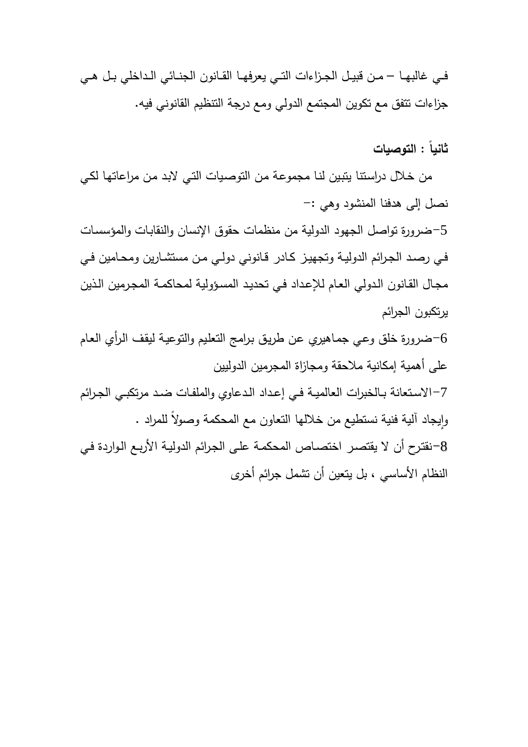في غالبها – من قبيل الجزاءات التي يعرفها القانون الجنائي الداخلي بل هي جزاءات تتفق مع تكوين المجتمع الدولي ومع درجة التنظيم القانوني فيه.

## ثانياً : التوصيات

من خلال دراستنا يتبين لنا مجموعة من التوصيات التي لابد من مراعاتها لكي نصل إلى هدفنا المنشود وهي :–

5–ضرورة تواصل الجهود الدولية من منظمات حقوق الإنسان والنقابات والمؤسسات في رصد الجرائم الدولية وتجهيز كادر قانوني دولي من مستشارين ومحامين في مجال القانون الدولي العام للإعداد في تحديد المسؤولية لمحاكمة المجرمين الذين يرتكبون الجرائم

6–ضرورة خلق وعي جماهيري عن طريق برامج التعليم والتوعية ليقف الرأي العام على أهمية إمكانية ملاحقة ومجازاة المجرمين الدوليين

7–الاستعانة بالخبرات العالمية في إعداد الدعاوي والملفات ضد مرتكبي الجرائم وإيجاد آلية فنية نستطيع من خلالها التعاون مع المحكمة وصولاً للمراد .

8–نقترح أن لا يقتصر اختصاص المحكمة على الجرائم الدولية الأربع الواردة في النظام الأساسي ، بل يتعين أن تشمل جرائم أخرى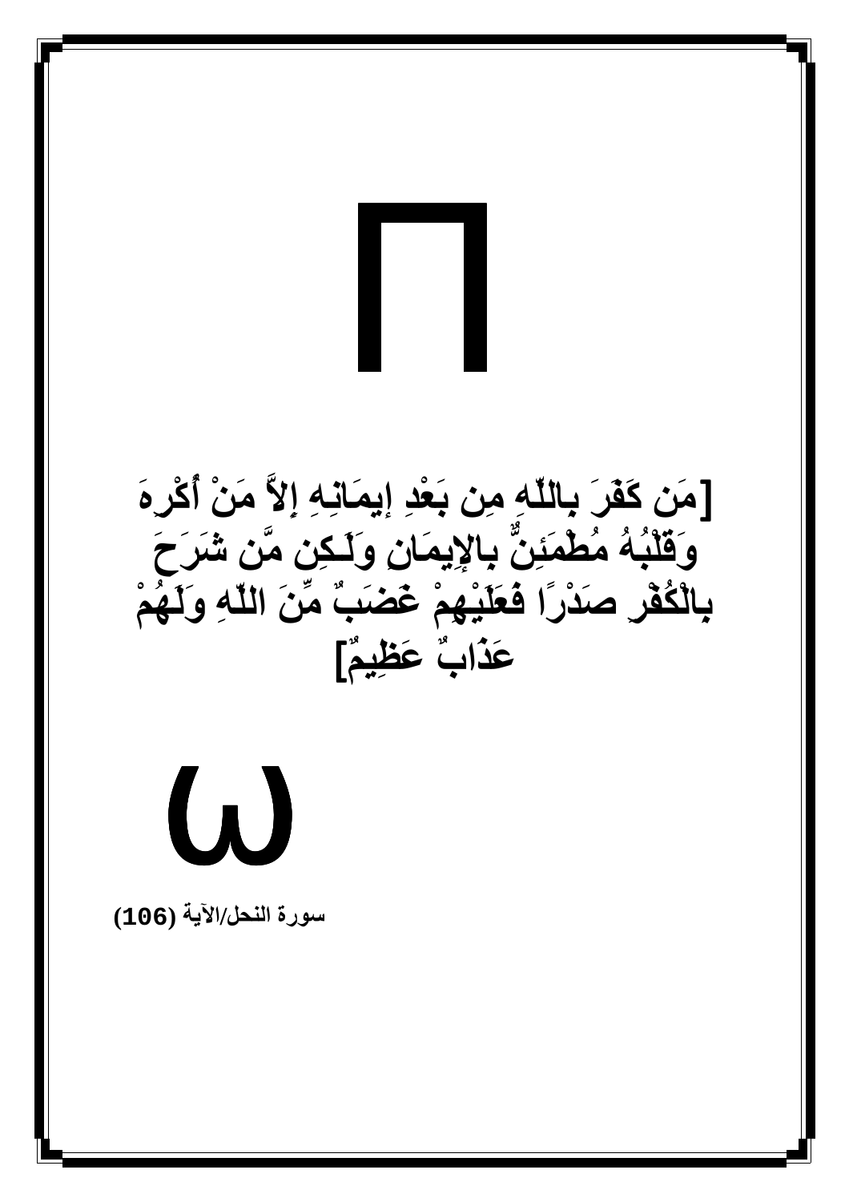**[مَن كَفَرَ بِاللّهِ مِن بَعْدِ إيمَانِهِ إِلاَّ مَنْ أُكْرِهَ وَقَلْبُهُ مُطْمَئِنٌّ بِالإِيمَانِ وَلَـكِن مَّن شَرَحَ بِالْكُفْرِ صَدْرًا فَعَلَيْهِمْ غَضَبٌ مِّنَ اللّهِ وَلَهُمْ عَذَابٌ عَظِيمٌ]**

**سورة النحل/الآية (106)**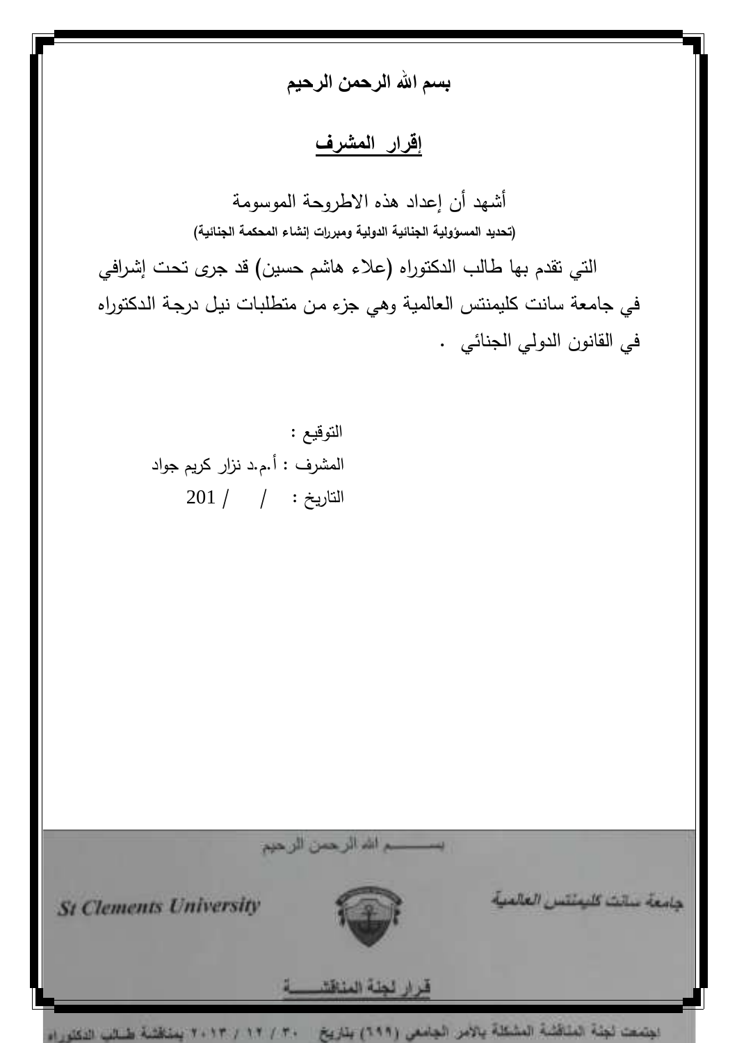**بسم الله الرحمن الرحيم**

## إقرار المشرف

أشهد أن إعداد هذه الاطروحة الموسومة

**(تحديد المسؤولية الجنائية الدولية ومبررات إنشاء المحكمة الجنائية)**

التي تقدم بها طالب الدكتوراه (علاء هاشم حسين) قد جرى تحت إشرافي في جامعة سانت كليمنتس العالمية وهي جزء من متطلبات نيل درجة الدكتوراه في القانون الدولي الجنائي .

التوقيع :

المشرف : أ.م.د نزار كريم جواد

التاريخ :    /    / 201

بســـــم الله الرحمن الرحيم

St Clements University — جامعة سانت كليمنتس العالمية

قرار لجنة المناقشـــــة

اجتمعت لجنة المناقشة المشكلة بالأمر الجامعي (٦٩٩) بتاريخ ٣٠ / ١٢ / ٢٠١٣ بمناقشة طالب الدكتوراه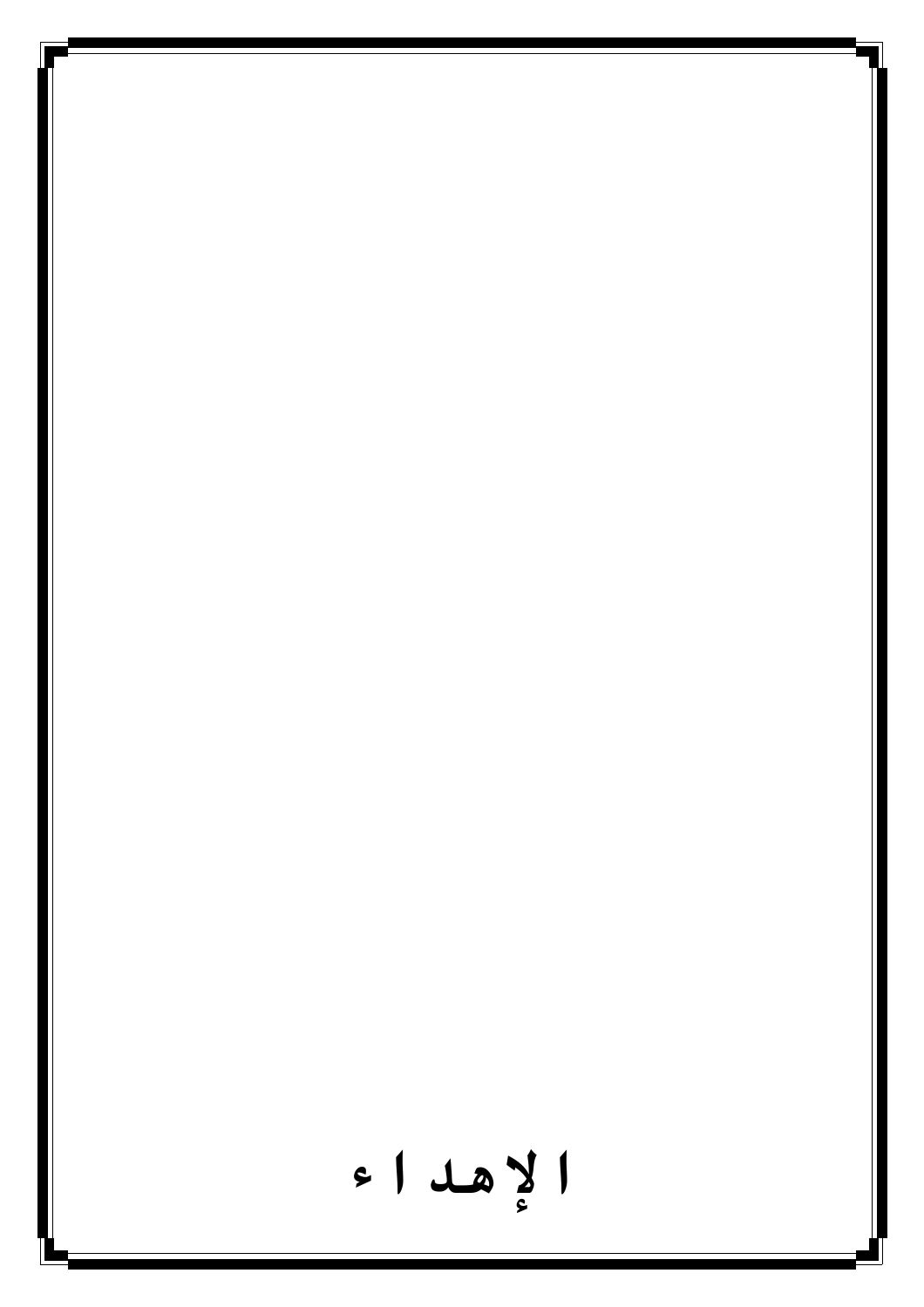# الإهداء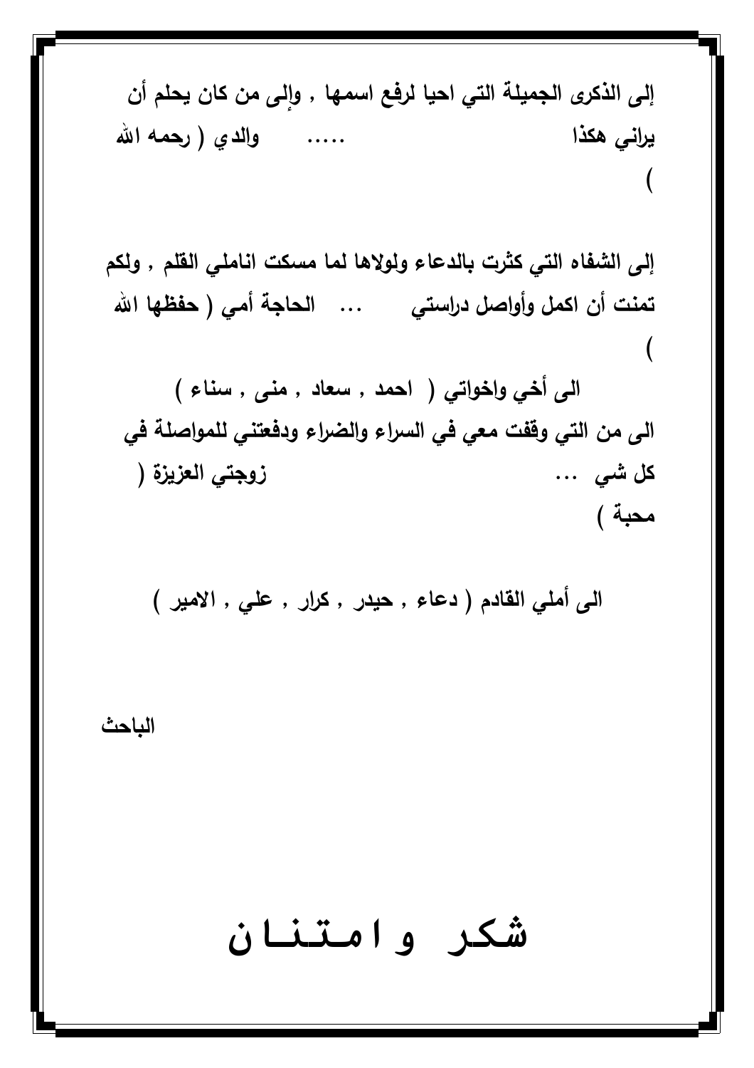**إلى الذكرى الجميلة التي احيا لرفع اسمها , وإلى من كان يحلم أن يراني هكذا ..... والدي ( رحمه الله )**

**إلى الشفاه التي كثرت بالدعاء ولولاها لما مسكت انامل القلم , ولكم تمنت أن اكمل وأواصل دراستي ... الحاجة أمي ( حفظها الله )**

**الى أخي واخواتي ( احمد , سعاد , منى , سناء )**

**الى من التي وقفت معي في السراء والضراء ودفعتني للمواصلة في كل شي ... زوجتي العزيزة ( محبة )**

**الى أملي القادم ( دعاء , حيدر , كرار , علي , الامير )**

**الباحث**

# شكر وامتنان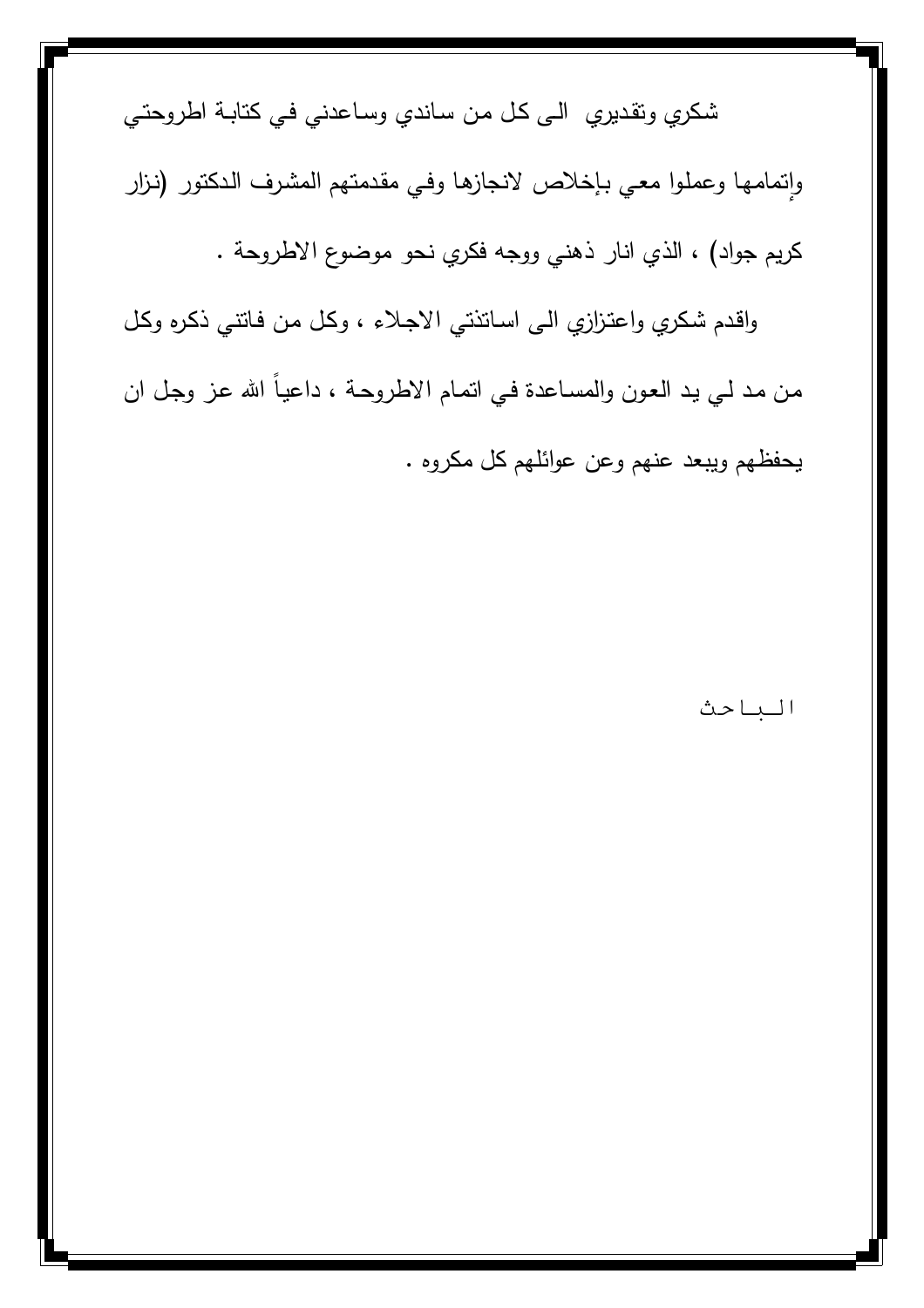شكري وتقديري الى كل من ساندي وساعدني في كتابة اطروحتي وإتمامها وعملوا معي بإخلاص لانجازها وفي مقدمتهم المشرف الدكتور (نزار كريم جواد) ، الذي انار ذهني ووجه فكري نحو موضوع الاطروحة .

واقدم شكري واعتزازي الى اساتذتي الاجلاء ، وكل من فاتني ذكره وكل من مد لي يد العون والمساعدة في اتمام الاطروحة ، داعياً الله عز وجل ان يحفظهم ويبعد عنهم وعن عوائلهم كل مكروه .

الباحث